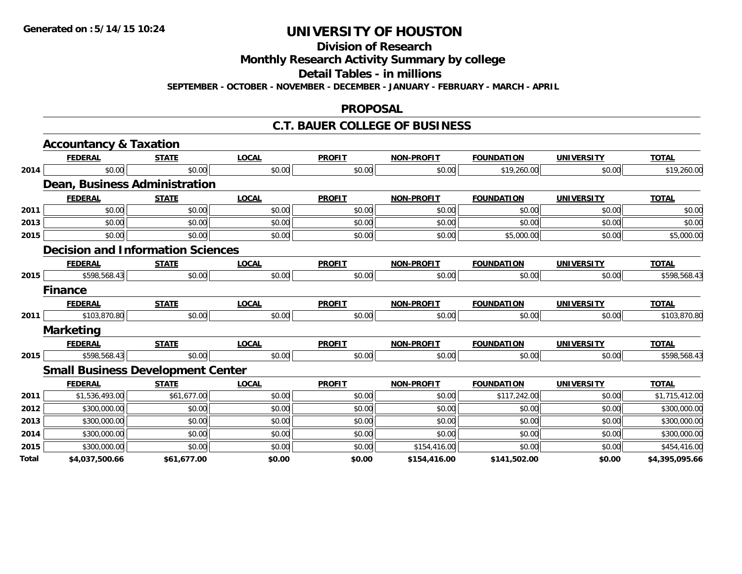**Generated on :5/14/15 10:24**

# UNIVERSITY OF HOUSTON

## Division of Research

## Monthly Research Activity Summary by college

## Detail Tables - in millions

**SEPTEMBER - OCTOBER - NOVEMBER - DECEMBER - JANUARY - FEBRUARY - MARCH - APRIL**

## PROPOSAL

## C.T. BAUER COLLEGE OF BUSINESS

### Accountancy & Taxation

| | FEDERAL | STATE | LOCAL | PROFIT | NON-PROFIT | FOUNDATION | UNIVERSITY | TOTAL |
|---|---|---|---|---|---|---|---|---|
| 2014 | $0.00 | $0.00 | $0.00 | $0.00 | $0.00 | $19,260.00 | $0.00 | $19,260.00 |

### Dean, Business Administration

| | FEDERAL | STATE | LOCAL | PROFIT | NON-PROFIT | FOUNDATION | UNIVERSITY | TOTAL |
|---|---|---|---|---|---|---|---|---|
| 2011 | $0.00 | $0.00 | $0.00 | $0.00 | $0.00 | $0.00 | $0.00 | $0.00 |
| 2013 | $0.00 | $0.00 | $0.00 | $0.00 | $0.00 | $0.00 | $0.00 | $0.00 |
| 2015 | $0.00 | $0.00 | $0.00 | $0.00 | $0.00 | $5,000.00 | $0.00 | $5,000.00 |

### Decision and Information Sciences

| | FEDERAL | STATE | LOCAL | PROFIT | NON-PROFIT | FOUNDATION | UNIVERSITY | TOTAL |
|---|---|---|---|---|---|---|---|---|
| 2015 | $598,568.43 | $0.00 | $0.00 | $0.00 | $0.00 | $0.00 | $0.00 | $598,568.43 |

### Finance

| | FEDERAL | STATE | LOCAL | PROFIT | NON-PROFIT | FOUNDATION | UNIVERSITY | TOTAL |
|---|---|---|---|---|---|---|---|---|
| 2011 | $103,870.80 | $0.00 | $0.00 | $0.00 | $0.00 | $0.00 | $0.00 | $103,870.80 |

### Marketing

| | FEDERAL | STATE | LOCAL | PROFIT | NON-PROFIT | FOUNDATION | UNIVERSITY | TOTAL |
|---|---|---|---|---|---|---|---|---|
| 2015 | $598,568.43 | $0.00 | $0.00 | $0.00 | $0.00 | $0.00 | $0.00 | $598,568.43 |

### Small Business Development Center

| | FEDERAL | STATE | LOCAL | PROFIT | NON-PROFIT | FOUNDATION | UNIVERSITY | TOTAL |
|---|---|---|---|---|---|---|---|---|
| 2011 | $1,536,493.00 | $61,677.00 | $0.00 | $0.00 | $0.00 | $117,242.00 | $0.00 | $1,715,412.00 |
| 2012 | $300,000.00 | $0.00 | $0.00 | $0.00 | $0.00 | $0.00 | $0.00 | $300,000.00 |
| 2013 | $300,000.00 | $0.00 | $0.00 | $0.00 | $0.00 | $0.00 | $0.00 | $300,000.00 |
| 2014 | $300,000.00 | $0.00 | $0.00 | $0.00 | $0.00 | $0.00 | $0.00 | $300,000.00 |
| 2015 | $300,000.00 | $0.00 | $0.00 | $0.00 | $154,416.00 | $0.00 | $0.00 | $454,416.00 |
| **Total** | **$4,037,500.66** | **$61,677.00** | **$0.00** | **$0.00** | **$154,416.00** | **$141,502.00** | **$0.00** | **$4,395,095.66** |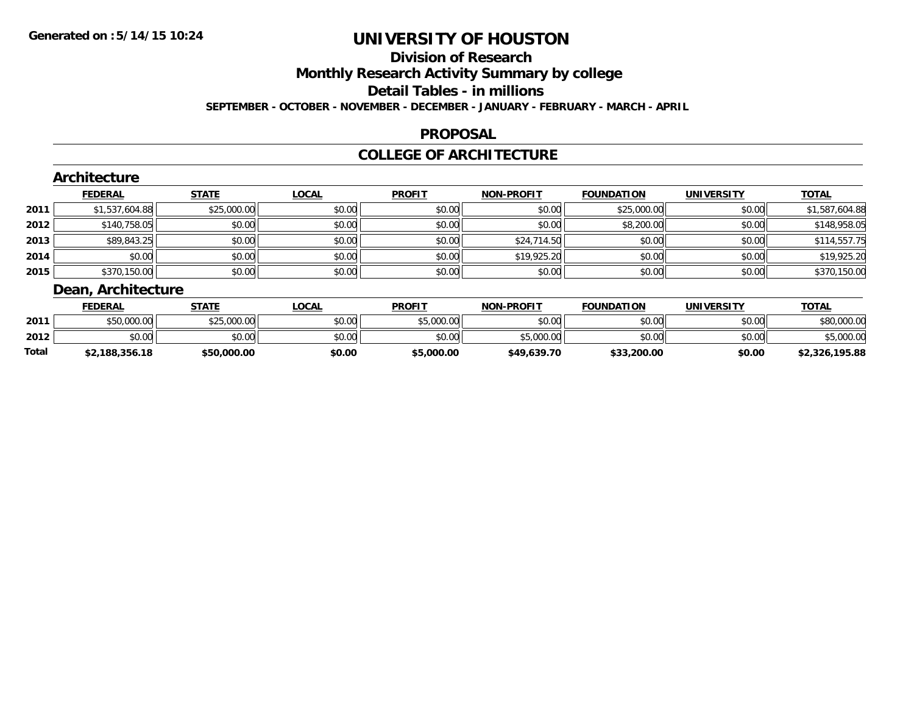# UNIVERSITY OF HOUSTON

## Division of Research

## Monthly Research Activity Summary by college

## Detail Tables - in millions

**SEPTEMBER - OCTOBER - NOVEMBER - DECEMBER - JANUARY - FEBRUARY - MARCH - APRIL**

## PROPOSAL

## COLLEGE OF ARCHITECTURE

### Architecture

| | FEDERAL | STATE | LOCAL | PROFIT | NON-PROFIT | FOUNDATION | UNIVERSITY | TOTAL |
|---|---|---|---|---|---|---|---|---|
| 2011 | $1,537,604.88 | $25,000.00 | $0.00 | $0.00 | $0.00 | $25,000.00 | $0.00 | $1,587,604.88 |
| 2012 | $140,758.05 | $0.00 | $0.00 | $0.00 | $0.00 | $8,200.00 | $0.00 | $148,958.05 |
| 2013 | $89,843.25 | $0.00 | $0.00 | $0.00 | $24,714.50 | $0.00 | $0.00 | $114,557.75 |
| 2014 | $0.00 | $0.00 | $0.00 | $0.00 | $19,925.20 | $0.00 | $0.00 | $19,925.20 |
| 2015 | $370,150.00 | $0.00 | $0.00 | $0.00 | $0.00 | $0.00 | $0.00 | $370,150.00 |

### Dean, Architecture

| | FEDERAL | STATE | LOCAL | PROFIT | NON-PROFIT | FOUNDATION | UNIVERSITY | TOTAL |
|---|---|---|---|---|---|---|---|---|
| 2011 | $50,000.00 | $25,000.00 | $0.00 | $5,000.00 | $0.00 | $0.00 | $0.00 | $80,000.00 |
| 2012 | $0.00 | $0.00 | $0.00 | $0.00 | $5,000.00 | $0.00 | $0.00 | $5,000.00 |
| **Total** | **$2,188,356.18** | **$50,000.00** | **$0.00** | **$5,000.00** | **$49,639.70** | **$33,200.00** | **$0.00** | **$2,326,195.88** |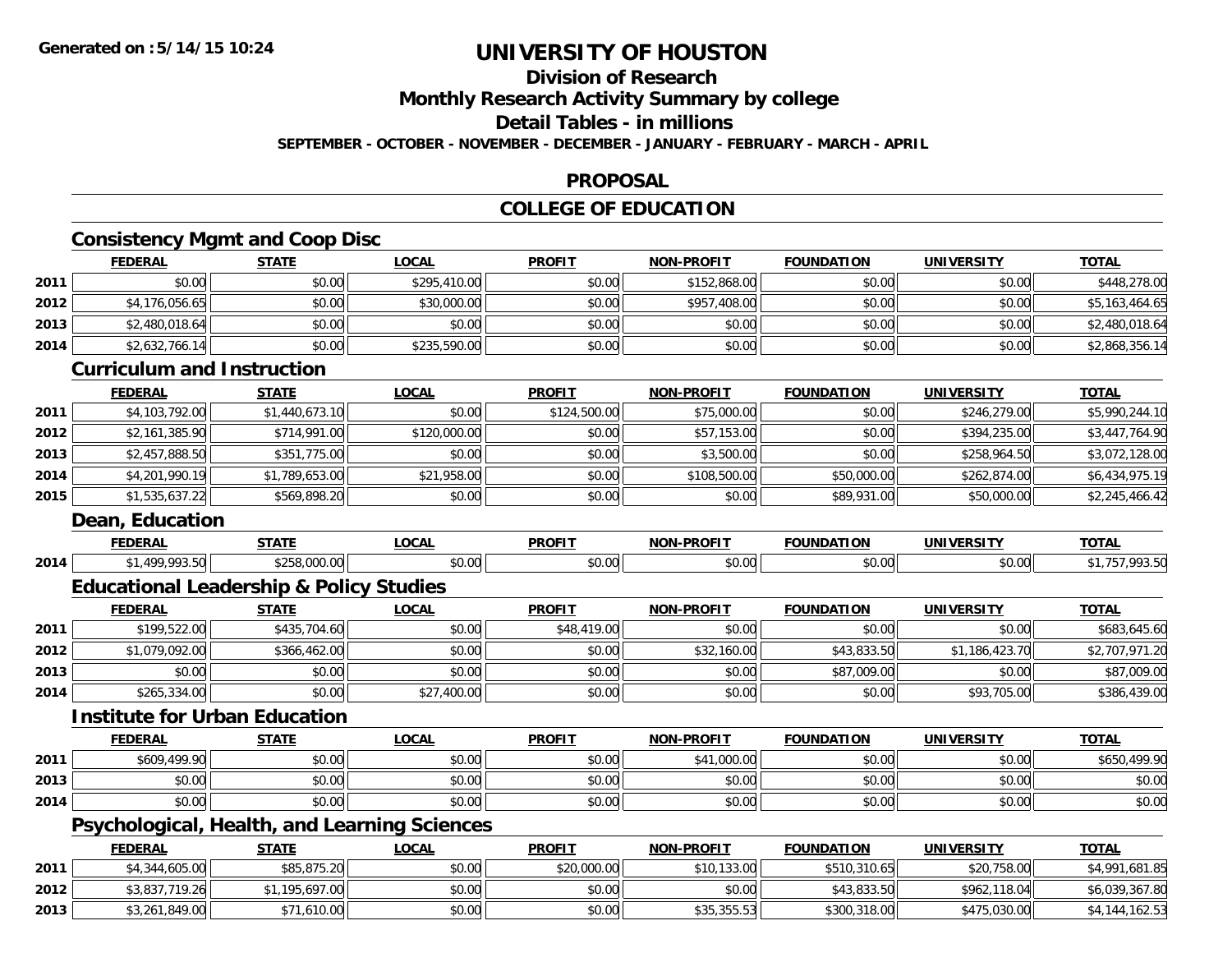**Generated on :5/14/15 10:24**

# UNIVERSITY OF HOUSTON

## Division of Research

## Monthly Research Activity Summary by college

## Detail Tables - in millions

**SEPTEMBER - OCTOBER - NOVEMBER - DECEMBER - JANUARY - FEBRUARY - MARCH - APRIL**

## PROPOSAL

## COLLEGE OF EDUCATION

### Consistency Mgmt and Coop Disc

| | FEDERAL | STATE | LOCAL | PROFIT | NON-PROFIT | FOUNDATION | UNIVERSITY | TOTAL |
|---|---|---|---|---|---|---|---|---|
| 2011 | $0.00 | $0.00 | $295,410.00 | $0.00 | $152,868.00 | $0.00 | $0.00 | $448,278.00 |
| 2012 | $4,176,056.65 | $0.00 | $30,000.00 | $0.00 | $957,408.00 | $0.00 | $0.00 | $5,163,464.65 |
| 2013 | $2,480,018.64 | $0.00 | $0.00 | $0.00 | $0.00 | $0.00 | $0.00 | $2,480,018.64 |
| 2014 | $2,632,766.14 | $0.00 | $235,590.00 | $0.00 | $0.00 | $0.00 | $0.00 | $2,868,356.14 |

### Curriculum and Instruction

| | FEDERAL | STATE | LOCAL | PROFIT | NON-PROFIT | FOUNDATION | UNIVERSITY | TOTAL |
|---|---|---|---|---|---|---|---|---|
| 2011 | $4,103,792.00 | $1,440,673.10 | $0.00 | $124,500.00 | $75,000.00 | $0.00 | $246,279.00 | $5,990,244.10 |
| 2012 | $2,161,385.90 | $714,991.00 | $120,000.00 | $0.00 | $57,153.00 | $0.00 | $394,235.00 | $3,447,764.90 |
| 2013 | $2,457,888.50 | $351,775.00 | $0.00 | $0.00 | $3,500.00 | $0.00 | $258,964.50 | $3,072,128.00 |
| 2014 | $4,201,990.19 | $1,789,653.00 | $21,958.00 | $0.00 | $108,500.00 | $50,000.00 | $262,874.00 | $6,434,975.19 |
| 2015 | $1,535,637.22 | $569,898.20 | $0.00 | $0.00 | $0.00 | $89,931.00 | $50,000.00 | $2,245,466.42 |

### Dean, Education

| | FEDERAL | STATE | LOCAL | PROFIT | NON-PROFIT | FOUNDATION | UNIVERSITY | TOTAL |
|---|---|---|---|---|---|---|---|---|
| 2014 | $1,499,993.50 | $258,000.00 | $0.00 | $0.00 | $0.00 | $0.00 | $0.00 | $1,757,993.50 |

### Educational Leadership & Policy Studies

| | FEDERAL | STATE | LOCAL | PROFIT | NON-PROFIT | FOUNDATION | UNIVERSITY | TOTAL |
|---|---|---|---|---|---|---|---|---|
| 2011 | $199,522.00 | $435,704.60 | $0.00 | $48,419.00 | $0.00 | $0.00 | $0.00 | $683,645.60 |
| 2012 | $1,079,092.00 | $366,462.00 | $0.00 | $0.00 | $32,160.00 | $43,833.50 | $1,186,423.70 | $2,707,971.20 |
| 2013 | $0.00 | $0.00 | $0.00 | $0.00 | $0.00 | $87,009.00 | $0.00 | $87,009.00 |
| 2014 | $265,334.00 | $0.00 | $27,400.00 | $0.00 | $0.00 | $0.00 | $93,705.00 | $386,439.00 |

### Institute for Urban Education

| | FEDERAL | STATE | LOCAL | PROFIT | NON-PROFIT | FOUNDATION | UNIVERSITY | TOTAL |
|---|---|---|---|---|---|---|---|---|
| 2011 | $609,499.90 | $0.00 | $0.00 | $0.00 | $41,000.00 | $0.00 | $0.00 | $650,499.90 |
| 2013 | $0.00 | $0.00 | $0.00 | $0.00 | $0.00 | $0.00 | $0.00 | $0.00 |
| 2014 | $0.00 | $0.00 | $0.00 | $0.00 | $0.00 | $0.00 | $0.00 | $0.00 |

### Psychological, Health, and Learning Sciences

| | FEDERAL | STATE | LOCAL | PROFIT | NON-PROFIT | FOUNDATION | UNIVERSITY | TOTAL |
|---|---|---|---|---|---|---|---|---|
| 2011 | $4,344,605.00 | $85,875.20 | $0.00 | $20,000.00 | $10,133.00 | $510,310.65 | $20,758.00 | $4,991,681.85 |
| 2012 | $3,837,719.26 | $1,195,697.00 | $0.00 | $0.00 | $0.00 | $43,833.50 | $962,118.04 | $6,039,367.80 |
| 2013 | $3,261,849.00 | $71,610.00 | $0.00 | $0.00 | $35,355.53 | $300,318.00 | $475,030.00 | $4,144,162.53 |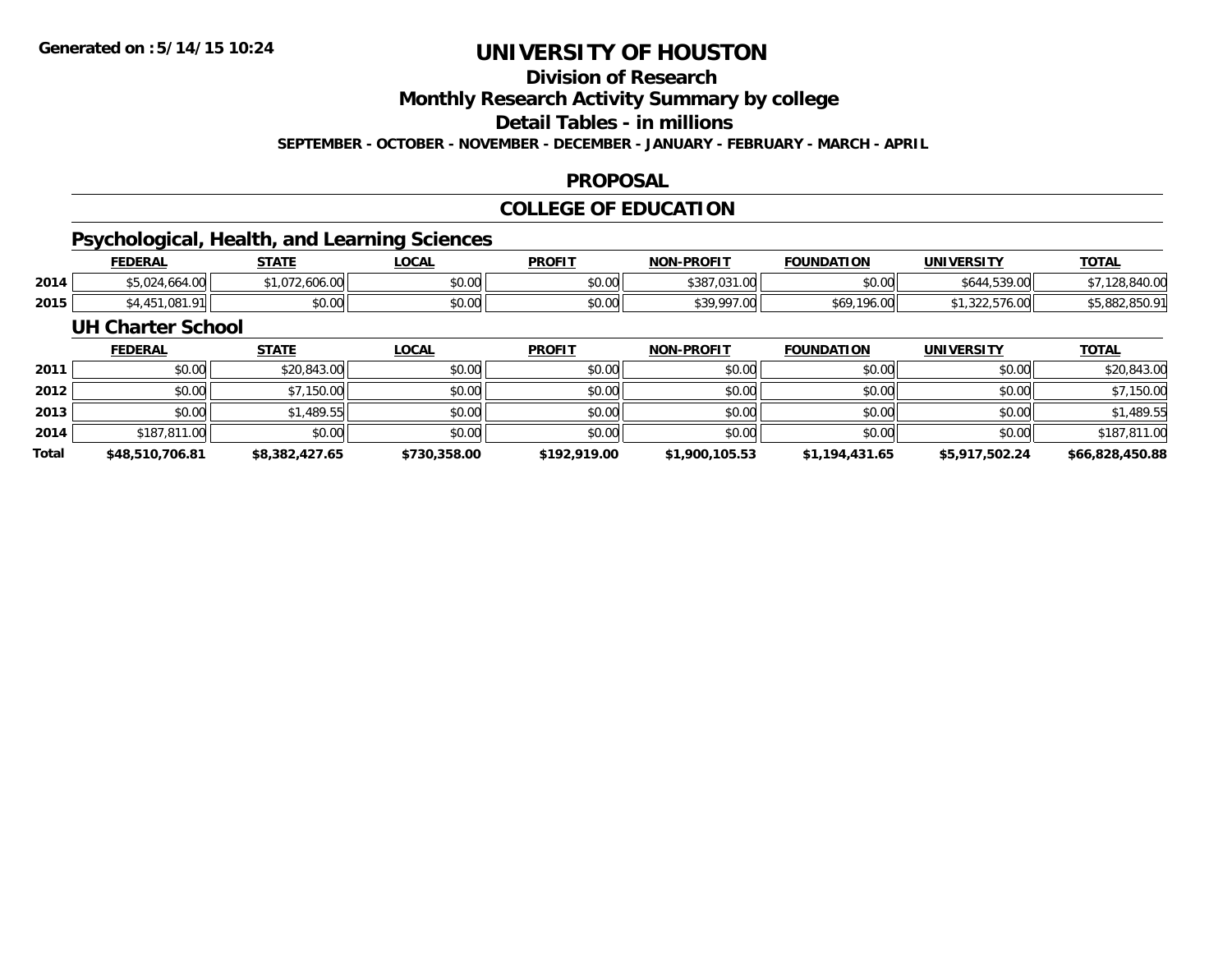# UNIVERSITY OF HOUSTON

## Division of Research

## Monthly Research Activity Summary by college

## Detail Tables - in millions

**SEPTEMBER - OCTOBER - NOVEMBER - DECEMBER - JANUARY - FEBRUARY - MARCH - APRIL**

## PROPOSAL

## COLLEGE OF EDUCATION

### Psychological, Health, and Learning Sciences

| | FEDERAL | STATE | LOCAL | PROFIT | NON-PROFIT | FOUNDATION | UNIVERSITY | TOTAL |
|---|---|---|---|---|---|---|---|---|
| 2014 | $5,024,664.00 | $1,072,606.00 | $0.00 | $0.00 | $387,031.00 | $0.00 | $644,539.00 | $7,128,840.00 |
| 2015 | $4,451,081.91 | $0.00 | $0.00 | $0.00 | $39,997.00 | $69,196.00 | $1,322,576.00 | $5,882,850.91 |

### UH Charter School

| | FEDERAL | STATE | LOCAL | PROFIT | NON-PROFIT | FOUNDATION | UNIVERSITY | TOTAL |
|---|---|---|---|---|---|---|---|---|
| 2011 | $0.00 | $20,843.00 | $0.00 | $0.00 | $0.00 | $0.00 | $0.00 | $20,843.00 |
| 2012 | $0.00 | $7,150.00 | $0.00 | $0.00 | $0.00 | $0.00 | $0.00 | $7,150.00 |
| 2013 | $0.00 | $1,489.55 | $0.00 | $0.00 | $0.00 | $0.00 | $0.00 | $1,489.55 |
| 2014 | $187,811.00 | $0.00 | $0.00 | $0.00 | $0.00 | $0.00 | $0.00 | $187,811.00 |
| **Total** | **$48,510,706.81** | **$8,382,427.65** | **$730,358.00** | **$192,919.00** | **$1,900,105.53** | **$1,194,431.65** | **$5,917,502.24** | **$66,828,450.88** |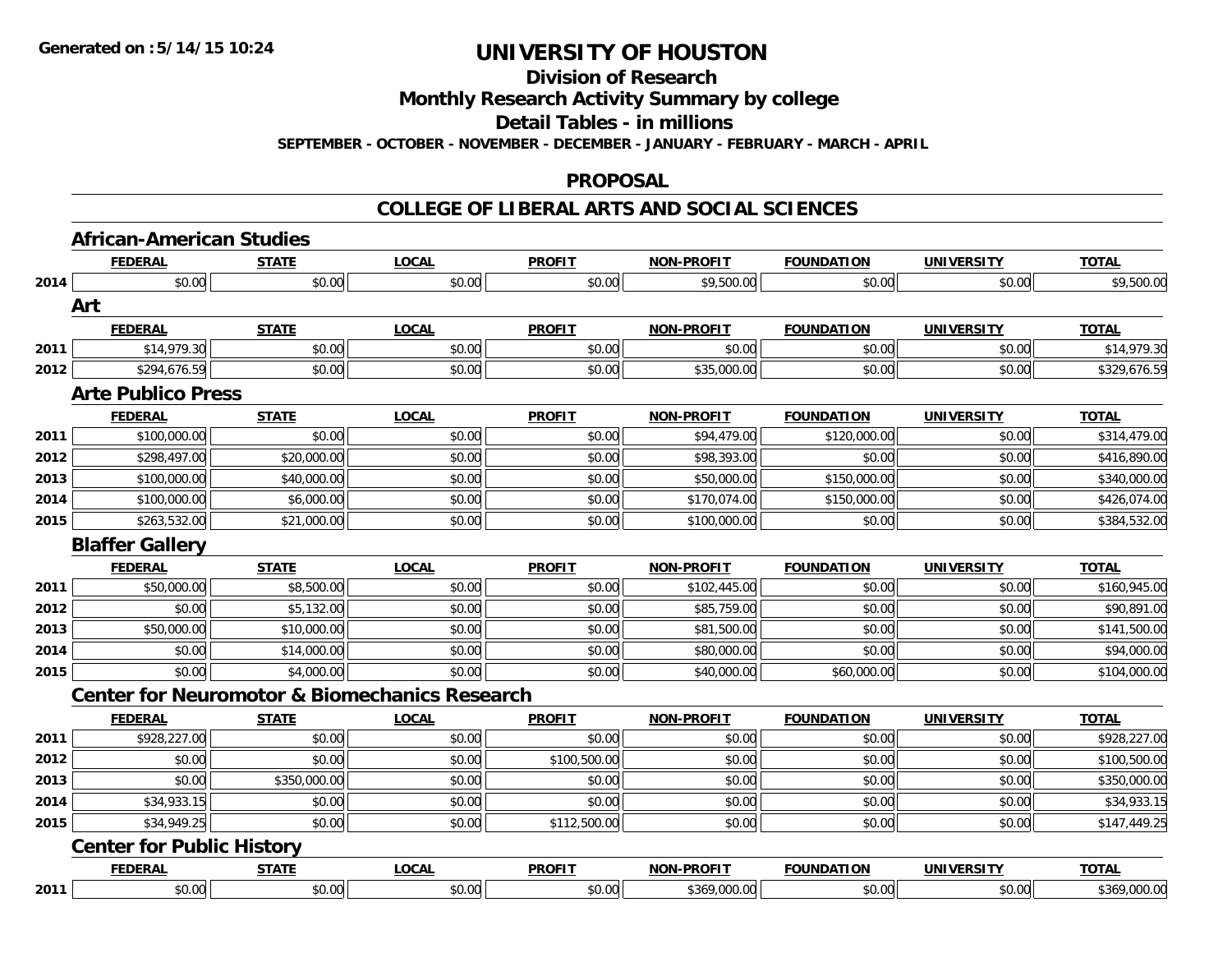# UNIVERSITY OF HOUSTON

## Division of Research

## Monthly Research Activity Summary by college

## Detail Tables - in millions

**SEPTEMBER - OCTOBER - NOVEMBER - DECEMBER - JANUARY - FEBRUARY - MARCH - APRIL**

## PROPOSAL

## COLLEGE OF LIBERAL ARTS AND SOCIAL SCIENCES

### African-American Studies

| | FEDERAL | STATE | LOCAL | PROFIT | NON-PROFIT | FOUNDATION | UNIVERSITY | TOTAL |
|---|---|---|---|---|---|---|---|---|
| 2014 | $0.00 | $0.00 | $0.00 | $0.00 | $9,500.00 | $0.00 | $0.00 | $9,500.00 |

### Art

| | FEDERAL | STATE | LOCAL | PROFIT | NON-PROFIT | FOUNDATION | UNIVERSITY | TOTAL |
|---|---|---|---|---|---|---|---|---|
| 2011 | $14,979.30 | $0.00 | $0.00 | $0.00 | $0.00 | $0.00 | $0.00 | $14,979.30 |
| 2012 | $294,676.59 | $0.00 | $0.00 | $0.00 | $35,000.00 | $0.00 | $0.00 | $329,676.59 |

### Arte Publico Press

| | FEDERAL | STATE | LOCAL | PROFIT | NON-PROFIT | FOUNDATION | UNIVERSITY | TOTAL |
|---|---|---|---|---|---|---|---|---|
| 2011 | $100,000.00 | $0.00 | $0.00 | $0.00 | $94,479.00 | $120,000.00 | $0.00 | $314,479.00 |
| 2012 | $298,497.00 | $20,000.00 | $0.00 | $0.00 | $98,393.00 | $0.00 | $0.00 | $416,890.00 |
| 2013 | $100,000.00 | $40,000.00 | $0.00 | $0.00 | $50,000.00 | $150,000.00 | $0.00 | $340,000.00 |
| 2014 | $100,000.00 | $6,000.00 | $0.00 | $0.00 | $170,074.00 | $150,000.00 | $0.00 | $426,074.00 |
| 2015 | $263,532.00 | $21,000.00 | $0.00 | $0.00 | $100,000.00 | $0.00 | $0.00 | $384,532.00 |

### Blaffer Gallery

| | FEDERAL | STATE | LOCAL | PROFIT | NON-PROFIT | FOUNDATION | UNIVERSITY | TOTAL |
|---|---|---|---|---|---|---|---|---|
| 2011 | $50,000.00 | $8,500.00 | $0.00 | $0.00 | $102,445.00 | $0.00 | $0.00 | $160,945.00 |
| 2012 | $0.00 | $5,132.00 | $0.00 | $0.00 | $85,759.00 | $0.00 | $0.00 | $90,891.00 |
| 2013 | $50,000.00 | $10,000.00 | $0.00 | $0.00 | $81,500.00 | $0.00 | $0.00 | $141,500.00 |
| 2014 | $0.00 | $14,000.00 | $0.00 | $0.00 | $80,000.00 | $0.00 | $0.00 | $94,000.00 |
| 2015 | $0.00 | $4,000.00 | $0.00 | $0.00 | $40,000.00 | $60,000.00 | $0.00 | $104,000.00 |

### Center for Neuromotor & Biomechanics Research

| | FEDERAL | STATE | LOCAL | PROFIT | NON-PROFIT | FOUNDATION | UNIVERSITY | TOTAL |
|---|---|---|---|---|---|---|---|---|
| 2011 | $928,227.00 | $0.00 | $0.00 | $0.00 | $0.00 | $0.00 | $0.00 | $928,227.00 |
| 2012 | $0.00 | $0.00 | $0.00 | $100,500.00 | $0.00 | $0.00 | $0.00 | $100,500.00 |
| 2013 | $0.00 | $350,000.00 | $0.00 | $0.00 | $0.00 | $0.00 | $0.00 | $350,000.00 |
| 2014 | $34,933.15 | $0.00 | $0.00 | $0.00 | $0.00 | $0.00 | $0.00 | $34,933.15 |
| 2015 | $34,949.25 | $0.00 | $0.00 | $112,500.00 | $0.00 | $0.00 | $0.00 | $147,449.25 |

### Center for Public History

| | FEDERAL | STATE | LOCAL | PROFIT | NON-PROFIT | FOUNDATION | UNIVERSITY | TOTAL |
|---|---|---|---|---|---|---|---|---|
| 2011 | $0.00 | $0.00 | $0.00 | $0.00 | $369,000.00 | $0.00 | $0.00 | $369,000.00 |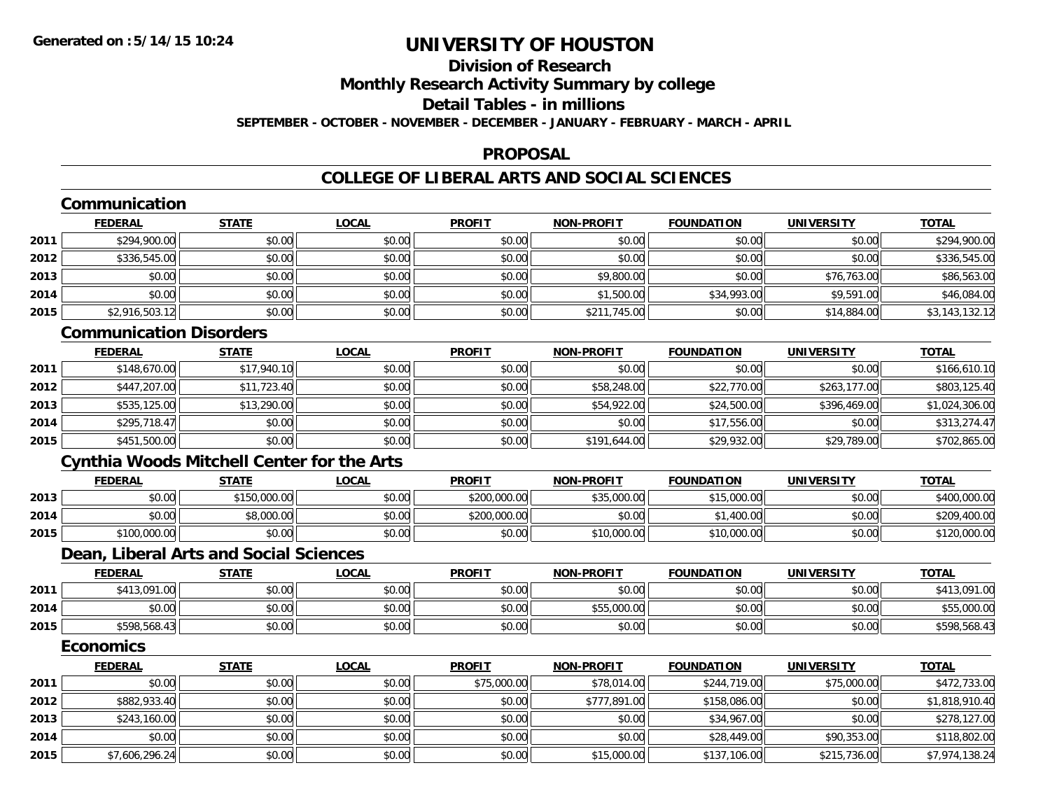# UNIVERSITY OF HOUSTON

## Division of Research

## Monthly Research Activity Summary by college

## Detail Tables - in millions

**SEPTEMBER - OCTOBER - NOVEMBER - DECEMBER - JANUARY - FEBRUARY - MARCH - APRIL**

## PROPOSAL

## COLLEGE OF LIBERAL ARTS AND SOCIAL SCIENCES

### Communication

| | FEDERAL | STATE | LOCAL | PROFIT | NON-PROFIT | FOUNDATION | UNIVERSITY | TOTAL |
|---|---|---|---|---|---|---|---|---|
| 2011 | $294,900.00 | $0.00 | $0.00 | $0.00 | $0.00 | $0.00 | $0.00 | $294,900.00 |
| 2012 | $336,545.00 | $0.00 | $0.00 | $0.00 | $0.00 | $0.00 | $0.00 | $336,545.00 |
| 2013 | $0.00 | $0.00 | $0.00 | $0.00 | $9,800.00 | $0.00 | $76,763.00 | $86,563.00 |
| 2014 | $0.00 | $0.00 | $0.00 | $0.00 | $1,500.00 | $34,993.00 | $9,591.00 | $46,084.00 |
| 2015 | $2,916,503.12 | $0.00 | $0.00 | $0.00 | $211,745.00 | $0.00 | $14,884.00 | $3,143,132.12 |

### Communication Disorders

| | FEDERAL | STATE | LOCAL | PROFIT | NON-PROFIT | FOUNDATION | UNIVERSITY | TOTAL |
|---|---|---|---|---|---|---|---|---|
| 2011 | $148,670.00 | $17,940.10 | $0.00 | $0.00 | $0.00 | $0.00 | $0.00 | $166,610.10 |
| 2012 | $447,207.00 | $11,723.40 | $0.00 | $0.00 | $58,248.00 | $22,770.00 | $263,177.00 | $803,125.40 |
| 2013 | $535,125.00 | $13,290.00 | $0.00 | $0.00 | $54,922.00 | $24,500.00 | $396,469.00 | $1,024,306.00 |
| 2014 | $295,718.47 | $0.00 | $0.00 | $0.00 | $0.00 | $17,556.00 | $0.00 | $313,274.47 |
| 2015 | $451,500.00 | $0.00 | $0.00 | $0.00 | $191,644.00 | $29,932.00 | $29,789.00 | $702,865.00 |

### Cynthia Woods Mitchell Center for the Arts

| | FEDERAL | STATE | LOCAL | PROFIT | NON-PROFIT | FOUNDATION | UNIVERSITY | TOTAL |
|---|---|---|---|---|---|---|---|---|
| 2013 | $0.00 | $150,000.00 | $0.00 | $200,000.00 | $35,000.00 | $15,000.00 | $0.00 | $400,000.00 |
| 2014 | $0.00 | $8,000.00 | $0.00 | $200,000.00 | $0.00 | $1,400.00 | $0.00 | $209,400.00 |
| 2015 | $100,000.00 | $0.00 | $0.00 | $0.00 | $10,000.00 | $10,000.00 | $0.00 | $120,000.00 |

### Dean, Liberal Arts and Social Sciences

| | FEDERAL | STATE | LOCAL | PROFIT | NON-PROFIT | FOUNDATION | UNIVERSITY | TOTAL |
|---|---|---|---|---|---|---|---|---|
| 2011 | $413,091.00 | $0.00 | $0.00 | $0.00 | $0.00 | $0.00 | $0.00 | $413,091.00 |
| 2014 | $0.00 | $0.00 | $0.00 | $0.00 | $55,000.00 | $0.00 | $0.00 | $55,000.00 |
| 2015 | $598,568.43 | $0.00 | $0.00 | $0.00 | $0.00 | $0.00 | $0.00 | $598,568.43 |

### Economics

| | FEDERAL | STATE | LOCAL | PROFIT | NON-PROFIT | FOUNDATION | UNIVERSITY | TOTAL |
|---|---|---|---|---|---|---|---|---|
| 2011 | $0.00 | $0.00 | $0.00 | $75,000.00 | $78,014.00 | $244,719.00 | $75,000.00 | $472,733.00 |
| 2012 | $882,933.40 | $0.00 | $0.00 | $0.00 | $777,891.00 | $158,086.00 | $0.00 | $1,818,910.40 |
| 2013 | $243,160.00 | $0.00 | $0.00 | $0.00 | $0.00 | $34,967.00 | $0.00 | $278,127.00 |
| 2014 | $0.00 | $0.00 | $0.00 | $0.00 | $0.00 | $28,449.00 | $90,353.00 | $118,802.00 |
| 2015 | $7,606,296.24 | $0.00 | $0.00 | $0.00 | $15,000.00 | $137,106.00 | $215,736.00 | $7,974,138.24 |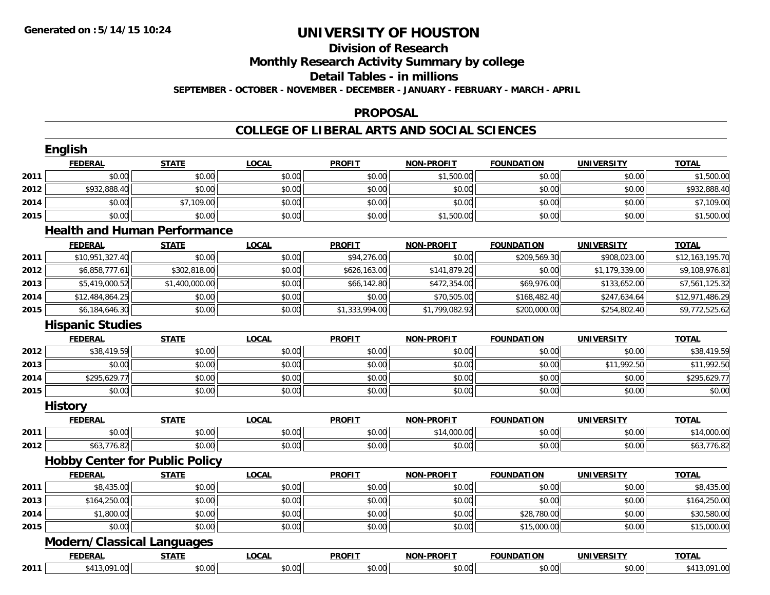**Generated on :5/14/15 10:24**

# UNIVERSITY OF HOUSTON

## Division of Research

## Monthly Research Activity Summary by college

## Detail Tables - in millions

**SEPTEMBER - OCTOBER - NOVEMBER - DECEMBER - JANUARY - FEBRUARY - MARCH - APRIL**

## PROPOSAL

## COLLEGE OF LIBERAL ARTS AND SOCIAL SCIENCES

### English

| | FEDERAL | STATE | LOCAL | PROFIT | NON-PROFIT | FOUNDATION | UNIVERSITY | TOTAL |
|---|---|---|---|---|---|---|---|---|
| 2011 | $0.00 | $0.00 | $0.00 | $0.00 | $1,500.00 | $0.00 | $0.00 | $1,500.00 |
| 2012 | $932,888.40 | $0.00 | $0.00 | $0.00 | $0.00 | $0.00 | $0.00 | $932,888.40 |
| 2014 | $0.00 | $7,109.00 | $0.00 | $0.00 | $0.00 | $0.00 | $0.00 | $7,109.00 |
| 2015 | $0.00 | $0.00 | $0.00 | $0.00 | $1,500.00 | $0.00 | $0.00 | $1,500.00 |

### Health and Human Performance

| | FEDERAL | STATE | LOCAL | PROFIT | NON-PROFIT | FOUNDATION | UNIVERSITY | TOTAL |
|---|---|---|---|---|---|---|---|---|
| 2011 | $10,951,327.40 | $0.00 | $0.00 | $94,276.00 | $0.00 | $209,569.30 | $908,023.00 | $12,163,195.70 |
| 2012 | $6,858,777.61 | $302,818.00 | $0.00 | $626,163.00 | $141,879.20 | $0.00 | $1,179,339.00 | $9,108,976.81 |
| 2013 | $5,419,000.52 | $1,400,000.00 | $0.00 | $66,142.80 | $472,354.00 | $69,976.00 | $133,652.00 | $7,561,125.32 |
| 2014 | $12,484,864.25 | $0.00 | $0.00 | $0.00 | $70,505.00 | $168,482.40 | $247,634.64 | $12,971,486.29 |
| 2015 | $6,184,646.30 | $0.00 | $0.00 | $1,333,994.00 | $1,799,082.92 | $200,000.00 | $254,802.40 | $9,772,525.62 |

### Hispanic Studies

| | FEDERAL | STATE | LOCAL | PROFIT | NON-PROFIT | FOUNDATION | UNIVERSITY | TOTAL |
|---|---|---|---|---|---|---|---|---|
| 2012 | $38,419.59 | $0.00 | $0.00 | $0.00 | $0.00 | $0.00 | $0.00 | $38,419.59 |
| 2013 | $0.00 | $0.00 | $0.00 | $0.00 | $0.00 | $0.00 | $11,992.50 | $11,992.50 |
| 2014 | $295,629.77 | $0.00 | $0.00 | $0.00 | $0.00 | $0.00 | $0.00 | $295,629.77 |
| 2015 | $0.00 | $0.00 | $0.00 | $0.00 | $0.00 | $0.00 | $0.00 | $0.00 |

### History

| | FEDERAL | STATE | LOCAL | PROFIT | NON-PROFIT | FOUNDATION | UNIVERSITY | TOTAL |
|---|---|---|---|---|---|---|---|---|
| 2011 | $0.00 | $0.00 | $0.00 | $0.00 | $14,000.00 | $0.00 | $0.00 | $14,000.00 |
| 2012 | $63,776.82 | $0.00 | $0.00 | $0.00 | $0.00 | $0.00 | $0.00 | $63,776.82 |

### Hobby Center for Public Policy

| | FEDERAL | STATE | LOCAL | PROFIT | NON-PROFIT | FOUNDATION | UNIVERSITY | TOTAL |
|---|---|---|---|---|---|---|---|---|
| 2011 | $8,435.00 | $0.00 | $0.00 | $0.00 | $0.00 | $0.00 | $0.00 | $8,435.00 |
| 2013 | $164,250.00 | $0.00 | $0.00 | $0.00 | $0.00 | $0.00 | $0.00 | $164,250.00 |
| 2014 | $1,800.00 | $0.00 | $0.00 | $0.00 | $0.00 | $28,780.00 | $0.00 | $30,580.00 |
| 2015 | $0.00 | $0.00 | $0.00 | $0.00 | $0.00 | $15,000.00 | $0.00 | $15,000.00 |

### Modern/Classical Languages

| | FEDERAL | STATE | LOCAL | PROFIT | NON-PROFIT | FOUNDATION | UNIVERSITY | TOTAL |
|---|---|---|---|---|---|---|---|---|
| 2011 | $413,091.00 | $0.00 | $0.00 | $0.00 | $0.00 | $0.00 | $0.00 | $413,091.00 |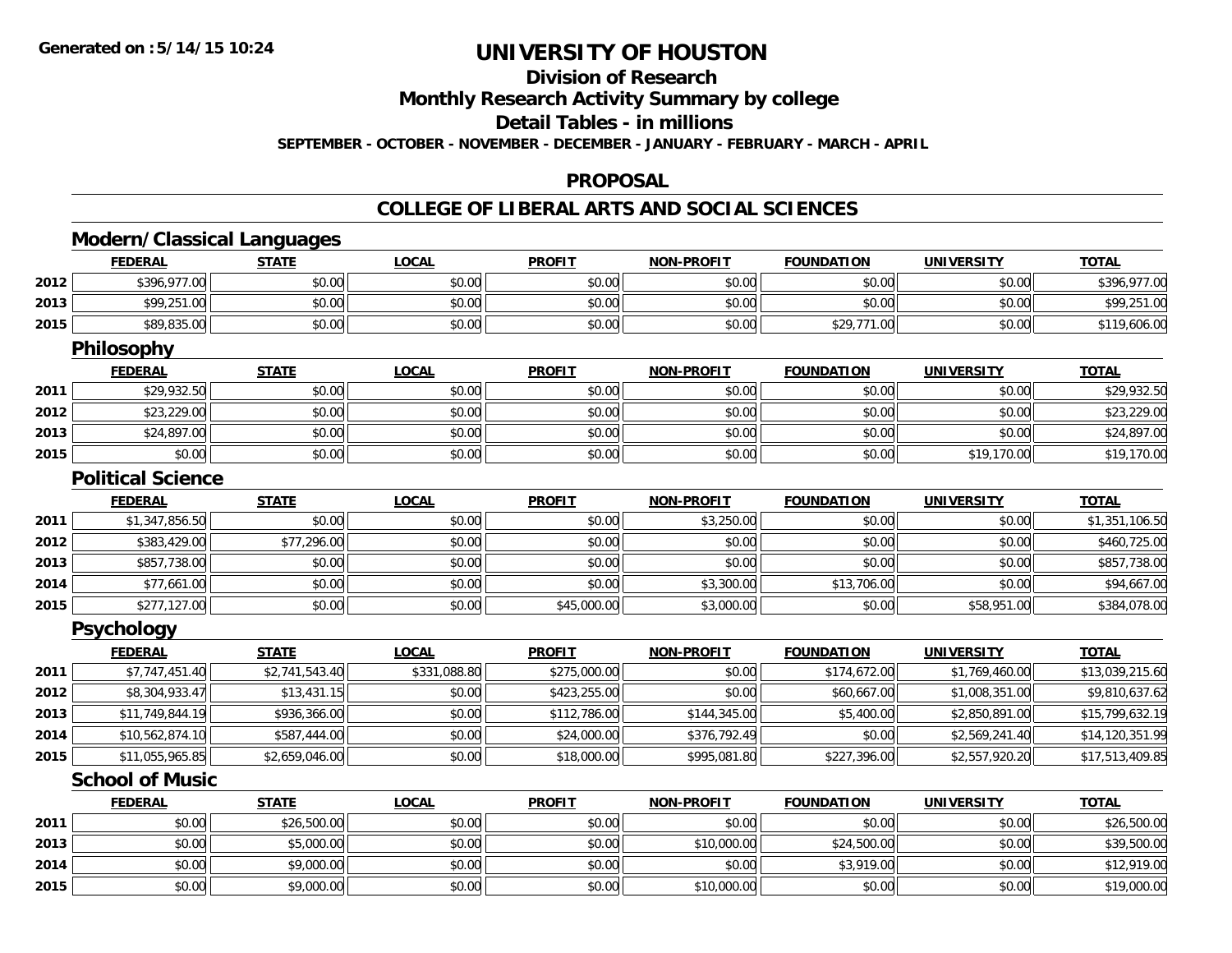# UNIVERSITY OF HOUSTON

## Division of Research

## Monthly Research Activity Summary by college

## Detail Tables - in millions

**SEPTEMBER - OCTOBER - NOVEMBER - DECEMBER - JANUARY - FEBRUARY - MARCH - APRIL**

## PROPOSAL

## COLLEGE OF LIBERAL ARTS AND SOCIAL SCIENCES

### Modern/Classical Languages

| | FEDERAL | STATE | LOCAL | PROFIT | NON-PROFIT | FOUNDATION | UNIVERSITY | TOTAL |
|---|---|---|---|---|---|---|---|---|
| 2012 | $396,977.00 | $0.00 | $0.00 | $0.00 | $0.00 | $0.00 | $0.00 | $396,977.00 |
| 2013 | $99,251.00 | $0.00 | $0.00 | $0.00 | $0.00 | $0.00 | $0.00 | $99,251.00 |
| 2015 | $89,835.00 | $0.00 | $0.00 | $0.00 | $0.00 | $29,771.00 | $0.00 | $119,606.00 |

### Philosophy

| | FEDERAL | STATE | LOCAL | PROFIT | NON-PROFIT | FOUNDATION | UNIVERSITY | TOTAL |
|---|---|---|---|---|---|---|---|---|
| 2011 | $29,932.50 | $0.00 | $0.00 | $0.00 | $0.00 | $0.00 | $0.00 | $29,932.50 |
| 2012 | $23,229.00 | $0.00 | $0.00 | $0.00 | $0.00 | $0.00 | $0.00 | $23,229.00 |
| 2013 | $24,897.00 | $0.00 | $0.00 | $0.00 | $0.00 | $0.00 | $0.00 | $24,897.00 |
| 2015 | $0.00 | $0.00 | $0.00 | $0.00 | $0.00 | $0.00 | $19,170.00 | $19,170.00 |

### Political Science

| | FEDERAL | STATE | LOCAL | PROFIT | NON-PROFIT | FOUNDATION | UNIVERSITY | TOTAL |
|---|---|---|---|---|---|---|---|---|
| 2011 | $1,347,856.50 | $0.00 | $0.00 | $0.00 | $3,250.00 | $0.00 | $0.00 | $1,351,106.50 |
| 2012 | $383,429.00 | $77,296.00 | $0.00 | $0.00 | $0.00 | $0.00 | $0.00 | $460,725.00 |
| 2013 | $857,738.00 | $0.00 | $0.00 | $0.00 | $0.00 | $0.00 | $0.00 | $857,738.00 |
| 2014 | $77,661.00 | $0.00 | $0.00 | $0.00 | $3,300.00 | $13,706.00 | $0.00 | $94,667.00 |
| 2015 | $277,127.00 | $0.00 | $0.00 | $45,000.00 | $3,000.00 | $0.00 | $58,951.00 | $384,078.00 |

### Psychology

| | FEDERAL | STATE | LOCAL | PROFIT | NON-PROFIT | FOUNDATION | UNIVERSITY | TOTAL |
|---|---|---|---|---|---|---|---|---|
| 2011 | $7,747,451.40 | $2,741,543.40 | $331,088.80 | $275,000.00 | $0.00 | $174,672.00 | $1,769,460.00 | $13,039,215.60 |
| 2012 | $8,304,933.47 | $13,431.15 | $0.00 | $423,255.00 | $0.00 | $60,667.00 | $1,008,351.00 | $9,810,637.62 |
| 2013 | $11,749,844.19 | $936,366.00 | $0.00 | $112,786.00 | $144,345.00 | $5,400.00 | $2,850,891.00 | $15,799,632.19 |
| 2014 | $10,562,874.10 | $587,444.00 | $0.00 | $24,000.00 | $376,792.49 | $0.00 | $2,569,241.40 | $14,120,351.99 |
| 2015 | $11,055,965.85 | $2,659,046.00 | $0.00 | $18,000.00 | $995,081.80 | $227,396.00 | $2,557,920.20 | $17,513,409.85 |

### School of Music

| | FEDERAL | STATE | LOCAL | PROFIT | NON-PROFIT | FOUNDATION | UNIVERSITY | TOTAL |
|---|---|---|---|---|---|---|---|---|
| 2011 | $0.00 | $26,500.00 | $0.00 | $0.00 | $0.00 | $0.00 | $0.00 | $26,500.00 |
| 2013 | $0.00 | $5,000.00 | $0.00 | $0.00 | $10,000.00 | $24,500.00 | $0.00 | $39,500.00 |
| 2014 | $0.00 | $9,000.00 | $0.00 | $0.00 | $0.00 | $3,919.00 | $0.00 | $12,919.00 |
| 2015 | $0.00 | $9,000.00 | $0.00 | $0.00 | $10,000.00 | $0.00 | $0.00 | $19,000.00 |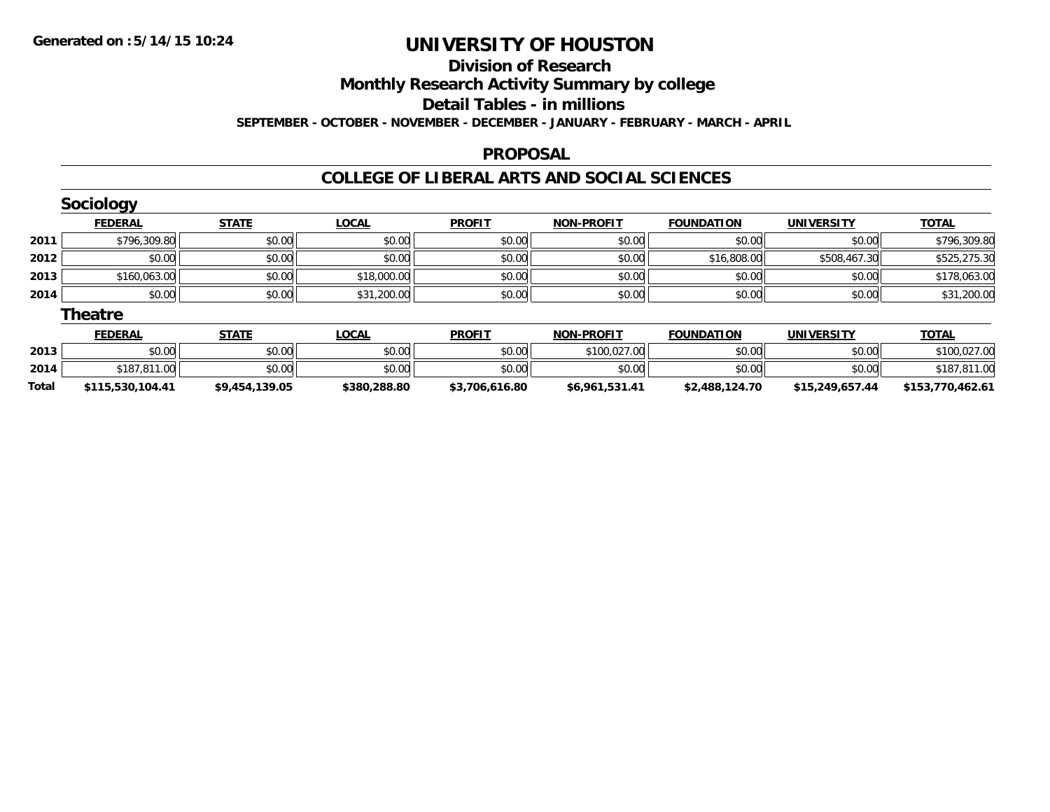# UNIVERSITY OF HOUSTON

## Division of Research

## Monthly Research Activity Summary by college

## Detail Tables - in millions

**SEPTEMBER - OCTOBER - NOVEMBER - DECEMBER - JANUARY - FEBRUARY - MARCH - APRIL**

## PROPOSAL

## COLLEGE OF LIBERAL ARTS AND SOCIAL SCIENCES

### Sociology

| | FEDERAL | STATE | LOCAL | PROFIT | NON-PROFIT | FOUNDATION | UNIVERSITY | TOTAL |
|---|---|---|---|---|---|---|---|---|
| 2011 | $796,309.80 | $0.00 | $0.00 | $0.00 | $0.00 | $0.00 | $0.00 | $796,309.80 |
| 2012 | $0.00 | $0.00 | $0.00 | $0.00 | $0.00 | $16,808.00 | $508,467.30 | $525,275.30 |
| 2013 | $160,063.00 | $0.00 | $18,000.00 | $0.00 | $0.00 | $0.00 | $0.00 | $178,063.00 |
| 2014 | $0.00 | $0.00 | $31,200.00 | $0.00 | $0.00 | $0.00 | $0.00 | $31,200.00 |

### Theatre

| | FEDERAL | STATE | LOCAL | PROFIT | NON-PROFIT | FOUNDATION | UNIVERSITY | TOTAL |
|---|---|---|---|---|---|---|---|---|
| 2013 | $0.00 | $0.00 | $0.00 | $0.00 | $100,027.00 | $0.00 | $0.00 | $100,027.00 |
| 2014 | $187,811.00 | $0.00 | $0.00 | $0.00 | $0.00 | $0.00 | $0.00 | $187,811.00 |
| **Total** | **$115,530,104.41** | **$9,454,139.05** | **$380,288.80** | **$3,706,616.80** | **$6,961,531.41** | **$2,488,124.70** | **$15,249,657.44** | **$153,770,462.61** |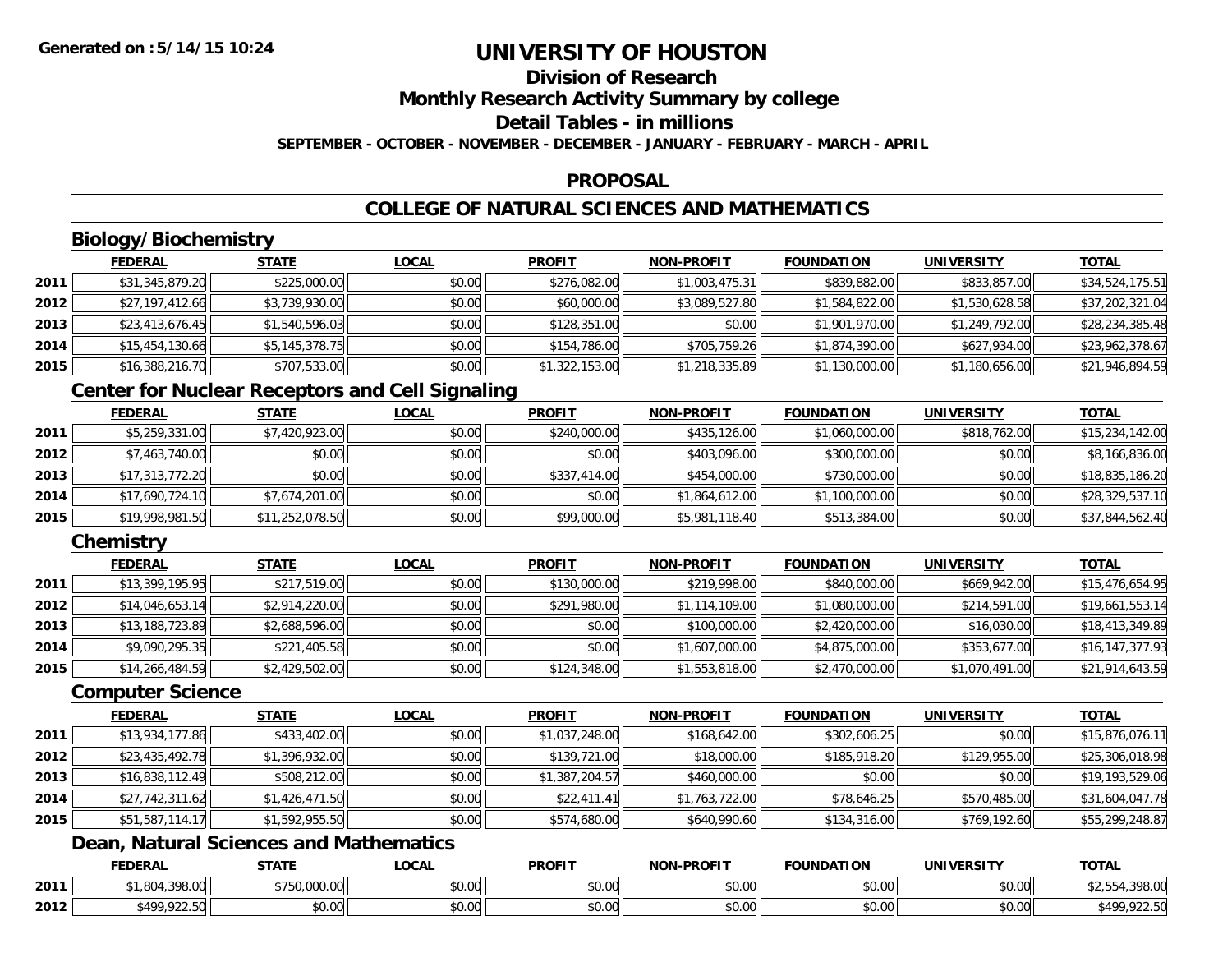# UNIVERSITY OF HOUSTON

## Division of Research

## Monthly Research Activity Summary by college

## Detail Tables - in millions

**SEPTEMBER - OCTOBER - NOVEMBER - DECEMBER - JANUARY - FEBRUARY - MARCH - APRIL**

## PROPOSAL

## COLLEGE OF NATURAL SCIENCES AND MATHEMATICS

### Biology/Biochemistry

| | FEDERAL | STATE | LOCAL | PROFIT | NON-PROFIT | FOUNDATION | UNIVERSITY | TOTAL |
|---|---|---|---|---|---|---|---|---|
| 2011 | $31,345,879.20 | $225,000.00 | $0.00 | $276,082.00 | $1,003,475.31 | $839,882.00 | $833,857.00 | $34,524,175.51 |
| 2012 | $27,197,412.66 | $3,739,930.00 | $0.00 | $60,000.00 | $3,089,527.80 | $1,584,822.00 | $1,530,628.58 | $37,202,321.04 |
| 2013 | $23,413,676.45 | $1,540,596.03 | $0.00 | $128,351.00 | $0.00 | $1,901,970.00 | $1,249,792.00 | $28,234,385.48 |
| 2014 | $15,454,130.66 | $5,145,378.75 | $0.00 | $154,786.00 | $705,759.26 | $1,874,390.00 | $627,934.00 | $23,962,378.67 |
| 2015 | $16,388,216.70 | $707,533.00 | $0.00 | $1,322,153.00 | $1,218,335.89 | $1,130,000.00 | $1,180,656.00 | $21,946,894.59 |

### Center for Nuclear Receptors and Cell Signaling

| | FEDERAL | STATE | LOCAL | PROFIT | NON-PROFIT | FOUNDATION | UNIVERSITY | TOTAL |
|---|---|---|---|---|---|---|---|---|
| 2011 | $5,259,331.00 | $7,420,923.00 | $0.00 | $240,000.00 | $435,126.00 | $1,060,000.00 | $818,762.00 | $15,234,142.00 |
| 2012 | $7,463,740.00 | $0.00 | $0.00 | $0.00 | $403,096.00 | $300,000.00 | $0.00 | $8,166,836.00 |
| 2013 | $17,313,772.20 | $0.00 | $0.00 | $337,414.00 | $454,000.00 | $730,000.00 | $0.00 | $18,835,186.20 |
| 2014 | $17,690,724.10 | $7,674,201.00 | $0.00 | $0.00 | $1,864,612.00 | $1,100,000.00 | $0.00 | $28,329,537.10 |
| 2015 | $19,998,981.50 | $11,252,078.50 | $0.00 | $99,000.00 | $5,981,118.40 | $513,384.00 | $0.00 | $37,844,562.40 |

### Chemistry

| | FEDERAL | STATE | LOCAL | PROFIT | NON-PROFIT | FOUNDATION | UNIVERSITY | TOTAL |
|---|---|---|---|---|---|---|---|---|
| 2011 | $13,399,195.95 | $217,519.00 | $0.00 | $130,000.00 | $219,998.00 | $840,000.00 | $669,942.00 | $15,476,654.95 |
| 2012 | $14,046,653.14 | $2,914,220.00 | $0.00 | $291,980.00 | $1,114,109.00 | $1,080,000.00 | $214,591.00 | $19,661,553.14 |
| 2013 | $13,188,723.89 | $2,688,596.00 | $0.00 | $0.00 | $100,000.00 | $2,420,000.00 | $16,030.00 | $18,413,349.89 |
| 2014 | $9,090,295.35 | $221,405.58 | $0.00 | $0.00 | $1,607,000.00 | $4,875,000.00 | $353,677.00 | $16,147,377.93 |
| 2015 | $14,266,484.59 | $2,429,502.00 | $0.00 | $124,348.00 | $1,553,818.00 | $2,470,000.00 | $1,070,491.00 | $21,914,643.59 |

### Computer Science

| | FEDERAL | STATE | LOCAL | PROFIT | NON-PROFIT | FOUNDATION | UNIVERSITY | TOTAL |
|---|---|---|---|---|---|---|---|---|
| 2011 | $13,934,177.86 | $433,402.00 | $0.00 | $1,037,248.00 | $168,642.00 | $302,606.25 | $0.00 | $15,876,076.11 |
| 2012 | $23,435,492.78 | $1,396,932.00 | $0.00 | $139,721.00 | $18,000.00 | $185,918.20 | $129,955.00 | $25,306,018.98 |
| 2013 | $16,838,112.49 | $508,212.00 | $0.00 | $1,387,204.57 | $460,000.00 | $0.00 | $0.00 | $19,193,529.06 |
| 2014 | $27,742,311.62 | $1,426,471.50 | $0.00 | $22,411.41 | $1,763,722.00 | $78,646.25 | $570,485.00 | $31,604,047.78 |
| 2015 | $51,587,114.17 | $1,592,955.50 | $0.00 | $574,680.00 | $640,990.60 | $134,316.00 | $769,192.60 | $55,299,248.87 |

### Dean, Natural Sciences and Mathematics

| | FEDERAL | STATE | LOCAL | PROFIT | NON-PROFIT | FOUNDATION | UNIVERSITY | TOTAL |
|---|---|---|---|---|---|---|---|---|
| 2011 | $1,804,398.00 | $750,000.00 | $0.00 | $0.00 | $0.00 | $0.00 | $0.00 | $2,554,398.00 |
| 2012 | $499,922.50 | $0.00 | $0.00 | $0.00 | $0.00 | $0.00 | $0.00 | $499,922.50 |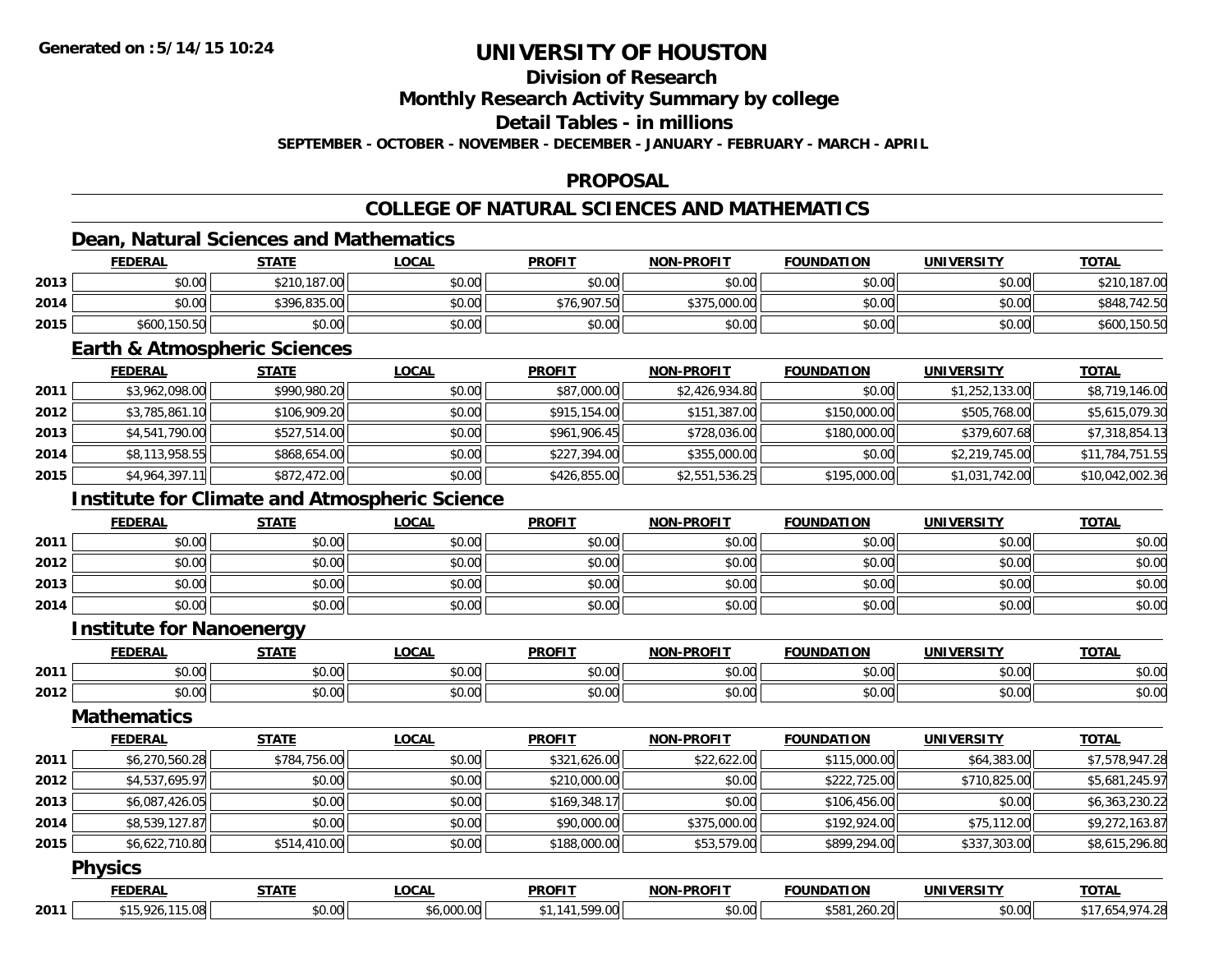**Generated on :5/14/15 10:24**

# UNIVERSITY OF HOUSTON

## Division of Research

## Monthly Research Activity Summary by college

## Detail Tables - in millions

**SEPTEMBER - OCTOBER - NOVEMBER - DECEMBER - JANUARY - FEBRUARY - MARCH - APRIL**

## PROPOSAL

## COLLEGE OF NATURAL SCIENCES AND MATHEMATICS

### Dean, Natural Sciences and Mathematics

| | FEDERAL | STATE | LOCAL | PROFIT | NON-PROFIT | FOUNDATION | UNIVERSITY | TOTAL |
|---|---|---|---|---|---|---|---|---|
| 2013 | $0.00 | $210,187.00 | $0.00 | $0.00 | $0.00 | $0.00 | $0.00 | $210,187.00 |
| 2014 | $0.00 | $396,835.00 | $0.00 | $76,907.50 | $375,000.00 | $0.00 | $0.00 | $848,742.50 |
| 2015 | $600,150.50 | $0.00 | $0.00 | $0.00 | $0.00 | $0.00 | $0.00 | $600,150.50 |

### Earth & Atmospheric Sciences

| | FEDERAL | STATE | LOCAL | PROFIT | NON-PROFIT | FOUNDATION | UNIVERSITY | TOTAL |
|---|---|---|---|---|---|---|---|---|
| 2011 | $3,962,098.00 | $990,980.20 | $0.00 | $87,000.00 | $2,426,934.80 | $0.00 | $1,252,133.00 | $8,719,146.00 |
| 2012 | $3,785,861.10 | $106,909.20 | $0.00 | $915,154.00 | $151,387.00 | $150,000.00 | $505,768.00 | $5,615,079.30 |
| 2013 | $4,541,790.00 | $527,514.00 | $0.00 | $961,906.45 | $728,036.00 | $180,000.00 | $379,607.68 | $7,318,854.13 |
| 2014 | $8,113,958.55 | $868,654.00 | $0.00 | $227,394.00 | $355,000.00 | $0.00 | $2,219,745.00 | $11,784,751.55 |
| 2015 | $4,964,397.11 | $872,472.00 | $0.00 | $426,855.00 | $2,551,536.25 | $195,000.00 | $1,031,742.00 | $10,042,002.36 |

### Institute for Climate and Atmospheric Science

| | FEDERAL | STATE | LOCAL | PROFIT | NON-PROFIT | FOUNDATION | UNIVERSITY | TOTAL |
|---|---|---|---|---|---|---|---|---|
| 2011 | $0.00 | $0.00 | $0.00 | $0.00 | $0.00 | $0.00 | $0.00 | $0.00 |
| 2012 | $0.00 | $0.00 | $0.00 | $0.00 | $0.00 | $0.00 | $0.00 | $0.00 |
| 2013 | $0.00 | $0.00 | $0.00 | $0.00 | $0.00 | $0.00 | $0.00 | $0.00 |
| 2014 | $0.00 | $0.00 | $0.00 | $0.00 | $0.00 | $0.00 | $0.00 | $0.00 |

### Institute for Nanoenergy

| | FEDERAL | STATE | LOCAL | PROFIT | NON-PROFIT | FOUNDATION | UNIVERSITY | TOTAL |
|---|---|---|---|---|---|---|---|---|
| 2011 | $0.00 | $0.00 | $0.00 | $0.00 | $0.00 | $0.00 | $0.00 | $0.00 |
| 2012 | $0.00 | $0.00 | $0.00 | $0.00 | $0.00 | $0.00 | $0.00 | $0.00 |

### Mathematics

| | FEDERAL | STATE | LOCAL | PROFIT | NON-PROFIT | FOUNDATION | UNIVERSITY | TOTAL |
|---|---|---|---|---|---|---|---|---|
| 2011 | $6,270,560.28 | $784,756.00 | $0.00 | $321,626.00 | $22,622.00 | $115,000.00 | $64,383.00 | $7,578,947.28 |
| 2012 | $4,537,695.97 | $0.00 | $0.00 | $210,000.00 | $0.00 | $222,725.00 | $710,825.00 | $5,681,245.97 |
| 2013 | $6,087,426.05 | $0.00 | $0.00 | $169,348.17 | $0.00 | $106,456.00 | $0.00 | $6,363,230.22 |
| 2014 | $8,539,127.87 | $0.00 | $0.00 | $90,000.00 | $375,000.00 | $192,924.00 | $75,112.00 | $9,272,163.87 |
| 2015 | $6,622,710.80 | $514,410.00 | $0.00 | $188,000.00 | $53,579.00 | $899,294.00 | $337,303.00 | $8,615,296.80 |

### Physics

| | FEDERAL | STATE | LOCAL | PROFIT | NON-PROFIT | FOUNDATION | UNIVERSITY | TOTAL |
|---|---|---|---|---|---|---|---|---|
| 2011 | $15,926,115.08 | $0.00 | $6,000.00 | $1,141,599.00 | $0.00 | $581,260.20 | $0.00 | $17,654,974.28 |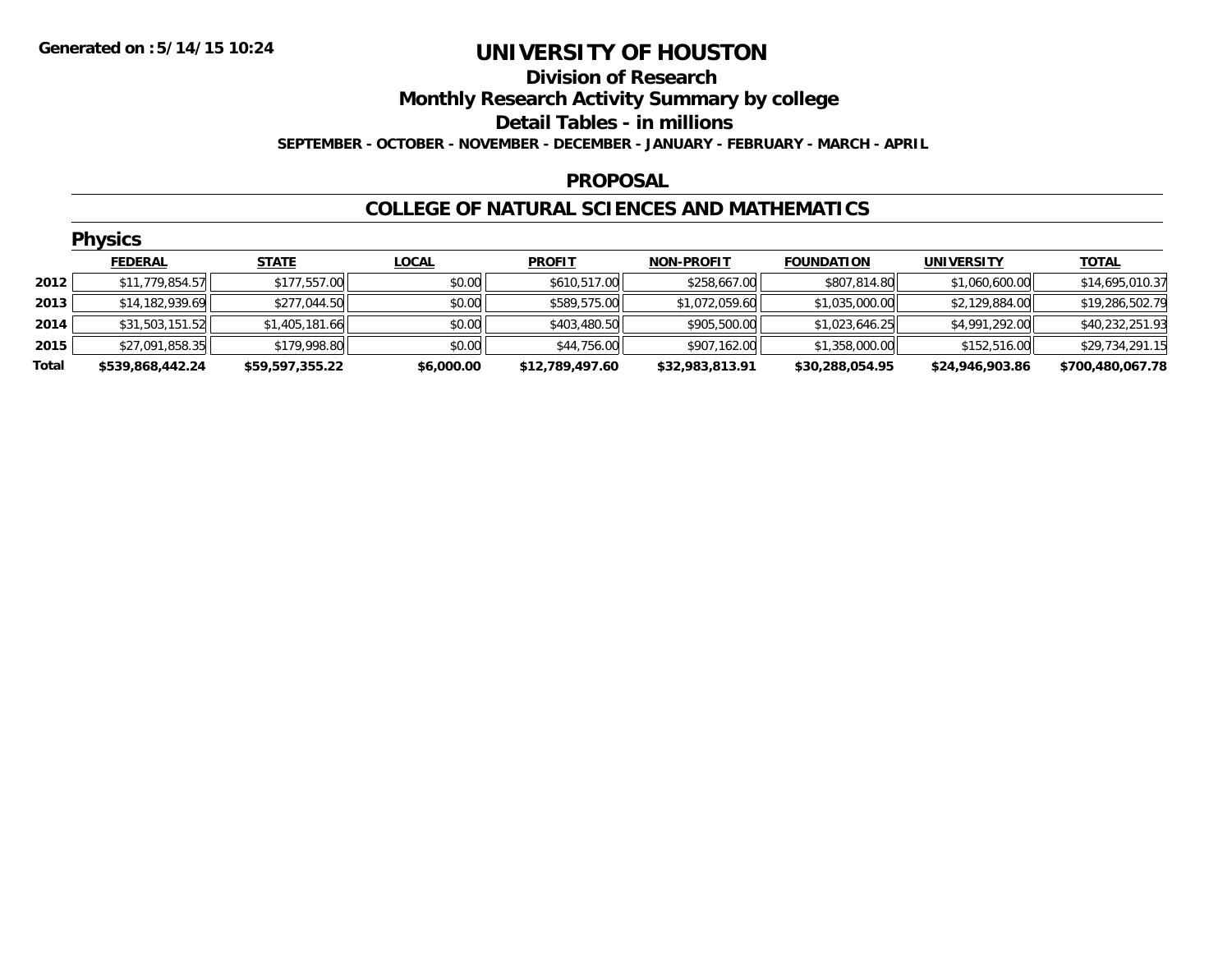# UNIVERSITY OF HOUSTON

## Division of Research

## Monthly Research Activity Summary by college

## Detail Tables - in millions

**SEPTEMBER - OCTOBER - NOVEMBER - DECEMBER - JANUARY - FEBRUARY - MARCH - APRIL**

### PROPOSAL

### COLLEGE OF NATURAL SCIENCES AND MATHEMATICS

#### Physics

| | FEDERAL | STATE | LOCAL | PROFIT | NON-PROFIT | FOUNDATION | UNIVERSITY | TOTAL |
|---|---|---|---|---|---|---|---|---|
| 2012 | $11,779,854.57 | $177,557.00 | $0.00 | $610,517.00 | $258,667.00 | $807,814.80 | $1,060,600.00 | $14,695,010.37 |
| 2013 | $14,182,939.69 | $277,044.50 | $0.00 | $589,575.00 | $1,072,059.60 | $1,035,000.00 | $2,129,884.00 | $19,286,502.79 |
| 2014 | $31,503,151.52 | $1,405,181.66 | $0.00 | $403,480.50 | $905,500.00 | $1,023,646.25 | $4,991,292.00 | $40,232,251.93 |
| 2015 | $27,091,858.35 | $179,998.80 | $0.00 | $44,756.00 | $907,162.00 | $1,358,000.00 | $152,516.00 | $29,734,291.15 |
| **Total** | **$539,868,442.24** | **$59,597,355.22** | **$6,000.00** | **$12,789,497.60** | **$32,983,813.91** | **$30,288,054.95** | **$24,946,903.86** | **$700,480,067.78** |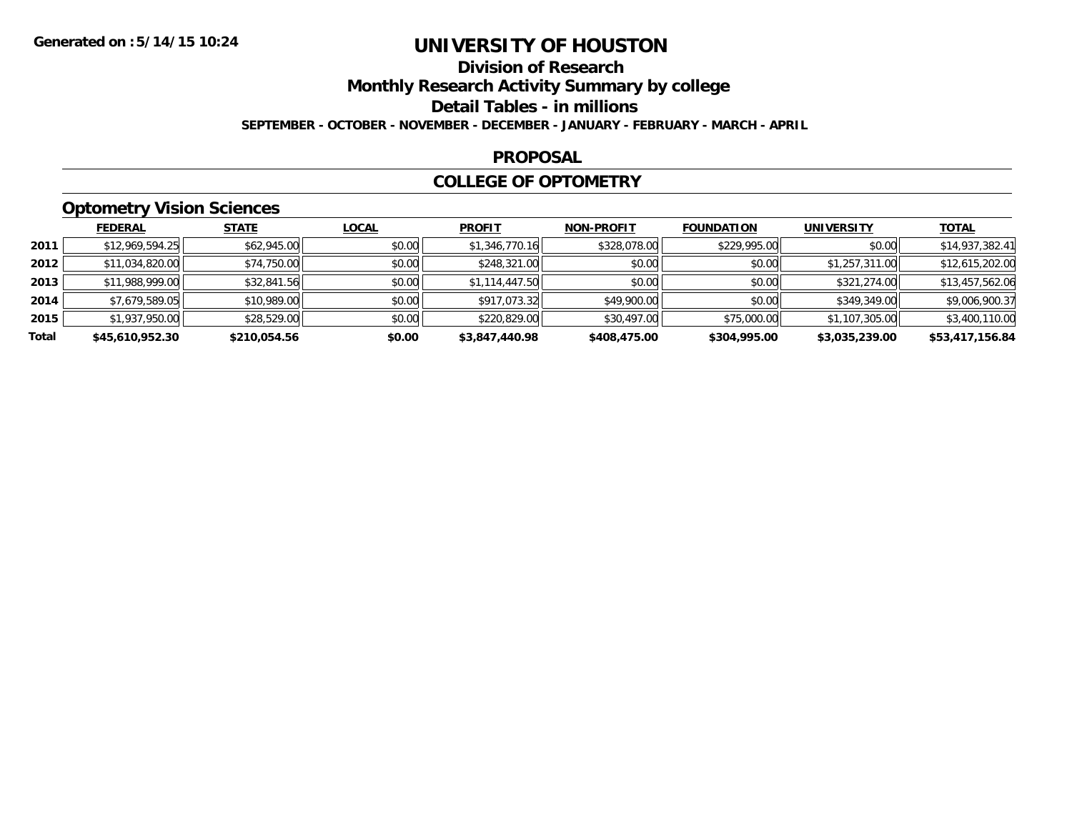Generated on :5/14/15 10:24

# UNIVERSITY OF HOUSTON

## Division of Research

## Monthly Research Activity Summary by college

## Detail Tables - in millions

**SEPTEMBER - OCTOBER - NOVEMBER - DECEMBER - JANUARY - FEBRUARY - MARCH - APRIL**

## PROPOSAL

## COLLEGE OF OPTOMETRY

### Optometry Vision Sciences

| | FEDERAL | STATE | LOCAL | PROFIT | NON-PROFIT | FOUNDATION | UNIVERSITY | TOTAL |
|---|---|---|---|---|---|---|---|---|
| 2011 | $12,969,594.25 | $62,945.00 | $0.00 | $1,346,770.16 | $328,078.00 | $229,995.00 | $0.00 | $14,937,382.41 |
| 2012 | $11,034,820.00 | $74,750.00 | $0.00 | $248,321.00 | $0.00 | $0.00 | $1,257,311.00 | $12,615,202.00 |
| 2013 | $11,988,999.00 | $32,841.56 | $0.00 | $1,114,447.50 | $0.00 | $0.00 | $321,274.00 | $13,457,562.06 |
| 2014 | $7,679,589.05 | $10,989.00 | $0.00 | $917,073.32 | $49,900.00 | $0.00 | $349,349.00 | $9,006,900.37 |
| 2015 | $1,937,950.00 | $28,529.00 | $0.00 | $220,829.00 | $30,497.00 | $75,000.00 | $1,107,305.00 | $3,400,110.00 |
| **Total** | **$45,610,952.30** | **$210,054.56** | **$0.00** | **$3,847,440.98** | **$408,475.00** | **$304,995.00** | **$3,035,239.00** | **$53,417,156.84** |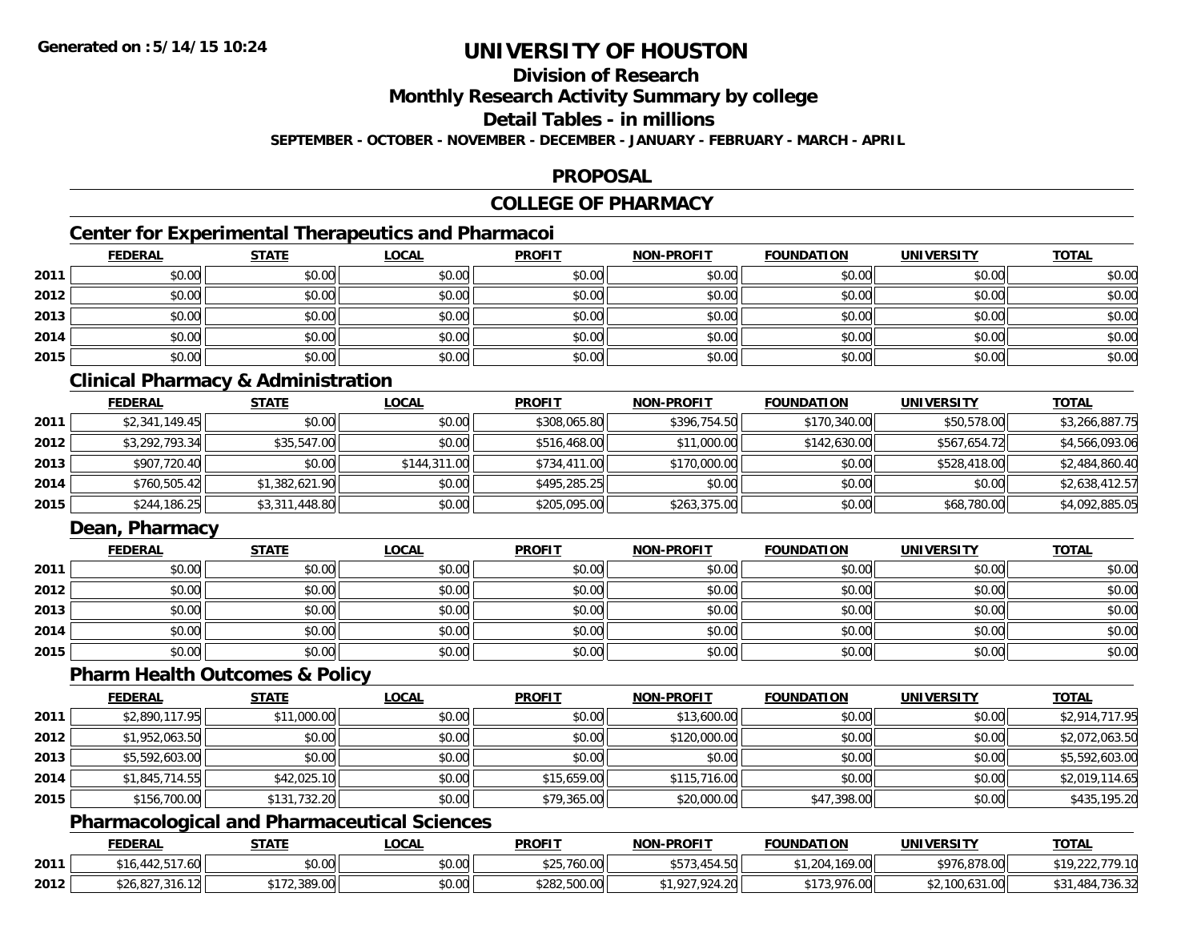**Generated on :5/14/15 10:24**

# UNIVERSITY OF HOUSTON

## Division of Research

## Monthly Research Activity Summary by college

## Detail Tables - in millions

**SEPTEMBER - OCTOBER - NOVEMBER - DECEMBER - JANUARY - FEBRUARY - MARCH - APRIL**

## PROPOSAL

## COLLEGE OF PHARMACY

### Center for Experimental Therapeutics and Pharmacoi

| | FEDERAL | STATE | LOCAL | PROFIT | NON-PROFIT | FOUNDATION | UNIVERSITY | TOTAL |
|---|---|---|---|---|---|---|---|---|
| 2011 | $0.00 | $0.00 | $0.00 | $0.00 | $0.00 | $0.00 | $0.00 | $0.00 |
| 2012 | $0.00 | $0.00 | $0.00 | $0.00 | $0.00 | $0.00 | $0.00 | $0.00 |
| 2013 | $0.00 | $0.00 | $0.00 | $0.00 | $0.00 | $0.00 | $0.00 | $0.00 |
| 2014 | $0.00 | $0.00 | $0.00 | $0.00 | $0.00 | $0.00 | $0.00 | $0.00 |
| 2015 | $0.00 | $0.00 | $0.00 | $0.00 | $0.00 | $0.00 | $0.00 | $0.00 |

### Clinical Pharmacy & Administration

| | FEDERAL | STATE | LOCAL | PROFIT | NON-PROFIT | FOUNDATION | UNIVERSITY | TOTAL |
|---|---|---|---|---|---|---|---|---|
| 2011 | $2,341,149.45 | $0.00 | $0.00 | $308,065.80 | $396,754.50 | $170,340.00 | $50,578.00 | $3,266,887.75 |
| 2012 | $3,292,793.34 | $35,547.00 | $0.00 | $516,468.00 | $11,000.00 | $142,630.00 | $567,654.72 | $4,566,093.06 |
| 2013 | $907,720.40 | $0.00 | $144,311.00 | $734,411.00 | $170,000.00 | $0.00 | $528,418.00 | $2,484,860.40 |
| 2014 | $760,505.42 | $1,382,621.90 | $0.00 | $495,285.25 | $0.00 | $0.00 | $0.00 | $2,638,412.57 |
| 2015 | $244,186.25 | $3,311,448.80 | $0.00 | $205,095.00 | $263,375.00 | $0.00 | $68,780.00 | $4,092,885.05 |

### Dean, Pharmacy

| | FEDERAL | STATE | LOCAL | PROFIT | NON-PROFIT | FOUNDATION | UNIVERSITY | TOTAL |
|---|---|---|---|---|---|---|---|---|
| 2011 | $0.00 | $0.00 | $0.00 | $0.00 | $0.00 | $0.00 | $0.00 | $0.00 |
| 2012 | $0.00 | $0.00 | $0.00 | $0.00 | $0.00 | $0.00 | $0.00 | $0.00 |
| 2013 | $0.00 | $0.00 | $0.00 | $0.00 | $0.00 | $0.00 | $0.00 | $0.00 |
| 2014 | $0.00 | $0.00 | $0.00 | $0.00 | $0.00 | $0.00 | $0.00 | $0.00 |
| 2015 | $0.00 | $0.00 | $0.00 | $0.00 | $0.00 | $0.00 | $0.00 | $0.00 |

### Pharm Health Outcomes & Policy

| | FEDERAL | STATE | LOCAL | PROFIT | NON-PROFIT | FOUNDATION | UNIVERSITY | TOTAL |
|---|---|---|---|---|---|---|---|---|
| 2011 | $2,890,117.95 | $11,000.00 | $0.00 | $0.00 | $13,600.00 | $0.00 | $0.00 | $2,914,717.95 |
| 2012 | $1,952,063.50 | $0.00 | $0.00 | $0.00 | $120,000.00 | $0.00 | $0.00 | $2,072,063.50 |
| 2013 | $5,592,603.00 | $0.00 | $0.00 | $0.00 | $0.00 | $0.00 | $0.00 | $5,592,603.00 |
| 2014 | $1,845,714.55 | $42,025.10 | $0.00 | $15,659.00 | $115,716.00 | $0.00 | $0.00 | $2,019,114.65 |
| 2015 | $156,700.00 | $131,732.20 | $0.00 | $79,365.00 | $20,000.00 | $47,398.00 | $0.00 | $435,195.20 |

### Pharmacological and Pharmaceutical Sciences

| | FEDERAL | STATE | LOCAL | PROFIT | NON-PROFIT | FOUNDATION | UNIVERSITY | TOTAL |
|---|---|---|---|---|---|---|---|---|
| 2011 | $16,442,517.60 | $0.00 | $0.00 | $25,760.00 | $573,454.50 | $1,204,169.00 | $976,878.00 | $19,222,779.10 |
| 2012 | $26,827,316.12 | $172,389.00 | $0.00 | $282,500.00 | $1,927,924.20 | $173,976.00 | $2,100,631.00 | $31,484,736.32 |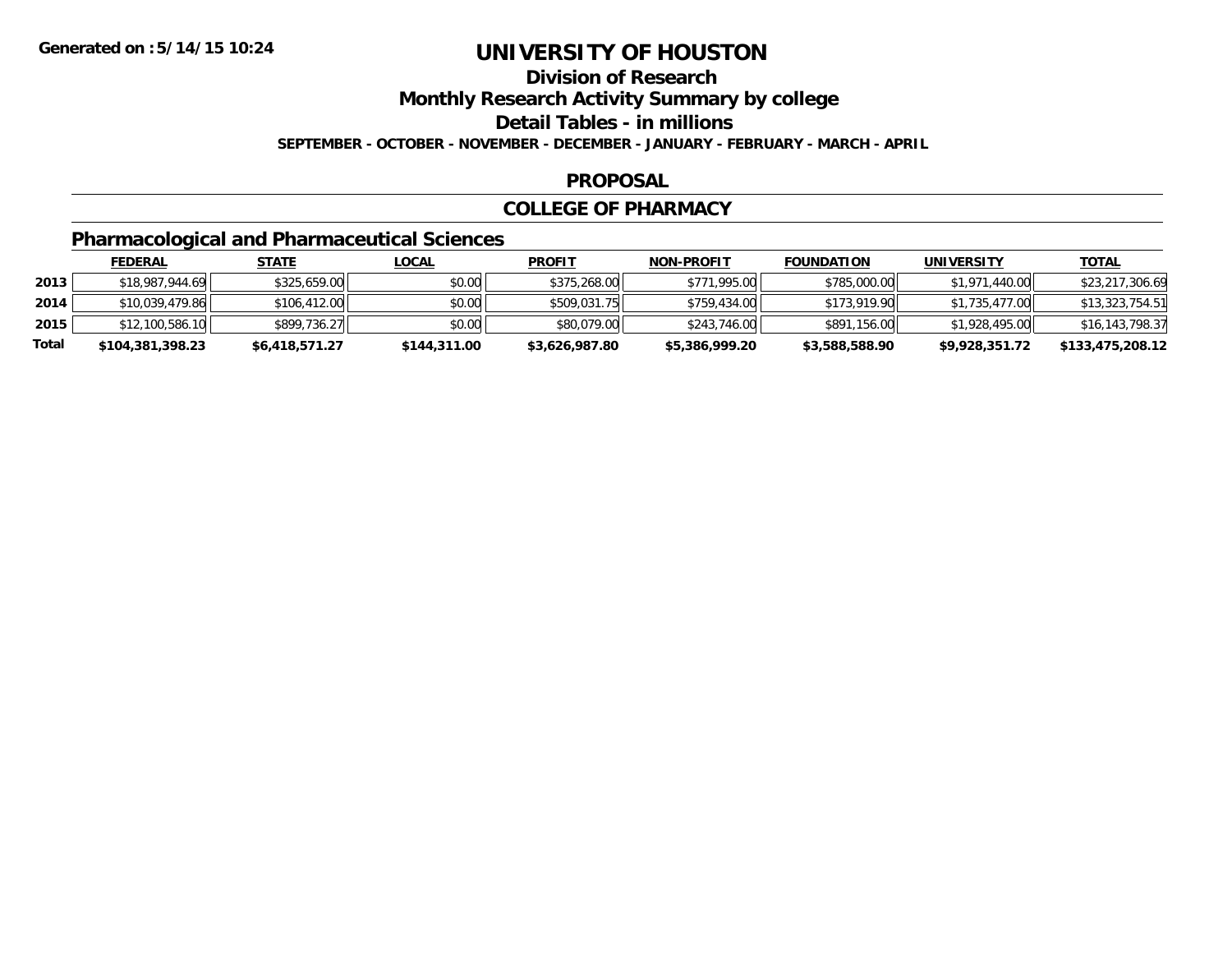Generated on :5/14/15 10:24

# UNIVERSITY OF HOUSTON

## Division of Research

## Monthly Research Activity Summary by college

## Detail Tables - in millions

**SEPTEMBER - OCTOBER - NOVEMBER - DECEMBER - JANUARY - FEBRUARY - MARCH - APRIL**

## PROPOSAL

## COLLEGE OF PHARMACY

### Pharmacological and Pharmaceutical Sciences

| | FEDERAL | STATE | LOCAL | PROFIT | NON-PROFIT | FOUNDATION | UNIVERSITY | TOTAL |
|---|---|---|---|---|---|---|---|---|
| **2013** | $18,987,944.69 | $325,659.00 | $0.00 | $375,268.00 | $771,995.00 | $785,000.00 | $1,971,440.00 | $23,217,306.69 |
| **2014** | $10,039,479.86 | $106,412.00 | $0.00 | $509,031.75 | $759,434.00 | $173,919.90 | $1,735,477.00 | $13,323,754.51 |
| **2015** | $12,100,586.10 | $899,736.27 | $0.00 | $80,079.00 | $243,746.00 | $891,156.00 | $1,928,495.00 | $16,143,798.37 |
| **Total** | **$104,381,398.23** | **$6,418,571.27** | **$144,311.00** | **$3,626,987.80** | **$5,386,999.20** | **$3,588,588.90** | **$9,928,351.72** | **$133,475,208.12** |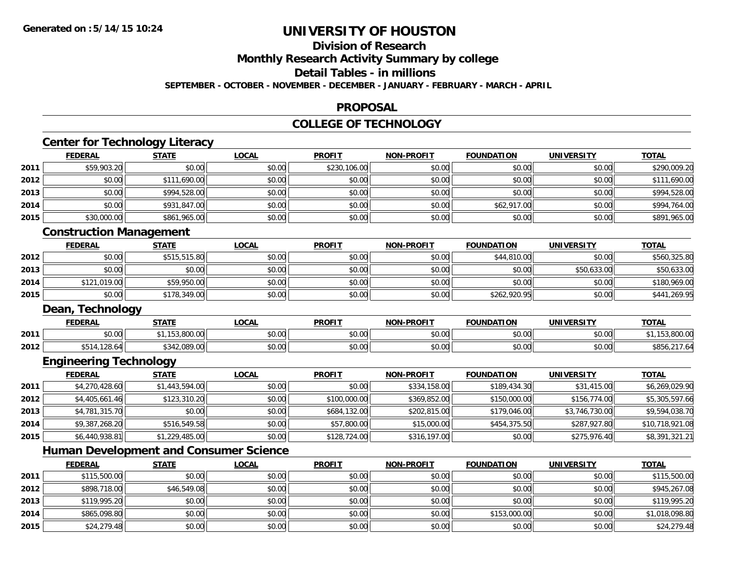# UNIVERSITY OF HOUSTON

## Division of Research

## Monthly Research Activity Summary by college

## Detail Tables - in millions

**SEPTEMBER - OCTOBER - NOVEMBER - DECEMBER - JANUARY - FEBRUARY - MARCH - APRIL**

## PROPOSAL

## COLLEGE OF TECHNOLOGY

### Center for Technology Literacy

| | FEDERAL | STATE | LOCAL | PROFIT | NON-PROFIT | FOUNDATION | UNIVERSITY | TOTAL |
|---|---|---|---|---|---|---|---|---|
| 2011 | $59,903.20 | $0.00 | $0.00 | $230,106.00 | $0.00 | $0.00 | $0.00 | $290,009.20 |
| 2012 | $0.00 | $111,690.00 | $0.00 | $0.00 | $0.00 | $0.00 | $0.00 | $111,690.00 |
| 2013 | $0.00 | $994,528.00 | $0.00 | $0.00 | $0.00 | $0.00 | $0.00 | $994,528.00 |
| 2014 | $0.00 | $931,847.00 | $0.00 | $0.00 | $0.00 | $62,917.00 | $0.00 | $994,764.00 |
| 2015 | $30,000.00 | $861,965.00 | $0.00 | $0.00 | $0.00 | $0.00 | $0.00 | $891,965.00 |

### Construction Management

| | FEDERAL | STATE | LOCAL | PROFIT | NON-PROFIT | FOUNDATION | UNIVERSITY | TOTAL |
|---|---|---|---|---|---|---|---|---|
| 2012 | $0.00 | $515,515.80 | $0.00 | $0.00 | $0.00 | $44,810.00 | $0.00 | $560,325.80 |
| 2013 | $0.00 | $0.00 | $0.00 | $0.00 | $0.00 | $0.00 | $50,633.00 | $50,633.00 |
| 2014 | $121,019.00 | $59,950.00 | $0.00 | $0.00 | $0.00 | $0.00 | $0.00 | $180,969.00 |
| 2015 | $0.00 | $178,349.00 | $0.00 | $0.00 | $0.00 | $262,920.95 | $0.00 | $441,269.95 |

### Dean, Technology

| | FEDERAL | STATE | LOCAL | PROFIT | NON-PROFIT | FOUNDATION | UNIVERSITY | TOTAL |
|---|---|---|---|---|---|---|---|---|
| 2011 | $0.00 | $1,153,800.00 | $0.00 | $0.00 | $0.00 | $0.00 | $0.00 | $1,153,800.00 |
| 2012 | $514,128.64 | $342,089.00 | $0.00 | $0.00 | $0.00 | $0.00 | $0.00 | $856,217.64 |

### Engineering Technology

| | FEDERAL | STATE | LOCAL | PROFIT | NON-PROFIT | FOUNDATION | UNIVERSITY | TOTAL |
|---|---|---|---|---|---|---|---|---|
| 2011 | $4,270,428.60 | $1,443,594.00 | $0.00 | $0.00 | $334,158.00 | $189,434.30 | $31,415.00 | $6,269,029.90 |
| 2012 | $4,405,661.46 | $123,310.20 | $0.00 | $100,000.00 | $369,852.00 | $150,000.00 | $156,774.00 | $5,305,597.66 |
| 2013 | $4,781,315.70 | $0.00 | $0.00 | $684,132.00 | $202,815.00 | $179,046.00 | $3,746,730.00 | $9,594,038.70 |
| 2014 | $9,387,268.20 | $516,549.58 | $0.00 | $57,800.00 | $15,000.00 | $454,375.50 | $287,927.80 | $10,718,921.08 |
| 2015 | $6,440,938.81 | $1,229,485.00 | $0.00 | $128,724.00 | $316,197.00 | $0.00 | $275,976.40 | $8,391,321.21 |

### Human Development and Consumer Science

| | FEDERAL | STATE | LOCAL | PROFIT | NON-PROFIT | FOUNDATION | UNIVERSITY | TOTAL |
|---|---|---|---|---|---|---|---|---|
| 2011 | $115,500.00 | $0.00 | $0.00 | $0.00 | $0.00 | $0.00 | $0.00 | $115,500.00 |
| 2012 | $898,718.00 | $46,549.08 | $0.00 | $0.00 | $0.00 | $0.00 | $0.00 | $945,267.08 |
| 2013 | $119,995.20 | $0.00 | $0.00 | $0.00 | $0.00 | $0.00 | $0.00 | $119,995.20 |
| 2014 | $865,098.80 | $0.00 | $0.00 | $0.00 | $0.00 | $153,000.00 | $0.00 | $1,018,098.80 |
| 2015 | $24,279.48 | $0.00 | $0.00 | $0.00 | $0.00 | $0.00 | $0.00 | $24,279.48 |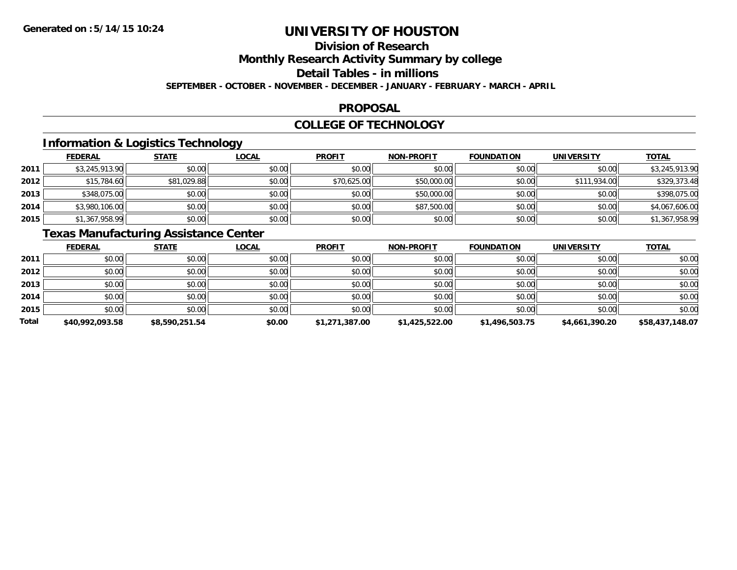# UNIVERSITY OF HOUSTON

## Division of Research

## Monthly Research Activity Summary by college

## Detail Tables - in millions

**SEPTEMBER - OCTOBER - NOVEMBER - DECEMBER - JANUARY - FEBRUARY - MARCH - APRIL**

## PROPOSAL

## COLLEGE OF TECHNOLOGY

### Information & Logistics Technology

| | FEDERAL | STATE | LOCAL | PROFIT | NON-PROFIT | FOUNDATION | UNIVERSITY | TOTAL |
|---|---|---|---|---|---|---|---|---|
| 2011 | $3,245,913.90 | $0.00 | $0.00 | $0.00 | $0.00 | $0.00 | $0.00 | $3,245,913.90 |
| 2012 | $15,784.60 | $81,029.88 | $0.00 | $70,625.00 | $50,000.00 | $0.00 | $111,934.00 | $329,373.48 |
| 2013 | $348,075.00 | $0.00 | $0.00 | $0.00 | $50,000.00 | $0.00 | $0.00 | $398,075.00 |
| 2014 | $3,980,106.00 | $0.00 | $0.00 | $0.00 | $87,500.00 | $0.00 | $0.00 | $4,067,606.00 |
| 2015 | $1,367,958.99 | $0.00 | $0.00 | $0.00 | $0.00 | $0.00 | $0.00 | $1,367,958.99 |

### Texas Manufacturing Assistance Center

| | FEDERAL | STATE | LOCAL | PROFIT | NON-PROFIT | FOUNDATION | UNIVERSITY | TOTAL |
|---|---|---|---|---|---|---|---|---|
| 2011 | $0.00 | $0.00 | $0.00 | $0.00 | $0.00 | $0.00 | $0.00 | $0.00 |
| 2012 | $0.00 | $0.00 | $0.00 | $0.00 | $0.00 | $0.00 | $0.00 | $0.00 |
| 2013 | $0.00 | $0.00 | $0.00 | $0.00 | $0.00 | $0.00 | $0.00 | $0.00 |
| 2014 | $0.00 | $0.00 | $0.00 | $0.00 | $0.00 | $0.00 | $0.00 | $0.00 |
| 2015 | $0.00 | $0.00 | $0.00 | $0.00 | $0.00 | $0.00 | $0.00 | $0.00 |
| **Total** | **$40,992,093.58** | **$8,590,251.54** | **$0.00** | **$1,271,387.00** | **$1,425,522.00** | **$1,496,503.75** | **$4,661,390.20** | **$58,437,148.07** |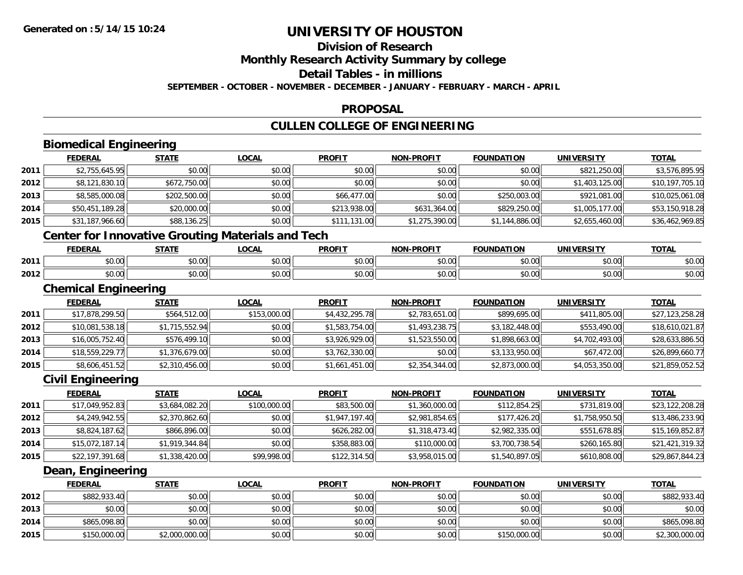# UNIVERSITY OF HOUSTON

## Division of Research

## Monthly Research Activity Summary by college

## Detail Tables - in millions

**SEPTEMBER - OCTOBER - NOVEMBER - DECEMBER - JANUARY - FEBRUARY - MARCH - APRIL**

## PROPOSAL

## CULLEN COLLEGE OF ENGINEERING

### Biomedical Engineering

| | FEDERAL | STATE | LOCAL | PROFIT | NON-PROFIT | FOUNDATION | UNIVERSITY | TOTAL |
|---|---|---|---|---|---|---|---|---|
| 2011 | $2,755,645.95 | $0.00 | $0.00 | $0.00 | $0.00 | $0.00 | $821,250.00 | $3,576,895.95 |
| 2012 | $8,121,830.10 | $672,750.00 | $0.00 | $0.00 | $0.00 | $0.00 | $1,403,125.00 | $10,197,705.10 |
| 2013 | $8,585,000.08 | $202,500.00 | $0.00 | $66,477.00 | $0.00 | $250,003.00 | $921,081.00 | $10,025,061.08 |
| 2014 | $50,451,189.28 | $20,000.00 | $0.00 | $213,938.00 | $631,364.00 | $829,250.00 | $1,005,177.00 | $53,150,918.28 |
| 2015 | $31,187,966.60 | $88,136.25 | $0.00 | $111,131.00 | $1,275,390.00 | $1,144,886.00 | $2,655,460.00 | $36,462,969.85 |

### Center for Innovative Grouting Materials and Tech

| | FEDERAL | STATE | LOCAL | PROFIT | NON-PROFIT | FOUNDATION | UNIVERSITY | TOTAL |
|---|---|---|---|---|---|---|---|---|
| 2011 | $0.00 | $0.00 | $0.00 | $0.00 | $0.00 | $0.00 | $0.00 | $0.00 |
| 2012 | $0.00 | $0.00 | $0.00 | $0.00 | $0.00 | $0.00 | $0.00 | $0.00 |

### Chemical Engineering

| | FEDERAL | STATE | LOCAL | PROFIT | NON-PROFIT | FOUNDATION | UNIVERSITY | TOTAL |
|---|---|---|---|---|---|---|---|---|
| 2011 | $17,878,299.50 | $564,512.00 | $153,000.00 | $4,432,295.78 | $2,783,651.00 | $899,695.00 | $411,805.00 | $27,123,258.28 |
| 2012 | $10,081,538.18 | $1,715,552.94 | $0.00 | $1,583,754.00 | $1,493,238.75 | $3,182,448.00 | $553,490.00 | $18,610,021.87 |
| 2013 | $16,005,752.40 | $576,499.10 | $0.00 | $3,926,929.00 | $1,523,550.00 | $1,898,663.00 | $4,702,493.00 | $28,633,886.50 |
| 2014 | $18,559,229.77 | $1,376,679.00 | $0.00 | $3,762,330.00 | $0.00 | $3,133,950.00 | $67,472.00 | $26,899,660.77 |
| 2015 | $8,606,451.52 | $2,310,456.00 | $0.00 | $1,661,451.00 | $2,354,344.00 | $2,873,000.00 | $4,053,350.00 | $21,859,052.52 |

### Civil Engineering

| | FEDERAL | STATE | LOCAL | PROFIT | NON-PROFIT | FOUNDATION | UNIVERSITY | TOTAL |
|---|---|---|---|---|---|---|---|---|
| 2011 | $17,049,952.83 | $3,684,082.20 | $100,000.00 | $83,500.00 | $1,360,000.00 | $112,854.25 | $731,819.00 | $23,122,208.28 |
| 2012 | $4,249,942.55 | $2,370,862.60 | $0.00 | $1,947,197.40 | $2,981,854.65 | $177,426.20 | $1,758,950.50 | $13,486,233.90 |
| 2013 | $8,824,187.62 | $866,896.00 | $0.00 | $626,282.00 | $1,318,473.40 | $2,982,335.00 | $551,678.85 | $15,169,852.87 |
| 2014 | $15,072,187.14 | $1,919,344.84 | $0.00 | $358,883.00 | $110,000.00 | $3,700,738.54 | $260,165.80 | $21,421,319.32 |
| 2015 | $22,197,391.68 | $1,338,420.00 | $99,998.00 | $122,314.50 | $3,958,015.00 | $1,540,897.05 | $610,808.00 | $29,867,844.23 |

### Dean, Engineering

| | FEDERAL | STATE | LOCAL | PROFIT | NON-PROFIT | FOUNDATION | UNIVERSITY | TOTAL |
|---|---|---|---|---|---|---|---|---|
| 2012 | $882,933.40 | $0.00 | $0.00 | $0.00 | $0.00 | $0.00 | $0.00 | $882,933.40 |
| 2013 | $0.00 | $0.00 | $0.00 | $0.00 | $0.00 | $0.00 | $0.00 | $0.00 |
| 2014 | $865,098.80 | $0.00 | $0.00 | $0.00 | $0.00 | $0.00 | $0.00 | $865,098.80 |
| 2015 | $150,000.00 | $2,000,000.00 | $0.00 | $0.00 | $0.00 | $150,000.00 | $0.00 | $2,300,000.00 |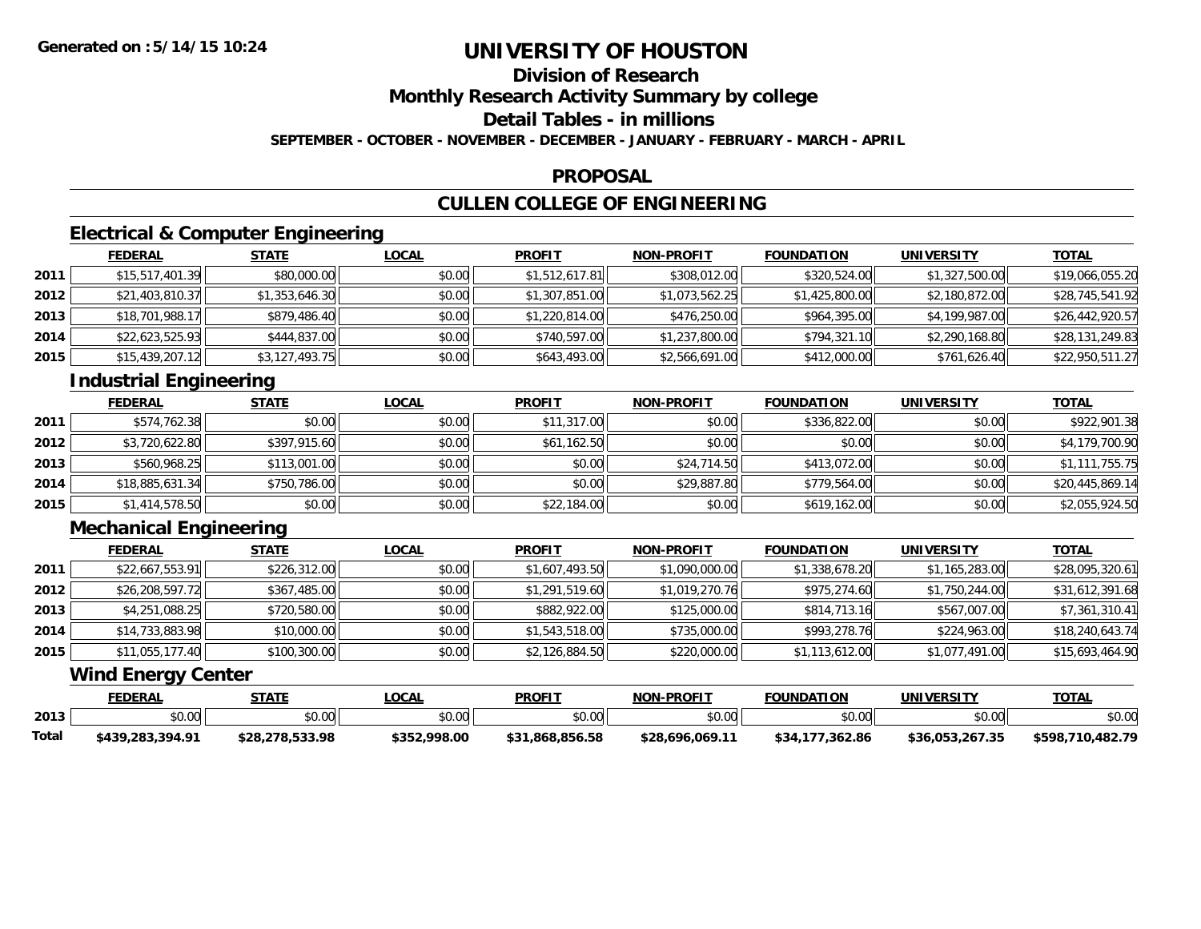# UNIVERSITY OF HOUSTON

## Division of Research

## Monthly Research Activity Summary by college

## Detail Tables - in millions

**SEPTEMBER - OCTOBER - NOVEMBER - DECEMBER - JANUARY - FEBRUARY - MARCH - APRIL**

## PROPOSAL

## CULLEN COLLEGE OF ENGINEERING

### Electrical & Computer Engineering

| | FEDERAL | STATE | LOCAL | PROFIT | NON-PROFIT | FOUNDATION | UNIVERSITY | TOTAL |
|---|---|---|---|---|---|---|---|---|
| 2011 | $15,517,401.39 | $80,000.00 | $0.00 | $1,512,617.81 | $308,012.00 | $320,524.00 | $1,327,500.00 | $19,066,055.20 |
| 2012 | $21,403,810.37 | $1,353,646.30 | $0.00 | $1,307,851.00 | $1,073,562.25 | $1,425,800.00 | $2,180,872.00 | $28,745,541.92 |
| 2013 | $18,701,988.17 | $879,486.40 | $0.00 | $1,220,814.00 | $476,250.00 | $964,395.00 | $4,199,987.00 | $26,442,920.57 |
| 2014 | $22,623,525.93 | $444,837.00 | $0.00 | $740,597.00 | $1,237,800.00 | $794,321.10 | $2,290,168.80 | $28,131,249.83 |
| 2015 | $15,439,207.12 | $3,127,493.75 | $0.00 | $643,493.00 | $2,566,691.00 | $412,000.00 | $761,626.40 | $22,950,511.27 |

### Industrial Engineering

| | FEDERAL | STATE | LOCAL | PROFIT | NON-PROFIT | FOUNDATION | UNIVERSITY | TOTAL |
|---|---|---|---|---|---|---|---|---|
| 2011 | $574,762.38 | $0.00 | $0.00 | $11,317.00 | $0.00 | $336,822.00 | $0.00 | $922,901.38 |
| 2012 | $3,720,622.80 | $397,915.60 | $0.00 | $61,162.50 | $0.00 | $0.00 | $0.00 | $4,179,700.90 |
| 2013 | $560,968.25 | $113,001.00 | $0.00 | $0.00 | $24,714.50 | $413,072.00 | $0.00 | $1,111,755.75 |
| 2014 | $18,885,631.34 | $750,786.00 | $0.00 | $0.00 | $29,887.80 | $779,564.00 | $0.00 | $20,445,869.14 |
| 2015 | $1,414,578.50 | $0.00 | $0.00 | $22,184.00 | $0.00 | $619,162.00 | $0.00 | $2,055,924.50 |

### Mechanical Engineering

| | FEDERAL | STATE | LOCAL | PROFIT | NON-PROFIT | FOUNDATION | UNIVERSITY | TOTAL |
|---|---|---|---|---|---|---|---|---|
| 2011 | $22,667,553.91 | $226,312.00 | $0.00 | $1,607,493.50 | $1,090,000.00 | $1,338,678.20 | $1,165,283.00 | $28,095,320.61 |
| 2012 | $26,208,597.72 | $367,485.00 | $0.00 | $1,291,519.60 | $1,019,270.76 | $975,274.60 | $1,750,244.00 | $31,612,391.68 |
| 2013 | $4,251,088.25 | $720,580.00 | $0.00 | $882,922.00 | $125,000.00 | $814,713.16 | $567,007.00 | $7,361,310.41 |
| 2014 | $14,733,883.98 | $10,000.00 | $0.00 | $1,543,518.00 | $735,000.00 | $993,278.76 | $224,963.00 | $18,240,643.74 |
| 2015 | $11,055,177.40 | $100,300.00 | $0.00 | $2,126,884.50 | $220,000.00 | $1,113,612.00 | $1,077,491.00 | $15,693,464.90 |

### Wind Energy Center

| | FEDERAL | STATE | LOCAL | PROFIT | NON-PROFIT | FOUNDATION | UNIVERSITY | TOTAL |
|---|---|---|---|---|---|---|---|---|
| 2013 | $0.00 | $0.00 | $0.00 | $0.00 | $0.00 | $0.00 | $0.00 | $0.00 |
| **Total** | **$439,283,394.91** | **$28,278,533.98** | **$352,998.00** | **$31,868,856.58** | **$28,696,069.11** | **$34,177,362.86** | **$36,053,267.35** | **$598,710,482.79** |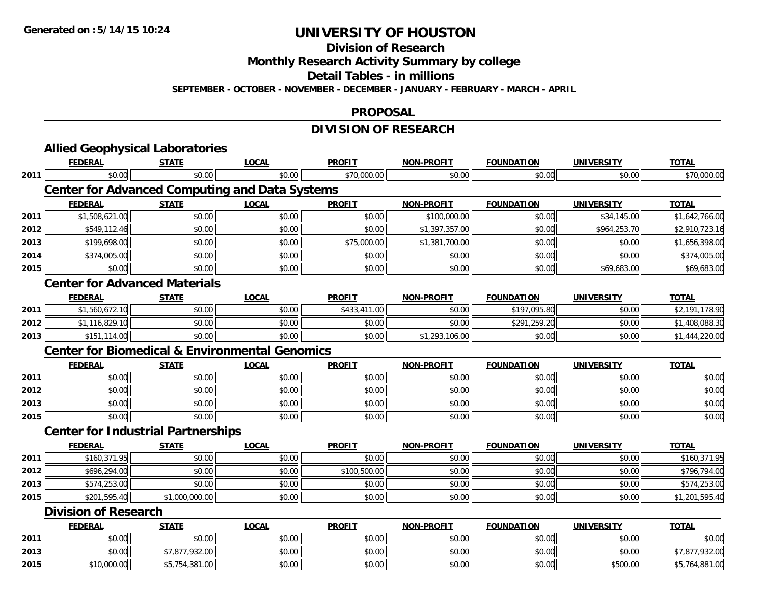**Generated on :5/14/15 10:24**

# UNIVERSITY OF HOUSTON

## Division of Research

## Monthly Research Activity Summary by college

## Detail Tables - in millions

**SEPTEMBER - OCTOBER - NOVEMBER - DECEMBER - JANUARY - FEBRUARY - MARCH - APRIL**

## PROPOSAL

## DIVISION OF RESEARCH

### Allied Geophysical Laboratories

| | FEDERAL | STATE | LOCAL | PROFIT | NON-PROFIT | FOUNDATION | UNIVERSITY | TOTAL |
|---|---|---|---|---|---|---|---|---|
| 2011 | $0.00 | $0.00 | $0.00 | $70,000.00 | $0.00 | $0.00 | $0.00 | $70,000.00 |

### Center for Advanced Computing and Data Systems

| | FEDERAL | STATE | LOCAL | PROFIT | NON-PROFIT | FOUNDATION | UNIVERSITY | TOTAL |
|---|---|---|---|---|---|---|---|---|
| 2011 | $1,508,621.00 | $0.00 | $0.00 | $0.00 | $100,000.00 | $0.00 | $34,145.00 | $1,642,766.00 |
| 2012 | $549,112.46 | $0.00 | $0.00 | $0.00 | $1,397,357.00 | $0.00 | $964,253.70 | $2,910,723.16 |
| 2013 | $199,698.00 | $0.00 | $0.00 | $75,000.00 | $1,381,700.00 | $0.00 | $0.00 | $1,656,398.00 |
| 2014 | $374,005.00 | $0.00 | $0.00 | $0.00 | $0.00 | $0.00 | $0.00 | $374,005.00 |
| 2015 | $0.00 | $0.00 | $0.00 | $0.00 | $0.00 | $0.00 | $69,683.00 | $69,683.00 |

### Center for Advanced Materials

| | FEDERAL | STATE | LOCAL | PROFIT | NON-PROFIT | FOUNDATION | UNIVERSITY | TOTAL |
|---|---|---|---|---|---|---|---|---|
| 2011 | $1,560,672.10 | $0.00 | $0.00 | $433,411.00 | $0.00 | $197,095.80 | $0.00 | $2,191,178.90 |
| 2012 | $1,116,829.10 | $0.00 | $0.00 | $0.00 | $0.00 | $291,259.20 | $0.00 | $1,408,088.30 |
| 2013 | $151,114.00 | $0.00 | $0.00 | $0.00 | $1,293,106.00 | $0.00 | $0.00 | $1,444,220.00 |

### Center for Biomedical & Environmental Genomics

| | FEDERAL | STATE | LOCAL | PROFIT | NON-PROFIT | FOUNDATION | UNIVERSITY | TOTAL |
|---|---|---|---|---|---|---|---|---|
| 2011 | $0.00 | $0.00 | $0.00 | $0.00 | $0.00 | $0.00 | $0.00 | $0.00 |
| 2012 | $0.00 | $0.00 | $0.00 | $0.00 | $0.00 | $0.00 | $0.00 | $0.00 |
| 2013 | $0.00 | $0.00 | $0.00 | $0.00 | $0.00 | $0.00 | $0.00 | $0.00 |
| 2015 | $0.00 | $0.00 | $0.00 | $0.00 | $0.00 | $0.00 | $0.00 | $0.00 |

### Center for Industrial Partnerships

| | FEDERAL | STATE | LOCAL | PROFIT | NON-PROFIT | FOUNDATION | UNIVERSITY | TOTAL |
|---|---|---|---|---|---|---|---|---|
| 2011 | $160,371.95 | $0.00 | $0.00 | $0.00 | $0.00 | $0.00 | $0.00 | $160,371.95 |
| 2012 | $696,294.00 | $0.00 | $0.00 | $100,500.00 | $0.00 | $0.00 | $0.00 | $796,794.00 |
| 2013 | $574,253.00 | $0.00 | $0.00 | $0.00 | $0.00 | $0.00 | $0.00 | $574,253.00 |
| 2015 | $201,595.40 | $1,000,000.00 | $0.00 | $0.00 | $0.00 | $0.00 | $0.00 | $1,201,595.40 |

### Division of Research

| | FEDERAL | STATE | LOCAL | PROFIT | NON-PROFIT | FOUNDATION | UNIVERSITY | TOTAL |
|---|---|---|---|---|---|---|---|---|
| 2011 | $0.00 | $0.00 | $0.00 | $0.00 | $0.00 | $0.00 | $0.00 | $0.00 |
| 2013 | $0.00 | $7,877,932.00 | $0.00 | $0.00 | $0.00 | $0.00 | $0.00 | $7,877,932.00 |
| 2015 | $10,000.00 | $5,754,381.00 | $0.00 | $0.00 | $0.00 | $0.00 | $500.00 | $5,764,881.00 |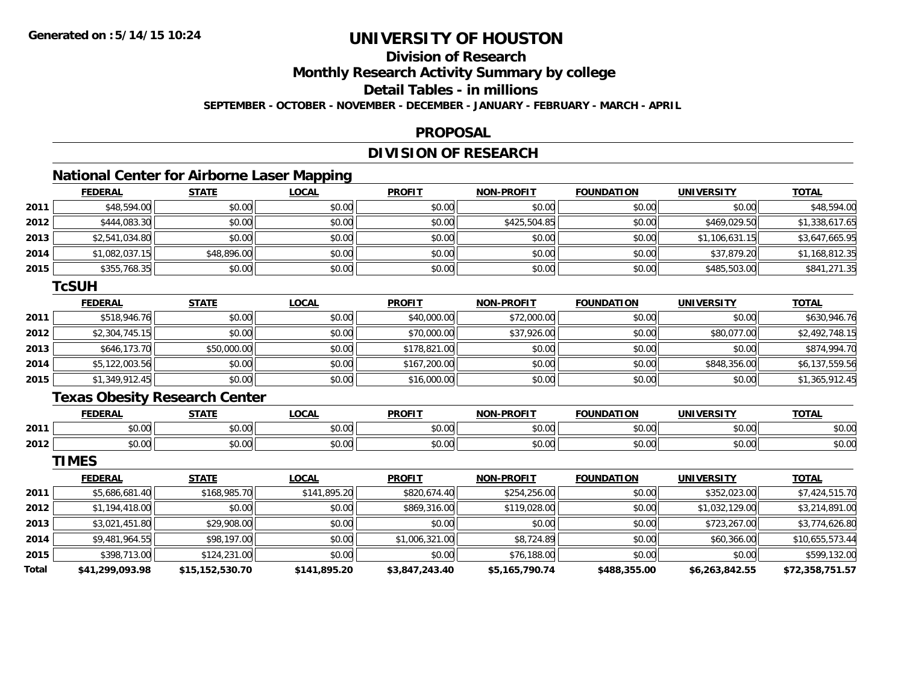# UNIVERSITY OF HOUSTON

## Division of Research

## Monthly Research Activity Summary by college

## Detail Tables - in millions

SEPTEMBER - OCTOBER - NOVEMBER - DECEMBER - JANUARY - FEBRUARY - MARCH - APRIL

Generated on :5/14/15 10:24

## PROPOSAL

## DIVISION OF RESEARCH

### National Center for Airborne Laser Mapping

| | FEDERAL | STATE | LOCAL | PROFIT | NON-PROFIT | FOUNDATION | UNIVERSITY | TOTAL |
|---|---|---|---|---|---|---|---|---|
| 2011 | $48,594.00 | $0.00 | $0.00 | $0.00 | $0.00 | $0.00 | $0.00 | $48,594.00 |
| 2012 | $444,083.30 | $0.00 | $0.00 | $0.00 | $425,504.85 | $0.00 | $469,029.50 | $1,338,617.65 |
| 2013 | $2,541,034.80 | $0.00 | $0.00 | $0.00 | $0.00 | $0.00 | $1,106,631.15 | $3,647,665.95 |
| 2014 | $1,082,037.15 | $48,896.00 | $0.00 | $0.00 | $0.00 | $0.00 | $37,879.20 | $1,168,812.35 |
| 2015 | $355,768.35 | $0.00 | $0.00 | $0.00 | $0.00 | $0.00 | $485,503.00 | $841,271.35 |

### TcSUH

| | FEDERAL | STATE | LOCAL | PROFIT | NON-PROFIT | FOUNDATION | UNIVERSITY | TOTAL |
|---|---|---|---|---|---|---|---|---|
| 2011 | $518,946.76 | $0.00 | $0.00 | $40,000.00 | $72,000.00 | $0.00 | $0.00 | $630,946.76 |
| 2012 | $2,304,745.15 | $0.00 | $0.00 | $70,000.00 | $37,926.00 | $0.00 | $80,077.00 | $2,492,748.15 |
| 2013 | $646,173.70 | $50,000.00 | $0.00 | $178,821.00 | $0.00 | $0.00 | $0.00 | $874,994.70 |
| 2014 | $5,122,003.56 | $0.00 | $0.00 | $167,200.00 | $0.00 | $0.00 | $848,356.00 | $6,137,559.56 |
| 2015 | $1,349,912.45 | $0.00 | $0.00 | $16,000.00 | $0.00 | $0.00 | $0.00 | $1,365,912.45 |

### Texas Obesity Research Center

| | FEDERAL | STATE | LOCAL | PROFIT | NON-PROFIT | FOUNDATION | UNIVERSITY | TOTAL |
|---|---|---|---|---|---|---|---|---|
| 2011 | $0.00 | $0.00 | $0.00 | $0.00 | $0.00 | $0.00 | $0.00 | $0.00 |
| 2012 | $0.00 | $0.00 | $0.00 | $0.00 | $0.00 | $0.00 | $0.00 | $0.00 |

### TIMES

| | FEDERAL | STATE | LOCAL | PROFIT | NON-PROFIT | FOUNDATION | UNIVERSITY | TOTAL |
|---|---|---|---|---|---|---|---|---|
| 2011 | $5,686,681.40 | $168,985.70 | $141,895.20 | $820,674.40 | $254,256.00 | $0.00 | $352,023.00 | $7,424,515.70 |
| 2012 | $1,194,418.00 | $0.00 | $0.00 | $869,316.00 | $119,028.00 | $0.00 | $1,032,129.00 | $3,214,891.00 |
| 2013 | $3,021,451.80 | $29,908.00 | $0.00 | $0.00 | $0.00 | $0.00 | $723,267.00 | $3,774,626.80 |
| 2014 | $9,481,964.55 | $98,197.00 | $0.00 | $1,006,321.00 | $8,724.89 | $0.00 | $60,366.00 | $10,655,573.44 |
| 2015 | $398,713.00 | $124,231.00 | $0.00 | $0.00 | $76,188.00 | $0.00 | $0.00 | $599,132.00 |
| **Total** | **$41,299,093.98** | **$15,152,530.70** | **$141,895.20** | **$3,847,243.40** | **$5,165,790.74** | **$488,355.00** | **$6,263,842.55** | **$72,358,751.57** |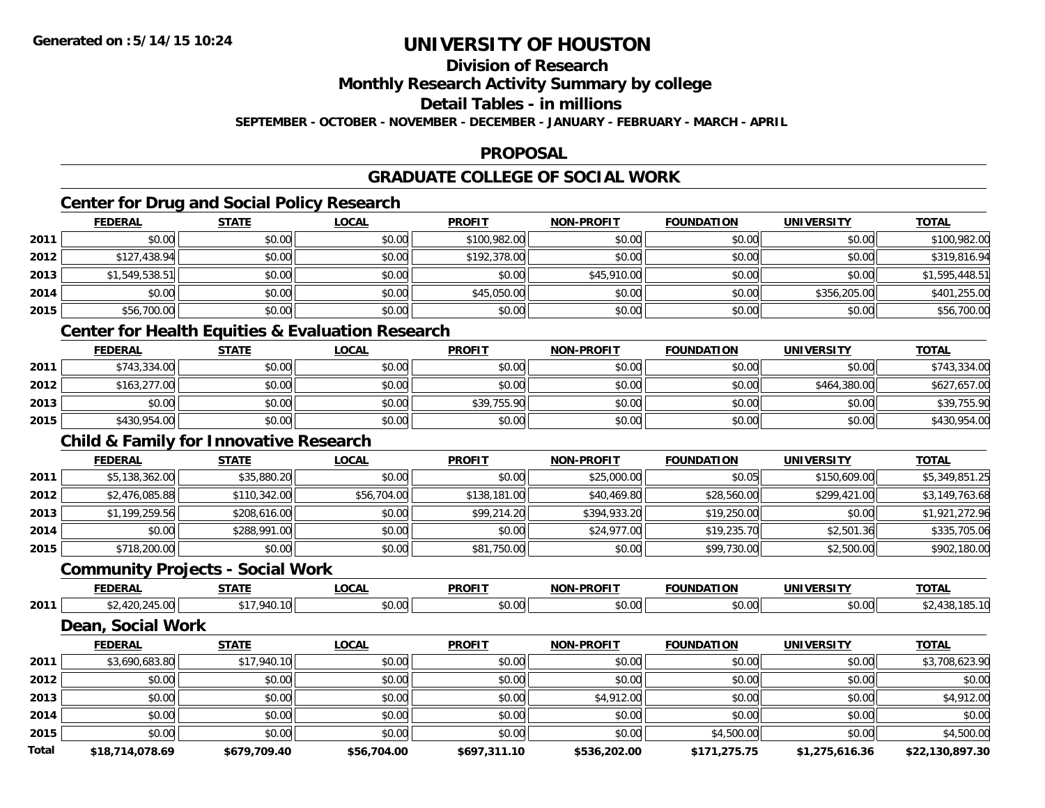# UNIVERSITY OF HOUSTON

## Division of Research

## Monthly Research Activity Summary by college

## Detail Tables - in millions

**SEPTEMBER - OCTOBER - NOVEMBER - DECEMBER - JANUARY - FEBRUARY - MARCH - APRIL**

## PROPOSAL

## GRADUATE COLLEGE OF SOCIAL WORK

### Center for Drug and Social Policy Research

| | FEDERAL | STATE | LOCAL | PROFIT | NON-PROFIT | FOUNDATION | UNIVERSITY | TOTAL |
|---|---|---|---|---|---|---|---|---|
| 2011 | $0.00 | $0.00 | $0.00 | $100,982.00 | $0.00 | $0.00 | $0.00 | $100,982.00 |
| 2012 | $127,438.94 | $0.00 | $0.00 | $192,378.00 | $0.00 | $0.00 | $0.00 | $319,816.94 |
| 2013 | $1,549,538.51 | $0.00 | $0.00 | $0.00 | $45,910.00 | $0.00 | $0.00 | $1,595,448.51 |
| 2014 | $0.00 | $0.00 | $0.00 | $45,050.00 | $0.00 | $0.00 | $356,205.00 | $401,255.00 |
| 2015 | $56,700.00 | $0.00 | $0.00 | $0.00 | $0.00 | $0.00 | $0.00 | $56,700.00 |

### Center for Health Equities & Evaluation Research

| | FEDERAL | STATE | LOCAL | PROFIT | NON-PROFIT | FOUNDATION | UNIVERSITY | TOTAL |
|---|---|---|---|---|---|---|---|---|
| 2011 | $743,334.00 | $0.00 | $0.00 | $0.00 | $0.00 | $0.00 | $0.00 | $743,334.00 |
| 2012 | $163,277.00 | $0.00 | $0.00 | $0.00 | $0.00 | $0.00 | $464,380.00 | $627,657.00 |
| 2013 | $0.00 | $0.00 | $0.00 | $39,755.90 | $0.00 | $0.00 | $0.00 | $39,755.90 |
| 2015 | $430,954.00 | $0.00 | $0.00 | $0.00 | $0.00 | $0.00 | $0.00 | $430,954.00 |

### Child & Family for Innovative Research

| | FEDERAL | STATE | LOCAL | PROFIT | NON-PROFIT | FOUNDATION | UNIVERSITY | TOTAL |
|---|---|---|---|---|---|---|---|---|
| 2011 | $5,138,362.00 | $35,880.20 | $0.00 | $0.00 | $25,000.00 | $0.05 | $150,609.00 | $5,349,851.25 |
| 2012 | $2,476,085.88 | $110,342.00 | $56,704.00 | $138,181.00 | $40,469.80 | $28,560.00 | $299,421.00 | $3,149,763.68 |
| 2013 | $1,199,259.56 | $208,616.00 | $0.00 | $99,214.20 | $394,933.20 | $19,250.00 | $0.00 | $1,921,272.96 |
| 2014 | $0.00 | $288,991.00 | $0.00 | $0.00 | $24,977.00 | $19,235.70 | $2,501.36 | $335,705.06 |
| 2015 | $718,200.00 | $0.00 | $0.00 | $81,750.00 | $0.00 | $99,730.00 | $2,500.00 | $902,180.00 |

### Community Projects - Social Work

| | FEDERAL | STATE | LOCAL | PROFIT | NON-PROFIT | FOUNDATION | UNIVERSITY | TOTAL |
|---|---|---|---|---|---|---|---|---|
| 2011 | $2,420,245.00 | $17,940.10 | $0.00 | $0.00 | $0.00 | $0.00 | $0.00 | $2,438,185.10 |

### Dean, Social Work

| | FEDERAL | STATE | LOCAL | PROFIT | NON-PROFIT | FOUNDATION | UNIVERSITY | TOTAL |
|---|---|---|---|---|---|---|---|---|
| 2011 | $3,690,683.80 | $17,940.10 | $0.00 | $0.00 | $0.00 | $0.00 | $0.00 | $3,708,623.90 |
| 2012 | $0.00 | $0.00 | $0.00 | $0.00 | $0.00 | $0.00 | $0.00 | $0.00 |
| 2013 | $0.00 | $0.00 | $0.00 | $0.00 | $4,912.00 | $0.00 | $0.00 | $4,912.00 |
| 2014 | $0.00 | $0.00 | $0.00 | $0.00 | $0.00 | $0.00 | $0.00 | $0.00 |
| 2015 | $0.00 | $0.00 | $0.00 | $0.00 | $0.00 | $4,500.00 | $0.00 | $4,500.00 |
| **Total** | **$18,714,078.69** | **$679,709.40** | **$56,704.00** | **$697,311.10** | **$536,202.00** | **$171,275.75** | **$1,275,616.36** | **$22,130,897.30** |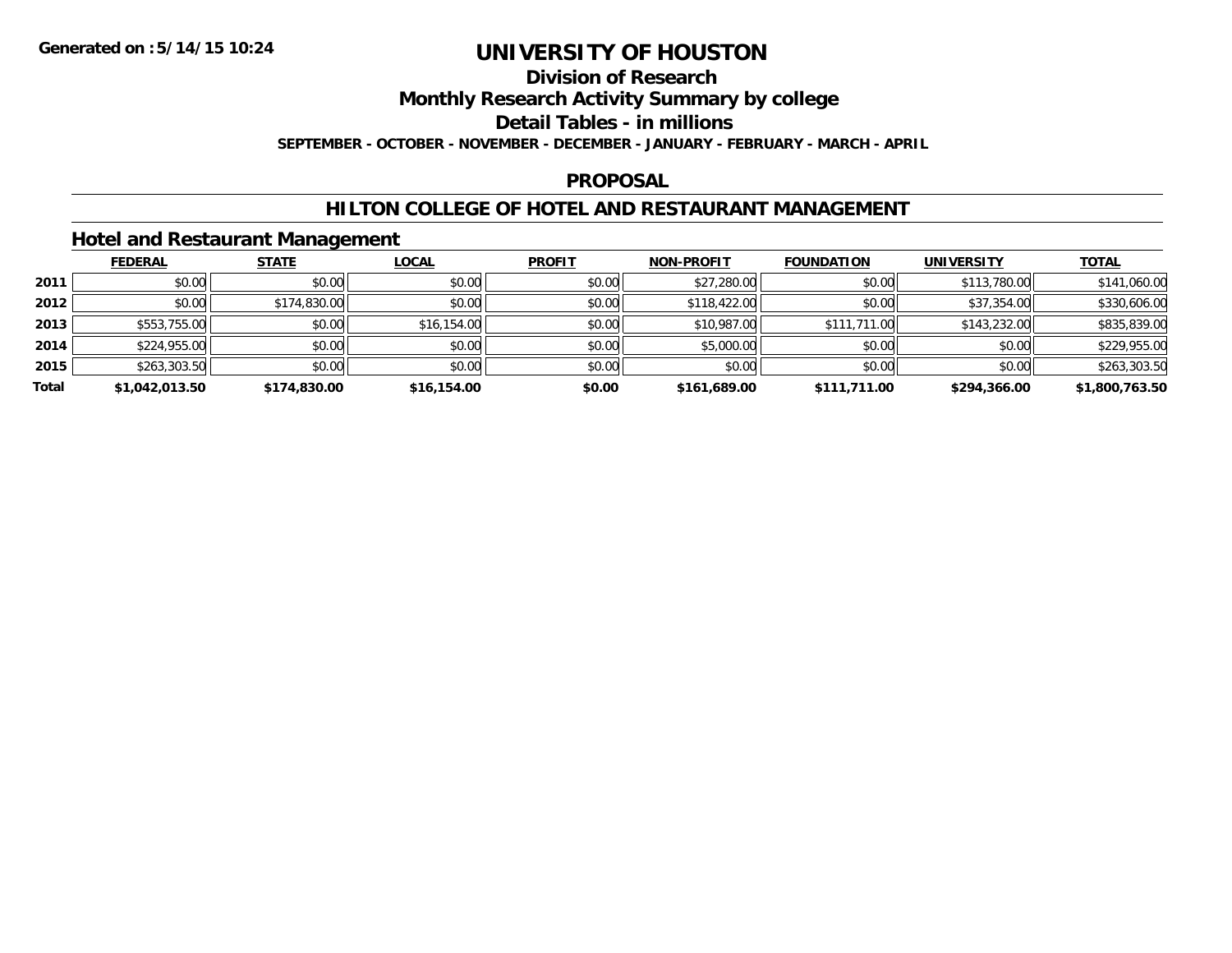Generated on :5/14/15 10:24

# UNIVERSITY OF HOUSTON

## Division of Research

## Monthly Research Activity Summary by college

## Detail Tables - in millions

**SEPTEMBER - OCTOBER - NOVEMBER - DECEMBER - JANUARY - FEBRUARY - MARCH - APRIL**

## PROPOSAL

## HILTON COLLEGE OF HOTEL AND RESTAURANT MANAGEMENT

### Hotel and Restaurant Management

| | FEDERAL | STATE | LOCAL | PROFIT | NON-PROFIT | FOUNDATION | UNIVERSITY | TOTAL |
|---|---|---|---|---|---|---|---|---|
| 2011 | $0.00 | $0.00 | $0.00 | $0.00 | $27,280.00 | $0.00 | $113,780.00 | $141,060.00 |
| 2012 | $0.00 | $174,830.00 | $0.00 | $0.00 | $118,422.00 | $0.00 | $37,354.00 | $330,606.00 |
| 2013 | $553,755.00 | $0.00 | $16,154.00 | $0.00 | $10,987.00 | $111,711.00 | $143,232.00 | $835,839.00 |
| 2014 | $224,955.00 | $0.00 | $0.00 | $0.00 | $5,000.00 | $0.00 | $0.00 | $229,955.00 |
| 2015 | $263,303.50 | $0.00 | $0.00 | $0.00 | $0.00 | $0.00 | $0.00 | $263,303.50 |
| **Total** | **$1,042,013.50** | **$174,830.00** | **$16,154.00** | **$0.00** | **$161,689.00** | **$111,711.00** | **$294,366.00** | **$1,800,763.50** |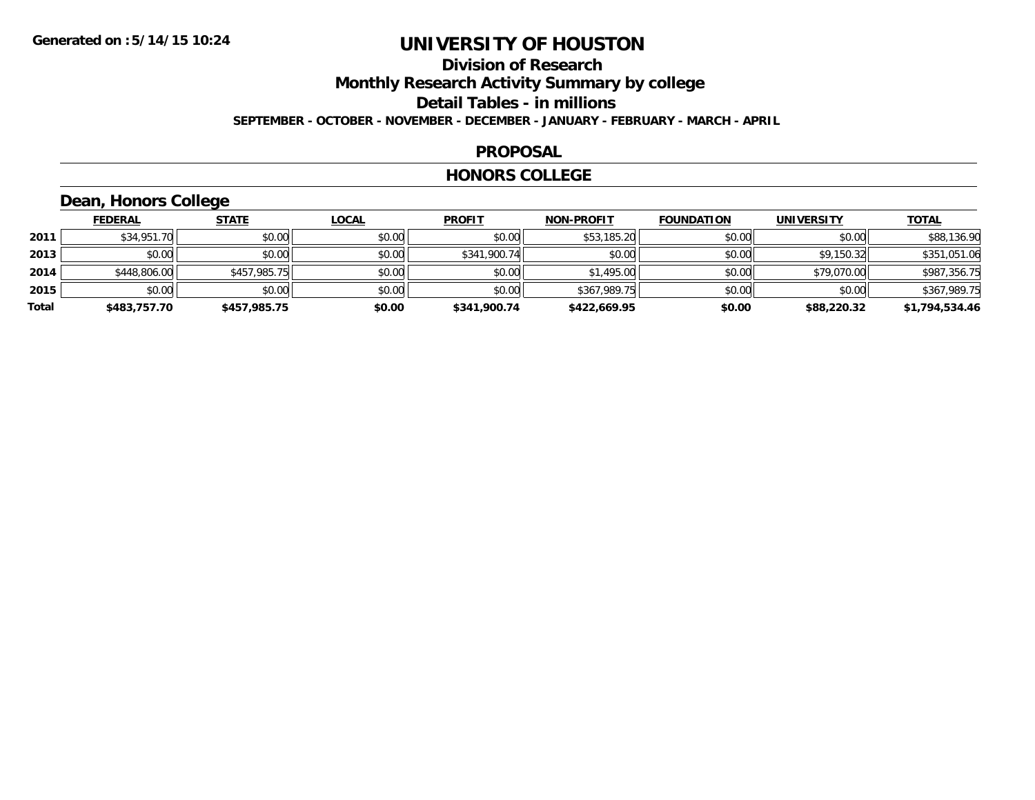**Generated on :5/14/15 10:24**

# UNIVERSITY OF HOUSTON

## Division of Research

## Monthly Research Activity Summary by college

## Detail Tables - in millions

**SEPTEMBER - OCTOBER - NOVEMBER - DECEMBER - JANUARY - FEBRUARY - MARCH - APRIL**

## PROPOSAL

## HONORS COLLEGE

### Dean, Honors College

| | FEDERAL | STATE | LOCAL | PROFIT | NON-PROFIT | FOUNDATION | UNIVERSITY | TOTAL |
|---|---|---|---|---|---|---|---|---|
| 2011 | $34,951.70 | $0.00 | $0.00 | $0.00 | $53,185.20 | $0.00 | $0.00 | $88,136.90 |
| 2013 | $0.00 | $0.00 | $0.00 | $341,900.74 | $0.00 | $0.00 | $9,150.32 | $351,051.06 |
| 2014 | $448,806.00 | $457,985.75 | $0.00 | $0.00 | $1,495.00 | $0.00 | $79,070.00 | $987,356.75 |
| 2015 | $0.00 | $0.00 | $0.00 | $0.00 | $367,989.75 | $0.00 | $0.00 | $367,989.75 |
| **Total** | **$483,757.70** | **$457,985.75** | **$0.00** | **$341,900.74** | **$422,669.95** | **$0.00** | **$88,220.32** | **$1,794,534.46** |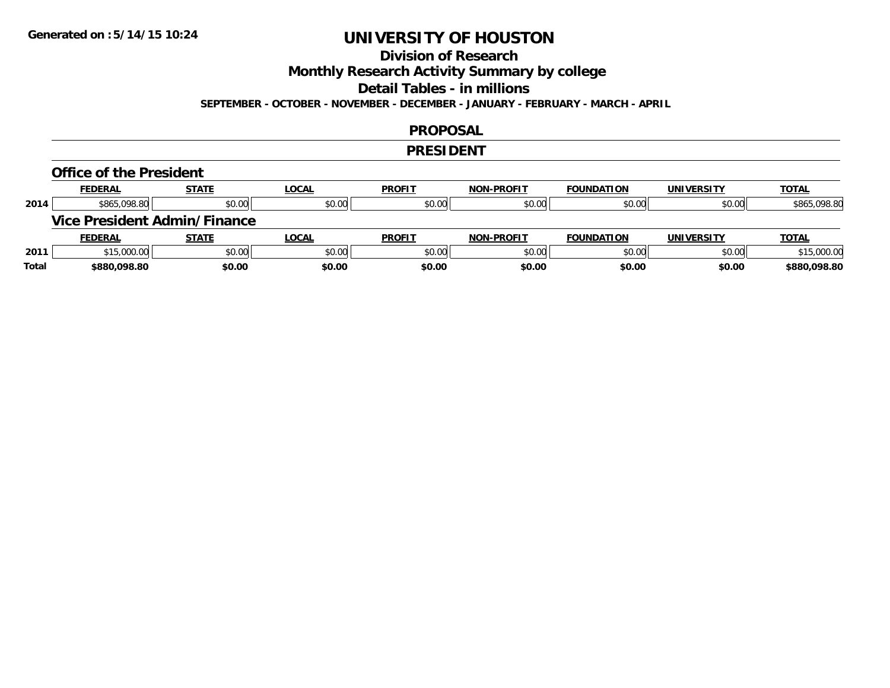Generated on :5/14/15 10:24

# UNIVERSITY OF HOUSTON

## Division of Research

## Monthly Research Activity Summary by college

## Detail Tables - in millions

**SEPTEMBER - OCTOBER - NOVEMBER - DECEMBER - JANUARY - FEBRUARY - MARCH - APRIL**

## PROPOSAL

## PRESIDENT

### Office of the President

| | FEDERAL | STATE | LOCAL | PROFIT | NON-PROFIT | FOUNDATION | UNIVERSITY | TOTAL |
|---|---|---|---|---|---|---|---|---|
| 2014 | $865,098.80 | $0.00 | $0.00 | $0.00 | $0.00 | $0.00 | $0.00 | $865,098.80 |

### Vice President Admin/Finance

| | FEDERAL | STATE | LOCAL | PROFIT | NON-PROFIT | FOUNDATION | UNIVERSITY | TOTAL |
|---|---|---|---|---|---|---|---|---|
| 2011 | $15,000.00 | $0.00 | $0.00 | $0.00 | $0.00 | $0.00 | $0.00 | $15,000.00 |
| **Total** | **$880,098.80** | **$0.00** | **$0.00** | **$0.00** | **$0.00** | **$0.00** | **$0.00** | **$880,098.80** |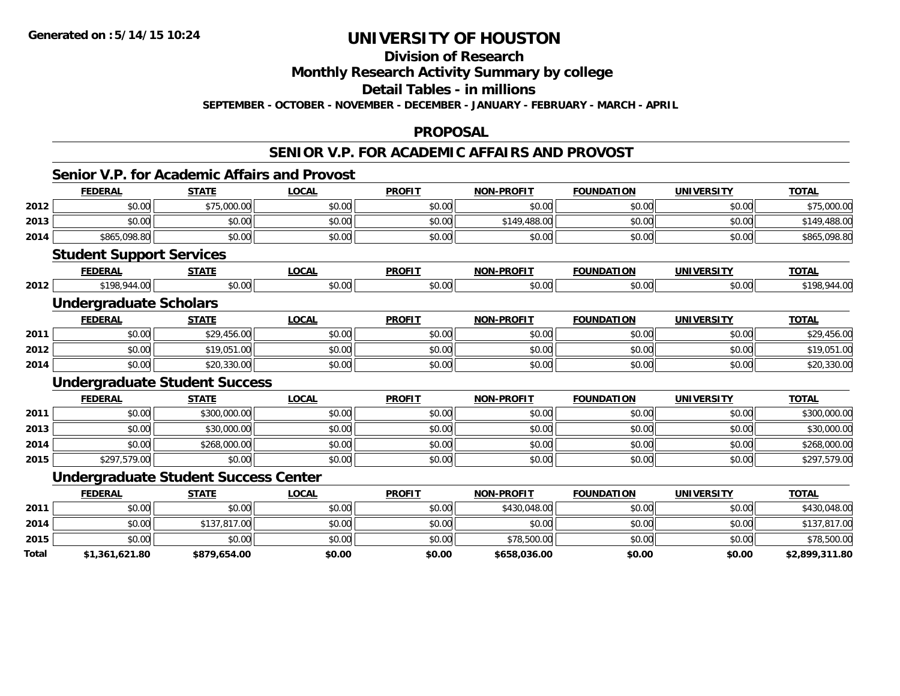# UNIVERSITY OF HOUSTON

## Division of Research

## Monthly Research Activity Summary by college

## Detail Tables - in millions

**SEPTEMBER - OCTOBER - NOVEMBER - DECEMBER - JANUARY - FEBRUARY - MARCH - APRIL**

## PROPOSAL

## SENIOR V.P. FOR ACADEMIC AFFAIRS AND PROVOST

### Senior V.P. for Academic Affairs and Provost

| | FEDERAL | STATE | LOCAL | PROFIT | NON-PROFIT | FOUNDATION | UNIVERSITY | TOTAL |
|---|---|---|---|---|---|---|---|---|
| 2012 | $0.00 | $75,000.00 | $0.00 | $0.00 | $0.00 | $0.00 | $0.00 | $75,000.00 |
| 2013 | $0.00 | $0.00 | $0.00 | $0.00 | $149,488.00 | $0.00 | $0.00 | $149,488.00 |
| 2014 | $865,098.80 | $0.00 | $0.00 | $0.00 | $0.00 | $0.00 | $0.00 | $865,098.80 |

### Student Support Services

| | FEDERAL | STATE | LOCAL | PROFIT | NON-PROFIT | FOUNDATION | UNIVERSITY | TOTAL |
|---|---|---|---|---|---|---|---|---|
| 2012 | $198,944.00 | $0.00 | $0.00 | $0.00 | $0.00 | $0.00 | $0.00 | $198,944.00 |

### Undergraduate Scholars

| | FEDERAL | STATE | LOCAL | PROFIT | NON-PROFIT | FOUNDATION | UNIVERSITY | TOTAL |
|---|---|---|---|---|---|---|---|---|
| 2011 | $0.00 | $29,456.00 | $0.00 | $0.00 | $0.00 | $0.00 | $0.00 | $29,456.00 |
| 2012 | $0.00 | $19,051.00 | $0.00 | $0.00 | $0.00 | $0.00 | $0.00 | $19,051.00 |
| 2014 | $0.00 | $20,330.00 | $0.00 | $0.00 | $0.00 | $0.00 | $0.00 | $20,330.00 |

### Undergraduate Student Success

| | FEDERAL | STATE | LOCAL | PROFIT | NON-PROFIT | FOUNDATION | UNIVERSITY | TOTAL |
|---|---|---|---|---|---|---|---|---|
| 2011 | $0.00 | $300,000.00 | $0.00 | $0.00 | $0.00 | $0.00 | $0.00 | $300,000.00 |
| 2013 | $0.00 | $30,000.00 | $0.00 | $0.00 | $0.00 | $0.00 | $0.00 | $30,000.00 |
| 2014 | $0.00 | $268,000.00 | $0.00 | $0.00 | $0.00 | $0.00 | $0.00 | $268,000.00 |
| 2015 | $297,579.00 | $0.00 | $0.00 | $0.00 | $0.00 | $0.00 | $0.00 | $297,579.00 |

### Undergraduate Student Success Center

| | FEDERAL | STATE | LOCAL | PROFIT | NON-PROFIT | FOUNDATION | UNIVERSITY | TOTAL |
|---|---|---|---|---|---|---|---|---|
| 2011 | $0.00 | $0.00 | $0.00 | $0.00 | $430,048.00 | $0.00 | $0.00 | $430,048.00 |
| 2014 | $0.00 | $137,817.00 | $0.00 | $0.00 | $0.00 | $0.00 | $0.00 | $137,817.00 |
| 2015 | $0.00 | $0.00 | $0.00 | $0.00 | $78,500.00 | $0.00 | $0.00 | $78,500.00 |
| **Total** | **$1,361,621.80** | **$879,654.00** | **$0.00** | **$0.00** | **$658,036.00** | **$0.00** | **$0.00** | **$2,899,311.80** |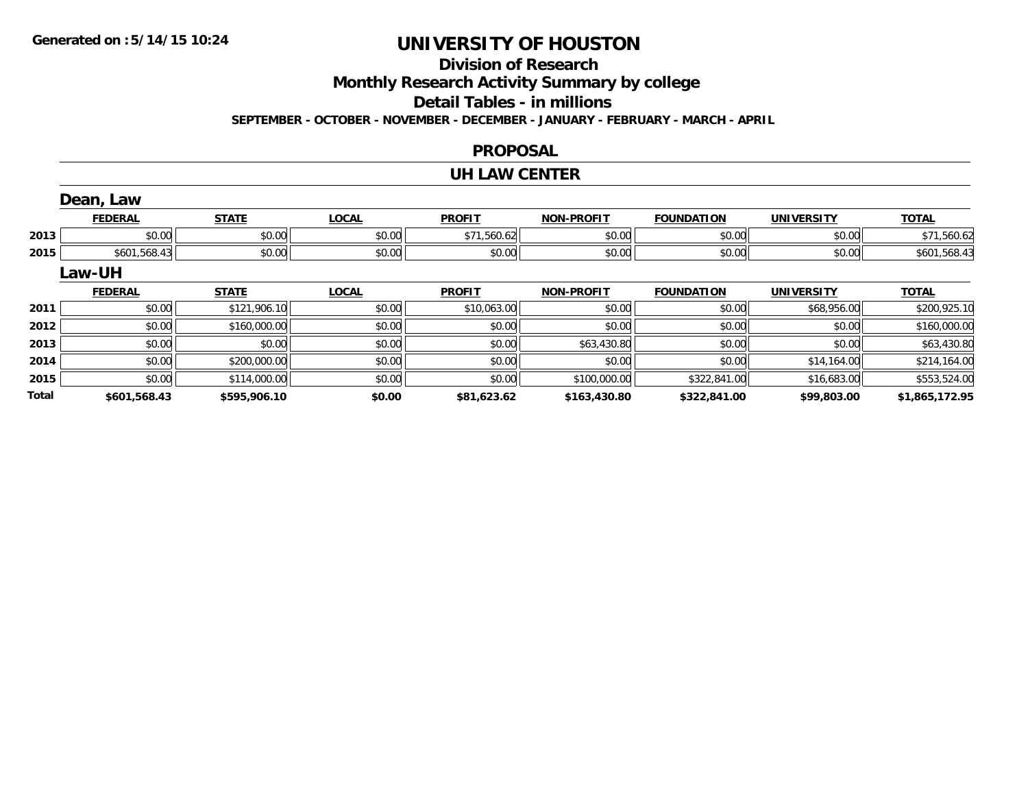**Generated on :5/14/15 10:24**

# UNIVERSITY OF HOUSTON

## Division of Research

## Monthly Research Activity Summary by college

## Detail Tables - in millions

**SEPTEMBER - OCTOBER - NOVEMBER - DECEMBER - JANUARY - FEBRUARY - MARCH - APRIL**

### PROPOSAL

### UH LAW CENTER

#### Dean, Law

| | FEDERAL | STATE | LOCAL | PROFIT | NON-PROFIT | FOUNDATION | UNIVERSITY | TOTAL |
|---|---|---|---|---|---|---|---|---|
| 2013 | $0.00 | $0.00 | $0.00 | $71,560.62 | $0.00 | $0.00 | $0.00 | $71,560.62 |
| 2015 | $601,568.43 | $0.00 | $0.00 | $0.00 | $0.00 | $0.00 | $0.00 | $601,568.43 |

#### Law-UH

| | FEDERAL | STATE | LOCAL | PROFIT | NON-PROFIT | FOUNDATION | UNIVERSITY | TOTAL |
|---|---|---|---|---|---|---|---|---|
| 2011 | $0.00 | $121,906.10 | $0.00 | $10,063.00 | $0.00 | $0.00 | $68,956.00 | $200,925.10 |
| 2012 | $0.00 | $160,000.00 | $0.00 | $0.00 | $0.00 | $0.00 | $0.00 | $160,000.00 |
| 2013 | $0.00 | $0.00 | $0.00 | $0.00 | $63,430.80 | $0.00 | $0.00 | $63,430.80 |
| 2014 | $0.00 | $200,000.00 | $0.00 | $0.00 | $0.00 | $0.00 | $14,164.00 | $214,164.00 |
| 2015 | $0.00 | $114,000.00 | $0.00 | $0.00 | $100,000.00 | $322,841.00 | $16,683.00 | $553,524.00 |
| **Total** | **$601,568.43** | **$595,906.10** | **$0.00** | **$81,623.62** | **$163,430.80** | **$322,841.00** | **$99,803.00** | **$1,865,172.95** |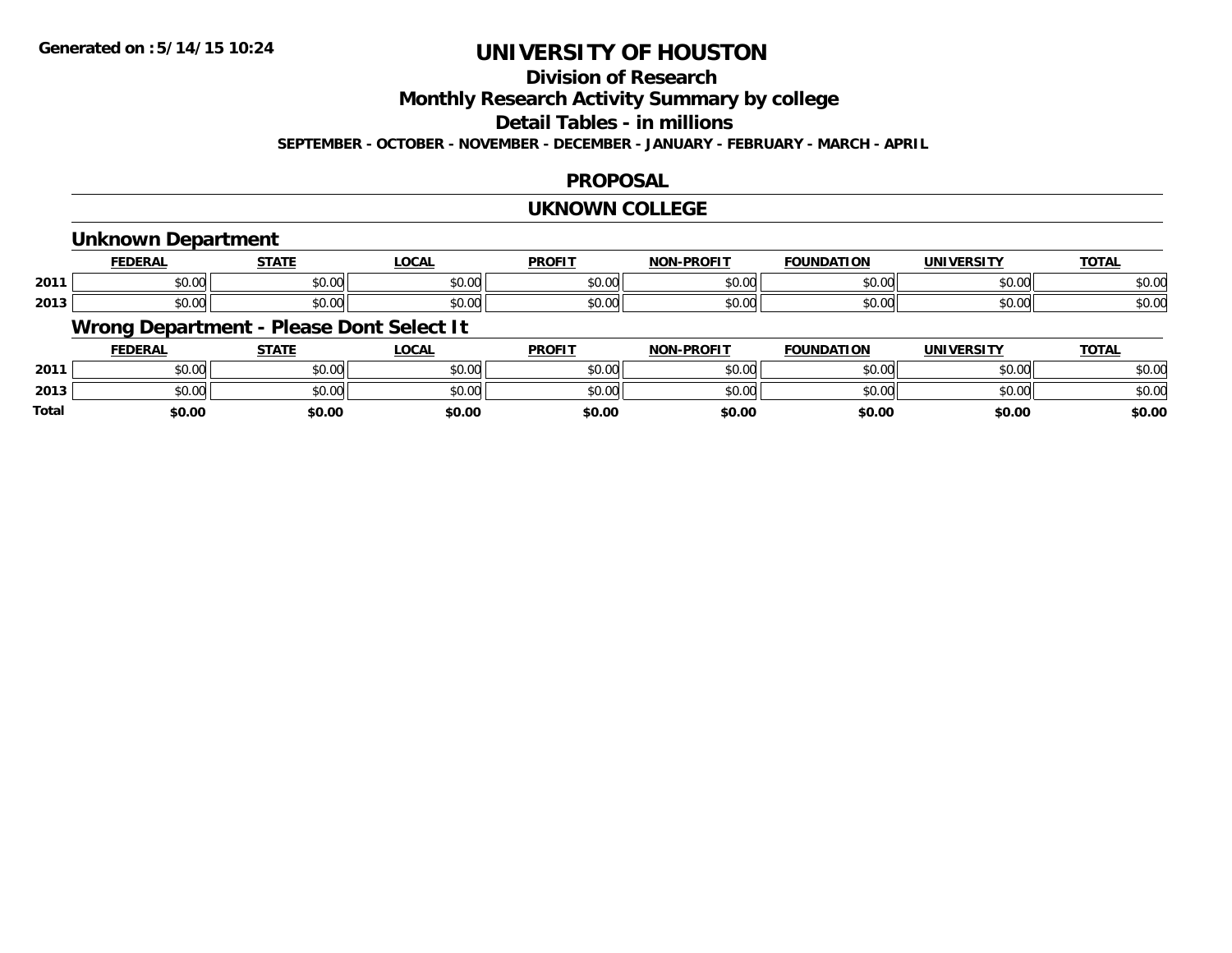Generated on :5/14/15 10:24

# UNIVERSITY OF HOUSTON

## Division of Research

## Monthly Research Activity Summary by college

## Detail Tables - in millions

**SEPTEMBER - OCTOBER - NOVEMBER - DECEMBER - JANUARY - FEBRUARY - MARCH - APRIL**

## PROPOSAL

## UKNOWN COLLEGE

### Unknown Department

| | FEDERAL | STATE | LOCAL | PROFIT | NON-PROFIT | FOUNDATION | UNIVERSITY | TOTAL |
|---|---|---|---|---|---|---|---|---|
| 2011 | $0.00 | $0.00 | $0.00 | $0.00 | $0.00 | $0.00 | $0.00 | $0.00 |
| 2013 | $0.00 | $0.00 | $0.00 | $0.00 | $0.00 | $0.00 | $0.00 | $0.00 |

### Wrong Department - Please Dont Select It

| | FEDERAL | STATE | LOCAL | PROFIT | NON-PROFIT | FOUNDATION | UNIVERSITY | TOTAL |
|---|---|---|---|---|---|---|---|---|
| 2011 | $0.00 | $0.00 | $0.00 | $0.00 | $0.00 | $0.00 | $0.00 | $0.00 |
| 2013 | $0.00 | $0.00 | $0.00 | $0.00 | $0.00 | $0.00 | $0.00 | $0.00 |
| **Total** | **$0.00** | **$0.00** | **$0.00** | **$0.00** | **$0.00** | **$0.00** | **$0.00** | **$0.00** |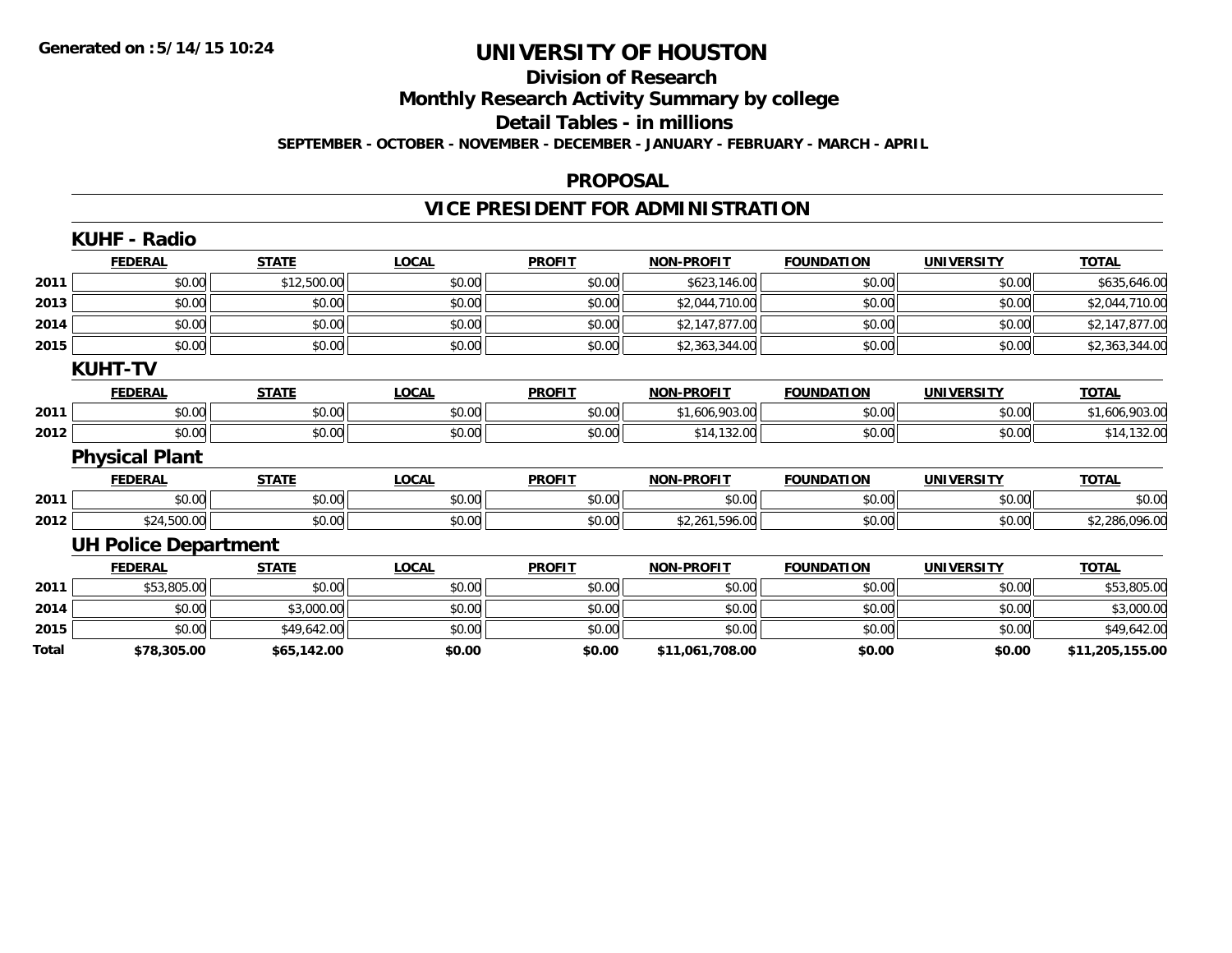**Generated on :5/14/15 10:24**

# UNIVERSITY OF HOUSTON

## Division of Research

## Monthly Research Activity Summary by college

## Detail Tables - in millions

**SEPTEMBER - OCTOBER - NOVEMBER - DECEMBER - JANUARY - FEBRUARY - MARCH - APRIL**

## PROPOSAL

## VICE PRESIDENT FOR ADMINISTRATION

### KUHF - Radio

| | FEDERAL | STATE | LOCAL | PROFIT | NON-PROFIT | FOUNDATION | UNIVERSITY | TOTAL |
|---|---|---|---|---|---|---|---|---|
| 2011 | $0.00 | $12,500.00 | $0.00 | $0.00 | $623,146.00 | $0.00 | $0.00 | $635,646.00 |
| 2013 | $0.00 | $0.00 | $0.00 | $0.00 | $2,044,710.00 | $0.00 | $0.00 | $2,044,710.00 |
| 2014 | $0.00 | $0.00 | $0.00 | $0.00 | $2,147,877.00 | $0.00 | $0.00 | $2,147,877.00 |
| 2015 | $0.00 | $0.00 | $0.00 | $0.00 | $2,363,344.00 | $0.00 | $0.00 | $2,363,344.00 |

### KUHT-TV

| | FEDERAL | STATE | LOCAL | PROFIT | NON-PROFIT | FOUNDATION | UNIVERSITY | TOTAL |
|---|---|---|---|---|---|---|---|---|
| 2011 | $0.00 | $0.00 | $0.00 | $0.00 | $1,606,903.00 | $0.00 | $0.00 | $1,606,903.00 |
| 2012 | $0.00 | $0.00 | $0.00 | $0.00 | $14,132.00 | $0.00 | $0.00 | $14,132.00 |

### Physical Plant

| | FEDERAL | STATE | LOCAL | PROFIT | NON-PROFIT | FOUNDATION | UNIVERSITY | TOTAL |
|---|---|---|---|---|---|---|---|---|
| 2011 | $0.00 | $0.00 | $0.00 | $0.00 | $0.00 | $0.00 | $0.00 | $0.00 |
| 2012 | $24,500.00 | $0.00 | $0.00 | $0.00 | $2,261,596.00 | $0.00 | $0.00 | $2,286,096.00 |

### UH Police Department

| | FEDERAL | STATE | LOCAL | PROFIT | NON-PROFIT | FOUNDATION | UNIVERSITY | TOTAL |
|---|---|---|---|---|---|---|---|---|
| 2011 | $53,805.00 | $0.00 | $0.00 | $0.00 | $0.00 | $0.00 | $0.00 | $53,805.00 |
| 2014 | $0.00 | $3,000.00 | $0.00 | $0.00 | $0.00 | $0.00 | $0.00 | $3,000.00 |
| 2015 | $0.00 | $49,642.00 | $0.00 | $0.00 | $0.00 | $0.00 | $0.00 | $49,642.00 |
| **Total** | **$78,305.00** | **$65,142.00** | **$0.00** | **$0.00** | **$11,061,708.00** | **$0.00** | **$0.00** | **$11,205,155.00** |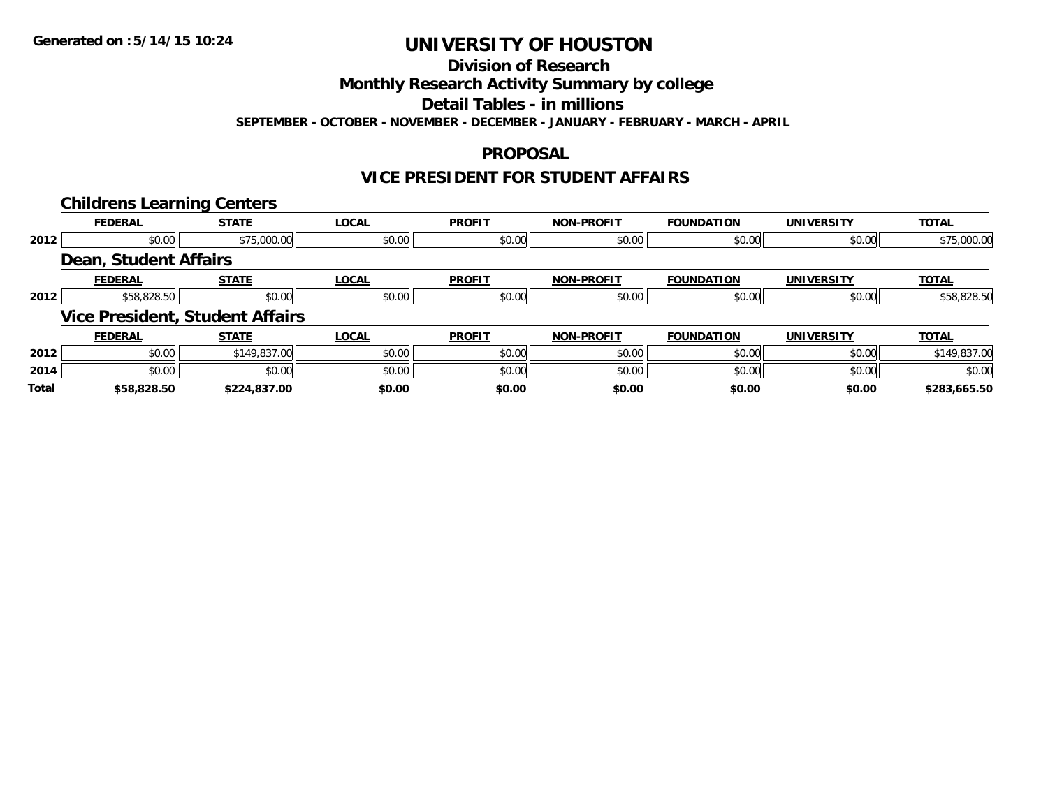Generated on :5/14/15 10:24

# UNIVERSITY OF HOUSTON

## Division of Research

## Monthly Research Activity Summary by college

## Detail Tables - in millions

**SEPTEMBER - OCTOBER - NOVEMBER - DECEMBER - JANUARY - FEBRUARY - MARCH - APRIL**

## PROPOSAL

## VICE PRESIDENT FOR STUDENT AFFAIRS

### Childrens Learning Centers

| | FEDERAL | STATE | LOCAL | PROFIT | NON-PROFIT | FOUNDATION | UNIVERSITY | TOTAL |
|---|---|---|---|---|---|---|---|---|
| 2012 | $0.00 | $75,000.00 | $0.00 | $0.00 | $0.00 | $0.00 | $0.00 | $75,000.00 |

### Dean, Student Affairs

| | FEDERAL | STATE | LOCAL | PROFIT | NON-PROFIT | FOUNDATION | UNIVERSITY | TOTAL |
|---|---|---|---|---|---|---|---|---|
| 2012 | $58,828.50 | $0.00 | $0.00 | $0.00 | $0.00 | $0.00 | $0.00 | $58,828.50 |

### Vice President, Student Affairs

| | FEDERAL | STATE | LOCAL | PROFIT | NON-PROFIT | FOUNDATION | UNIVERSITY | TOTAL |
|---|---|---|---|---|---|---|---|---|
| 2012 | $0.00 | $149,837.00 | $0.00 | $0.00 | $0.00 | $0.00 | $0.00 | $149,837.00 |
| 2014 | $0.00 | $0.00 | $0.00 | $0.00 | $0.00 | $0.00 | $0.00 | $0.00 |
| **Total** | **$58,828.50** | **$224,837.00** | **$0.00** | **$0.00** | **$0.00** | **$0.00** | **$0.00** | **$283,665.50** |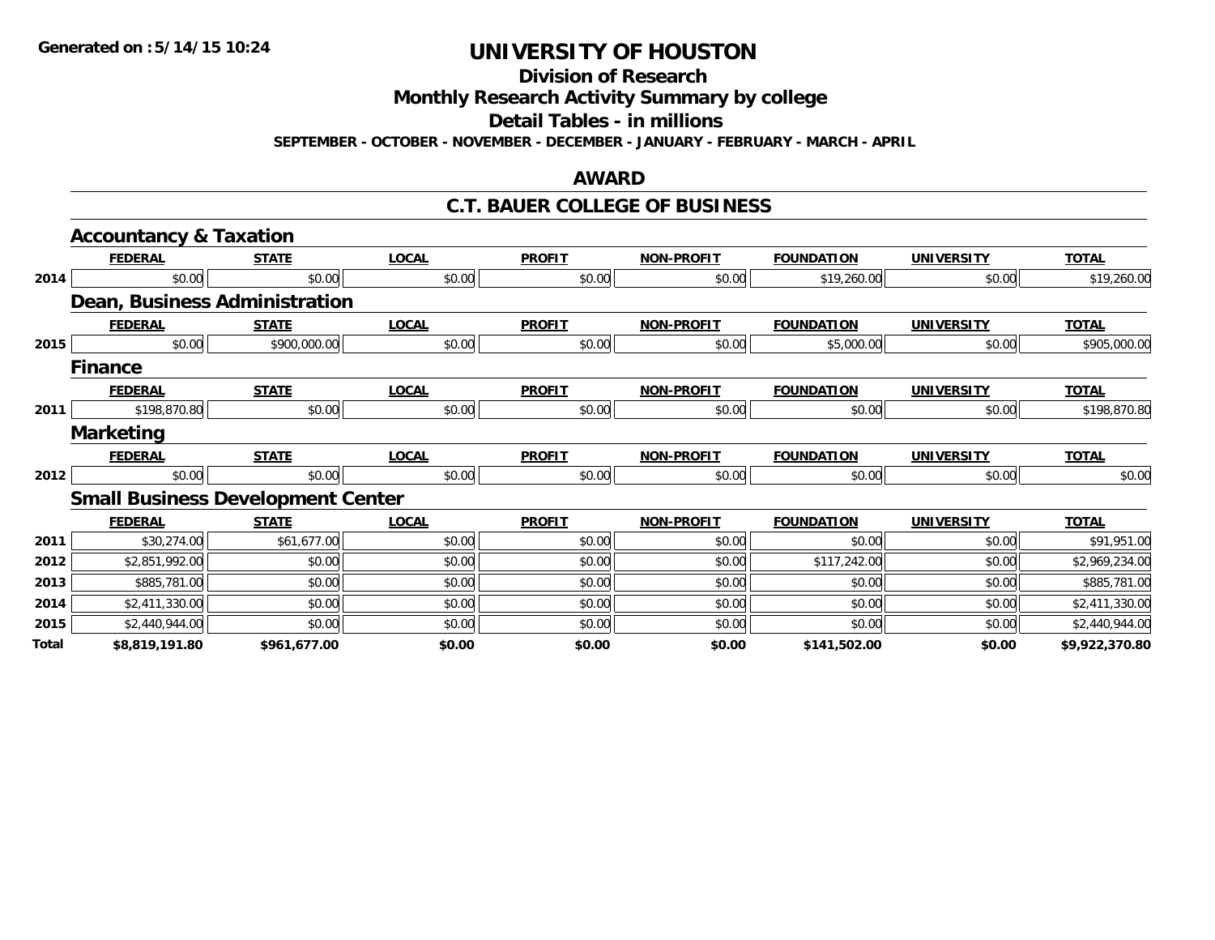**Generated on :5/14/15 10:24**

# UNIVERSITY OF HOUSTON

## Division of Research

## Monthly Research Activity Summary by college

## Detail Tables - in millions

**SEPTEMBER - OCTOBER - NOVEMBER - DECEMBER - JANUARY - FEBRUARY - MARCH - APRIL**

## AWARD

## C.T. BAUER COLLEGE OF BUSINESS

### Accountancy & Taxation

| | FEDERAL | STATE | LOCAL | PROFIT | NON-PROFIT | FOUNDATION | UNIVERSITY | TOTAL |
|---|---|---|---|---|---|---|---|---|
| 2014 | $0.00 | $0.00 | $0.00 | $0.00 | $0.00 | $19,260.00 | $0.00 | $19,260.00 |

### Dean, Business Administration

| | FEDERAL | STATE | LOCAL | PROFIT | NON-PROFIT | FOUNDATION | UNIVERSITY | TOTAL |
|---|---|---|---|---|---|---|---|---|
| 2015 | $0.00 | $900,000.00 | $0.00 | $0.00 | $0.00 | $5,000.00 | $0.00 | $905,000.00 |

### Finance

| | FEDERAL | STATE | LOCAL | PROFIT | NON-PROFIT | FOUNDATION | UNIVERSITY | TOTAL |
|---|---|---|---|---|---|---|---|---|
| 2011 | $198,870.80 | $0.00 | $0.00 | $0.00 | $0.00 | $0.00 | $0.00 | $198,870.80 |

### Marketing

| | FEDERAL | STATE | LOCAL | PROFIT | NON-PROFIT | FOUNDATION | UNIVERSITY | TOTAL |
|---|---|---|---|---|---|---|---|---|
| 2012 | $0.00 | $0.00 | $0.00 | $0.00 | $0.00 | $0.00 | $0.00 | $0.00 |

### Small Business Development Center

| | FEDERAL | STATE | LOCAL | PROFIT | NON-PROFIT | FOUNDATION | UNIVERSITY | TOTAL |
|---|---|---|---|---|---|---|---|---|
| 2011 | $30,274.00 | $61,677.00 | $0.00 | $0.00 | $0.00 | $0.00 | $0.00 | $91,951.00 |
| 2012 | $2,851,992.00 | $0.00 | $0.00 | $0.00 | $0.00 | $117,242.00 | $0.00 | $2,969,234.00 |
| 2013 | $885,781.00 | $0.00 | $0.00 | $0.00 | $0.00 | $0.00 | $0.00 | $885,781.00 |
| 2014 | $2,411,330.00 | $0.00 | $0.00 | $0.00 | $0.00 | $0.00 | $0.00 | $2,411,330.00 |
| 2015 | $2,440,944.00 | $0.00 | $0.00 | $0.00 | $0.00 | $0.00 | $0.00 | $2,440,944.00 |
| **Total** | **$8,819,191.80** | **$961,677.00** | **$0.00** | **$0.00** | **$0.00** | **$141,502.00** | **$0.00** | **$9,922,370.80** |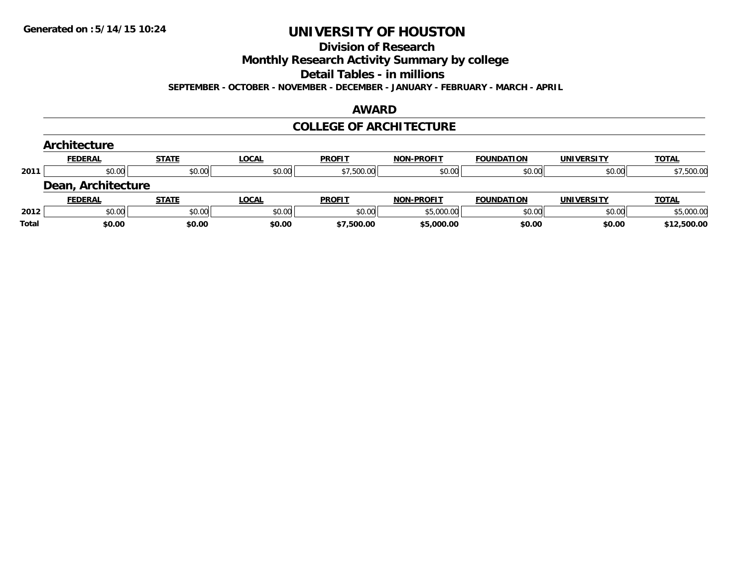Generated on :5/14/15 10:24

# UNIVERSITY OF HOUSTON

## Division of Research

## Monthly Research Activity Summary by college

## Detail Tables - in millions

**SEPTEMBER - OCTOBER - NOVEMBER - DECEMBER - JANUARY - FEBRUARY - MARCH - APRIL**

## AWARD

## COLLEGE OF ARCHITECTURE

### Architecture

| | FEDERAL | STATE | LOCAL | PROFIT | NON-PROFIT | FOUNDATION | UNIVERSITY | TOTAL |
|---|---|---|---|---|---|---|---|---|
| 2011 | $0.00 | $0.00 | $0.00 | $7,500.00 | $0.00 | $0.00 | $0.00 | $7,500.00 |

### Dean, Architecture

| | FEDERAL | STATE | LOCAL | PROFIT | NON-PROFIT | FOUNDATION | UNIVERSITY | TOTAL |
|---|---|---|---|---|---|---|---|---|
| 2012 | $0.00 | $0.00 | $0.00 | $0.00 | $5,000.00 | $0.00 | $0.00 | $5,000.00 |
| **Total** | **$0.00** | **$0.00** | **$0.00** | **$7,500.00** | **$5,000.00** | **$0.00** | **$0.00** | **$12,500.00** |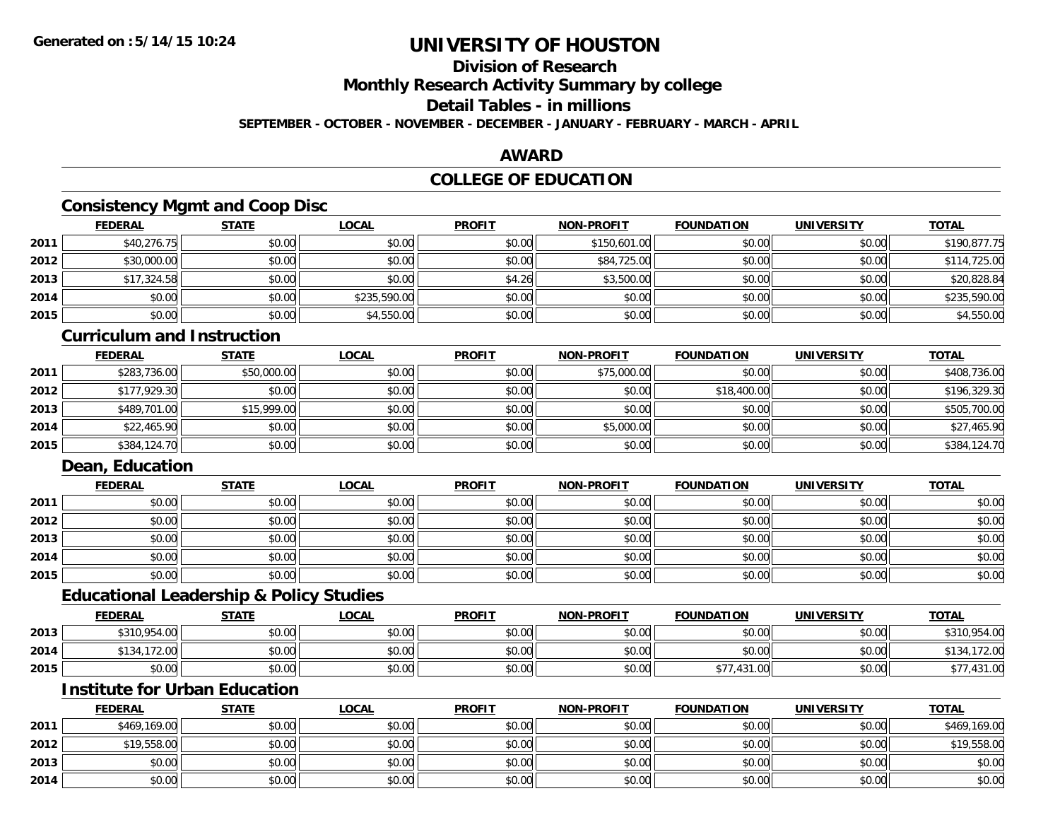**Generated on :5/14/15 10:24**

# UNIVERSITY OF HOUSTON

## Division of Research

## Monthly Research Activity Summary by college

## Detail Tables - in millions

**SEPTEMBER - OCTOBER - NOVEMBER - DECEMBER - JANUARY - FEBRUARY - MARCH - APRIL**

## AWARD

## COLLEGE OF EDUCATION

### Consistency Mgmt and Coop Disc

| | FEDERAL | STATE | LOCAL | PROFIT | NON-PROFIT | FOUNDATION | UNIVERSITY | TOTAL |
|---|---|---|---|---|---|---|---|---|
| 2011 | $40,276.75 | $0.00 | $0.00 | $0.00 | $150,601.00 | $0.00 | $0.00 | $190,877.75 |
| 2012 | $30,000.00 | $0.00 | $0.00 | $0.00 | $84,725.00 | $0.00 | $0.00 | $114,725.00 |
| 2013 | $17,324.58 | $0.00 | $0.00 | $4.26 | $3,500.00 | $0.00 | $0.00 | $20,828.84 |
| 2014 | $0.00 | $0.00 | $235,590.00 | $0.00 | $0.00 | $0.00 | $0.00 | $235,590.00 |
| 2015 | $0.00 | $0.00 | $4,550.00 | $0.00 | $0.00 | $0.00 | $0.00 | $4,550.00 |

### Curriculum and Instruction

| | FEDERAL | STATE | LOCAL | PROFIT | NON-PROFIT | FOUNDATION | UNIVERSITY | TOTAL |
|---|---|---|---|---|---|---|---|---|
| 2011 | $283,736.00 | $50,000.00 | $0.00 | $0.00 | $75,000.00 | $0.00 | $0.00 | $408,736.00 |
| 2012 | $177,929.30 | $0.00 | $0.00 | $0.00 | $0.00 | $18,400.00 | $0.00 | $196,329.30 |
| 2013 | $489,701.00 | $15,999.00 | $0.00 | $0.00 | $0.00 | $0.00 | $0.00 | $505,700.00 |
| 2014 | $22,465.90 | $0.00 | $0.00 | $0.00 | $5,000.00 | $0.00 | $0.00 | $27,465.90 |
| 2015 | $384,124.70 | $0.00 | $0.00 | $0.00 | $0.00 | $0.00 | $0.00 | $384,124.70 |

### Dean, Education

| | FEDERAL | STATE | LOCAL | PROFIT | NON-PROFIT | FOUNDATION | UNIVERSITY | TOTAL |
|---|---|---|---|---|---|---|---|---|
| 2011 | $0.00 | $0.00 | $0.00 | $0.00 | $0.00 | $0.00 | $0.00 | $0.00 |
| 2012 | $0.00 | $0.00 | $0.00 | $0.00 | $0.00 | $0.00 | $0.00 | $0.00 |
| 2013 | $0.00 | $0.00 | $0.00 | $0.00 | $0.00 | $0.00 | $0.00 | $0.00 |
| 2014 | $0.00 | $0.00 | $0.00 | $0.00 | $0.00 | $0.00 | $0.00 | $0.00 |
| 2015 | $0.00 | $0.00 | $0.00 | $0.00 | $0.00 | $0.00 | $0.00 | $0.00 |

### Educational Leadership & Policy Studies

| | FEDERAL | STATE | LOCAL | PROFIT | NON-PROFIT | FOUNDATION | UNIVERSITY | TOTAL |
|---|---|---|---|---|---|---|---|---|
| 2013 | $310,954.00 | $0.00 | $0.00 | $0.00 | $0.00 | $0.00 | $0.00 | $310,954.00 |
| 2014 | $134,172.00 | $0.00 | $0.00 | $0.00 | $0.00 | $0.00 | $0.00 | $134,172.00 |
| 2015 | $0.00 | $0.00 | $0.00 | $0.00 | $0.00 | $77,431.00 | $0.00 | $77,431.00 |

### Institute for Urban Education

| | FEDERAL | STATE | LOCAL | PROFIT | NON-PROFIT | FOUNDATION | UNIVERSITY | TOTAL |
|---|---|---|---|---|---|---|---|---|
| 2011 | $469,169.00 | $0.00 | $0.00 | $0.00 | $0.00 | $0.00 | $0.00 | $469,169.00 |
| 2012 | $19,558.00 | $0.00 | $0.00 | $0.00 | $0.00 | $0.00 | $0.00 | $19,558.00 |
| 2013 | $0.00 | $0.00 | $0.00 | $0.00 | $0.00 | $0.00 | $0.00 | $0.00 |
| 2014 | $0.00 | $0.00 | $0.00 | $0.00 | $0.00 | $0.00 | $0.00 | $0.00 |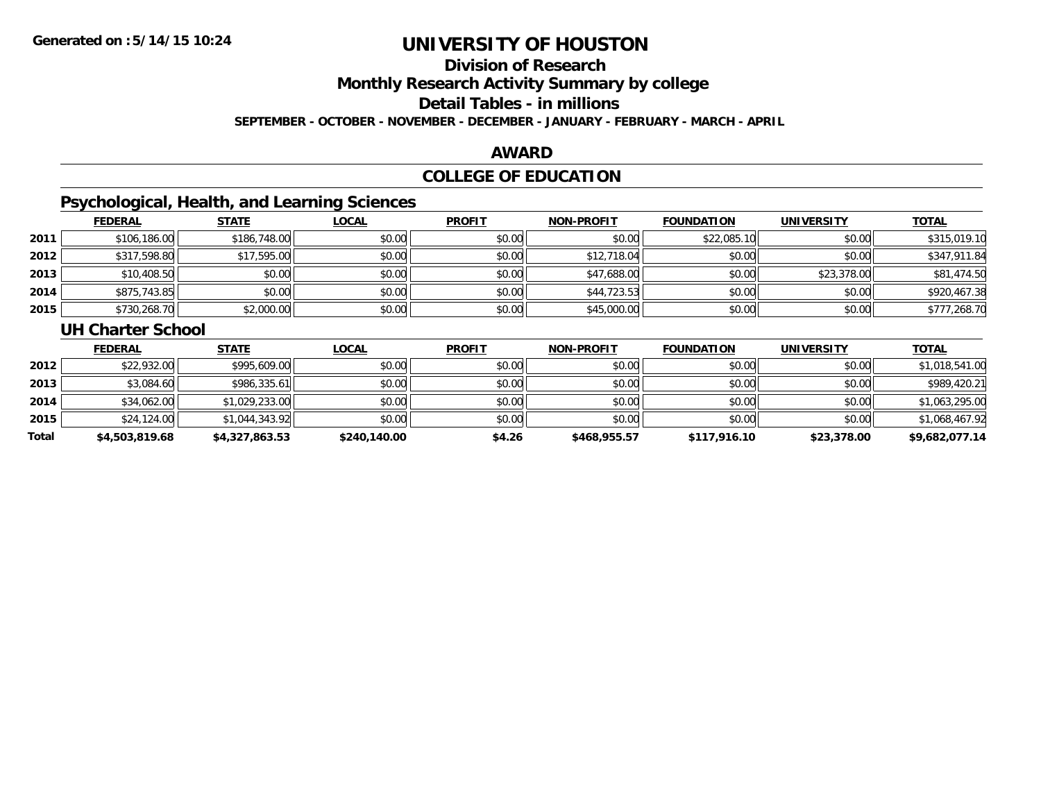**Generated on :5/14/15 10:24**

# UNIVERSITY OF HOUSTON

## Division of Research

## Monthly Research Activity Summary by college

## Detail Tables - in millions

**SEPTEMBER - OCTOBER - NOVEMBER - DECEMBER - JANUARY - FEBRUARY - MARCH - APRIL**

## AWARD

## COLLEGE OF EDUCATION

### Psychological, Health, and Learning Sciences

| | FEDERAL | STATE | LOCAL | PROFIT | NON-PROFIT | FOUNDATION | UNIVERSITY | TOTAL |
|---|---|---|---|---|---|---|---|---|
| 2011 | $106,186.00 | $186,748.00 | $0.00 | $0.00 | $0.00 | $22,085.10 | $0.00 | $315,019.10 |
| 2012 | $317,598.80 | $17,595.00 | $0.00 | $0.00 | $12,718.04 | $0.00 | $0.00 | $347,911.84 |
| 2013 | $10,408.50 | $0.00 | $0.00 | $0.00 | $47,688.00 | $0.00 | $23,378.00 | $81,474.50 |
| 2014 | $875,743.85 | $0.00 | $0.00 | $0.00 | $44,723.53 | $0.00 | $0.00 | $920,467.38 |
| 2015 | $730,268.70 | $2,000.00 | $0.00 | $0.00 | $45,000.00 | $0.00 | $0.00 | $777,268.70 |

### UH Charter School

| | FEDERAL | STATE | LOCAL | PROFIT | NON-PROFIT | FOUNDATION | UNIVERSITY | TOTAL |
|---|---|---|---|---|---|---|---|---|
| 2012 | $22,932.00 | $995,609.00 | $0.00 | $0.00 | $0.00 | $0.00 | $0.00 | $1,018,541.00 |
| 2013 | $3,084.60 | $986,335.61 | $0.00 | $0.00 | $0.00 | $0.00 | $0.00 | $989,420.21 |
| 2014 | $34,062.00 | $1,029,233.00 | $0.00 | $0.00 | $0.00 | $0.00 | $0.00 | $1,063,295.00 |
| 2015 | $24,124.00 | $1,044,343.92 | $0.00 | $0.00 | $0.00 | $0.00 | $0.00 | $1,068,467.92 |
| **Total** | **$4,503,819.68** | **$4,327,863.53** | **$240,140.00** | **$4.26** | **$468,955.57** | **$117,916.10** | **$23,378.00** | **$9,682,077.14** |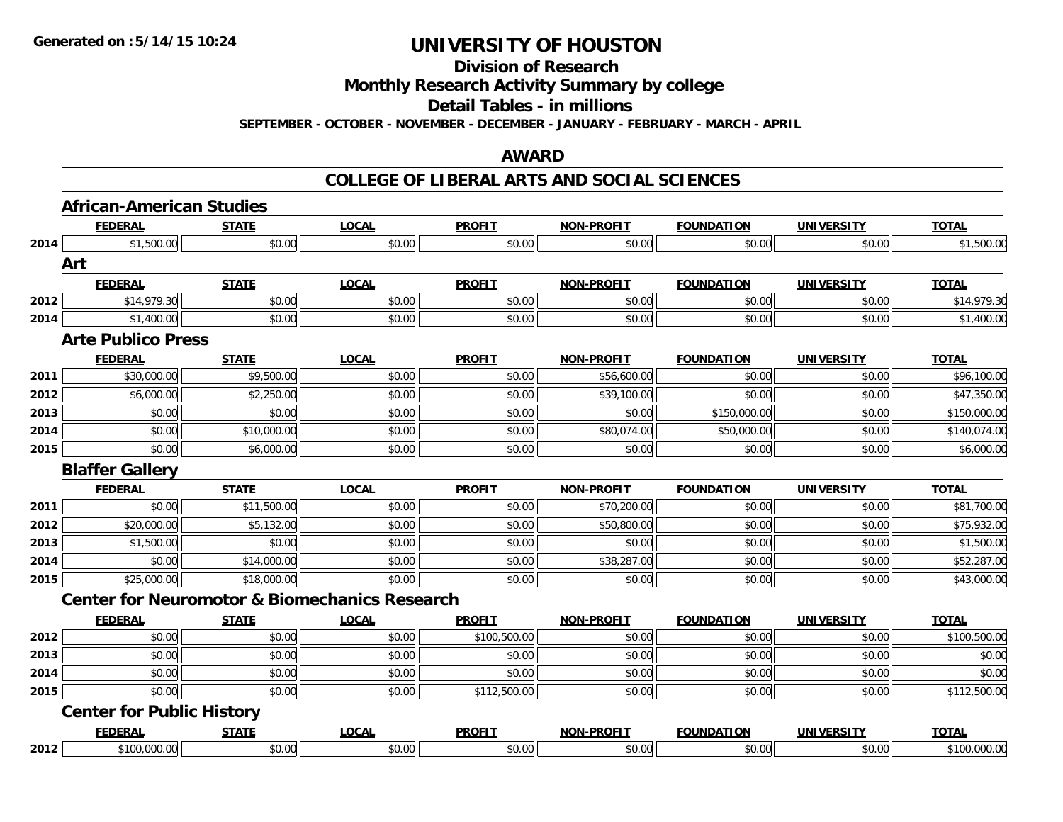Generated on :5/14/15 10:24

# UNIVERSITY OF HOUSTON

## Division of Research

## Monthly Research Activity Summary by college

## Detail Tables - in millions

**SEPTEMBER - OCTOBER - NOVEMBER - DECEMBER - JANUARY - FEBRUARY - MARCH - APRIL**

## AWARD

## COLLEGE OF LIBERAL ARTS AND SOCIAL SCIENCES

### African-American Studies

| | FEDERAL | STATE | LOCAL | PROFIT | NON-PROFIT | FOUNDATION | UNIVERSITY | TOTAL |
|---|---|---|---|---|---|---|---|---|
| 2014 | $1,500.00 | $0.00 | $0.00 | $0.00 | $0.00 | $0.00 | $0.00 | $1,500.00 |

### Art

| | FEDERAL | STATE | LOCAL | PROFIT | NON-PROFIT | FOUNDATION | UNIVERSITY | TOTAL |
|---|---|---|---|---|---|---|---|---|
| 2012 | $14,979.30 | $0.00 | $0.00 | $0.00 | $0.00 | $0.00 | $0.00 | $14,979.30 |
| 2014 | $1,400.00 | $0.00 | $0.00 | $0.00 | $0.00 | $0.00 | $0.00 | $1,400.00 |

### Arte Publico Press

| | FEDERAL | STATE | LOCAL | PROFIT | NON-PROFIT | FOUNDATION | UNIVERSITY | TOTAL |
|---|---|---|---|---|---|---|---|---|
| 2011 | $30,000.00 | $9,500.00 | $0.00 | $0.00 | $56,600.00 | $0.00 | $0.00 | $96,100.00 |
| 2012 | $6,000.00 | $2,250.00 | $0.00 | $0.00 | $39,100.00 | $0.00 | $0.00 | $47,350.00 |
| 2013 | $0.00 | $0.00 | $0.00 | $0.00 | $0.00 | $150,000.00 | $0.00 | $150,000.00 |
| 2014 | $0.00 | $10,000.00 | $0.00 | $0.00 | $80,074.00 | $50,000.00 | $0.00 | $140,074.00 |
| 2015 | $0.00 | $6,000.00 | $0.00 | $0.00 | $0.00 | $0.00 | $0.00 | $6,000.00 |

### Blaffer Gallery

| | FEDERAL | STATE | LOCAL | PROFIT | NON-PROFIT | FOUNDATION | UNIVERSITY | TOTAL |
|---|---|---|---|---|---|---|---|---|
| 2011 | $0.00 | $11,500.00 | $0.00 | $0.00 | $70,200.00 | $0.00 | $0.00 | $81,700.00 |
| 2012 | $20,000.00 | $5,132.00 | $0.00 | $0.00 | $50,800.00 | $0.00 | $0.00 | $75,932.00 |
| 2013 | $1,500.00 | $0.00 | $0.00 | $0.00 | $0.00 | $0.00 | $0.00 | $1,500.00 |
| 2014 | $0.00 | $14,000.00 | $0.00 | $0.00 | $38,287.00 | $0.00 | $0.00 | $52,287.00 |
| 2015 | $25,000.00 | $18,000.00 | $0.00 | $0.00 | $0.00 | $0.00 | $0.00 | $43,000.00 |

### Center for Neuromotor & Biomechanics Research

| | FEDERAL | STATE | LOCAL | PROFIT | NON-PROFIT | FOUNDATION | UNIVERSITY | TOTAL |
|---|---|---|---|---|---|---|---|---|
| 2012 | $0.00 | $0.00 | $0.00 | $100,500.00 | $0.00 | $0.00 | $0.00 | $100,500.00 |
| 2013 | $0.00 | $0.00 | $0.00 | $0.00 | $0.00 | $0.00 | $0.00 | $0.00 |
| 2014 | $0.00 | $0.00 | $0.00 | $0.00 | $0.00 | $0.00 | $0.00 | $0.00 |
| 2015 | $0.00 | $0.00 | $0.00 | $112,500.00 | $0.00 | $0.00 | $0.00 | $112,500.00 |

### Center for Public History

| | FEDERAL | STATE | LOCAL | PROFIT | NON-PROFIT | FOUNDATION | UNIVERSITY | TOTAL |
|---|---|---|---|---|---|---|---|---|
| 2012 | $100,000.00 | $0.00 | $0.00 | $0.00 | $0.00 | $0.00 | $0.00 | $100,000.00 |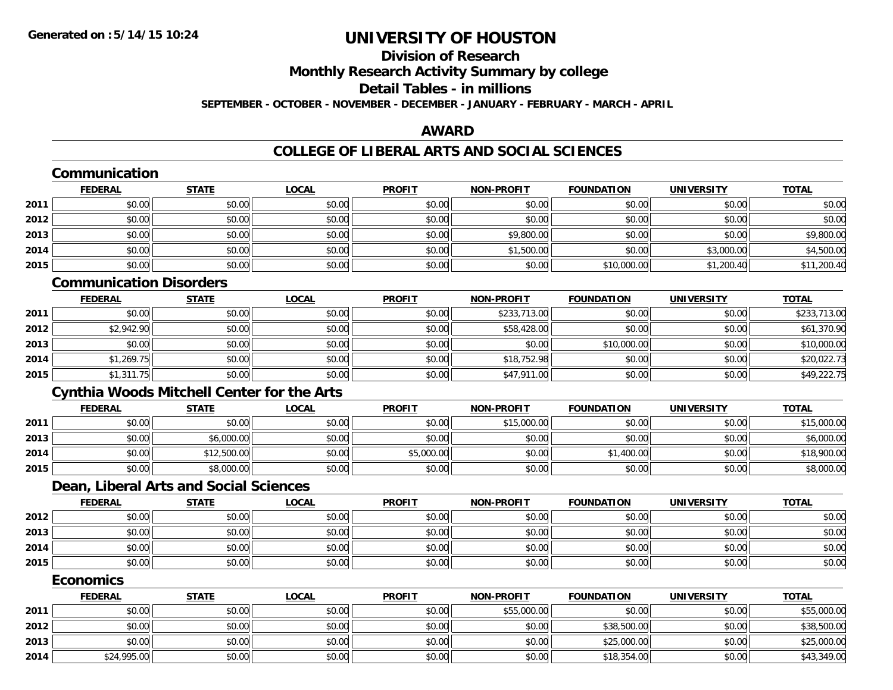# UNIVERSITY OF HOUSTON

## Division of Research

## Monthly Research Activity Summary by college

## Detail Tables - in millions

**SEPTEMBER - OCTOBER - NOVEMBER - DECEMBER - JANUARY - FEBRUARY - MARCH - APRIL**

## AWARD

## COLLEGE OF LIBERAL ARTS AND SOCIAL SCIENCES

### Communication

| | FEDERAL | STATE | LOCAL | PROFIT | NON-PROFIT | FOUNDATION | UNIVERSITY | TOTAL |
|---|---|---|---|---|---|---|---|---|
| 2011 | $0.00 | $0.00 | $0.00 | $0.00 | $0.00 | $0.00 | $0.00 | $0.00 |
| 2012 | $0.00 | $0.00 | $0.00 | $0.00 | $0.00 | $0.00 | $0.00 | $0.00 |
| 2013 | $0.00 | $0.00 | $0.00 | $0.00 | $9,800.00 | $0.00 | $0.00 | $9,800.00 |
| 2014 | $0.00 | $0.00 | $0.00 | $0.00 | $1,500.00 | $0.00 | $3,000.00 | $4,500.00 |
| 2015 | $0.00 | $0.00 | $0.00 | $0.00 | $0.00 | $10,000.00 | $1,200.40 | $11,200.40 |

### Communication Disorders

| | FEDERAL | STATE | LOCAL | PROFIT | NON-PROFIT | FOUNDATION | UNIVERSITY | TOTAL |
|---|---|---|---|---|---|---|---|---|
| 2011 | $0.00 | $0.00 | $0.00 | $0.00 | $233,713.00 | $0.00 | $0.00 | $233,713.00 |
| 2012 | $2,942.90 | $0.00 | $0.00 | $0.00 | $58,428.00 | $0.00 | $0.00 | $61,370.90 |
| 2013 | $0.00 | $0.00 | $0.00 | $0.00 | $0.00 | $10,000.00 | $0.00 | $10,000.00 |
| 2014 | $1,269.75 | $0.00 | $0.00 | $0.00 | $18,752.98 | $0.00 | $0.00 | $20,022.73 |
| 2015 | $1,311.75 | $0.00 | $0.00 | $0.00 | $47,911.00 | $0.00 | $0.00 | $49,222.75 |

### Cynthia Woods Mitchell Center for the Arts

| | FEDERAL | STATE | LOCAL | PROFIT | NON-PROFIT | FOUNDATION | UNIVERSITY | TOTAL |
|---|---|---|---|---|---|---|---|---|
| 2011 | $0.00 | $0.00 | $0.00 | $0.00 | $15,000.00 | $0.00 | $0.00 | $15,000.00 |
| 2013 | $0.00 | $6,000.00 | $0.00 | $0.00 | $0.00 | $0.00 | $0.00 | $6,000.00 |
| 2014 | $0.00 | $12,500.00 | $0.00 | $5,000.00 | $0.00 | $1,400.00 | $0.00 | $18,900.00 |
| 2015 | $0.00 | $8,000.00 | $0.00 | $0.00 | $0.00 | $0.00 | $0.00 | $8,000.00 |

### Dean, Liberal Arts and Social Sciences

| | FEDERAL | STATE | LOCAL | PROFIT | NON-PROFIT | FOUNDATION | UNIVERSITY | TOTAL |
|---|---|---|---|---|---|---|---|---|
| 2012 | $0.00 | $0.00 | $0.00 | $0.00 | $0.00 | $0.00 | $0.00 | $0.00 |
| 2013 | $0.00 | $0.00 | $0.00 | $0.00 | $0.00 | $0.00 | $0.00 | $0.00 |
| 2014 | $0.00 | $0.00 | $0.00 | $0.00 | $0.00 | $0.00 | $0.00 | $0.00 |
| 2015 | $0.00 | $0.00 | $0.00 | $0.00 | $0.00 | $0.00 | $0.00 | $0.00 |

### Economics

| | FEDERAL | STATE | LOCAL | PROFIT | NON-PROFIT | FOUNDATION | UNIVERSITY | TOTAL |
|---|---|---|---|---|---|---|---|---|
| 2011 | $0.00 | $0.00 | $0.00 | $0.00 | $55,000.00 | $0.00 | $0.00 | $55,000.00 |
| 2012 | $0.00 | $0.00 | $0.00 | $0.00 | $0.00 | $38,500.00 | $0.00 | $38,500.00 |
| 2013 | $0.00 | $0.00 | $0.00 | $0.00 | $0.00 | $25,000.00 | $0.00 | $25,000.00 |
| 2014 | $24,995.00 | $0.00 | $0.00 | $0.00 | $0.00 | $18,354.00 | $0.00 | $43,349.00 |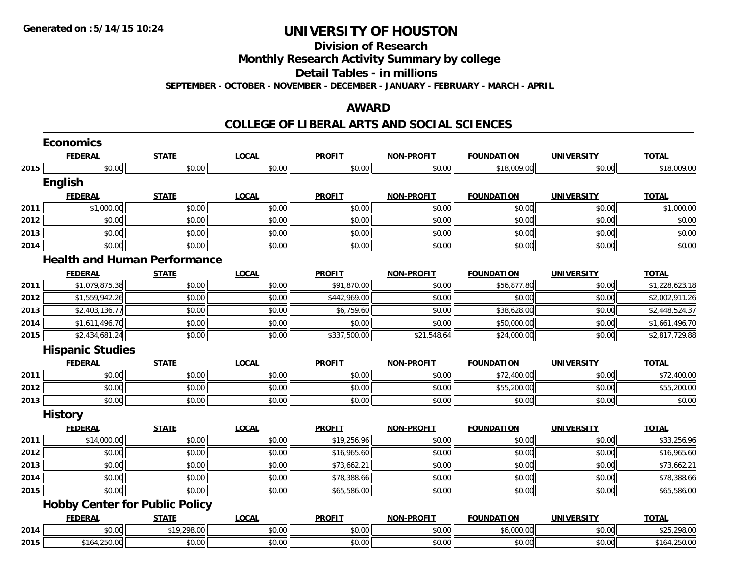# UNIVERSITY OF HOUSTON

## Division of Research

## Monthly Research Activity Summary by college

## Detail Tables - in millions

**SEPTEMBER - OCTOBER - NOVEMBER - DECEMBER - JANUARY - FEBRUARY - MARCH - APRIL**

## AWARD

## COLLEGE OF LIBERAL ARTS AND SOCIAL SCIENCES

### Economics

| | FEDERAL | STATE | LOCAL | PROFIT | NON-PROFIT | FOUNDATION | UNIVERSITY | TOTAL |
|---|---|---|---|---|---|---|---|---|
| 2015 | $0.00 | $0.00 | $0.00 | $0.00 | $0.00 | $18,009.00 | $0.00 | $18,009.00 |

### English

| | FEDERAL | STATE | LOCAL | PROFIT | NON-PROFIT | FOUNDATION | UNIVERSITY | TOTAL |
|---|---|---|---|---|---|---|---|---|
| 2011 | $1,000.00 | $0.00 | $0.00 | $0.00 | $0.00 | $0.00 | $0.00 | $1,000.00 |
| 2012 | $0.00 | $0.00 | $0.00 | $0.00 | $0.00 | $0.00 | $0.00 | $0.00 |
| 2013 | $0.00 | $0.00 | $0.00 | $0.00 | $0.00 | $0.00 | $0.00 | $0.00 |
| 2014 | $0.00 | $0.00 | $0.00 | $0.00 | $0.00 | $0.00 | $0.00 | $0.00 |

### Health and Human Performance

| | FEDERAL | STATE | LOCAL | PROFIT | NON-PROFIT | FOUNDATION | UNIVERSITY | TOTAL |
|---|---|---|---|---|---|---|---|---|
| 2011 | $1,079,875.38 | $0.00 | $0.00 | $91,870.00 | $0.00 | $56,877.80 | $0.00 | $1,228,623.18 |
| 2012 | $1,559,942.26 | $0.00 | $0.00 | $442,969.00 | $0.00 | $0.00 | $0.00 | $2,002,911.26 |
| 2013 | $2,403,136.77 | $0.00 | $0.00 | $6,759.60 | $0.00 | $38,628.00 | $0.00 | $2,448,524.37 |
| 2014 | $1,611,496.70 | $0.00 | $0.00 | $0.00 | $0.00 | $50,000.00 | $0.00 | $1,661,496.70 |
| 2015 | $2,434,681.24 | $0.00 | $0.00 | $337,500.00 | $21,548.64 | $24,000.00 | $0.00 | $2,817,729.88 |

### Hispanic Studies

| | FEDERAL | STATE | LOCAL | PROFIT | NON-PROFIT | FOUNDATION | UNIVERSITY | TOTAL |
|---|---|---|---|---|---|---|---|---|
| 2011 | $0.00 | $0.00 | $0.00 | $0.00 | $0.00 | $72,400.00 | $0.00 | $72,400.00 |
| 2012 | $0.00 | $0.00 | $0.00 | $0.00 | $0.00 | $55,200.00 | $0.00 | $55,200.00 |
| 2013 | $0.00 | $0.00 | $0.00 | $0.00 | $0.00 | $0.00 | $0.00 | $0.00 |

### History

| | FEDERAL | STATE | LOCAL | PROFIT | NON-PROFIT | FOUNDATION | UNIVERSITY | TOTAL |
|---|---|---|---|---|---|---|---|---|
| 2011 | $14,000.00 | $0.00 | $0.00 | $19,256.96 | $0.00 | $0.00 | $0.00 | $33,256.96 |
| 2012 | $0.00 | $0.00 | $0.00 | $16,965.60 | $0.00 | $0.00 | $0.00 | $16,965.60 |
| 2013 | $0.00 | $0.00 | $0.00 | $73,662.21 | $0.00 | $0.00 | $0.00 | $73,662.21 |
| 2014 | $0.00 | $0.00 | $0.00 | $78,388.66 | $0.00 | $0.00 | $0.00 | $78,388.66 |
| 2015 | $0.00 | $0.00 | $0.00 | $65,586.00 | $0.00 | $0.00 | $0.00 | $65,586.00 |

### Hobby Center for Public Policy

| | FEDERAL | STATE | LOCAL | PROFIT | NON-PROFIT | FOUNDATION | UNIVERSITY | TOTAL |
|---|---|---|---|---|---|---|---|---|
| 2014 | $0.00 | $19,298.00 | $0.00 | $0.00 | $0.00 | $6,000.00 | $0.00 | $25,298.00 |
| 2015 | $164,250.00 | $0.00 | $0.00 | $0.00 | $0.00 | $0.00 | $0.00 | $164,250.00 |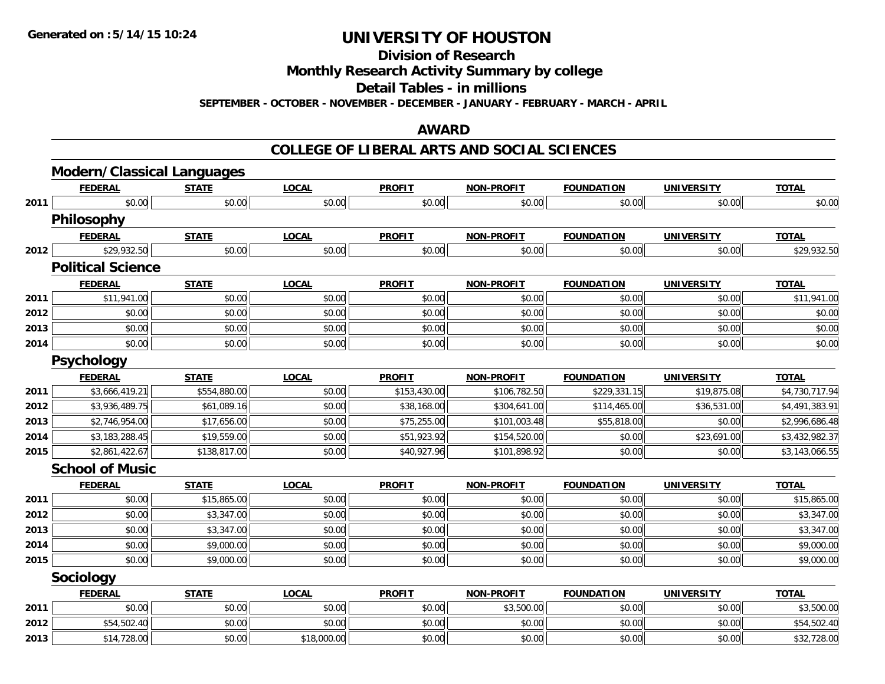**Generated on :5/14/15 10:24**

# UNIVERSITY OF HOUSTON

## Division of Research

## Monthly Research Activity Summary by college

## Detail Tables - in millions

**SEPTEMBER - OCTOBER - NOVEMBER - DECEMBER - JANUARY - FEBRUARY - MARCH - APRIL**

## AWARD

## COLLEGE OF LIBERAL ARTS AND SOCIAL SCIENCES

### Modern/Classical Languages

| | FEDERAL | STATE | LOCAL | PROFIT | NON-PROFIT | FOUNDATION | UNIVERSITY | TOTAL |
|---|---|---|---|---|---|---|---|---|
| 2011 | $0.00 | $0.00 | $0.00 | $0.00 | $0.00 | $0.00 | $0.00 | $0.00 |

### Philosophy

| | FEDERAL | STATE | LOCAL | PROFIT | NON-PROFIT | FOUNDATION | UNIVERSITY | TOTAL |
|---|---|---|---|---|---|---|---|---|
| 2012 | $29,932.50 | $0.00 | $0.00 | $0.00 | $0.00 | $0.00 | $0.00 | $29,932.50 |

### Political Science

| | FEDERAL | STATE | LOCAL | PROFIT | NON-PROFIT | FOUNDATION | UNIVERSITY | TOTAL |
|---|---|---|---|---|---|---|---|---|
| 2011 | $11,941.00 | $0.00 | $0.00 | $0.00 | $0.00 | $0.00 | $0.00 | $11,941.00 |
| 2012 | $0.00 | $0.00 | $0.00 | $0.00 | $0.00 | $0.00 | $0.00 | $0.00 |
| 2013 | $0.00 | $0.00 | $0.00 | $0.00 | $0.00 | $0.00 | $0.00 | $0.00 |
| 2014 | $0.00 | $0.00 | $0.00 | $0.00 | $0.00 | $0.00 | $0.00 | $0.00 |

### Psychology

| | FEDERAL | STATE | LOCAL | PROFIT | NON-PROFIT | FOUNDATION | UNIVERSITY | TOTAL |
|---|---|---|---|---|---|---|---|---|
| 2011 | $3,666,419.21 | $554,880.00 | $0.00 | $153,430.00 | $106,782.50 | $229,331.15 | $19,875.08 | $4,730,717.94 |
| 2012 | $3,936,489.75 | $61,089.16 | $0.00 | $38,168.00 | $304,641.00 | $114,465.00 | $36,531.00 | $4,491,383.91 |
| 2013 | $2,746,954.00 | $17,656.00 | $0.00 | $75,255.00 | $101,003.48 | $55,818.00 | $0.00 | $2,996,686.48 |
| 2014 | $3,183,288.45 | $19,559.00 | $0.00 | $51,923.92 | $154,520.00 | $0.00 | $23,691.00 | $3,432,982.37 |
| 2015 | $2,861,422.67 | $138,817.00 | $0.00 | $40,927.96 | $101,898.92 | $0.00 | $0.00 | $3,143,066.55 |

### School of Music

| | FEDERAL | STATE | LOCAL | PROFIT | NON-PROFIT | FOUNDATION | UNIVERSITY | TOTAL |
|---|---|---|---|---|---|---|---|---|
| 2011 | $0.00 | $15,865.00 | $0.00 | $0.00 | $0.00 | $0.00 | $0.00 | $15,865.00 |
| 2012 | $0.00 | $3,347.00 | $0.00 | $0.00 | $0.00 | $0.00 | $0.00 | $3,347.00 |
| 2013 | $0.00 | $3,347.00 | $0.00 | $0.00 | $0.00 | $0.00 | $0.00 | $3,347.00 |
| 2014 | $0.00 | $9,000.00 | $0.00 | $0.00 | $0.00 | $0.00 | $0.00 | $9,000.00 |
| 2015 | $0.00 | $9,000.00 | $0.00 | $0.00 | $0.00 | $0.00 | $0.00 | $9,000.00 |

### Sociology

| | FEDERAL | STATE | LOCAL | PROFIT | NON-PROFIT | FOUNDATION | UNIVERSITY | TOTAL |
|---|---|---|---|---|---|---|---|---|
| 2011 | $0.00 | $0.00 | $0.00 | $0.00 | $3,500.00 | $0.00 | $0.00 | $3,500.00 |
| 2012 | $54,502.40 | $0.00 | $0.00 | $0.00 | $0.00 | $0.00 | $0.00 | $54,502.40 |
| 2013 | $14,728.00 | $0.00 | $18,000.00 | $0.00 | $0.00 | $0.00 | $0.00 | $32,728.00 |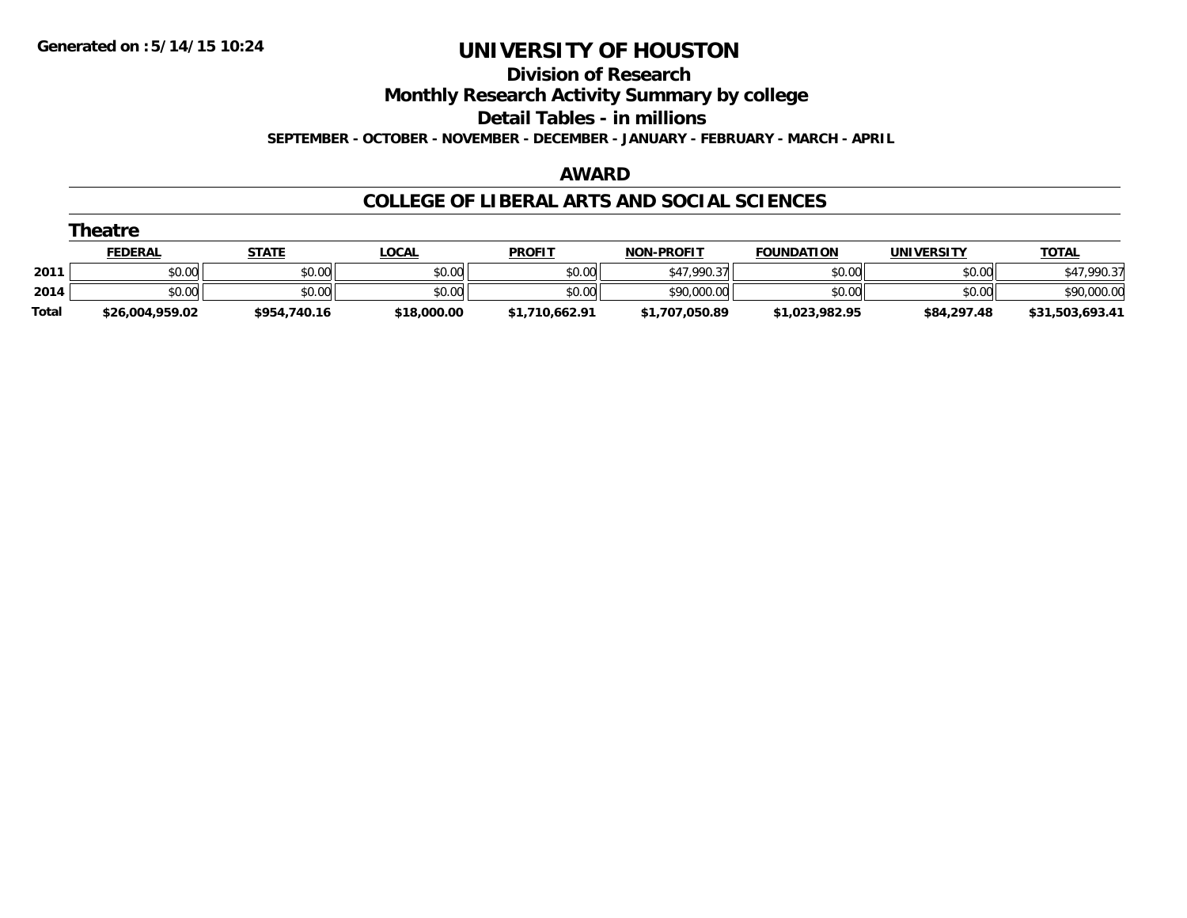# UNIVERSITY OF HOUSTON

## Division of Research

## Monthly Research Activity Summary by college

## Detail Tables - in millions

**SEPTEMBER - OCTOBER - NOVEMBER - DECEMBER - JANUARY - FEBRUARY - MARCH - APRIL**

## AWARD

## COLLEGE OF LIBERAL ARTS AND SOCIAL SCIENCES

### Theatre

| | FEDERAL | STATE | LOCAL | PROFIT | NON-PROFIT | FOUNDATION | UNIVERSITY | TOTAL |
|---|---|---|---|---|---|---|---|---|
| 2011 | $0.00 | $0.00 | $0.00 | $0.00 | $47,990.37 | $0.00 | $0.00 | $47,990.37 |
| 2014 | $0.00 | $0.00 | $0.00 | $0.00 | $90,000.00 | $0.00 | $0.00 | $90,000.00 |
| **Total** | **$26,004,959.02** | **$954,740.16** | **$18,000.00** | **$1,710,662.91** | **$1,707,050.89** | **$1,023,982.95** | **$84,297.48** | **$31,503,693.41** |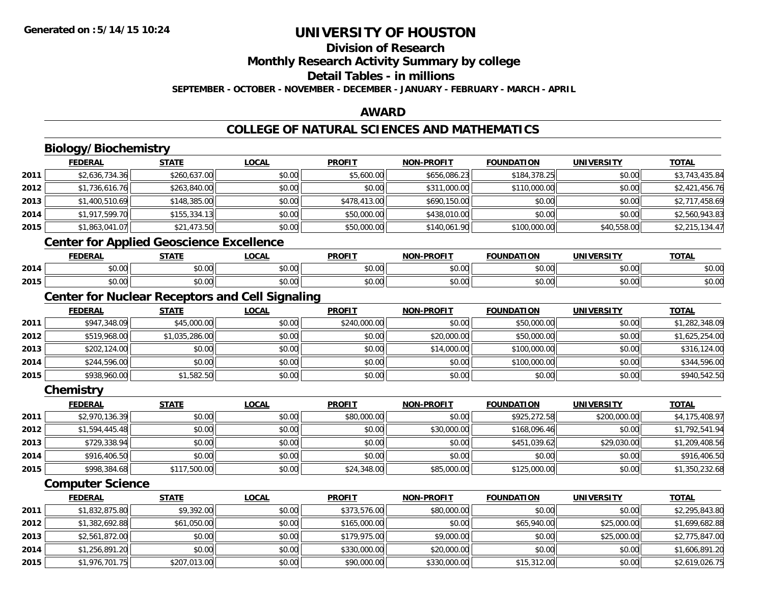Generated on :5/14/15 10:24

# UNIVERSITY OF HOUSTON

## Division of Research

## Monthly Research Activity Summary by college

## Detail Tables - in millions

**SEPTEMBER - OCTOBER - NOVEMBER - DECEMBER - JANUARY - FEBRUARY - MARCH - APRIL**

## AWARD

## COLLEGE OF NATURAL SCIENCES AND MATHEMATICS

### Biology/Biochemistry

| | FEDERAL | STATE | LOCAL | PROFIT | NON-PROFIT | FOUNDATION | UNIVERSITY | TOTAL |
|---|---|---|---|---|---|---|---|---|
| 2011 | $2,636,734.36 | $260,637.00 | $0.00 | $5,600.00 | $656,086.23 | $184,378.25 | $0.00 | $3,743,435.84 |
| 2012 | $1,736,616.76 | $263,840.00 | $0.00 | $0.00 | $311,000.00 | $110,000.00 | $0.00 | $2,421,456.76 |
| 2013 | $1,400,510.69 | $148,385.00 | $0.00 | $478,413.00 | $690,150.00 | $0.00 | $0.00 | $2,717,458.69 |
| 2014 | $1,917,599.70 | $155,334.13 | $0.00 | $50,000.00 | $438,010.00 | $0.00 | $0.00 | $2,560,943.83 |
| 2015 | $1,863,041.07 | $21,473.50 | $0.00 | $50,000.00 | $140,061.90 | $100,000.00 | $40,558.00 | $2,215,134.47 |

### Center for Applied Geoscience Excellence

| | FEDERAL | STATE | LOCAL | PROFIT | NON-PROFIT | FOUNDATION | UNIVERSITY | TOTAL |
|---|---|---|---|---|---|---|---|---|
| 2014 | $0.00 | $0.00 | $0.00 | $0.00 | $0.00 | $0.00 | $0.00 | $0.00 |
| 2015 | $0.00 | $0.00 | $0.00 | $0.00 | $0.00 | $0.00 | $0.00 | $0.00 |

### Center for Nuclear Receptors and Cell Signaling

| | FEDERAL | STATE | LOCAL | PROFIT | NON-PROFIT | FOUNDATION | UNIVERSITY | TOTAL |
|---|---|---|---|---|---|---|---|---|
| 2011 | $947,348.09 | $45,000.00 | $0.00 | $240,000.00 | $0.00 | $50,000.00 | $0.00 | $1,282,348.09 |
| 2012 | $519,968.00 | $1,035,286.00 | $0.00 | $0.00 | $20,000.00 | $50,000.00 | $0.00 | $1,625,254.00 |
| 2013 | $202,124.00 | $0.00 | $0.00 | $0.00 | $14,000.00 | $100,000.00 | $0.00 | $316,124.00 |
| 2014 | $244,596.00 | $0.00 | $0.00 | $0.00 | $0.00 | $100,000.00 | $0.00 | $344,596.00 |
| 2015 | $938,960.00 | $1,582.50 | $0.00 | $0.00 | $0.00 | $0.00 | $0.00 | $940,542.50 |

### Chemistry

| | FEDERAL | STATE | LOCAL | PROFIT | NON-PROFIT | FOUNDATION | UNIVERSITY | TOTAL |
|---|---|---|---|---|---|---|---|---|
| 2011 | $2,970,136.39 | $0.00 | $0.00 | $80,000.00 | $0.00 | $925,272.58 | $200,000.00 | $4,175,408.97 |
| 2012 | $1,594,445.48 | $0.00 | $0.00 | $0.00 | $30,000.00 | $168,096.46 | $0.00 | $1,792,541.94 |
| 2013 | $729,338.94 | $0.00 | $0.00 | $0.00 | $0.00 | $451,039.62 | $29,030.00 | $1,209,408.56 |
| 2014 | $916,406.50 | $0.00 | $0.00 | $0.00 | $0.00 | $0.00 | $0.00 | $916,406.50 |
| 2015 | $998,384.68 | $117,500.00 | $0.00 | $24,348.00 | $85,000.00 | $125,000.00 | $0.00 | $1,350,232.68 |

### Computer Science

| | FEDERAL | STATE | LOCAL | PROFIT | NON-PROFIT | FOUNDATION | UNIVERSITY | TOTAL |
|---|---|---|---|---|---|---|---|---|
| 2011 | $1,832,875.80 | $9,392.00 | $0.00 | $373,576.00 | $80,000.00 | $0.00 | $0.00 | $2,295,843.80 |
| 2012 | $1,382,692.88 | $61,050.00 | $0.00 | $165,000.00 | $0.00 | $65,940.00 | $25,000.00 | $1,699,682.88 |
| 2013 | $2,561,872.00 | $0.00 | $0.00 | $179,975.00 | $9,000.00 | $0.00 | $25,000.00 | $2,775,847.00 |
| 2014 | $1,256,891.20 | $0.00 | $0.00 | $330,000.00 | $20,000.00 | $0.00 | $0.00 | $1,606,891.20 |
| 2015 | $1,976,701.75 | $207,013.00 | $0.00 | $90,000.00 | $330,000.00 | $15,312.00 | $0.00 | $2,619,026.75 |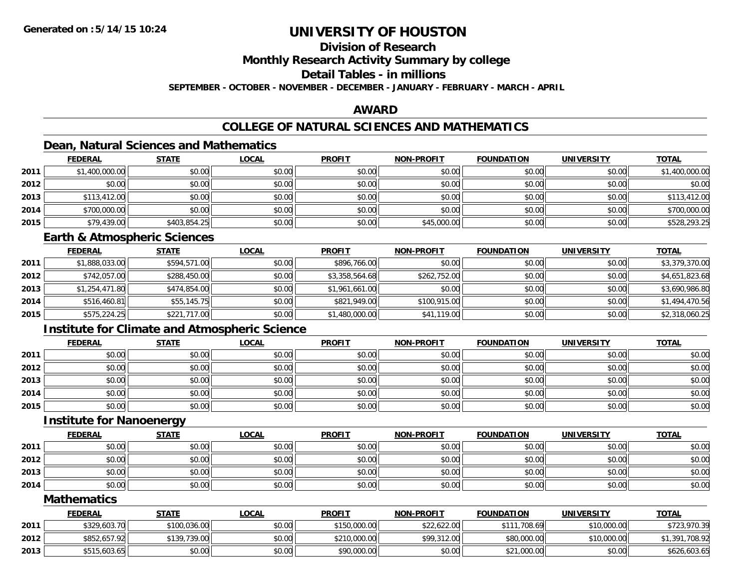# UNIVERSITY OF HOUSTON

## Division of Research

## Monthly Research Activity Summary by college

## Detail Tables - in millions

**SEPTEMBER - OCTOBER - NOVEMBER - DECEMBER - JANUARY - FEBRUARY - MARCH - APRIL**

## AWARD

## COLLEGE OF NATURAL SCIENCES AND MATHEMATICS

### Dean, Natural Sciences and Mathematics

| | FEDERAL | STATE | LOCAL | PROFIT | NON-PROFIT | FOUNDATION | UNIVERSITY | TOTAL |
|---|---|---|---|---|---|---|---|---|
| 2011 | $1,400,000.00 | $0.00 | $0.00 | $0.00 | $0.00 | $0.00 | $0.00 | $1,400,000.00 |
| 2012 | $0.00 | $0.00 | $0.00 | $0.00 | $0.00 | $0.00 | $0.00 | $0.00 |
| 2013 | $113,412.00 | $0.00 | $0.00 | $0.00 | $0.00 | $0.00 | $0.00 | $113,412.00 |
| 2014 | $700,000.00 | $0.00 | $0.00 | $0.00 | $0.00 | $0.00 | $0.00 | $700,000.00 |
| 2015 | $79,439.00 | $403,854.25 | $0.00 | $0.00 | $45,000.00 | $0.00 | $0.00 | $528,293.25 |

### Earth & Atmospheric Sciences

| | FEDERAL | STATE | LOCAL | PROFIT | NON-PROFIT | FOUNDATION | UNIVERSITY | TOTAL |
|---|---|---|---|---|---|---|---|---|
| 2011 | $1,888,033.00 | $594,571.00 | $0.00 | $896,766.00 | $0.00 | $0.00 | $0.00 | $3,379,370.00 |
| 2012 | $742,057.00 | $288,450.00 | $0.00 | $3,358,564.68 | $262,752.00 | $0.00 | $0.00 | $4,651,823.68 |
| 2013 | $1,254,471.80 | $474,854.00 | $0.00 | $1,961,661.00 | $0.00 | $0.00 | $0.00 | $3,690,986.80 |
| 2014 | $516,460.81 | $55,145.75 | $0.00 | $821,949.00 | $100,915.00 | $0.00 | $0.00 | $1,494,470.56 |
| 2015 | $575,224.25 | $221,717.00 | $0.00 | $1,480,000.00 | $41,119.00 | $0.00 | $0.00 | $2,318,060.25 |

### Institute for Climate and Atmospheric Science

| | FEDERAL | STATE | LOCAL | PROFIT | NON-PROFIT | FOUNDATION | UNIVERSITY | TOTAL |
|---|---|---|---|---|---|---|---|---|
| 2011 | $0.00 | $0.00 | $0.00 | $0.00 | $0.00 | $0.00 | $0.00 | $0.00 |
| 2012 | $0.00 | $0.00 | $0.00 | $0.00 | $0.00 | $0.00 | $0.00 | $0.00 |
| 2013 | $0.00 | $0.00 | $0.00 | $0.00 | $0.00 | $0.00 | $0.00 | $0.00 |
| 2014 | $0.00 | $0.00 | $0.00 | $0.00 | $0.00 | $0.00 | $0.00 | $0.00 |
| 2015 | $0.00 | $0.00 | $0.00 | $0.00 | $0.00 | $0.00 | $0.00 | $0.00 |

### Institute for Nanoenergy

| | FEDERAL | STATE | LOCAL | PROFIT | NON-PROFIT | FOUNDATION | UNIVERSITY | TOTAL |
|---|---|---|---|---|---|---|---|---|
| 2011 | $0.00 | $0.00 | $0.00 | $0.00 | $0.00 | $0.00 | $0.00 | $0.00 |
| 2012 | $0.00 | $0.00 | $0.00 | $0.00 | $0.00 | $0.00 | $0.00 | $0.00 |
| 2013 | $0.00 | $0.00 | $0.00 | $0.00 | $0.00 | $0.00 | $0.00 | $0.00 |
| 2014 | $0.00 | $0.00 | $0.00 | $0.00 | $0.00 | $0.00 | $0.00 | $0.00 |

### Mathematics

| | FEDERAL | STATE | LOCAL | PROFIT | NON-PROFIT | FOUNDATION | UNIVERSITY | TOTAL |
|---|---|---|---|---|---|---|---|---|
| 2011 | $329,603.70 | $100,036.00 | $0.00 | $150,000.00 | $22,622.00 | $111,708.69 | $10,000.00 | $723,970.39 |
| 2012 | $852,657.92 | $139,739.00 | $0.00 | $210,000.00 | $99,312.00 | $80,000.00 | $10,000.00 | $1,391,708.92 |
| 2013 | $515,603.65 | $0.00 | $0.00 | $90,000.00 | $0.00 | $21,000.00 | $0.00 | $626,603.65 |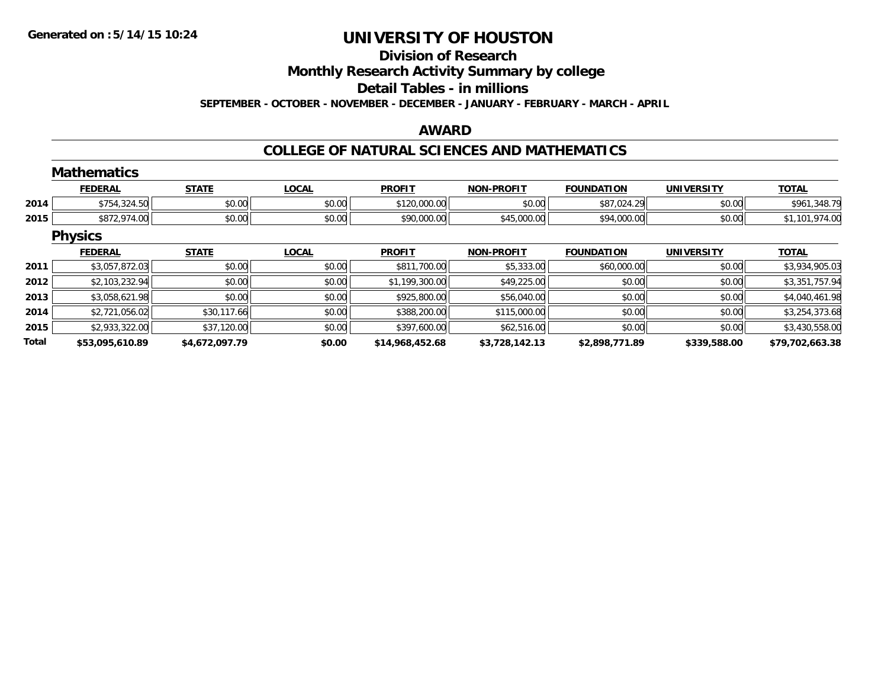# UNIVERSITY OF HOUSTON

## Division of Research

## Monthly Research Activity Summary by college

## Detail Tables - in millions

**SEPTEMBER - OCTOBER - NOVEMBER - DECEMBER - JANUARY - FEBRUARY - MARCH - APRIL**

## AWARD

## COLLEGE OF NATURAL SCIENCES AND MATHEMATICS

### Mathematics

| | FEDERAL | STATE | LOCAL | PROFIT | NON-PROFIT | FOUNDATION | UNIVERSITY | TOTAL |
|---|---|---|---|---|---|---|---|---|
| 2014 | $754,324.50 | $0.00 | $0.00 | $120,000.00 | $0.00 | $87,024.29 | $0.00 | $961,348.79 |
| 2015 | $872,974.00 | $0.00 | $0.00 | $90,000.00 | $45,000.00 | $94,000.00 | $0.00 | $1,101,974.00 |

### Physics

| | FEDERAL | STATE | LOCAL | PROFIT | NON-PROFIT | FOUNDATION | UNIVERSITY | TOTAL |
|---|---|---|---|---|---|---|---|---|
| 2011 | $3,057,872.03 | $0.00 | $0.00 | $811,700.00 | $5,333.00 | $60,000.00 | $0.00 | $3,934,905.03 |
| 2012 | $2,103,232.94 | $0.00 | $0.00 | $1,199,300.00 | $49,225.00 | $0.00 | $0.00 | $3,351,757.94 |
| 2013 | $3,058,621.98 | $0.00 | $0.00 | $925,800.00 | $56,040.00 | $0.00 | $0.00 | $4,040,461.98 |
| 2014 | $2,721,056.02 | $30,117.66 | $0.00 | $388,200.00 | $115,000.00 | $0.00 | $0.00 | $3,254,373.68 |
| 2015 | $2,933,322.00 | $37,120.00 | $0.00 | $397,600.00 | $62,516.00 | $0.00 | $0.00 | $3,430,558.00 |
| **Total** | **$53,095,610.89** | **$4,672,097.79** | **$0.00** | **$14,968,452.68** | **$3,728,142.13** | **$2,898,771.89** | **$339,588.00** | **$79,702,663.38** |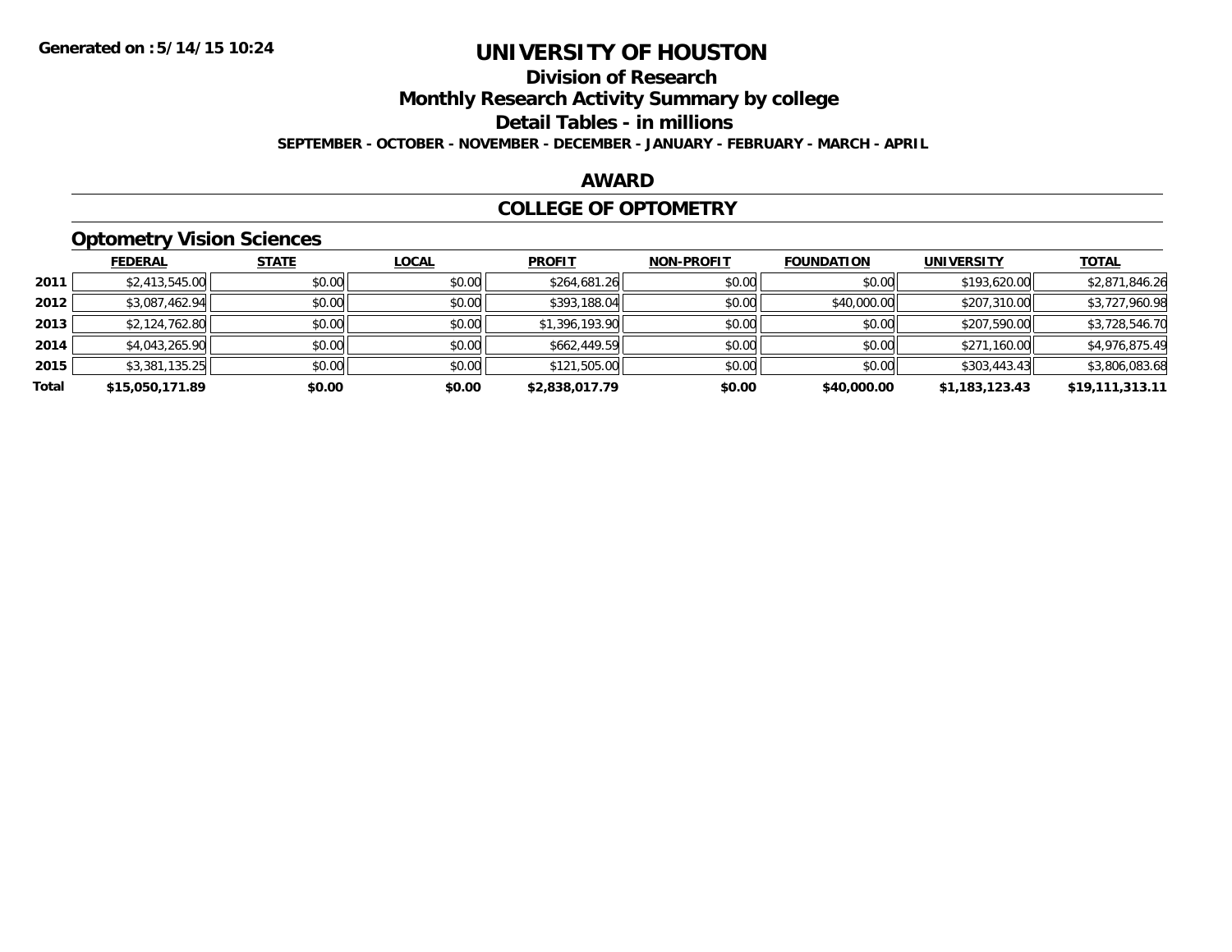Generated on :5/14/15 10:24

# UNIVERSITY OF HOUSTON

## Division of Research

## Monthly Research Activity Summary by college

## Detail Tables - in millions

**SEPTEMBER - OCTOBER - NOVEMBER - DECEMBER - JANUARY - FEBRUARY - MARCH - APRIL**

## AWARD

## COLLEGE OF OPTOMETRY

### Optometry Vision Sciences

| | FEDERAL | STATE | LOCAL | PROFIT | NON-PROFIT | FOUNDATION | UNIVERSITY | TOTAL |
|---|---|---|---|---|---|---|---|---|
| 2011 | $2,413,545.00 | $0.00 | $0.00 | $264,681.26 | $0.00 | $0.00 | $193,620.00 | $2,871,846.26 |
| 2012 | $3,087,462.94 | $0.00 | $0.00 | $393,188.04 | $0.00 | $40,000.00 | $207,310.00 | $3,727,960.98 |
| 2013 | $2,124,762.80 | $0.00 | $0.00 | $1,396,193.90 | $0.00 | $0.00 | $207,590.00 | $3,728,546.70 |
| 2014 | $4,043,265.90 | $0.00 | $0.00 | $662,449.59 | $0.00 | $0.00 | $271,160.00 | $4,976,875.49 |
| 2015 | $3,381,135.25 | $0.00 | $0.00 | $121,505.00 | $0.00 | $0.00 | $303,443.43 | $3,806,083.68 |
| **Total** | **$15,050,171.89** | **$0.00** | **$0.00** | **$2,838,017.79** | **$0.00** | **$40,000.00** | **$1,183,123.43** | **$19,111,313.11** |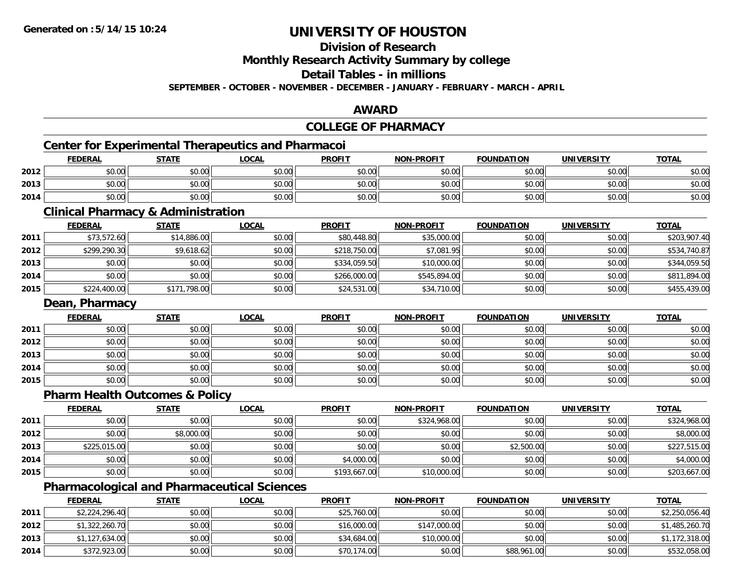**Generated on :5/14/15 10:24**

# UNIVERSITY OF HOUSTON

## Division of Research

## Monthly Research Activity Summary by college

## Detail Tables - in millions

**SEPTEMBER - OCTOBER - NOVEMBER - DECEMBER - JANUARY - FEBRUARY - MARCH - APRIL**

## AWARD

## COLLEGE OF PHARMACY

### Center for Experimental Therapeutics and Pharmacoi

| | FEDERAL | STATE | LOCAL | PROFIT | NON-PROFIT | FOUNDATION | UNIVERSITY | TOTAL |
|---|---|---|---|---|---|---|---|---|
| 2012 | $0.00 | $0.00 | $0.00 | $0.00 | $0.00 | $0.00 | $0.00 | $0.00 |
| 2013 | $0.00 | $0.00 | $0.00 | $0.00 | $0.00 | $0.00 | $0.00 | $0.00 |
| 2014 | $0.00 | $0.00 | $0.00 | $0.00 | $0.00 | $0.00 | $0.00 | $0.00 |

### Clinical Pharmacy & Administration

| | FEDERAL | STATE | LOCAL | PROFIT | NON-PROFIT | FOUNDATION | UNIVERSITY | TOTAL |
|---|---|---|---|---|---|---|---|---|
| 2011 | $73,572.60 | $14,886.00 | $0.00 | $80,448.80 | $35,000.00 | $0.00 | $0.00 | $203,907.40 |
| 2012 | $299,290.30 | $9,618.62 | $0.00 | $218,750.00 | $7,081.95 | $0.00 | $0.00 | $534,740.87 |
| 2013 | $0.00 | $0.00 | $0.00 | $334,059.50 | $10,000.00 | $0.00 | $0.00 | $344,059.50 |
| 2014 | $0.00 | $0.00 | $0.00 | $266,000.00 | $545,894.00 | $0.00 | $0.00 | $811,894.00 |
| 2015 | $224,400.00 | $171,798.00 | $0.00 | $24,531.00 | $34,710.00 | $0.00 | $0.00 | $455,439.00 |

### Dean, Pharmacy

| | FEDERAL | STATE | LOCAL | PROFIT | NON-PROFIT | FOUNDATION | UNIVERSITY | TOTAL |
|---|---|---|---|---|---|---|---|---|
| 2011 | $0.00 | $0.00 | $0.00 | $0.00 | $0.00 | $0.00 | $0.00 | $0.00 |
| 2012 | $0.00 | $0.00 | $0.00 | $0.00 | $0.00 | $0.00 | $0.00 | $0.00 |
| 2013 | $0.00 | $0.00 | $0.00 | $0.00 | $0.00 | $0.00 | $0.00 | $0.00 |
| 2014 | $0.00 | $0.00 | $0.00 | $0.00 | $0.00 | $0.00 | $0.00 | $0.00 |
| 2015 | $0.00 | $0.00 | $0.00 | $0.00 | $0.00 | $0.00 | $0.00 | $0.00 |

### Pharm Health Outcomes & Policy

| | FEDERAL | STATE | LOCAL | PROFIT | NON-PROFIT | FOUNDATION | UNIVERSITY | TOTAL |
|---|---|---|---|---|---|---|---|---|
| 2011 | $0.00 | $0.00 | $0.00 | $0.00 | $324,968.00 | $0.00 | $0.00 | $324,968.00 |
| 2012 | $0.00 | $8,000.00 | $0.00 | $0.00 | $0.00 | $0.00 | $0.00 | $8,000.00 |
| 2013 | $225,015.00 | $0.00 | $0.00 | $0.00 | $0.00 | $2,500.00 | $0.00 | $227,515.00 |
| 2014 | $0.00 | $0.00 | $0.00 | $4,000.00 | $0.00 | $0.00 | $0.00 | $4,000.00 |
| 2015 | $0.00 | $0.00 | $0.00 | $193,667.00 | $10,000.00 | $0.00 | $0.00 | $203,667.00 |

### Pharmacological and Pharmaceutical Sciences

| | FEDERAL | STATE | LOCAL | PROFIT | NON-PROFIT | FOUNDATION | UNIVERSITY | TOTAL |
|---|---|---|---|---|---|---|---|---|
| 2011 | $2,224,296.40 | $0.00 | $0.00 | $25,760.00 | $0.00 | $0.00 | $0.00 | $2,250,056.40 |
| 2012 | $1,322,260.70 | $0.00 | $0.00 | $16,000.00 | $147,000.00 | $0.00 | $0.00 | $1,485,260.70 |
| 2013 | $1,127,634.00 | $0.00 | $0.00 | $34,684.00 | $10,000.00 | $0.00 | $0.00 | $1,172,318.00 |
| 2014 | $372,923.00 | $0.00 | $0.00 | $70,174.00 | $0.00 | $88,961.00 | $0.00 | $532,058.00 |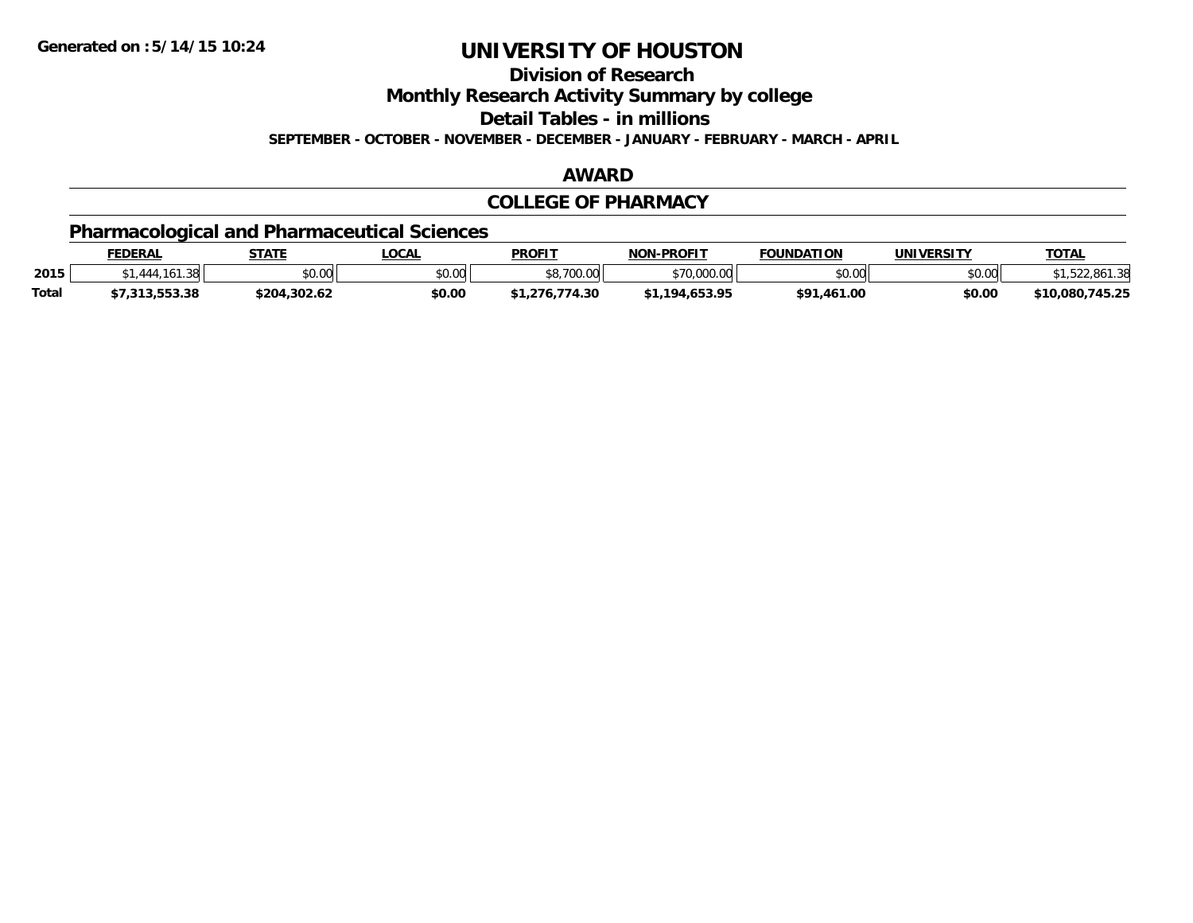Generated on :5/14/15 10:24

# UNIVERSITY OF HOUSTON

## Division of Research

## Monthly Research Activity Summary by college

## Detail Tables - in millions

**SEPTEMBER - OCTOBER - NOVEMBER - DECEMBER - JANUARY - FEBRUARY - MARCH - APRIL**

## AWARD

## COLLEGE OF PHARMACY

### Pharmacological and Pharmaceutical Sciences

| | FEDERAL | STATE | LOCAL | PROFIT | NON-PROFIT | FOUNDATION | UNIVERSITY | TOTAL |
|---|---|---|---|---|---|---|---|---|
| 2015 | $1,444,161.38 | $0.00 | $0.00 | $8,700.00 | $70,000.00 | $0.00 | $0.00 | $1,522,861.38 |
| Total | $7,313,553.38 | $204,302.62 | $0.00 | $1,276,774.30 | $1,194,653.95 | $91,461.00 | $0.00 | $10,080,745.25 |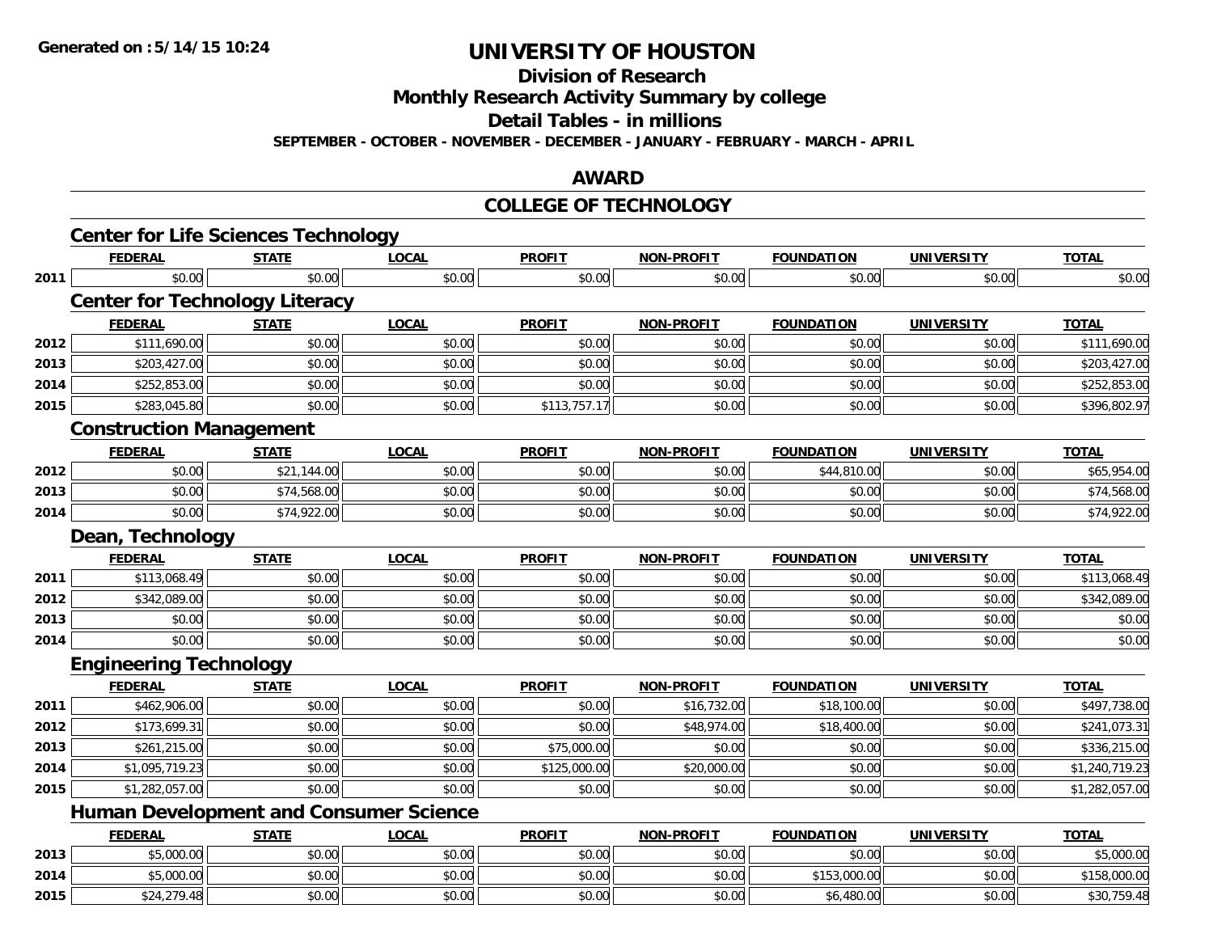Generated on :5/14/15 10:24

# UNIVERSITY OF HOUSTON

## Division of Research

## Monthly Research Activity Summary by college

## Detail Tables - in millions

SEPTEMBER - OCTOBER - NOVEMBER - DECEMBER - JANUARY - FEBRUARY - MARCH - APRIL

## AWARD

## COLLEGE OF TECHNOLOGY

### Center for Life Sciences Technology

| | FEDERAL | STATE | LOCAL | PROFIT | NON-PROFIT | FOUNDATION | UNIVERSITY | TOTAL |
|---|---|---|---|---|---|---|---|---|
| 2011 | $0.00 | $0.00 | $0.00 | $0.00 | $0.00 | $0.00 | $0.00 | $0.00 |

### Center for Technology Literacy

| | FEDERAL | STATE | LOCAL | PROFIT | NON-PROFIT | FOUNDATION | UNIVERSITY | TOTAL |
|---|---|---|---|---|---|---|---|---|
| 2012 | $111,690.00 | $0.00 | $0.00 | $0.00 | $0.00 | $0.00 | $0.00 | $111,690.00 |
| 2013 | $203,427.00 | $0.00 | $0.00 | $0.00 | $0.00 | $0.00 | $0.00 | $203,427.00 |
| 2014 | $252,853.00 | $0.00 | $0.00 | $0.00 | $0.00 | $0.00 | $0.00 | $252,853.00 |
| 2015 | $283,045.80 | $0.00 | $0.00 | $113,757.17 | $0.00 | $0.00 | $0.00 | $396,802.97 |

### Construction Management

| | FEDERAL | STATE | LOCAL | PROFIT | NON-PROFIT | FOUNDATION | UNIVERSITY | TOTAL |
|---|---|---|---|---|---|---|---|---|
| 2012 | $0.00 | $21,144.00 | $0.00 | $0.00 | $0.00 | $44,810.00 | $0.00 | $65,954.00 |
| 2013 | $0.00 | $74,568.00 | $0.00 | $0.00 | $0.00 | $0.00 | $0.00 | $74,568.00 |
| 2014 | $0.00 | $74,922.00 | $0.00 | $0.00 | $0.00 | $0.00 | $0.00 | $74,922.00 |

### Dean, Technology

| | FEDERAL | STATE | LOCAL | PROFIT | NON-PROFIT | FOUNDATION | UNIVERSITY | TOTAL |
|---|---|---|---|---|---|---|---|---|
| 2011 | $113,068.49 | $0.00 | $0.00 | $0.00 | $0.00 | $0.00 | $0.00 | $113,068.49 |
| 2012 | $342,089.00 | $0.00 | $0.00 | $0.00 | $0.00 | $0.00 | $0.00 | $342,089.00 |
| 2013 | $0.00 | $0.00 | $0.00 | $0.00 | $0.00 | $0.00 | $0.00 | $0.00 |
| 2014 | $0.00 | $0.00 | $0.00 | $0.00 | $0.00 | $0.00 | $0.00 | $0.00 |

### Engineering Technology

| | FEDERAL | STATE | LOCAL | PROFIT | NON-PROFIT | FOUNDATION | UNIVERSITY | TOTAL |
|---|---|---|---|---|---|---|---|---|
| 2011 | $462,906.00 | $0.00 | $0.00 | $0.00 | $16,732.00 | $18,100.00 | $0.00 | $497,738.00 |
| 2012 | $173,699.31 | $0.00 | $0.00 | $0.00 | $48,974.00 | $18,400.00 | $0.00 | $241,073.31 |
| 2013 | $261,215.00 | $0.00 | $0.00 | $75,000.00 | $0.00 | $0.00 | $0.00 | $336,215.00 |
| 2014 | $1,095,719.23 | $0.00 | $0.00 | $125,000.00 | $20,000.00 | $0.00 | $0.00 | $1,240,719.23 |
| 2015 | $1,282,057.00 | $0.00 | $0.00 | $0.00 | $0.00 | $0.00 | $0.00 | $1,282,057.00 |

### Human Development and Consumer Science

| | FEDERAL | STATE | LOCAL | PROFIT | NON-PROFIT | FOUNDATION | UNIVERSITY | TOTAL |
|---|---|---|---|---|---|---|---|---|
| 2013 | $5,000.00 | $0.00 | $0.00 | $0.00 | $0.00 | $0.00 | $0.00 | $5,000.00 |
| 2014 | $5,000.00 | $0.00 | $0.00 | $0.00 | $0.00 | $153,000.00 | $0.00 | $158,000.00 |
| 2015 | $24,279.48 | $0.00 | $0.00 | $0.00 | $0.00 | $6,480.00 | $0.00 | $30,759.48 |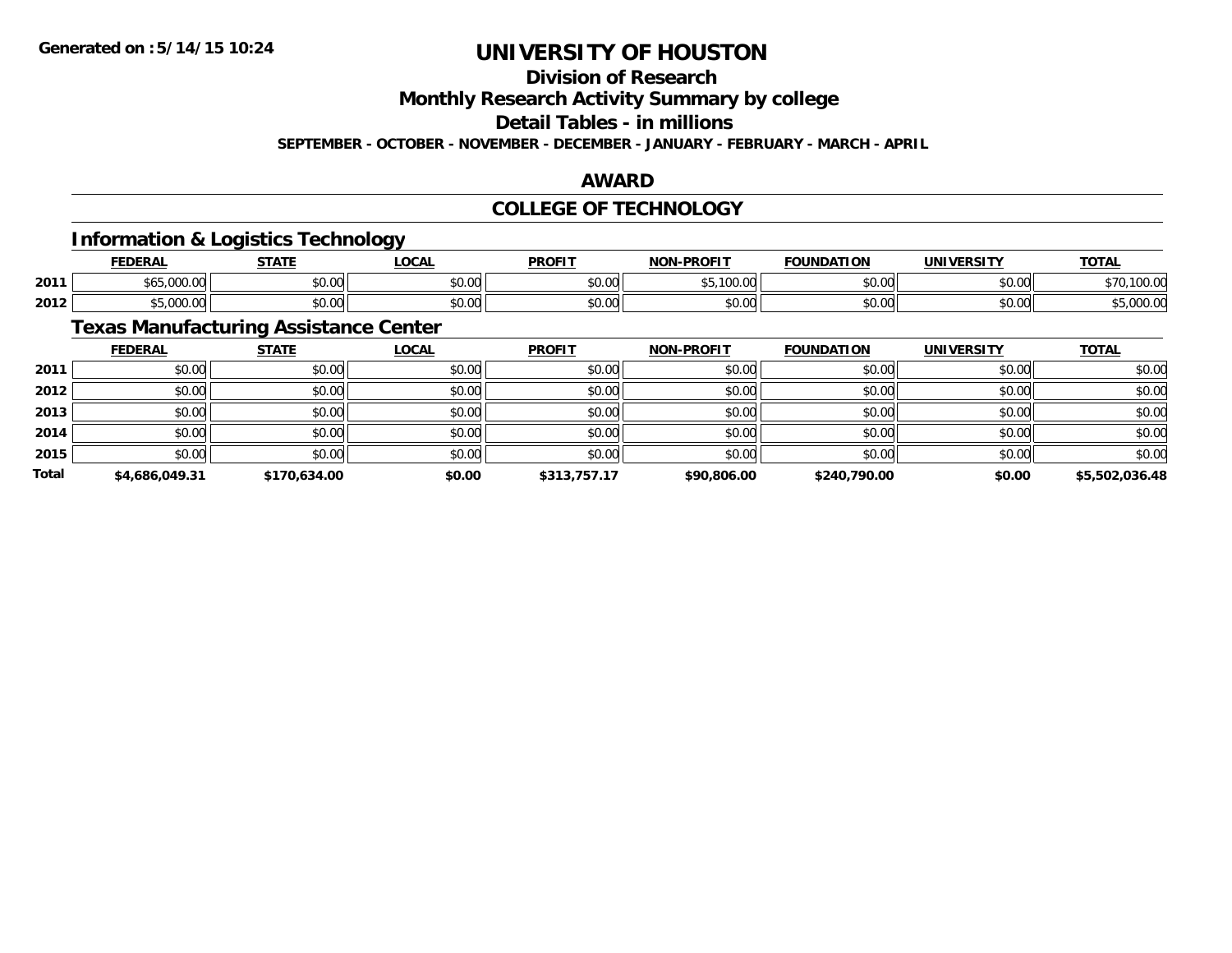# UNIVERSITY OF HOUSTON

## Division of Research

## Monthly Research Activity Summary by college

## Detail Tables - in millions

**SEPTEMBER - OCTOBER - NOVEMBER - DECEMBER - JANUARY - FEBRUARY - MARCH - APRIL**

## AWARD

## COLLEGE OF TECHNOLOGY

### Information & Logistics Technology

| | FEDERAL | STATE | LOCAL | PROFIT | NON-PROFIT | FOUNDATION | UNIVERSITY | TOTAL |
|---|---|---|---|---|---|---|---|---|
| 2011 | $65,000.00 | $0.00 | $0.00 | $0.00 | $5,100.00 | $0.00 | $0.00 | $70,100.00 |
| 2012 | $5,000.00 | $0.00 | $0.00 | $0.00 | $0.00 | $0.00 | $0.00 | $5,000.00 |

### Texas Manufacturing Assistance Center

| | FEDERAL | STATE | LOCAL | PROFIT | NON-PROFIT | FOUNDATION | UNIVERSITY | TOTAL |
|---|---|---|---|---|---|---|---|---|
| 2011 | $0.00 | $0.00 | $0.00 | $0.00 | $0.00 | $0.00 | $0.00 | $0.00 |
| 2012 | $0.00 | $0.00 | $0.00 | $0.00 | $0.00 | $0.00 | $0.00 | $0.00 |
| 2013 | $0.00 | $0.00 | $0.00 | $0.00 | $0.00 | $0.00 | $0.00 | $0.00 |
| 2014 | $0.00 | $0.00 | $0.00 | $0.00 | $0.00 | $0.00 | $0.00 | $0.00 |
| 2015 | $0.00 | $0.00 | $0.00 | $0.00 | $0.00 | $0.00 | $0.00 | $0.00 |
| **Total** | **$4,686,049.31** | **$170,634.00** | **$0.00** | **$313,757.17** | **$90,806.00** | **$240,790.00** | **$0.00** | **$5,502,036.48** |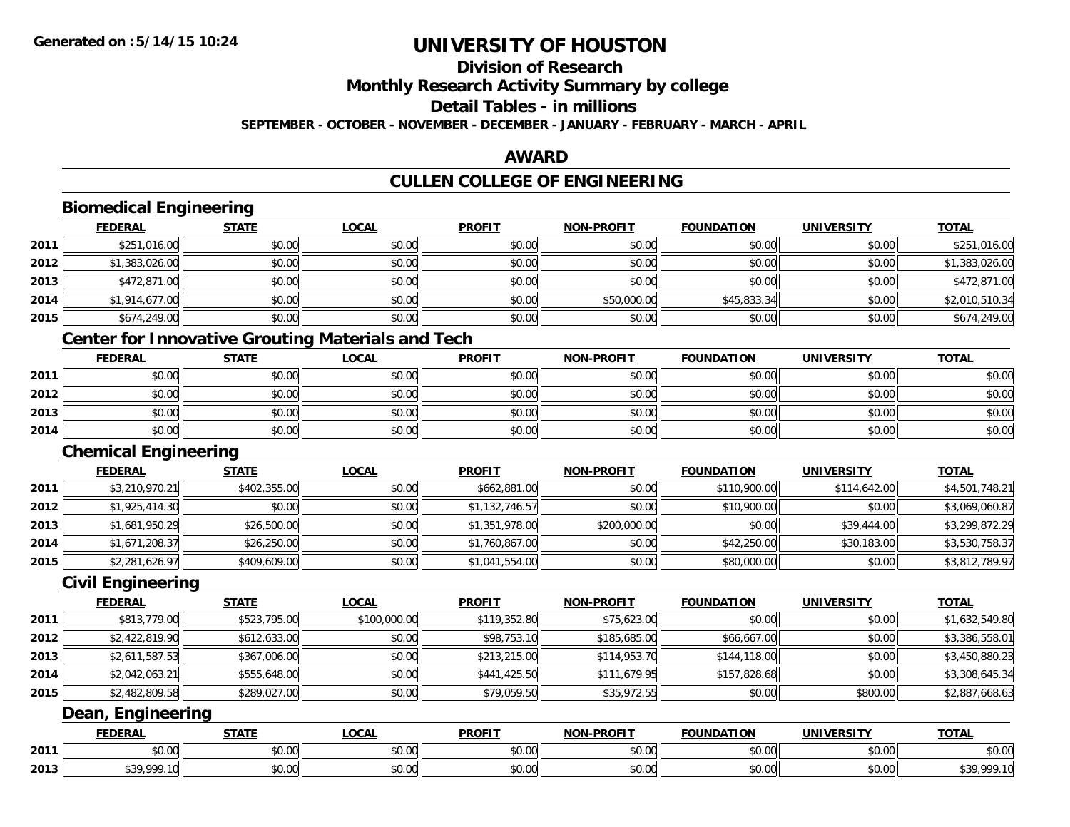# UNIVERSITY OF HOUSTON

## Division of Research

## Monthly Research Activity Summary by college

## Detail Tables - in millions

**SEPTEMBER - OCTOBER - NOVEMBER - DECEMBER - JANUARY - FEBRUARY - MARCH - APRIL**

## AWARD

## CULLEN COLLEGE OF ENGINEERING

### Biomedical Engineering

| | FEDERAL | STATE | LOCAL | PROFIT | NON-PROFIT | FOUNDATION | UNIVERSITY | TOTAL |
|---|---|---|---|---|---|---|---|---|
| 2011 | $251,016.00 | $0.00 | $0.00 | $0.00 | $0.00 | $0.00 | $0.00 | $251,016.00 |
| 2012 | $1,383,026.00 | $0.00 | $0.00 | $0.00 | $0.00 | $0.00 | $0.00 | $1,383,026.00 |
| 2013 | $472,871.00 | $0.00 | $0.00 | $0.00 | $0.00 | $0.00 | $0.00 | $472,871.00 |
| 2014 | $1,914,677.00 | $0.00 | $0.00 | $0.00 | $50,000.00 | $45,833.34 | $0.00 | $2,010,510.34 |
| 2015 | $674,249.00 | $0.00 | $0.00 | $0.00 | $0.00 | $0.00 | $0.00 | $674,249.00 |

### Center for Innovative Grouting Materials and Tech

| | FEDERAL | STATE | LOCAL | PROFIT | NON-PROFIT | FOUNDATION | UNIVERSITY | TOTAL |
|---|---|---|---|---|---|---|---|---|
| 2011 | $0.00 | $0.00 | $0.00 | $0.00 | $0.00 | $0.00 | $0.00 | $0.00 |
| 2012 | $0.00 | $0.00 | $0.00 | $0.00 | $0.00 | $0.00 | $0.00 | $0.00 |
| 2013 | $0.00 | $0.00 | $0.00 | $0.00 | $0.00 | $0.00 | $0.00 | $0.00 |
| 2014 | $0.00 | $0.00 | $0.00 | $0.00 | $0.00 | $0.00 | $0.00 | $0.00 |

### Chemical Engineering

| | FEDERAL | STATE | LOCAL | PROFIT | NON-PROFIT | FOUNDATION | UNIVERSITY | TOTAL |
|---|---|---|---|---|---|---|---|---|
| 2011 | $3,210,970.21 | $402,355.00 | $0.00 | $662,881.00 | $0.00 | $110,900.00 | $114,642.00 | $4,501,748.21 |
| 2012 | $1,925,414.30 | $0.00 | $0.00 | $1,132,746.57 | $0.00 | $10,900.00 | $0.00 | $3,069,060.87 |
| 2013 | $1,681,950.29 | $26,500.00 | $0.00 | $1,351,978.00 | $200,000.00 | $0.00 | $39,444.00 | $3,299,872.29 |
| 2014 | $1,671,208.37 | $26,250.00 | $0.00 | $1,760,867.00 | $0.00 | $42,250.00 | $30,183.00 | $3,530,758.37 |
| 2015 | $2,281,626.97 | $409,609.00 | $0.00 | $1,041,554.00 | $0.00 | $80,000.00 | $0.00 | $3,812,789.97 |

### Civil Engineering

| | FEDERAL | STATE | LOCAL | PROFIT | NON-PROFIT | FOUNDATION | UNIVERSITY | TOTAL |
|---|---|---|---|---|---|---|---|---|
| 2011 | $813,779.00 | $523,795.00 | $100,000.00 | $119,352.80 | $75,623.00 | $0.00 | $0.00 | $1,632,549.80 |
| 2012 | $2,422,819.90 | $612,633.00 | $0.00 | $98,753.10 | $185,685.00 | $66,667.00 | $0.00 | $3,386,558.01 |
| 2013 | $2,611,587.53 | $367,006.00 | $0.00 | $213,215.00 | $114,953.70 | $144,118.00 | $0.00 | $3,450,880.23 |
| 2014 | $2,042,063.21 | $555,648.00 | $0.00 | $441,425.50 | $111,679.95 | $157,828.68 | $0.00 | $3,308,645.34 |
| 2015 | $2,482,809.58 | $289,027.00 | $0.00 | $79,059.50 | $35,972.55 | $0.00 | $800.00 | $2,887,668.63 |

### Dean, Engineering

| | FEDERAL | STATE | LOCAL | PROFIT | NON-PROFIT | FOUNDATION | UNIVERSITY | TOTAL |
|---|---|---|---|---|---|---|---|---|
| 2011 | $0.00 | $0.00 | $0.00 | $0.00 | $0.00 | $0.00 | $0.00 | $0.00 |
| 2013 | $39,999.10 | $0.00 | $0.00 | $0.00 | $0.00 | $0.00 | $0.00 | $39,999.10 |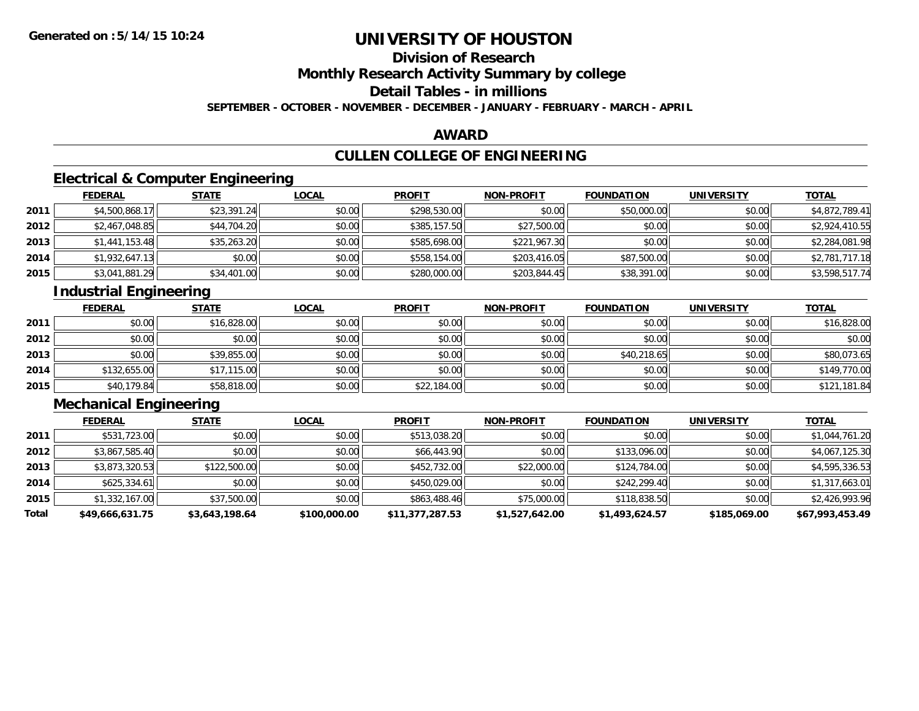**Generated on :5/14/15 10:24**

# UNIVERSITY OF HOUSTON

## Division of Research

## Monthly Research Activity Summary by college

## Detail Tables - in millions

**SEPTEMBER - OCTOBER - NOVEMBER - DECEMBER - JANUARY - FEBRUARY - MARCH - APRIL**

## AWARD

## CULLEN COLLEGE OF ENGINEERING

### Electrical & Computer Engineering

| | FEDERAL | STATE | LOCAL | PROFIT | NON-PROFIT | FOUNDATION | UNIVERSITY | TOTAL |
|---|---|---|---|---|---|---|---|---|
| 2011 | $4,500,868.17 | $23,391.24 | $0.00 | $298,530.00 | $0.00 | $50,000.00 | $0.00 | $4,872,789.41 |
| 2012 | $2,467,048.85 | $44,704.20 | $0.00 | $385,157.50 | $27,500.00 | $0.00 | $0.00 | $2,924,410.55 |
| 2013 | $1,441,153.48 | $35,263.20 | $0.00 | $585,698.00 | $221,967.30 | $0.00 | $0.00 | $2,284,081.98 |
| 2014 | $1,932,647.13 | $0.00 | $0.00 | $558,154.00 | $203,416.05 | $87,500.00 | $0.00 | $2,781,717.18 |
| 2015 | $3,041,881.29 | $34,401.00 | $0.00 | $280,000.00 | $203,844.45 | $38,391.00 | $0.00 | $3,598,517.74 |

### Industrial Engineering

| | FEDERAL | STATE | LOCAL | PROFIT | NON-PROFIT | FOUNDATION | UNIVERSITY | TOTAL |
|---|---|---|---|---|---|---|---|---|
| 2011 | $0.00 | $16,828.00 | $0.00 | $0.00 | $0.00 | $0.00 | $0.00 | $16,828.00 |
| 2012 | $0.00 | $0.00 | $0.00 | $0.00 | $0.00 | $0.00 | $0.00 | $0.00 |
| 2013 | $0.00 | $39,855.00 | $0.00 | $0.00 | $0.00 | $40,218.65 | $0.00 | $80,073.65 |
| 2014 | $132,655.00 | $17,115.00 | $0.00 | $0.00 | $0.00 | $0.00 | $0.00 | $149,770.00 |
| 2015 | $40,179.84 | $58,818.00 | $0.00 | $22,184.00 | $0.00 | $0.00 | $0.00 | $121,181.84 |

### Mechanical Engineering

| | FEDERAL | STATE | LOCAL | PROFIT | NON-PROFIT | FOUNDATION | UNIVERSITY | TOTAL |
|---|---|---|---|---|---|---|---|---|
| 2011 | $531,723.00 | $0.00 | $0.00 | $513,038.20 | $0.00 | $0.00 | $0.00 | $1,044,761.20 |
| 2012 | $3,867,585.40 | $0.00 | $0.00 | $66,443.90 | $0.00 | $133,096.00 | $0.00 | $4,067,125.30 |
| 2013 | $3,873,320.53 | $122,500.00 | $0.00 | $452,732.00 | $22,000.00 | $124,784.00 | $0.00 | $4,595,336.53 |
| 2014 | $625,334.61 | $0.00 | $0.00 | $450,029.00 | $0.00 | $242,299.40 | $0.00 | $1,317,663.01 |
| 2015 | $1,332,167.00 | $37,500.00 | $0.00 | $863,488.46 | $75,000.00 | $118,838.50 | $0.00 | $2,426,993.96 |
| **Total** | **$49,666,631.75** | **$3,643,198.64** | **$100,000.00** | **$11,377,287.53** | **$1,527,642.00** | **$1,493,624.57** | **$185,069.00** | **$67,993,453.49** |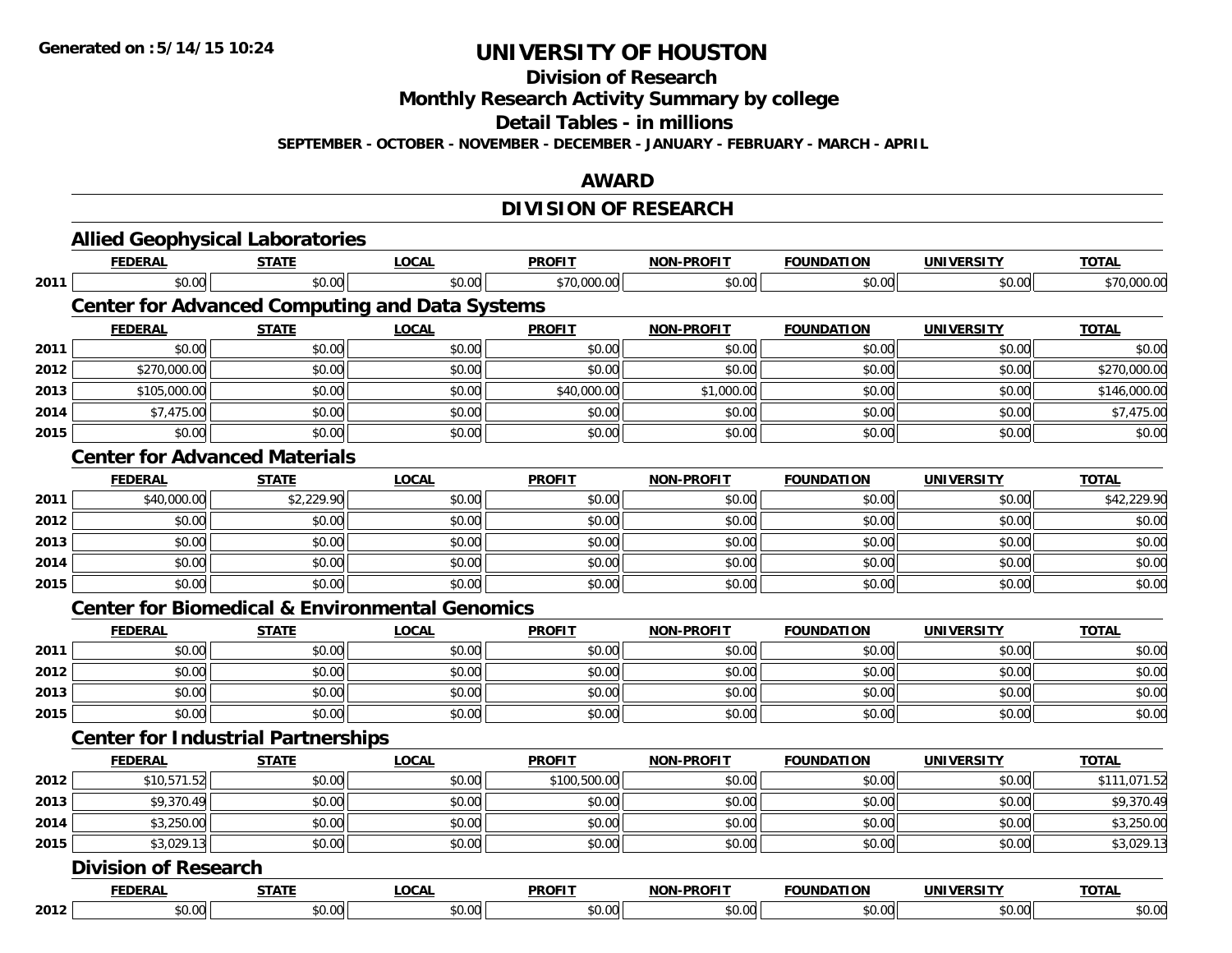**Generated on :5/14/15 10:24**

# UNIVERSITY OF HOUSTON

## Division of Research

## Monthly Research Activity Summary by college

## Detail Tables - in millions

**SEPTEMBER - OCTOBER - NOVEMBER - DECEMBER - JANUARY - FEBRUARY - MARCH - APRIL**

## AWARD

## DIVISION OF RESEARCH

### Allied Geophysical Laboratories

| | FEDERAL | STATE | LOCAL | PROFIT | NON-PROFIT | FOUNDATION | UNIVERSITY | TOTAL |
|---|---|---|---|---|---|---|---|---|
| 2011 | $0.00 | $0.00 | $0.00 | $70,000.00 | $0.00 | $0.00 | $0.00 | $70,000.00 |

### Center for Advanced Computing and Data Systems

| | FEDERAL | STATE | LOCAL | PROFIT | NON-PROFIT | FOUNDATION | UNIVERSITY | TOTAL |
|---|---|---|---|---|---|---|---|---|
| 2011 | $0.00 | $0.00 | $0.00 | $0.00 | $0.00 | $0.00 | $0.00 | $0.00 |
| 2012 | $270,000.00 | $0.00 | $0.00 | $0.00 | $0.00 | $0.00 | $0.00 | $270,000.00 |
| 2013 | $105,000.00 | $0.00 | $0.00 | $40,000.00 | $1,000.00 | $0.00 | $0.00 | $146,000.00 |
| 2014 | $7,475.00 | $0.00 | $0.00 | $0.00 | $0.00 | $0.00 | $0.00 | $7,475.00 |
| 2015 | $0.00 | $0.00 | $0.00 | $0.00 | $0.00 | $0.00 | $0.00 | $0.00 |

### Center for Advanced Materials

| | FEDERAL | STATE | LOCAL | PROFIT | NON-PROFIT | FOUNDATION | UNIVERSITY | TOTAL |
|---|---|---|---|---|---|---|---|---|
| 2011 | $40,000.00 | $2,229.90 | $0.00 | $0.00 | $0.00 | $0.00 | $0.00 | $42,229.90 |
| 2012 | $0.00 | $0.00 | $0.00 | $0.00 | $0.00 | $0.00 | $0.00 | $0.00 |
| 2013 | $0.00 | $0.00 | $0.00 | $0.00 | $0.00 | $0.00 | $0.00 | $0.00 |
| 2014 | $0.00 | $0.00 | $0.00 | $0.00 | $0.00 | $0.00 | $0.00 | $0.00 |
| 2015 | $0.00 | $0.00 | $0.00 | $0.00 | $0.00 | $0.00 | $0.00 | $0.00 |

### Center for Biomedical & Environmental Genomics

| | FEDERAL | STATE | LOCAL | PROFIT | NON-PROFIT | FOUNDATION | UNIVERSITY | TOTAL |
|---|---|---|---|---|---|---|---|---|
| 2011 | $0.00 | $0.00 | $0.00 | $0.00 | $0.00 | $0.00 | $0.00 | $0.00 |
| 2012 | $0.00 | $0.00 | $0.00 | $0.00 | $0.00 | $0.00 | $0.00 | $0.00 |
| 2013 | $0.00 | $0.00 | $0.00 | $0.00 | $0.00 | $0.00 | $0.00 | $0.00 |
| 2015 | $0.00 | $0.00 | $0.00 | $0.00 | $0.00 | $0.00 | $0.00 | $0.00 |

### Center for Industrial Partnerships

| | FEDERAL | STATE | LOCAL | PROFIT | NON-PROFIT | FOUNDATION | UNIVERSITY | TOTAL |
|---|---|---|---|---|---|---|---|---|
| 2012 | $10,571.52 | $0.00 | $0.00 | $100,500.00 | $0.00 | $0.00 | $0.00 | $111,071.52 |
| 2013 | $9,370.49 | $0.00 | $0.00 | $0.00 | $0.00 | $0.00 | $0.00 | $9,370.49 |
| 2014 | $3,250.00 | $0.00 | $0.00 | $0.00 | $0.00 | $0.00 | $0.00 | $3,250.00 |
| 2015 | $3,029.13 | $0.00 | $0.00 | $0.00 | $0.00 | $0.00 | $0.00 | $3,029.13 |

### Division of Research

| | FEDERAL | STATE | LOCAL | PROFIT | NON-PROFIT | FOUNDATION | UNIVERSITY | TOTAL |
|---|---|---|---|---|---|---|---|---|
| 2012 | $0.00 | $0.00 | $0.00 | $0.00 | $0.00 | $0.00 | $0.00 | $0.00 |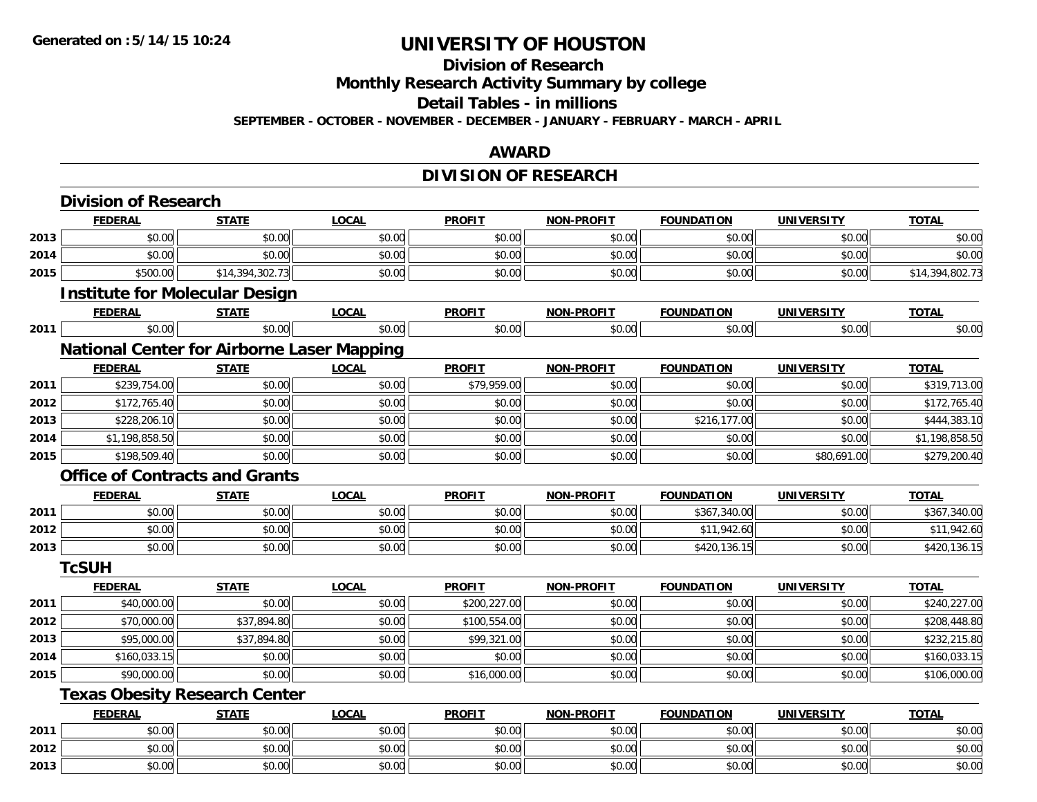**Generated on :5/14/15 10:24**

# UNIVERSITY OF HOUSTON

## Division of Research

## Monthly Research Activity Summary by college

## Detail Tables - in millions

**SEPTEMBER - OCTOBER - NOVEMBER - DECEMBER - JANUARY - FEBRUARY - MARCH - APRIL**

## AWARD

## DIVISION OF RESEARCH

### Division of Research

| | FEDERAL | STATE | LOCAL | PROFIT | NON-PROFIT | FOUNDATION | UNIVERSITY | TOTAL |
|---|---|---|---|---|---|---|---|---|
| 2013 | $0.00 | $0.00 | $0.00 | $0.00 | $0.00 | $0.00 | $0.00 | $0.00 |
| 2014 | $0.00 | $0.00 | $0.00 | $0.00 | $0.00 | $0.00 | $0.00 | $0.00 |
| 2015 | $500.00 | $14,394,302.73 | $0.00 | $0.00 | $0.00 | $0.00 | $0.00 | $14,394,802.73 |

### Institute for Molecular Design

| | FEDERAL | STATE | LOCAL | PROFIT | NON-PROFIT | FOUNDATION | UNIVERSITY | TOTAL |
|---|---|---|---|---|---|---|---|---|
| 2011 | $0.00 | $0.00 | $0.00 | $0.00 | $0.00 | $0.00 | $0.00 | $0.00 |

### National Center for Airborne Laser Mapping

| | FEDERAL | STATE | LOCAL | PROFIT | NON-PROFIT | FOUNDATION | UNIVERSITY | TOTAL |
|---|---|---|---|---|---|---|---|---|
| 2011 | $239,754.00 | $0.00 | $0.00 | $79,959.00 | $0.00 | $0.00 | $0.00 | $319,713.00 |
| 2012 | $172,765.40 | $0.00 | $0.00 | $0.00 | $0.00 | $0.00 | $0.00 | $172,765.40 |
| 2013 | $228,206.10 | $0.00 | $0.00 | $0.00 | $0.00 | $216,177.00 | $0.00 | $444,383.10 |
| 2014 | $1,198,858.50 | $0.00 | $0.00 | $0.00 | $0.00 | $0.00 | $0.00 | $1,198,858.50 |
| 2015 | $198,509.40 | $0.00 | $0.00 | $0.00 | $0.00 | $0.00 | $80,691.00 | $279,200.40 |

### Office of Contracts and Grants

| | FEDERAL | STATE | LOCAL | PROFIT | NON-PROFIT | FOUNDATION | UNIVERSITY | TOTAL |
|---|---|---|---|---|---|---|---|---|
| 2011 | $0.00 | $0.00 | $0.00 | $0.00 | $0.00 | $367,340.00 | $0.00 | $367,340.00 |
| 2012 | $0.00 | $0.00 | $0.00 | $0.00 | $0.00 | $11,942.60 | $0.00 | $11,942.60 |
| 2013 | $0.00 | $0.00 | $0.00 | $0.00 | $0.00 | $420,136.15 | $0.00 | $420,136.15 |

### TcSUH

| | FEDERAL | STATE | LOCAL | PROFIT | NON-PROFIT | FOUNDATION | UNIVERSITY | TOTAL |
|---|---|---|---|---|---|---|---|---|
| 2011 | $40,000.00 | $0.00 | $0.00 | $200,227.00 | $0.00 | $0.00 | $0.00 | $240,227.00 |
| 2012 | $70,000.00 | $37,894.80 | $0.00 | $100,554.00 | $0.00 | $0.00 | $0.00 | $208,448.80 |
| 2013 | $95,000.00 | $37,894.80 | $0.00 | $99,321.00 | $0.00 | $0.00 | $0.00 | $232,215.80 |
| 2014 | $160,033.15 | $0.00 | $0.00 | $0.00 | $0.00 | $0.00 | $0.00 | $160,033.15 |
| 2015 | $90,000.00 | $0.00 | $0.00 | $16,000.00 | $0.00 | $0.00 | $0.00 | $106,000.00 |

### Texas Obesity Research Center

| | FEDERAL | STATE | LOCAL | PROFIT | NON-PROFIT | FOUNDATION | UNIVERSITY | TOTAL |
|---|---|---|---|---|---|---|---|---|
| 2011 | $0.00 | $0.00 | $0.00 | $0.00 | $0.00 | $0.00 | $0.00 | $0.00 |
| 2012 | $0.00 | $0.00 | $0.00 | $0.00 | $0.00 | $0.00 | $0.00 | $0.00 |
| 2013 | $0.00 | $0.00 | $0.00 | $0.00 | $0.00 | $0.00 | $0.00 | $0.00 |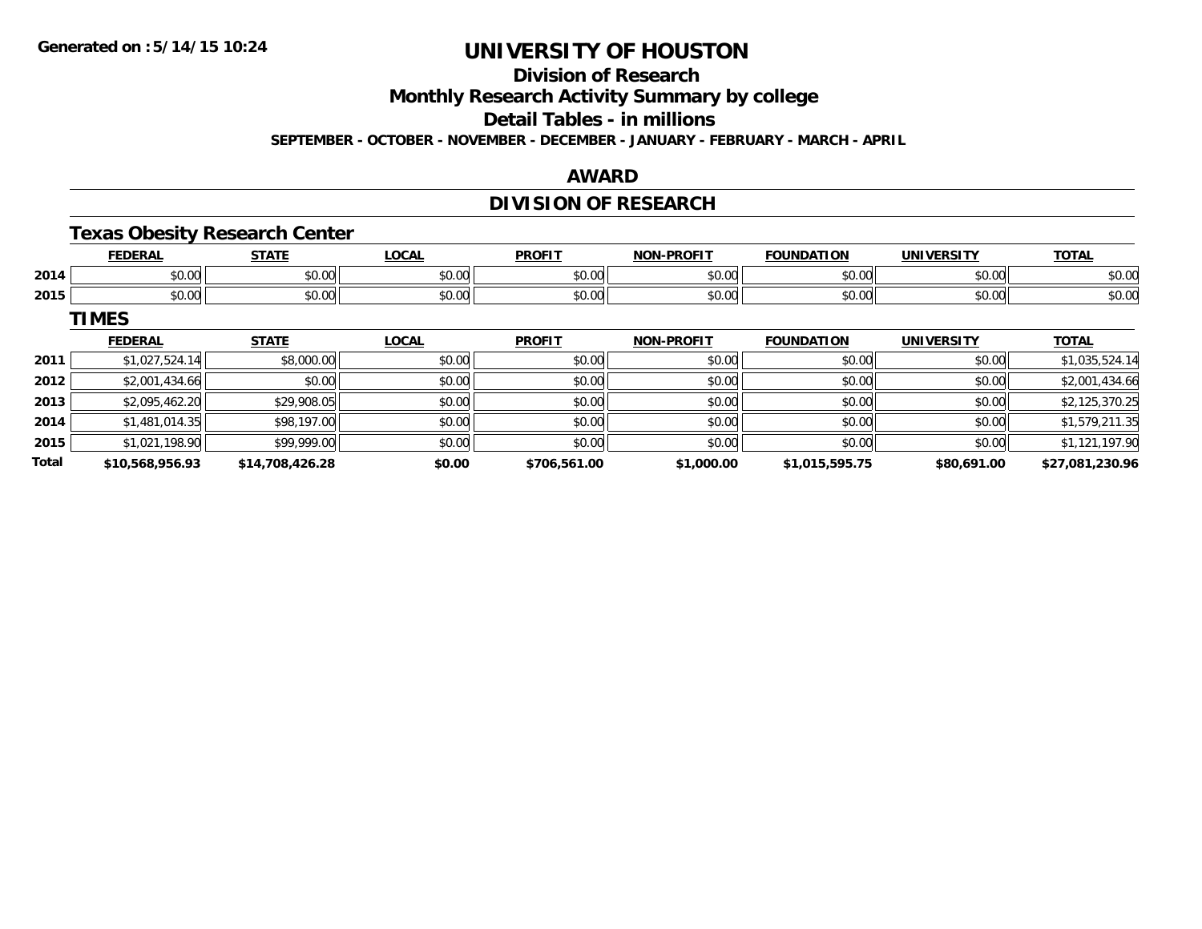# UNIVERSITY OF HOUSTON

## Division of Research

## Monthly Research Activity Summary by college

## Detail Tables - in millions

**SEPTEMBER - OCTOBER - NOVEMBER - DECEMBER - JANUARY - FEBRUARY - MARCH - APRIL**

## AWARD

## DIVISION OF RESEARCH

### Texas Obesity Research Center

| | FEDERAL | STATE | LOCAL | PROFIT | NON-PROFIT | FOUNDATION | UNIVERSITY | TOTAL |
|---|---|---|---|---|---|---|---|---|
| 2014 | $0.00 | $0.00 | $0.00 | $0.00 | $0.00 | $0.00 | $0.00 | $0.00 |
| 2015 | $0.00 | $0.00 | $0.00 | $0.00 | $0.00 | $0.00 | $0.00 | $0.00 |

### TIMES

| | FEDERAL | STATE | LOCAL | PROFIT | NON-PROFIT | FOUNDATION | UNIVERSITY | TOTAL |
|---|---|---|---|---|---|---|---|---|
| 2011 | $1,027,524.14 | $8,000.00 | $0.00 | $0.00 | $0.00 | $0.00 | $0.00 | $1,035,524.14 |
| 2012 | $2,001,434.66 | $0.00 | $0.00 | $0.00 | $0.00 | $0.00 | $0.00 | $2,001,434.66 |
| 2013 | $2,095,462.20 | $29,908.05 | $0.00 | $0.00 | $0.00 | $0.00 | $0.00 | $2,125,370.25 |
| 2014 | $1,481,014.35 | $98,197.00 | $0.00 | $0.00 | $0.00 | $0.00 | $0.00 | $1,579,211.35 |
| 2015 | $1,021,198.90 | $99,999.00 | $0.00 | $0.00 | $0.00 | $0.00 | $0.00 | $1,121,197.90 |
| **Total** | **$10,568,956.93** | **$14,708,426.28** | **$0.00** | **$706,561.00** | **$1,000.00** | **$1,015,595.75** | **$80,691.00** | **$27,081,230.96** |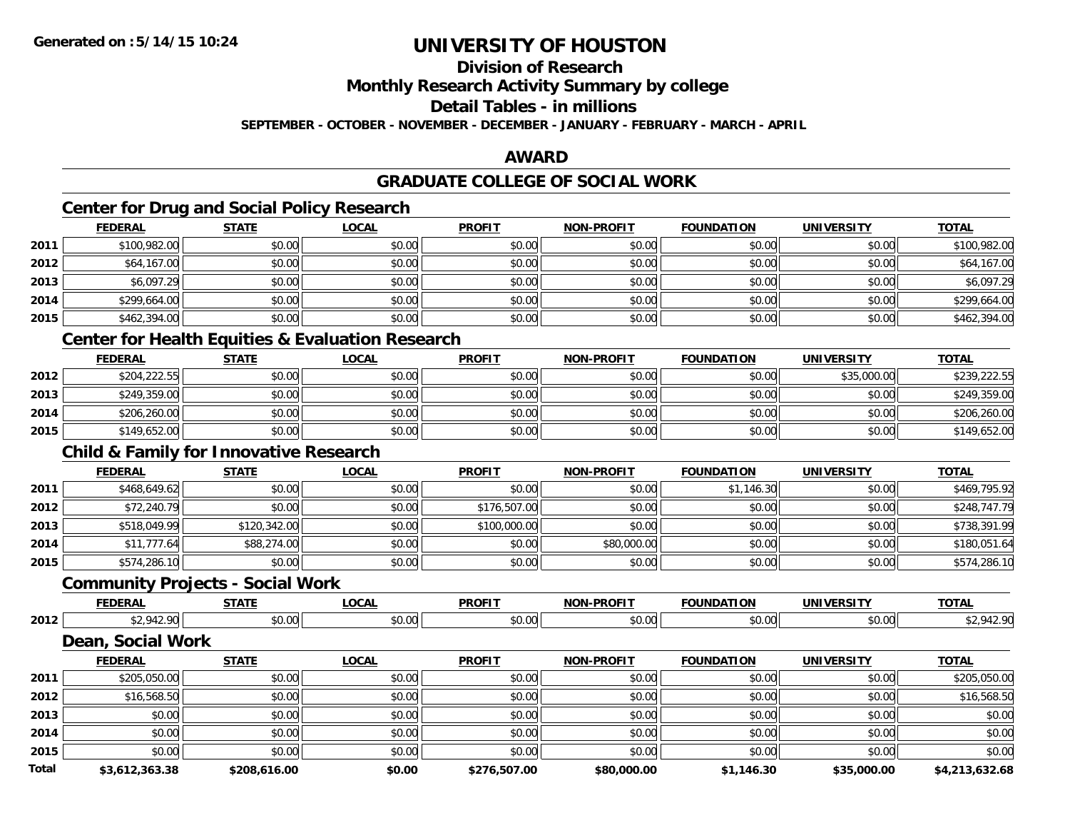# UNIVERSITY OF HOUSTON

## Division of Research

## Monthly Research Activity Summary by college

## Detail Tables - in millions

**SEPTEMBER - OCTOBER - NOVEMBER - DECEMBER - JANUARY - FEBRUARY - MARCH - APRIL**

**Generated on :5/14/15 10:24**

## AWARD

## GRADUATE COLLEGE OF SOCIAL WORK

### Center for Drug and Social Policy Research

| | FEDERAL | STATE | LOCAL | PROFIT | NON-PROFIT | FOUNDATION | UNIVERSITY | TOTAL |
|---|---|---|---|---|---|---|---|---|
| 2011 | $100,982.00 | $0.00 | $0.00 | $0.00 | $0.00 | $0.00 | $0.00 | $100,982.00 |
| 2012 | $64,167.00 | $0.00 | $0.00 | $0.00 | $0.00 | $0.00 | $0.00 | $64,167.00 |
| 2013 | $6,097.29 | $0.00 | $0.00 | $0.00 | $0.00 | $0.00 | $0.00 | $6,097.29 |
| 2014 | $299,664.00 | $0.00 | $0.00 | $0.00 | $0.00 | $0.00 | $0.00 | $299,664.00 |
| 2015 | $462,394.00 | $0.00 | $0.00 | $0.00 | $0.00 | $0.00 | $0.00 | $462,394.00 |

### Center for Health Equities & Evaluation Research

| | FEDERAL | STATE | LOCAL | PROFIT | NON-PROFIT | FOUNDATION | UNIVERSITY | TOTAL |
|---|---|---|---|---|---|---|---|---|
| 2012 | $204,222.55 | $0.00 | $0.00 | $0.00 | $0.00 | $0.00 | $35,000.00 | $239,222.55 |
| 2013 | $249,359.00 | $0.00 | $0.00 | $0.00 | $0.00 | $0.00 | $0.00 | $249,359.00 |
| 2014 | $206,260.00 | $0.00 | $0.00 | $0.00 | $0.00 | $0.00 | $0.00 | $206,260.00 |
| 2015 | $149,652.00 | $0.00 | $0.00 | $0.00 | $0.00 | $0.00 | $0.00 | $149,652.00 |

### Child & Family for Innovative Research

| | FEDERAL | STATE | LOCAL | PROFIT | NON-PROFIT | FOUNDATION | UNIVERSITY | TOTAL |
|---|---|---|---|---|---|---|---|---|
| 2011 | $468,649.62 | $0.00 | $0.00 | $0.00 | $0.00 | $1,146.30 | $0.00 | $469,795.92 |
| 2012 | $72,240.79 | $0.00 | $0.00 | $176,507.00 | $0.00 | $0.00 | $0.00 | $248,747.79 |
| 2013 | $518,049.99 | $120,342.00 | $0.00 | $100,000.00 | $0.00 | $0.00 | $0.00 | $738,391.99 |
| 2014 | $11,777.64 | $88,274.00 | $0.00 | $0.00 | $80,000.00 | $0.00 | $0.00 | $180,051.64 |
| 2015 | $574,286.10 | $0.00 | $0.00 | $0.00 | $0.00 | $0.00 | $0.00 | $574,286.10 |

### Community Projects - Social Work

| | FEDERAL | STATE | LOCAL | PROFIT | NON-PROFIT | FOUNDATION | UNIVERSITY | TOTAL |
|---|---|---|---|---|---|---|---|---|
| 2012 | $2,942.90 | $0.00 | $0.00 | $0.00 | $0.00 | $0.00 | $0.00 | $2,942.90 |

### Dean, Social Work

| | FEDERAL | STATE | LOCAL | PROFIT | NON-PROFIT | FOUNDATION | UNIVERSITY | TOTAL |
|---|---|---|---|---|---|---|---|---|
| 2011 | $205,050.00 | $0.00 | $0.00 | $0.00 | $0.00 | $0.00 | $0.00 | $205,050.00 |
| 2012 | $16,568.50 | $0.00 | $0.00 | $0.00 | $0.00 | $0.00 | $0.00 | $16,568.50 |
| 2013 | $0.00 | $0.00 | $0.00 | $0.00 | $0.00 | $0.00 | $0.00 | $0.00 |
| 2014 | $0.00 | $0.00 | $0.00 | $0.00 | $0.00 | $0.00 | $0.00 | $0.00 |
| 2015 | $0.00 | $0.00 | $0.00 | $0.00 | $0.00 | $0.00 | $0.00 | $0.00 |
| **Total** | **$3,612,363.38** | **$208,616.00** | **$0.00** | **$276,507.00** | **$80,000.00** | **$1,146.30** | **$35,000.00** | **$4,213,632.68** |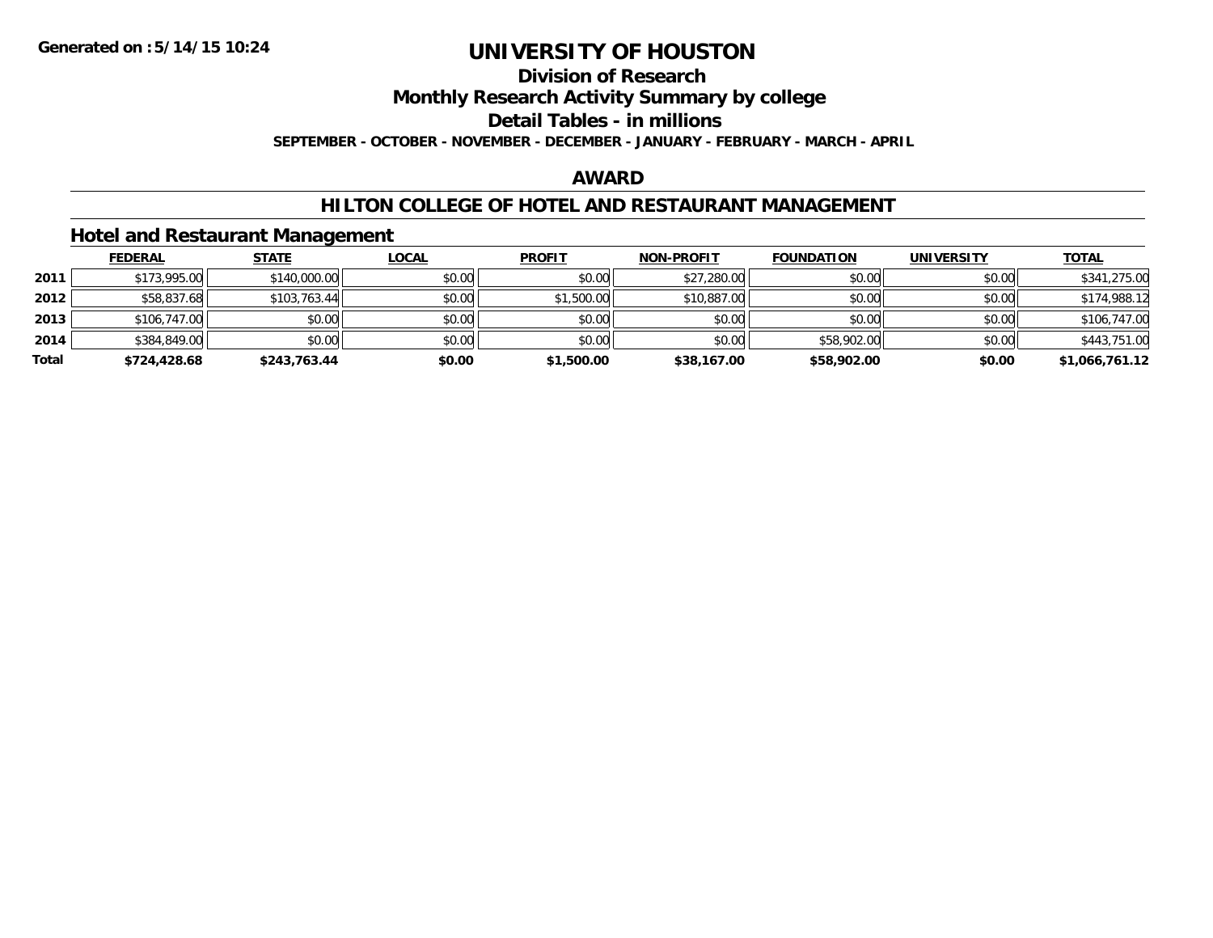Generated on :5/14/15 10:24

# UNIVERSITY OF HOUSTON

## Division of Research

## Monthly Research Activity Summary by college

## Detail Tables - in millions

**SEPTEMBER - OCTOBER - NOVEMBER - DECEMBER - JANUARY - FEBRUARY - MARCH - APRIL**

## AWARD

## HILTON COLLEGE OF HOTEL AND RESTAURANT MANAGEMENT

### Hotel and Restaurant Management

| | FEDERAL | STATE | LOCAL | PROFIT | NON-PROFIT | FOUNDATION | UNIVERSITY | TOTAL |
|---|---|---|---|---|---|---|---|---|
| 2011 | $173,995.00 | $140,000.00 | $0.00 | $0.00 | $27,280.00 | $0.00 | $0.00 | $341,275.00 |
| 2012 | $58,837.68 | $103,763.44 | $0.00 | $1,500.00 | $10,887.00 | $0.00 | $0.00 | $174,988.12 |
| 2013 | $106,747.00 | $0.00 | $0.00 | $0.00 | $0.00 | $0.00 | $0.00 | $106,747.00 |
| 2014 | $384,849.00 | $0.00 | $0.00 | $0.00 | $0.00 | $58,902.00 | $0.00 | $443,751.00 |
| **Total** | **$724,428.68** | **$243,763.44** | **$0.00** | **$1,500.00** | **$38,167.00** | **$58,902.00** | **$0.00** | **$1,066,761.12** |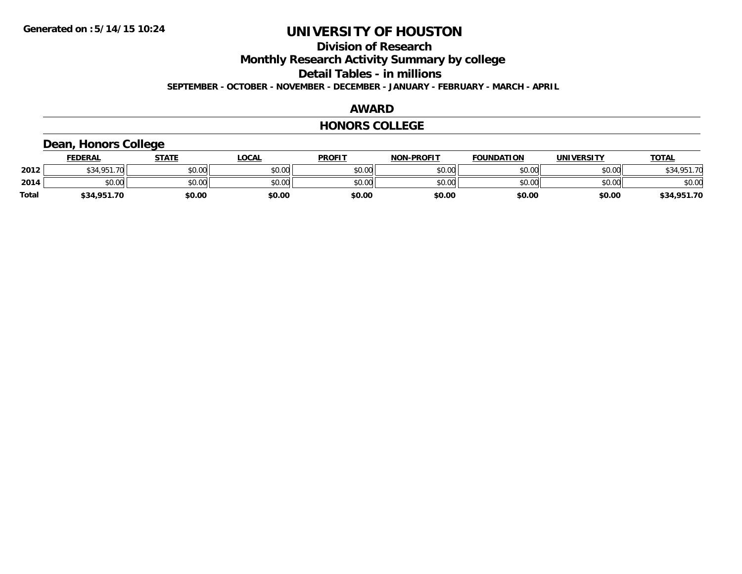# UNIVERSITY OF HOUSTON

## Division of Research

## Monthly Research Activity Summary by college

## Detail Tables - in millions

**SEPTEMBER - OCTOBER - NOVEMBER - DECEMBER - JANUARY - FEBRUARY - MARCH - APRIL**

### AWARD

### HONORS COLLEGE

#### Dean, Honors College

| | FEDERAL | STATE | LOCAL | PROFIT | NON-PROFIT | FOUNDATION | UNIVERSITY | TOTAL |
|---|---|---|---|---|---|---|---|---|
| 2012 | $34,951.70 | $0.00 | $0.00 | $0.00 | $0.00 | $0.00 | $0.00 | $34,951.70 |
| 2014 | $0.00 | $0.00 | $0.00 | $0.00 | $0.00 | $0.00 | $0.00 | $0.00 |
| Total | $34,951.70 | $0.00 | $0.00 | $0.00 | $0.00 | $0.00 | $0.00 | $34,951.70 |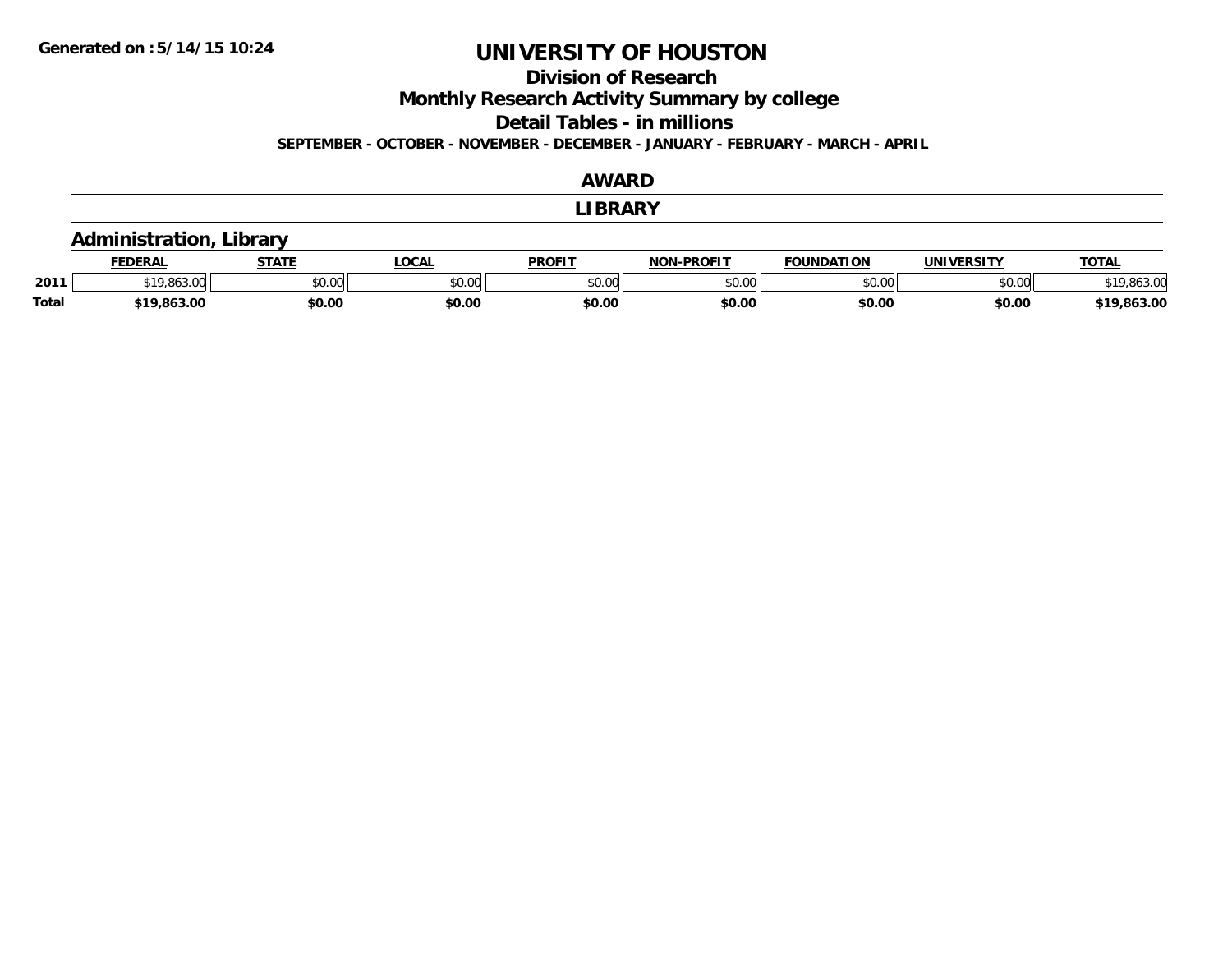**Generated on :5/14/15 10:24**

# UNIVERSITY OF HOUSTON

## Division of Research

## Monthly Research Activity Summary by college

## Detail Tables - in millions

**SEPTEMBER - OCTOBER - NOVEMBER - DECEMBER - JANUARY - FEBRUARY - MARCH - APRIL**

## AWARD

## LIBRARY

### Administration, Library

| | FEDERAL | STATE | LOCAL | PROFIT | NON-PROFIT | FOUNDATION | UNIVERSITY | TOTAL |
|---|---|---|---|---|---|---|---|---|
| 2011 | $19,863.00 | $0.00 | $0.00 | $0.00 | $0.00 | $0.00 | $0.00 | $19,863.00 |
| **Total** | **$19,863.00** | **$0.00** | **$0.00** | **$0.00** | **$0.00** | **$0.00** | **$0.00** | **$19,863.00** |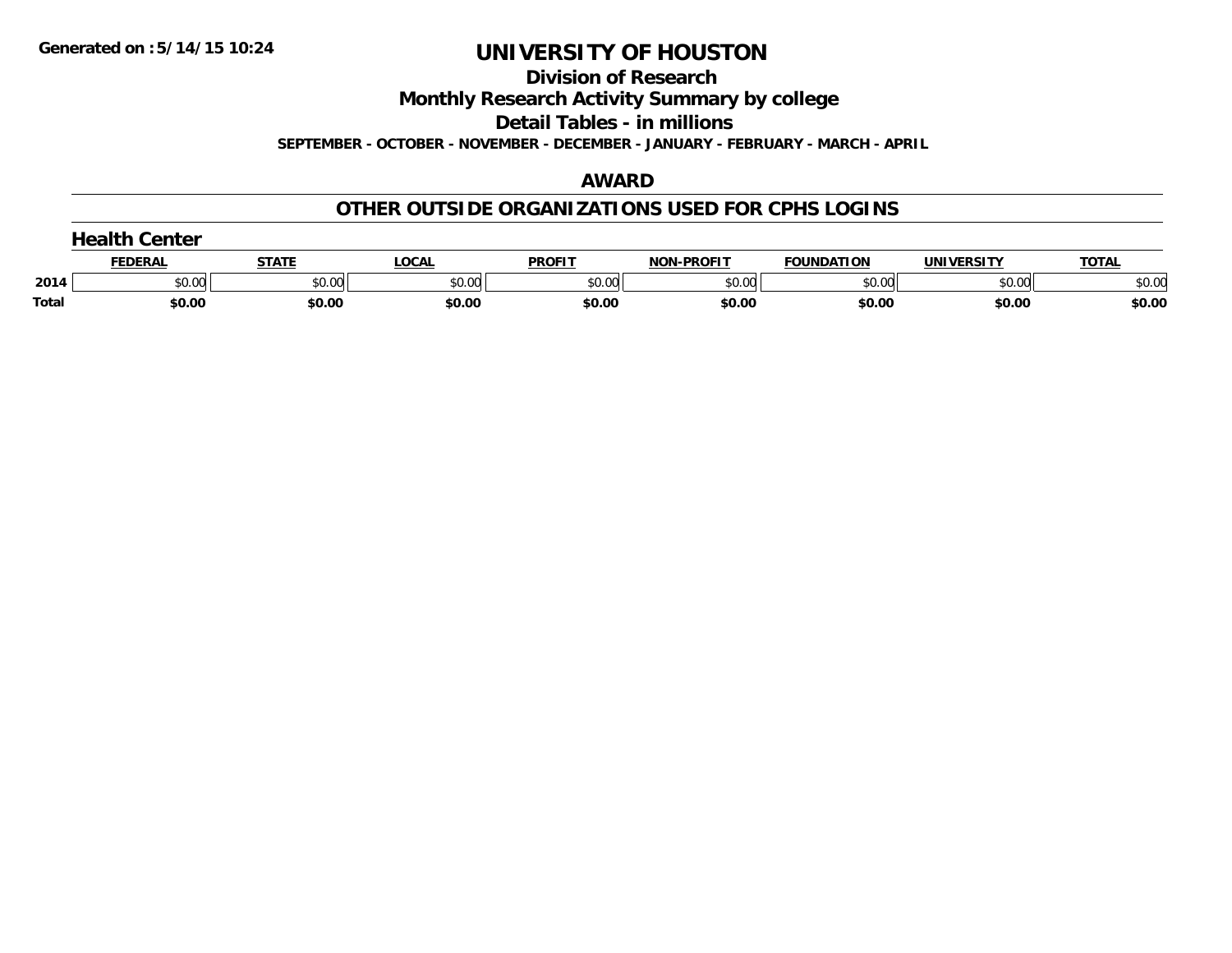Generated on :5/14/15 10:24

# UNIVERSITY OF HOUSTON

## Division of Research

## Monthly Research Activity Summary by college

## Detail Tables - in millions

**SEPTEMBER - OCTOBER - NOVEMBER - DECEMBER - JANUARY - FEBRUARY - MARCH - APRIL**

## AWARD

## OTHER OUTSIDE ORGANIZATIONS USED FOR CPHS LOGINS

### Health Center

| | FEDERAL | STATE | LOCAL | PROFIT | NON-PROFIT | FOUNDATION | UNIVERSITY | TOTAL |
|---|---|---|---|---|---|---|---|---|
| 2014 | $0.00 | $0.00 | $0.00 | $0.00 | $0.00 | $0.00 | $0.00 | $0.00 |
| **Total** | **$0.00** | **$0.00** | **$0.00** | **$0.00** | **$0.00** | **$0.00** | **$0.00** | **$0.00** |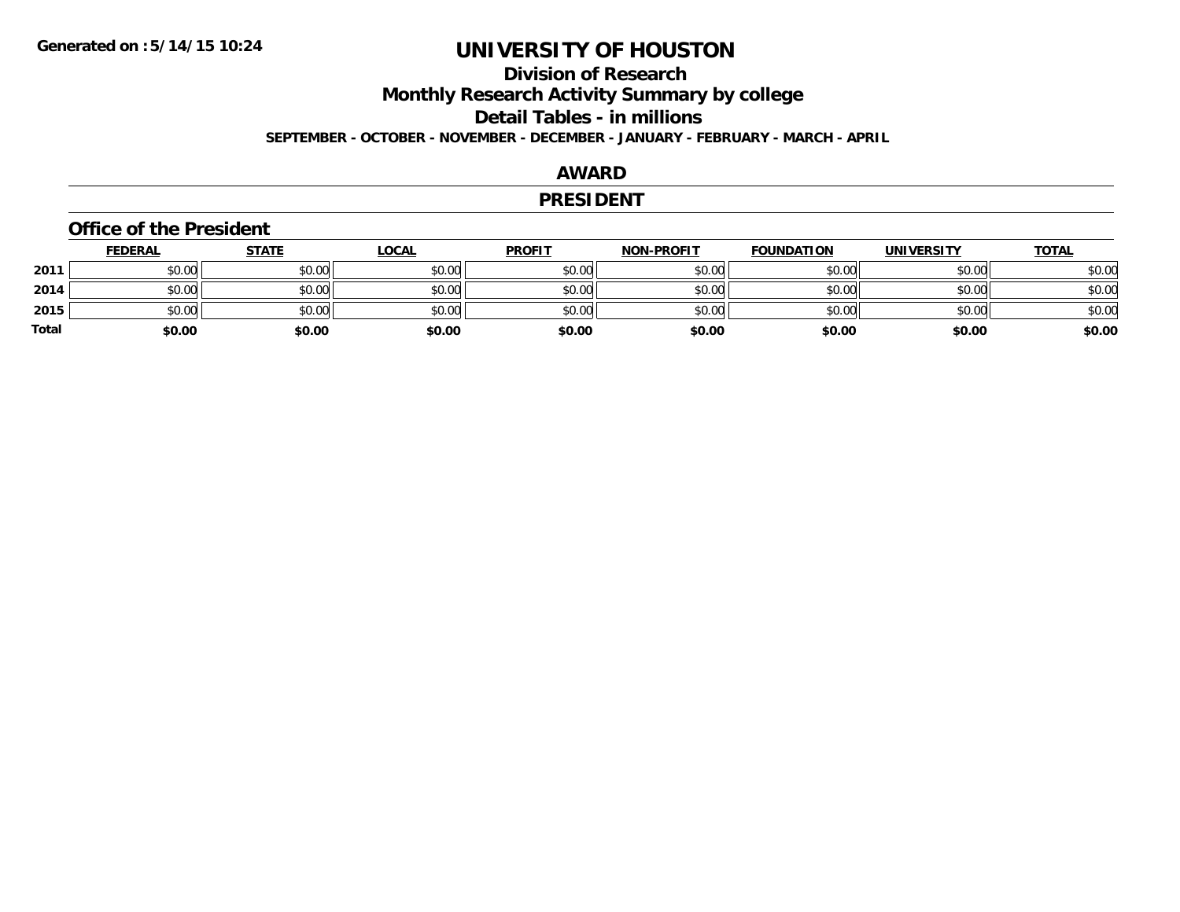# UNIVERSITY OF HOUSTON

## Division of Research

## Monthly Research Activity Summary by college

## Detail Tables - in millions

**SEPTEMBER - OCTOBER - NOVEMBER - DECEMBER - JANUARY - FEBRUARY - MARCH - APRIL**

Generated on :5/14/15 10:24

## AWARD

## PRESIDENT

### Office of the President

| | FEDERAL | STATE | LOCAL | PROFIT | NON-PROFIT | FOUNDATION | UNIVERSITY | TOTAL |
|---|---|---|---|---|---|---|---|---|
| 2011 | $0.00 | $0.00 | $0.00 | $0.00 | $0.00 | $0.00 | $0.00 | $0.00 |
| 2014 | $0.00 | $0.00 | $0.00 | $0.00 | $0.00 | $0.00 | $0.00 | $0.00 |
| 2015 | $0.00 | $0.00 | $0.00 | $0.00 | $0.00 | $0.00 | $0.00 | $0.00 |
| **Total** | **$0.00** | **$0.00** | **$0.00** | **$0.00** | **$0.00** | **$0.00** | **$0.00** | **$0.00** |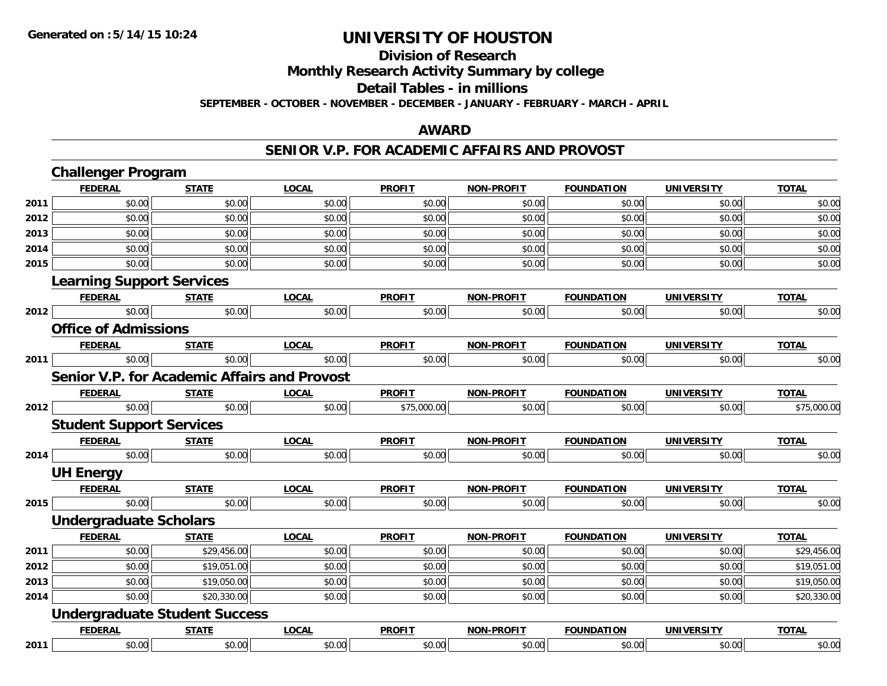Generated on :5/14/15 10:24

# UNIVERSITY OF HOUSTON

## Division of Research

## Monthly Research Activity Summary by college

## Detail Tables - in millions

SEPTEMBER - OCTOBER - NOVEMBER - DECEMBER - JANUARY - FEBRUARY - MARCH - APRIL

### AWARD

### SENIOR V.P. FOR ACADEMIC AFFAIRS AND PROVOST

#### Challenger Program

| | FEDERAL | STATE | LOCAL | PROFIT | NON-PROFIT | FOUNDATION | UNIVERSITY | TOTAL |
|---|---|---|---|---|---|---|---|---|
| 2011 | $0.00 | $0.00 | $0.00 | $0.00 | $0.00 | $0.00 | $0.00 | $0.00 |
| 2012 | $0.00 | $0.00 | $0.00 | $0.00 | $0.00 | $0.00 | $0.00 | $0.00 |
| 2013 | $0.00 | $0.00 | $0.00 | $0.00 | $0.00 | $0.00 | $0.00 | $0.00 |
| 2014 | $0.00 | $0.00 | $0.00 | $0.00 | $0.00 | $0.00 | $0.00 | $0.00 |
| 2015 | $0.00 | $0.00 | $0.00 | $0.00 | $0.00 | $0.00 | $0.00 | $0.00 |

#### Learning Support Services

| | FEDERAL | STATE | LOCAL | PROFIT | NON-PROFIT | FOUNDATION | UNIVERSITY | TOTAL |
|---|---|---|---|---|---|---|---|---|
| 2012 | $0.00 | $0.00 | $0.00 | $0.00 | $0.00 | $0.00 | $0.00 | $0.00 |

#### Office of Admissions

| | FEDERAL | STATE | LOCAL | PROFIT | NON-PROFIT | FOUNDATION | UNIVERSITY | TOTAL |
|---|---|---|---|---|---|---|---|---|
| 2011 | $0.00 | $0.00 | $0.00 | $0.00 | $0.00 | $0.00 | $0.00 | $0.00 |

#### Senior V.P. for Academic Affairs and Provost

| | FEDERAL | STATE | LOCAL | PROFIT | NON-PROFIT | FOUNDATION | UNIVERSITY | TOTAL |
|---|---|---|---|---|---|---|---|---|
| 2012 | $0.00 | $0.00 | $0.00 | $75,000.00 | $0.00 | $0.00 | $0.00 | $75,000.00 |

#### Student Support Services

| | FEDERAL | STATE | LOCAL | PROFIT | NON-PROFIT | FOUNDATION | UNIVERSITY | TOTAL |
|---|---|---|---|---|---|---|---|---|
| 2014 | $0.00 | $0.00 | $0.00 | $0.00 | $0.00 | $0.00 | $0.00 | $0.00 |

#### UH Energy

| | FEDERAL | STATE | LOCAL | PROFIT | NON-PROFIT | FOUNDATION | UNIVERSITY | TOTAL |
|---|---|---|---|---|---|---|---|---|
| 2015 | $0.00 | $0.00 | $0.00 | $0.00 | $0.00 | $0.00 | $0.00 | $0.00 |

#### Undergraduate Scholars

| | FEDERAL | STATE | LOCAL | PROFIT | NON-PROFIT | FOUNDATION | UNIVERSITY | TOTAL |
|---|---|---|---|---|---|---|---|---|
| 2011 | $0.00 | $29,456.00 | $0.00 | $0.00 | $0.00 | $0.00 | $0.00 | $29,456.00 |
| 2012 | $0.00 | $19,051.00 | $0.00 | $0.00 | $0.00 | $0.00 | $0.00 | $19,051.00 |
| 2013 | $0.00 | $19,050.00 | $0.00 | $0.00 | $0.00 | $0.00 | $0.00 | $19,050.00 |
| 2014 | $0.00 | $20,330.00 | $0.00 | $0.00 | $0.00 | $0.00 | $0.00 | $20,330.00 |

#### Undergraduate Student Success

| | FEDERAL | STATE | LOCAL | PROFIT | NON-PROFIT | FOUNDATION | UNIVERSITY | TOTAL |
|---|---|---|---|---|---|---|---|---|
| 2011 | $0.00 | $0.00 | $0.00 | $0.00 | $0.00 | $0.00 | $0.00 | $0.00 |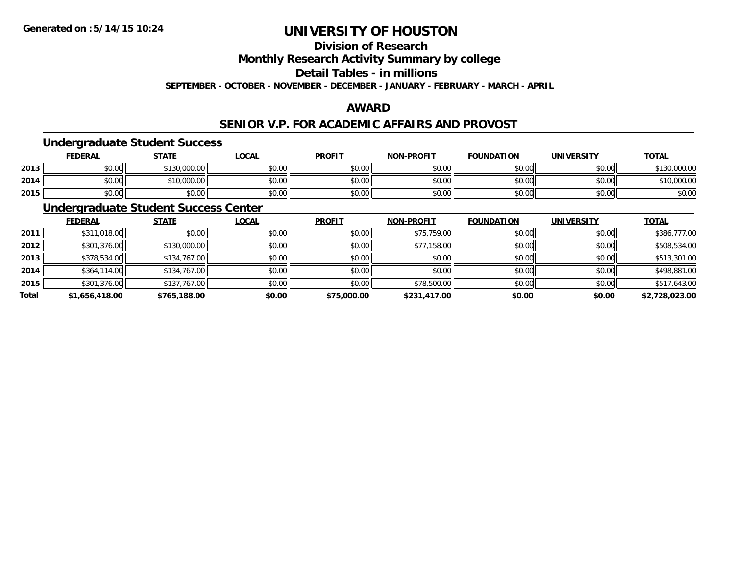# UNIVERSITY OF HOUSTON

## Division of Research

## Monthly Research Activity Summary by college

## Detail Tables - in millions

**SEPTEMBER - OCTOBER - NOVEMBER - DECEMBER - JANUARY - FEBRUARY - MARCH - APRIL**

## AWARD

## SENIOR V.P. FOR ACADEMIC AFFAIRS AND PROVOST

### Undergraduate Student Success

| | FEDERAL | STATE | LOCAL | PROFIT | NON-PROFIT | FOUNDATION | UNIVERSITY | TOTAL |
|---|---|---|---|---|---|---|---|---|
| 2013 | $0.00 | $130,000.00 | $0.00 | $0.00 | $0.00 | $0.00 | $0.00 | $130,000.00 |
| 2014 | $0.00 | $10,000.00 | $0.00 | $0.00 | $0.00 | $0.00 | $0.00 | $10,000.00 |
| 2015 | $0.00 | $0.00 | $0.00 | $0.00 | $0.00 | $0.00 | $0.00 | $0.00 |

### Undergraduate Student Success Center

| | FEDERAL | STATE | LOCAL | PROFIT | NON-PROFIT | FOUNDATION | UNIVERSITY | TOTAL |
|---|---|---|---|---|---|---|---|---|
| 2011 | $311,018.00 | $0.00 | $0.00 | $0.00 | $75,759.00 | $0.00 | $0.00 | $386,777.00 |
| 2012 | $301,376.00 | $130,000.00 | $0.00 | $0.00 | $77,158.00 | $0.00 | $0.00 | $508,534.00 |
| 2013 | $378,534.00 | $134,767.00 | $0.00 | $0.00 | $0.00 | $0.00 | $0.00 | $513,301.00 |
| 2014 | $364,114.00 | $134,767.00 | $0.00 | $0.00 | $0.00 | $0.00 | $0.00 | $498,881.00 |
| 2015 | $301,376.00 | $137,767.00 | $0.00 | $0.00 | $78,500.00 | $0.00 | $0.00 | $517,643.00 |
| **Total** | **$1,656,418.00** | **$765,188.00** | **$0.00** | **$75,000.00** | **$231,417.00** | **$0.00** | **$0.00** | **$2,728,023.00** |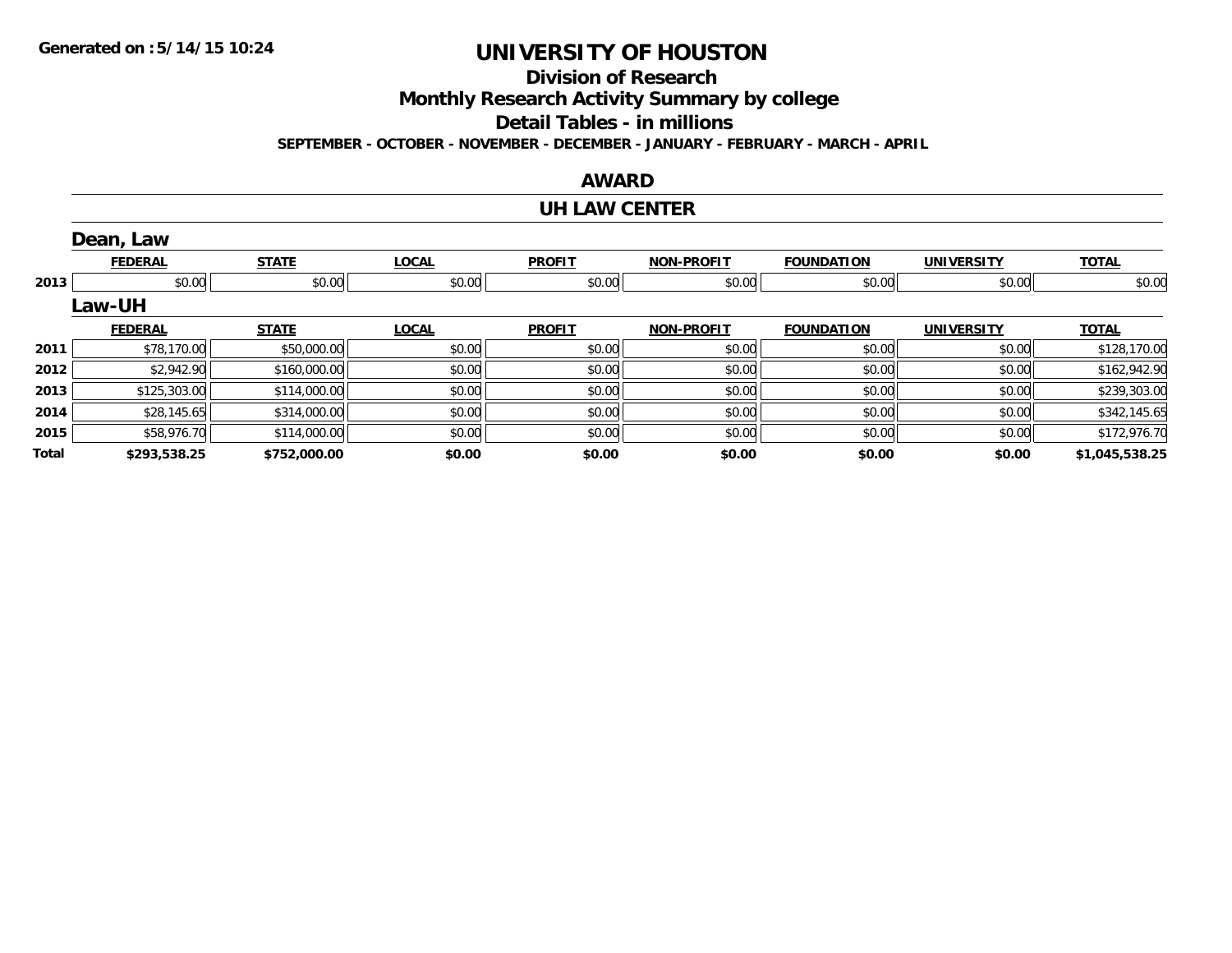Generated on :5/14/15 10:24

# UNIVERSITY OF HOUSTON

## Division of Research

## Monthly Research Activity Summary by college

## Detail Tables - in millions

**SEPTEMBER - OCTOBER - NOVEMBER - DECEMBER - JANUARY - FEBRUARY - MARCH - APRIL**

## AWARD

## UH LAW CENTER

### Dean, Law

| | FEDERAL | STATE | LOCAL | PROFIT | NON-PROFIT | FOUNDATION | UNIVERSITY | TOTAL |
|---|---|---|---|---|---|---|---|---|
| 2013 | $0.00 | $0.00 | $0.00 | $0.00 | $0.00 | $0.00 | $0.00 | $0.00 |

### Law-UH

| | FEDERAL | STATE | LOCAL | PROFIT | NON-PROFIT | FOUNDATION | UNIVERSITY | TOTAL |
|---|---|---|---|---|---|---|---|---|
| 2011 | $78,170.00 | $50,000.00 | $0.00 | $0.00 | $0.00 | $0.00 | $0.00 | $128,170.00 |
| 2012 | $2,942.90 | $160,000.00 | $0.00 | $0.00 | $0.00 | $0.00 | $0.00 | $162,942.90 |
| 2013 | $125,303.00 | $114,000.00 | $0.00 | $0.00 | $0.00 | $0.00 | $0.00 | $239,303.00 |
| 2014 | $28,145.65 | $314,000.00 | $0.00 | $0.00 | $0.00 | $0.00 | $0.00 | $342,145.65 |
| 2015 | $58,976.70 | $114,000.00 | $0.00 | $0.00 | $0.00 | $0.00 | $0.00 | $172,976.70 |
| **Total** | **$293,538.25** | **$752,000.00** | **$0.00** | **$0.00** | **$0.00** | **$0.00** | **$0.00** | **$1,045,538.25** |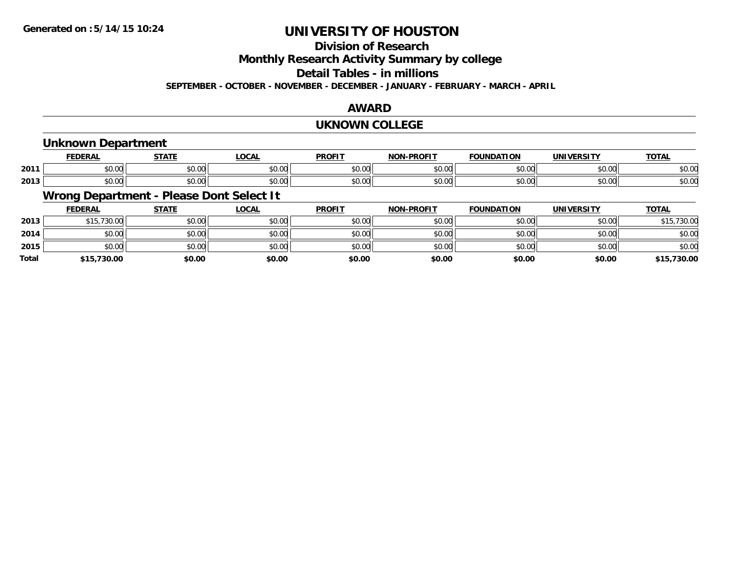# UNIVERSITY OF HOUSTON

## Division of Research

## Monthly Research Activity Summary by college

## Detail Tables - in millions

**SEPTEMBER - OCTOBER - NOVEMBER - DECEMBER - JANUARY - FEBRUARY - MARCH - APRIL**

**Generated on : 5/14/15 10:24**

## AWARD

## UKNOWN COLLEGE

### Unknown Department

| | FEDERAL | STATE | LOCAL | PROFIT | NON-PROFIT | FOUNDATION | UNIVERSITY | TOTAL |
|---|---|---|---|---|---|---|---|---|
| 2011 | $0.00 | $0.00 | $0.00 | $0.00 | $0.00 | $0.00 | $0.00 | $0.00 |
| 2013 | $0.00 | $0.00 | $0.00 | $0.00 | $0.00 | $0.00 | $0.00 | $0.00 |

### Wrong Department - Please Dont Select It

| | FEDERAL | STATE | LOCAL | PROFIT | NON-PROFIT | FOUNDATION | UNIVERSITY | TOTAL |
|---|---|---|---|---|---|---|---|---|
| 2013 | $15,730.00 | $0.00 | $0.00 | $0.00 | $0.00 | $0.00 | $0.00 | $15,730.00 |
| 2014 | $0.00 | $0.00 | $0.00 | $0.00 | $0.00 | $0.00 | $0.00 | $0.00 |
| 2015 | $0.00 | $0.00 | $0.00 | $0.00 | $0.00 | $0.00 | $0.00 | $0.00 |
| **Total** | **$15,730.00** | **$0.00** | **$0.00** | **$0.00** | **$0.00** | **$0.00** | **$0.00** | **$15,730.00** |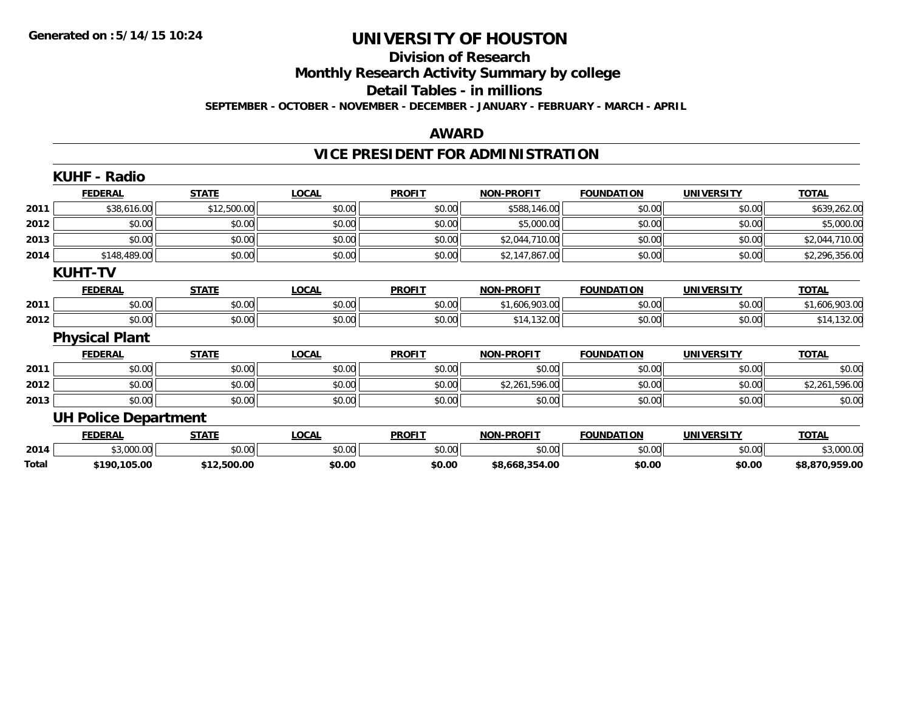Generated on :5/14/15 10:24

# UNIVERSITY OF HOUSTON

## Division of Research

## Monthly Research Activity Summary by college

## Detail Tables - in millions

**SEPTEMBER - OCTOBER - NOVEMBER - DECEMBER - JANUARY - FEBRUARY - MARCH - APRIL**

## AWARD

## VICE PRESIDENT FOR ADMINISTRATION

### KUHF - Radio

| | FEDERAL | STATE | LOCAL | PROFIT | NON-PROFIT | FOUNDATION | UNIVERSITY | TOTAL |
|---|---|---|---|---|---|---|---|---|
| 2011 | $38,616.00 | $12,500.00 | $0.00 | $0.00 | $588,146.00 | $0.00 | $0.00 | $639,262.00 |
| 2012 | $0.00 | $0.00 | $0.00 | $0.00 | $5,000.00 | $0.00 | $0.00 | $5,000.00 |
| 2013 | $0.00 | $0.00 | $0.00 | $0.00 | $2,044,710.00 | $0.00 | $0.00 | $2,044,710.00 |
| 2014 | $148,489.00 | $0.00 | $0.00 | $0.00 | $2,147,867.00 | $0.00 | $0.00 | $2,296,356.00 |

### KUHT-TV

| | FEDERAL | STATE | LOCAL | PROFIT | NON-PROFIT | FOUNDATION | UNIVERSITY | TOTAL |
|---|---|---|---|---|---|---|---|---|
| 2011 | $0.00 | $0.00 | $0.00 | $0.00 | $1,606,903.00 | $0.00 | $0.00 | $1,606,903.00 |
| 2012 | $0.00 | $0.00 | $0.00 | $0.00 | $14,132.00 | $0.00 | $0.00 | $14,132.00 |

### Physical Plant

| | FEDERAL | STATE | LOCAL | PROFIT | NON-PROFIT | FOUNDATION | UNIVERSITY | TOTAL |
|---|---|---|---|---|---|---|---|---|
| 2011 | $0.00 | $0.00 | $0.00 | $0.00 | $0.00 | $0.00 | $0.00 | $0.00 |
| 2012 | $0.00 | $0.00 | $0.00 | $0.00 | $2,261,596.00 | $0.00 | $0.00 | $2,261,596.00 |
| 2013 | $0.00 | $0.00 | $0.00 | $0.00 | $0.00 | $0.00 | $0.00 | $0.00 |

### UH Police Department

| | FEDERAL | STATE | LOCAL | PROFIT | NON-PROFIT | FOUNDATION | UNIVERSITY | TOTAL |
|---|---|---|---|---|---|---|---|---|
| 2014 | $3,000.00 | $0.00 | $0.00 | $0.00 | $0.00 | $0.00 | $0.00 | $3,000.00 |
| **Total** | **$190,105.00** | **$12,500.00** | **$0.00** | **$0.00** | **$8,668,354.00** | **$0.00** | **$0.00** | **$8,870,959.00** |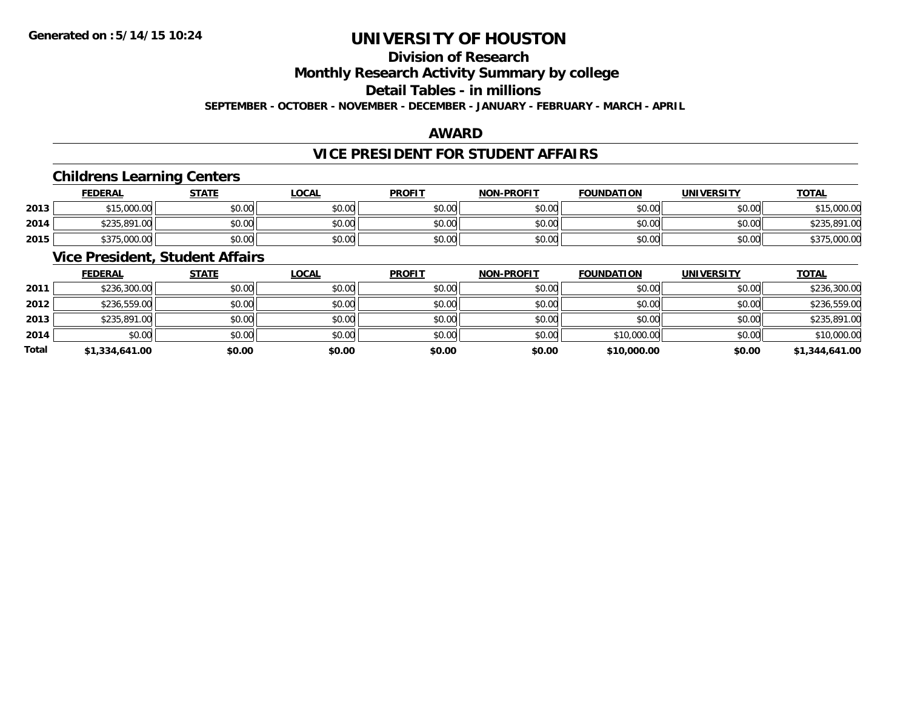# UNIVERSITY OF HOUSTON

## Division of Research

## Monthly Research Activity Summary by college

## Detail Tables - in millions

**SEPTEMBER - OCTOBER - NOVEMBER - DECEMBER - JANUARY - FEBRUARY - MARCH - APRIL**

## AWARD

## VICE PRESIDENT FOR STUDENT AFFAIRS

### Childrens Learning Centers

| | FEDERAL | STATE | LOCAL | PROFIT | NON-PROFIT | FOUNDATION | UNIVERSITY | TOTAL |
|---|---|---|---|---|---|---|---|---|
| 2013 | $15,000.00 | $0.00 | $0.00 | $0.00 | $0.00 | $0.00 | $0.00 | $15,000.00 |
| 2014 | $235,891.00 | $0.00 | $0.00 | $0.00 | $0.00 | $0.00 | $0.00 | $235,891.00 |
| 2015 | $375,000.00 | $0.00 | $0.00 | $0.00 | $0.00 | $0.00 | $0.00 | $375,000.00 |

### Vice President, Student Affairs

| | FEDERAL | STATE | LOCAL | PROFIT | NON-PROFIT | FOUNDATION | UNIVERSITY | TOTAL |
|---|---|---|---|---|---|---|---|---|
| 2011 | $236,300.00 | $0.00 | $0.00 | $0.00 | $0.00 | $0.00 | $0.00 | $236,300.00 |
| 2012 | $236,559.00 | $0.00 | $0.00 | $0.00 | $0.00 | $0.00 | $0.00 | $236,559.00 |
| 2013 | $235,891.00 | $0.00 | $0.00 | $0.00 | $0.00 | $0.00 | $0.00 | $235,891.00 |
| 2014 | $0.00 | $0.00 | $0.00 | $0.00 | $0.00 | $10,000.00 | $0.00 | $10,000.00 |
| **Total** | **$1,334,641.00** | **$0.00** | **$0.00** | **$0.00** | **$0.00** | **$10,000.00** | **$0.00** | **$1,344,641.00** |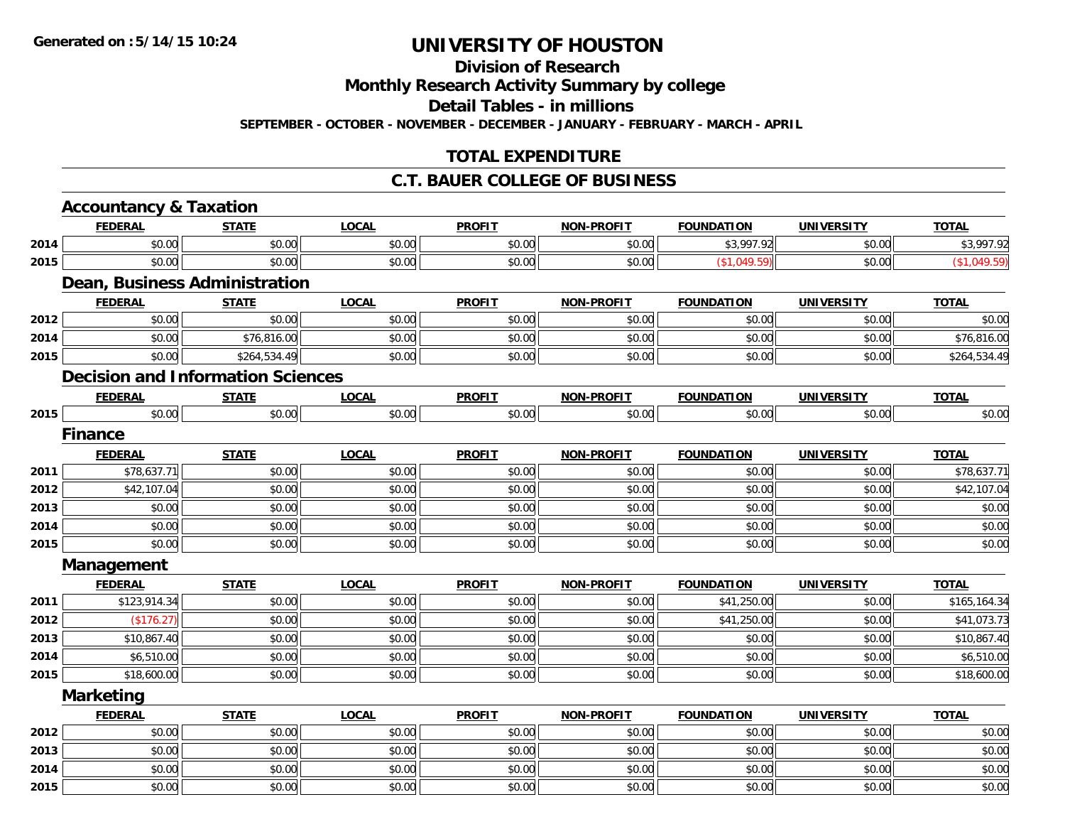Generated on :5/14/15 10:24

# UNIVERSITY OF HOUSTON

## Division of Research

## Monthly Research Activity Summary by college

## Detail Tables - in millions

**SEPTEMBER - OCTOBER - NOVEMBER - DECEMBER - JANUARY - FEBRUARY - MARCH - APRIL**

## TOTAL EXPENDITURE

## C.T. BAUER COLLEGE OF BUSINESS

### Accountancy & Taxation

| | FEDERAL | STATE | LOCAL | PROFIT | NON-PROFIT | FOUNDATION | UNIVERSITY | TOTAL |
|---|---|---|---|---|---|---|---|---|
| 2014 | $0.00 | $0.00 | $0.00 | $0.00 | $0.00 | $3,997.92 | $0.00 | $3,997.92 |
| 2015 | $0.00 | $0.00 | $0.00 | $0.00 | $0.00 | ($1,049.59) | $0.00 | ($1,049.59) |

### Dean, Business Administration

| | FEDERAL | STATE | LOCAL | PROFIT | NON-PROFIT | FOUNDATION | UNIVERSITY | TOTAL |
|---|---|---|---|---|---|---|---|---|
| 2012 | $0.00 | $0.00 | $0.00 | $0.00 | $0.00 | $0.00 | $0.00 | $0.00 |
| 2014 | $0.00 | $76,816.00 | $0.00 | $0.00 | $0.00 | $0.00 | $0.00 | $76,816.00 |
| 2015 | $0.00 | $264,534.49 | $0.00 | $0.00 | $0.00 | $0.00 | $0.00 | $264,534.49 |

### Decision and Information Sciences

| | FEDERAL | STATE | LOCAL | PROFIT | NON-PROFIT | FOUNDATION | UNIVERSITY | TOTAL |
|---|---|---|---|---|---|---|---|---|
| 2015 | $0.00 | $0.00 | $0.00 | $0.00 | $0.00 | $0.00 | $0.00 | $0.00 |

### Finance

| | FEDERAL | STATE | LOCAL | PROFIT | NON-PROFIT | FOUNDATION | UNIVERSITY | TOTAL |
|---|---|---|---|---|---|---|---|---|
| 2011 | $78,637.71 | $0.00 | $0.00 | $0.00 | $0.00 | $0.00 | $0.00 | $78,637.71 |
| 2012 | $42,107.04 | $0.00 | $0.00 | $0.00 | $0.00 | $0.00 | $0.00 | $42,107.04 |
| 2013 | $0.00 | $0.00 | $0.00 | $0.00 | $0.00 | $0.00 | $0.00 | $0.00 |
| 2014 | $0.00 | $0.00 | $0.00 | $0.00 | $0.00 | $0.00 | $0.00 | $0.00 |
| 2015 | $0.00 | $0.00 | $0.00 | $0.00 | $0.00 | $0.00 | $0.00 | $0.00 |

### Management

| | FEDERAL | STATE | LOCAL | PROFIT | NON-PROFIT | FOUNDATION | UNIVERSITY | TOTAL |
|---|---|---|---|---|---|---|---|---|
| 2011 | $123,914.34 | $0.00 | $0.00 | $0.00 | $0.00 | $41,250.00 | $0.00 | $165,164.34 |
| 2012 | ($176.27) | $0.00 | $0.00 | $0.00 | $0.00 | $41,250.00 | $0.00 | $41,073.73 |
| 2013 | $10,867.40 | $0.00 | $0.00 | $0.00 | $0.00 | $0.00 | $0.00 | $10,867.40 |
| 2014 | $6,510.00 | $0.00 | $0.00 | $0.00 | $0.00 | $0.00 | $0.00 | $6,510.00 |
| 2015 | $18,600.00 | $0.00 | $0.00 | $0.00 | $0.00 | $0.00 | $0.00 | $18,600.00 |

### Marketing

| | FEDERAL | STATE | LOCAL | PROFIT | NON-PROFIT | FOUNDATION | UNIVERSITY | TOTAL |
|---|---|---|---|---|---|---|---|---|
| 2012 | $0.00 | $0.00 | $0.00 | $0.00 | $0.00 | $0.00 | $0.00 | $0.00 |
| 2013 | $0.00 | $0.00 | $0.00 | $0.00 | $0.00 | $0.00 | $0.00 | $0.00 |
| 2014 | $0.00 | $0.00 | $0.00 | $0.00 | $0.00 | $0.00 | $0.00 | $0.00 |
| 2015 | $0.00 | $0.00 | $0.00 | $0.00 | $0.00 | $0.00 | $0.00 | $0.00 |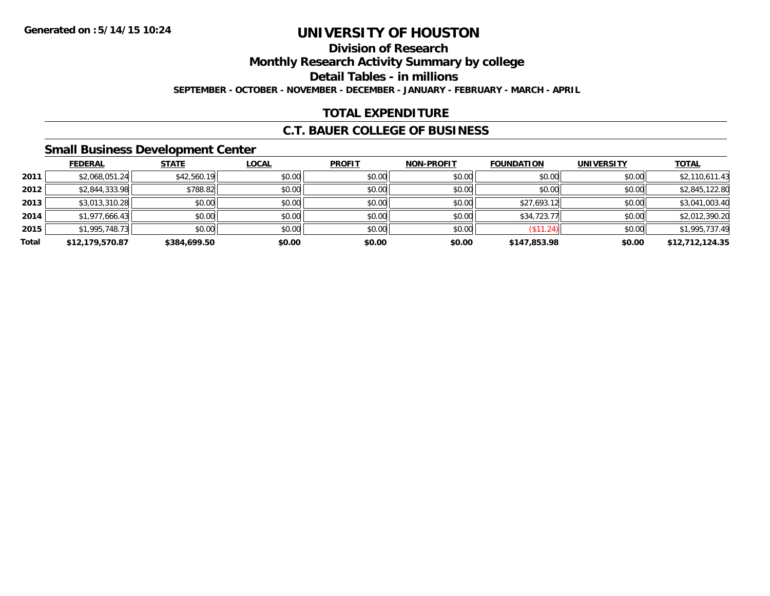**Generated on :5/14/15 10:24**

# UNIVERSITY OF HOUSTON

## Division of Research

## Monthly Research Activity Summary by college

## Detail Tables - in millions

**SEPTEMBER - OCTOBER - NOVEMBER - DECEMBER - JANUARY - FEBRUARY - MARCH - APRIL**

## TOTAL EXPENDITURE

## C.T. BAUER COLLEGE OF BUSINESS

### Small Business Development Center

| | FEDERAL | STATE | LOCAL | PROFIT | NON-PROFIT | FOUNDATION | UNIVERSITY | TOTAL |
|---|---|---|---|---|---|---|---|---|
| 2011 | $2,068,051.24 | $42,560.19 | $0.00 | $0.00 | $0.00 | $0.00 | $0.00 | $2,110,611.43 |
| 2012 | $2,844,333.98 | $788.82 | $0.00 | $0.00 | $0.00 | $0.00 | $0.00 | $2,845,122.80 |
| 2013 | $3,013,310.28 | $0.00 | $0.00 | $0.00 | $0.00 | $27,693.12 | $0.00 | $3,041,003.40 |
| 2014 | $1,977,666.43 | $0.00 | $0.00 | $0.00 | $0.00 | $34,723.77 | $0.00 | $2,012,390.20 |
| 2015 | $1,995,748.73 | $0.00 | $0.00 | $0.00 | $0.00 | ($11.24) | $0.00 | $1,995,737.49 |
| **Total** | **$12,179,570.87** | **$384,699.50** | **$0.00** | **$0.00** | **$0.00** | **$147,853.98** | **$0.00** | **$12,712,124.35** |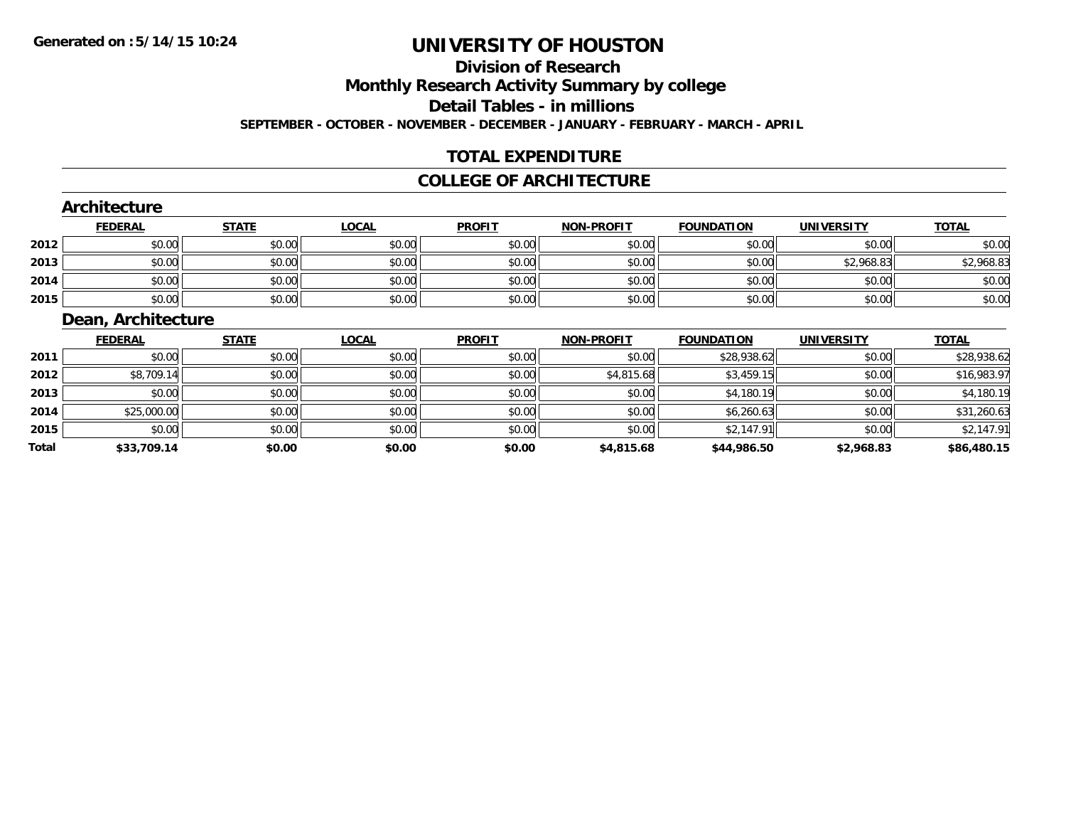# UNIVERSITY OF HOUSTON

## Division of Research

## Monthly Research Activity Summary by college

## Detail Tables - in millions

**SEPTEMBER - OCTOBER - NOVEMBER - DECEMBER - JANUARY - FEBRUARY - MARCH - APRIL**

## TOTAL EXPENDITURE

## COLLEGE OF ARCHITECTURE

### Architecture

| | FEDERAL | STATE | LOCAL | PROFIT | NON-PROFIT | FOUNDATION | UNIVERSITY | TOTAL |
|---|---|---|---|---|---|---|---|---|
| 2012 | $0.00 | $0.00 | $0.00 | $0.00 | $0.00 | $0.00 | $0.00 | $0.00 |
| 2013 | $0.00 | $0.00 | $0.00 | $0.00 | $0.00 | $0.00 | $2,968.83 | $2,968.83 |
| 2014 | $0.00 | $0.00 | $0.00 | $0.00 | $0.00 | $0.00 | $0.00 | $0.00 |
| 2015 | $0.00 | $0.00 | $0.00 | $0.00 | $0.00 | $0.00 | $0.00 | $0.00 |

### Dean, Architecture

| | FEDERAL | STATE | LOCAL | PROFIT | NON-PROFIT | FOUNDATION | UNIVERSITY | TOTAL |
|---|---|---|---|---|---|---|---|---|
| 2011 | $0.00 | $0.00 | $0.00 | $0.00 | $0.00 | $28,938.62 | $0.00 | $28,938.62 |
| 2012 | $8,709.14 | $0.00 | $0.00 | $0.00 | $4,815.68 | $3,459.15 | $0.00 | $16,983.97 |
| 2013 | $0.00 | $0.00 | $0.00 | $0.00 | $0.00 | $4,180.19 | $0.00 | $4,180.19 |
| 2014 | $25,000.00 | $0.00 | $0.00 | $0.00 | $0.00 | $6,260.63 | $0.00 | $31,260.63 |
| 2015 | $0.00 | $0.00 | $0.00 | $0.00 | $0.00 | $2,147.91 | $0.00 | $2,147.91 |
| **Total** | **$33,709.14** | **$0.00** | **$0.00** | **$0.00** | **$4,815.68** | **$44,986.50** | **$2,968.83** | **$86,480.15** |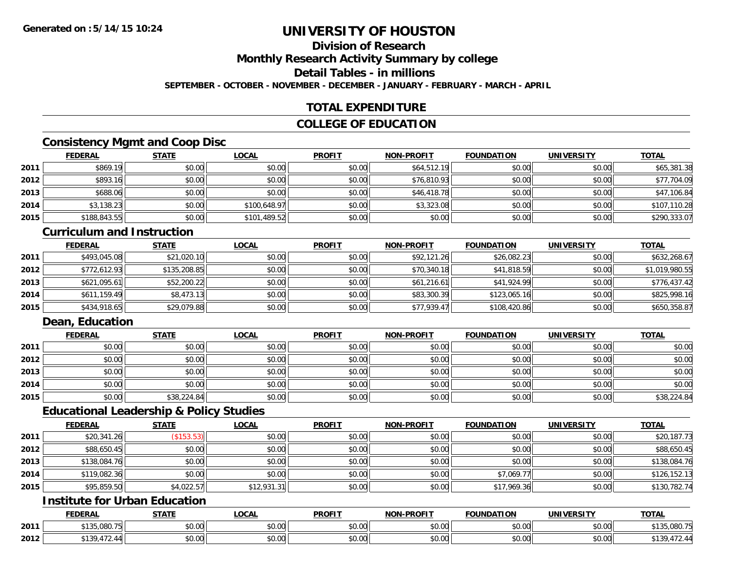# UNIVERSITY OF HOUSTON

## Division of Research

## Monthly Research Activity Summary by college

## Detail Tables - in millions

**SEPTEMBER - OCTOBER - NOVEMBER - DECEMBER - JANUARY - FEBRUARY - MARCH - APRIL**

## TOTAL EXPENDITURE

## COLLEGE OF EDUCATION

### Consistency Mgmt and Coop Disc

| | FEDERAL | STATE | LOCAL | PROFIT | NON-PROFIT | FOUNDATION | UNIVERSITY | TOTAL |
|---|---|---|---|---|---|---|---|---|
| 2011 | $869.19 | $0.00 | $0.00 | $0.00 | $64,512.19 | $0.00 | $0.00 | $65,381.38 |
| 2012 | $893.16 | $0.00 | $0.00 | $0.00 | $76,810.93 | $0.00 | $0.00 | $77,704.09 |
| 2013 | $688.06 | $0.00 | $0.00 | $0.00 | $46,418.78 | $0.00 | $0.00 | $47,106.84 |
| 2014 | $3,138.23 | $0.00 | $100,648.97 | $0.00 | $3,323.08 | $0.00 | $0.00 | $107,110.28 |
| 2015 | $188,843.55 | $0.00 | $101,489.52 | $0.00 | $0.00 | $0.00 | $0.00 | $290,333.07 |

### Curriculum and Instruction

| | FEDERAL | STATE | LOCAL | PROFIT | NON-PROFIT | FOUNDATION | UNIVERSITY | TOTAL |
|---|---|---|---|---|---|---|---|---|
| 2011 | $493,045.08 | $21,020.10 | $0.00 | $0.00 | $92,121.26 | $26,082.23 | $0.00 | $632,268.67 |
| 2012 | $772,612.93 | $135,208.85 | $0.00 | $0.00 | $70,340.18 | $41,818.59 | $0.00 | $1,019,980.55 |
| 2013 | $621,095.61 | $52,200.22 | $0.00 | $0.00 | $61,216.61 | $41,924.99 | $0.00 | $776,437.42 |
| 2014 | $611,159.49 | $8,473.13 | $0.00 | $0.00 | $83,300.39 | $123,065.16 | $0.00 | $825,998.16 |
| 2015 | $434,918.65 | $29,079.88 | $0.00 | $0.00 | $77,939.47 | $108,420.86 | $0.00 | $650,358.87 |

### Dean, Education

| | FEDERAL | STATE | LOCAL | PROFIT | NON-PROFIT | FOUNDATION | UNIVERSITY | TOTAL |
|---|---|---|---|---|---|---|---|---|
| 2011 | $0.00 | $0.00 | $0.00 | $0.00 | $0.00 | $0.00 | $0.00 | $0.00 |
| 2012 | $0.00 | $0.00 | $0.00 | $0.00 | $0.00 | $0.00 | $0.00 | $0.00 |
| 2013 | $0.00 | $0.00 | $0.00 | $0.00 | $0.00 | $0.00 | $0.00 | $0.00 |
| 2014 | $0.00 | $0.00 | $0.00 | $0.00 | $0.00 | $0.00 | $0.00 | $0.00 |
| 2015 | $0.00 | $38,224.84 | $0.00 | $0.00 | $0.00 | $0.00 | $0.00 | $38,224.84 |

### Educational Leadership & Policy Studies

| | FEDERAL | STATE | LOCAL | PROFIT | NON-PROFIT | FOUNDATION | UNIVERSITY | TOTAL |
|---|---|---|---|---|---|---|---|---|
| 2011 | $20,341.26 | ($153.53) | $0.00 | $0.00 | $0.00 | $0.00 | $0.00 | $20,187.73 |
| 2012 | $88,650.45 | $0.00 | $0.00 | $0.00 | $0.00 | $0.00 | $0.00 | $88,650.45 |
| 2013 | $138,084.76 | $0.00 | $0.00 | $0.00 | $0.00 | $0.00 | $0.00 | $138,084.76 |
| 2014 | $119,082.36 | $0.00 | $0.00 | $0.00 | $0.00 | $7,069.77 | $0.00 | $126,152.13 |
| 2015 | $95,859.50 | $4,022.57 | $12,931.31 | $0.00 | $0.00 | $17,969.36 | $0.00 | $130,782.74 |

### Institute for Urban Education

| | FEDERAL | STATE | LOCAL | PROFIT | NON-PROFIT | FOUNDATION | UNIVERSITY | TOTAL |
|---|---|---|---|---|---|---|---|---|
| 2011 | $135,080.75 | $0.00 | $0.00 | $0.00 | $0.00 | $0.00 | $0.00 | $135,080.75 |
| 2012 | $139,472.44 | $0.00 | $0.00 | $0.00 | $0.00 | $0.00 | $0.00 | $139,472.44 |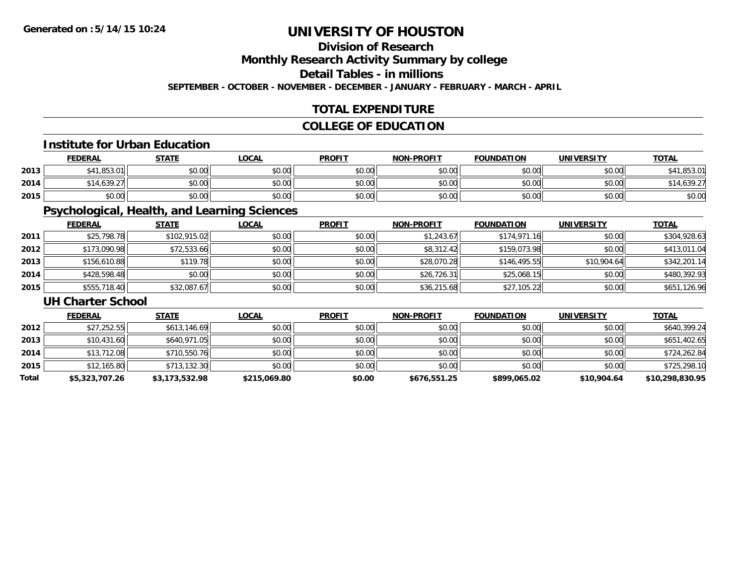Generated on :5/14/15 10:24

# UNIVERSITY OF HOUSTON

## Division of Research

## Monthly Research Activity Summary by college

## Detail Tables - in millions

**SEPTEMBER - OCTOBER - NOVEMBER - DECEMBER - JANUARY - FEBRUARY - MARCH - APRIL**

## TOTAL EXPENDITURE

## COLLEGE OF EDUCATION

### Institute for Urban Education

| | FEDERAL | STATE | LOCAL | PROFIT | NON-PROFIT | FOUNDATION | UNIVERSITY | TOTAL |
|---|---|---|---|---|---|---|---|---|
| 2013 | $41,853.01 | $0.00 | $0.00 | $0.00 | $0.00 | $0.00 | $0.00 | $41,853.01 |
| 2014 | $14,639.27 | $0.00 | $0.00 | $0.00 | $0.00 | $0.00 | $0.00 | $14,639.27 |
| 2015 | $0.00 | $0.00 | $0.00 | $0.00 | $0.00 | $0.00 | $0.00 | $0.00 |

### Psychological, Health, and Learning Sciences

| | FEDERAL | STATE | LOCAL | PROFIT | NON-PROFIT | FOUNDATION | UNIVERSITY | TOTAL |
|---|---|---|---|---|---|---|---|---|
| 2011 | $25,798.78 | $102,915.02 | $0.00 | $0.00 | $1,243.67 | $174,971.16 | $0.00 | $304,928.63 |
| 2012 | $173,090.98 | $72,533.66 | $0.00 | $0.00 | $8,312.42 | $159,073.98 | $0.00 | $413,011.04 |
| 2013 | $156,610.88 | $119.78 | $0.00 | $0.00 | $28,070.28 | $146,495.55 | $10,904.64 | $342,201.14 |
| 2014 | $428,598.48 | $0.00 | $0.00 | $0.00 | $26,726.31 | $25,068.15 | $0.00 | $480,392.93 |
| 2015 | $555,718.40 | $32,087.67 | $0.00 | $0.00 | $36,215.68 | $27,105.22 | $0.00 | $651,126.96 |

### UH Charter School

| | FEDERAL | STATE | LOCAL | PROFIT | NON-PROFIT | FOUNDATION | UNIVERSITY | TOTAL |
|---|---|---|---|---|---|---|---|---|
| 2012 | $27,252.55 | $613,146.69 | $0.00 | $0.00 | $0.00 | $0.00 | $0.00 | $640,399.24 |
| 2013 | $10,431.60 | $640,971.05 | $0.00 | $0.00 | $0.00 | $0.00 | $0.00 | $651,402.65 |
| 2014 | $13,712.08 | $710,550.76 | $0.00 | $0.00 | $0.00 | $0.00 | $0.00 | $724,262.84 |
| 2015 | $12,165.80 | $713,132.30 | $0.00 | $0.00 | $0.00 | $0.00 | $0.00 | $725,298.10 |
| **Total** | **$5,323,707.26** | **$3,173,532.98** | **$215,069.80** | **$0.00** | **$676,551.25** | **$899,065.02** | **$10,904.64** | **$10,298,830.95** |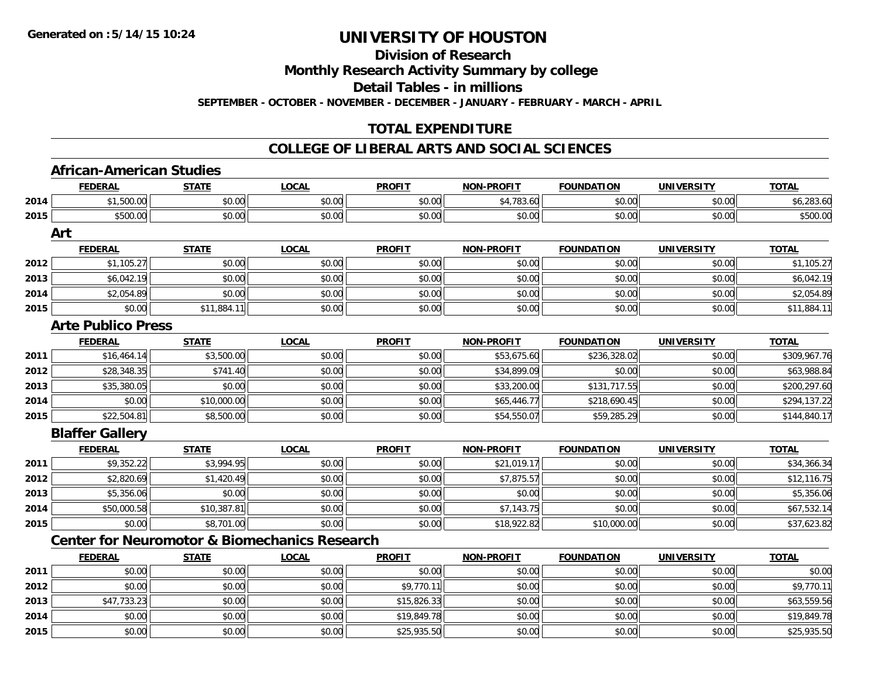# UNIVERSITY OF HOUSTON

## Division of Research

## Monthly Research Activity Summary by college

## Detail Tables - in millions

**SEPTEMBER - OCTOBER - NOVEMBER - DECEMBER - JANUARY - FEBRUARY - MARCH - APRIL**

## TOTAL EXPENDITURE

## COLLEGE OF LIBERAL ARTS AND SOCIAL SCIENCES

### African-American Studies

| | FEDERAL | STATE | LOCAL | PROFIT | NON-PROFIT | FOUNDATION | UNIVERSITY | TOTAL |
|---|---|---|---|---|---|---|---|---|
| 2014 | $1,500.00 | $0.00 | $0.00 | $0.00 | $4,783.60 | $0.00 | $0.00 | $6,283.60 |
| 2015 | $500.00 | $0.00 | $0.00 | $0.00 | $0.00 | $0.00 | $0.00 | $500.00 |

### Art

| | FEDERAL | STATE | LOCAL | PROFIT | NON-PROFIT | FOUNDATION | UNIVERSITY | TOTAL |
|---|---|---|---|---|---|---|---|---|
| 2012 | $1,105.27 | $0.00 | $0.00 | $0.00 | $0.00 | $0.00 | $0.00 | $1,105.27 |
| 2013 | $6,042.19 | $0.00 | $0.00 | $0.00 | $0.00 | $0.00 | $0.00 | $6,042.19 |
| 2014 | $2,054.89 | $0.00 | $0.00 | $0.00 | $0.00 | $0.00 | $0.00 | $2,054.89 |
| 2015 | $0.00 | $11,884.11 | $0.00 | $0.00 | $0.00 | $0.00 | $0.00 | $11,884.11 |

### Arte Publico Press

| | FEDERAL | STATE | LOCAL | PROFIT | NON-PROFIT | FOUNDATION | UNIVERSITY | TOTAL |
|---|---|---|---|---|---|---|---|---|
| 2011 | $16,464.14 | $3,500.00 | $0.00 | $0.00 | $53,675.60 | $236,328.02 | $0.00 | $309,967.76 |
| 2012 | $28,348.35 | $741.40 | $0.00 | $0.00 | $34,899.09 | $0.00 | $0.00 | $63,988.84 |
| 2013 | $35,380.05 | $0.00 | $0.00 | $0.00 | $33,200.00 | $131,717.55 | $0.00 | $200,297.60 |
| 2014 | $0.00 | $10,000.00 | $0.00 | $0.00 | $65,446.77 | $218,690.45 | $0.00 | $294,137.22 |
| 2015 | $22,504.81 | $8,500.00 | $0.00 | $0.00 | $54,550.07 | $59,285.29 | $0.00 | $144,840.17 |

### Blaffer Gallery

| | FEDERAL | STATE | LOCAL | PROFIT | NON-PROFIT | FOUNDATION | UNIVERSITY | TOTAL |
|---|---|---|---|---|---|---|---|---|
| 2011 | $9,352.22 | $3,994.95 | $0.00 | $0.00 | $21,019.17 | $0.00 | $0.00 | $34,366.34 |
| 2012 | $2,820.69 | $1,420.49 | $0.00 | $0.00 | $7,875.57 | $0.00 | $0.00 | $12,116.75 |
| 2013 | $5,356.06 | $0.00 | $0.00 | $0.00 | $0.00 | $0.00 | $0.00 | $5,356.06 |
| 2014 | $50,000.58 | $10,387.81 | $0.00 | $0.00 | $7,143.75 | $0.00 | $0.00 | $67,532.14 |
| 2015 | $0.00 | $8,701.00 | $0.00 | $0.00 | $18,922.82 | $10,000.00 | $0.00 | $37,623.82 |

### Center for Neuromotor & Biomechanics Research

| | FEDERAL | STATE | LOCAL | PROFIT | NON-PROFIT | FOUNDATION | UNIVERSITY | TOTAL |
|---|---|---|---|---|---|---|---|---|
| 2011 | $0.00 | $0.00 | $0.00 | $0.00 | $0.00 | $0.00 | $0.00 | $0.00 |
| 2012 | $0.00 | $0.00 | $0.00 | $9,770.11 | $0.00 | $0.00 | $0.00 | $9,770.11 |
| 2013 | $47,733.23 | $0.00 | $0.00 | $15,826.33 | $0.00 | $0.00 | $0.00 | $63,559.56 |
| 2014 | $0.00 | $0.00 | $0.00 | $19,849.78 | $0.00 | $0.00 | $0.00 | $19,849.78 |
| 2015 | $0.00 | $0.00 | $0.00 | $25,935.50 | $0.00 | $0.00 | $0.00 | $25,935.50 |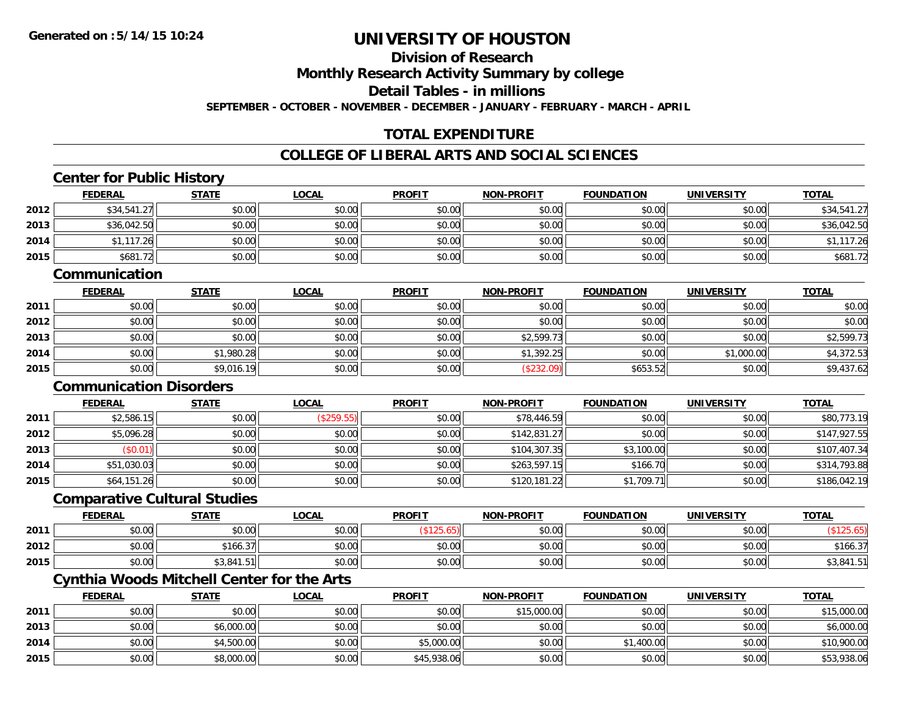**Generated on :5/14/15 10:24**

# UNIVERSITY OF HOUSTON

## Division of Research

## Monthly Research Activity Summary by college

## Detail Tables - in millions

**SEPTEMBER - OCTOBER - NOVEMBER - DECEMBER - JANUARY - FEBRUARY - MARCH - APRIL**

## TOTAL EXPENDITURE

## COLLEGE OF LIBERAL ARTS AND SOCIAL SCIENCES

### Center for Public History

| | FEDERAL | STATE | LOCAL | PROFIT | NON-PROFIT | FOUNDATION | UNIVERSITY | TOTAL |
|---|---|---|---|---|---|---|---|---|
| 2012 | $34,541.27 | $0.00 | $0.00 | $0.00 | $0.00 | $0.00 | $0.00 | $34,541.27 |
| 2013 | $36,042.50 | $0.00 | $0.00 | $0.00 | $0.00 | $0.00 | $0.00 | $36,042.50 |
| 2014 | $1,117.26 | $0.00 | $0.00 | $0.00 | $0.00 | $0.00 | $0.00 | $1,117.26 |
| 2015 | $681.72 | $0.00 | $0.00 | $0.00 | $0.00 | $0.00 | $0.00 | $681.72 |

### Communication

| | FEDERAL | STATE | LOCAL | PROFIT | NON-PROFIT | FOUNDATION | UNIVERSITY | TOTAL |
|---|---|---|---|---|---|---|---|---|
| 2011 | $0.00 | $0.00 | $0.00 | $0.00 | $0.00 | $0.00 | $0.00 | $0.00 |
| 2012 | $0.00 | $0.00 | $0.00 | $0.00 | $0.00 | $0.00 | $0.00 | $0.00 |
| 2013 | $0.00 | $0.00 | $0.00 | $0.00 | $2,599.73 | $0.00 | $0.00 | $2,599.73 |
| 2014 | $0.00 | $1,980.28 | $0.00 | $0.00 | $1,392.25 | $0.00 | $1,000.00 | $4,372.53 |
| 2015 | $0.00 | $9,016.19 | $0.00 | $0.00 | ($232.09) | $653.52 | $0.00 | $9,437.62 |

### Communication Disorders

| | FEDERAL | STATE | LOCAL | PROFIT | NON-PROFIT | FOUNDATION | UNIVERSITY | TOTAL |
|---|---|---|---|---|---|---|---|---|
| 2011 | $2,586.15 | $0.00 | ($259.55) | $0.00 | $78,446.59 | $0.00 | $0.00 | $80,773.19 |
| 2012 | $5,096.28 | $0.00 | $0.00 | $0.00 | $142,831.27 | $0.00 | $0.00 | $147,927.55 |
| 2013 | ($0.01) | $0.00 | $0.00 | $0.00 | $104,307.35 | $3,100.00 | $0.00 | $107,407.34 |
| 2014 | $51,030.03 | $0.00 | $0.00 | $0.00 | $263,597.15 | $166.70 | $0.00 | $314,793.88 |
| 2015 | $64,151.26 | $0.00 | $0.00 | $0.00 | $120,181.22 | $1,709.71 | $0.00 | $186,042.19 |

### Comparative Cultural Studies

| | FEDERAL | STATE | LOCAL | PROFIT | NON-PROFIT | FOUNDATION | UNIVERSITY | TOTAL |
|---|---|---|---|---|---|---|---|---|
| 2011 | $0.00 | $0.00 | $0.00 | ($125.65) | $0.00 | $0.00 | $0.00 | ($125.65) |
| 2012 | $0.00 | $166.37 | $0.00 | $0.00 | $0.00 | $0.00 | $0.00 | $166.37 |
| 2015 | $0.00 | $3,841.51 | $0.00 | $0.00 | $0.00 | $0.00 | $0.00 | $3,841.51 |

### Cynthia Woods Mitchell Center for the Arts

| | FEDERAL | STATE | LOCAL | PROFIT | NON-PROFIT | FOUNDATION | UNIVERSITY | TOTAL |
|---|---|---|---|---|---|---|---|---|
| 2011 | $0.00 | $0.00 | $0.00 | $0.00 | $15,000.00 | $0.00 | $0.00 | $15,000.00 |
| 2013 | $0.00 | $6,000.00 | $0.00 | $0.00 | $0.00 | $0.00 | $0.00 | $6,000.00 |
| 2014 | $0.00 | $4,500.00 | $0.00 | $5,000.00 | $0.00 | $1,400.00 | $0.00 | $10,900.00 |
| 2015 | $0.00 | $8,000.00 | $0.00 | $45,938.06 | $0.00 | $0.00 | $0.00 | $53,938.06 |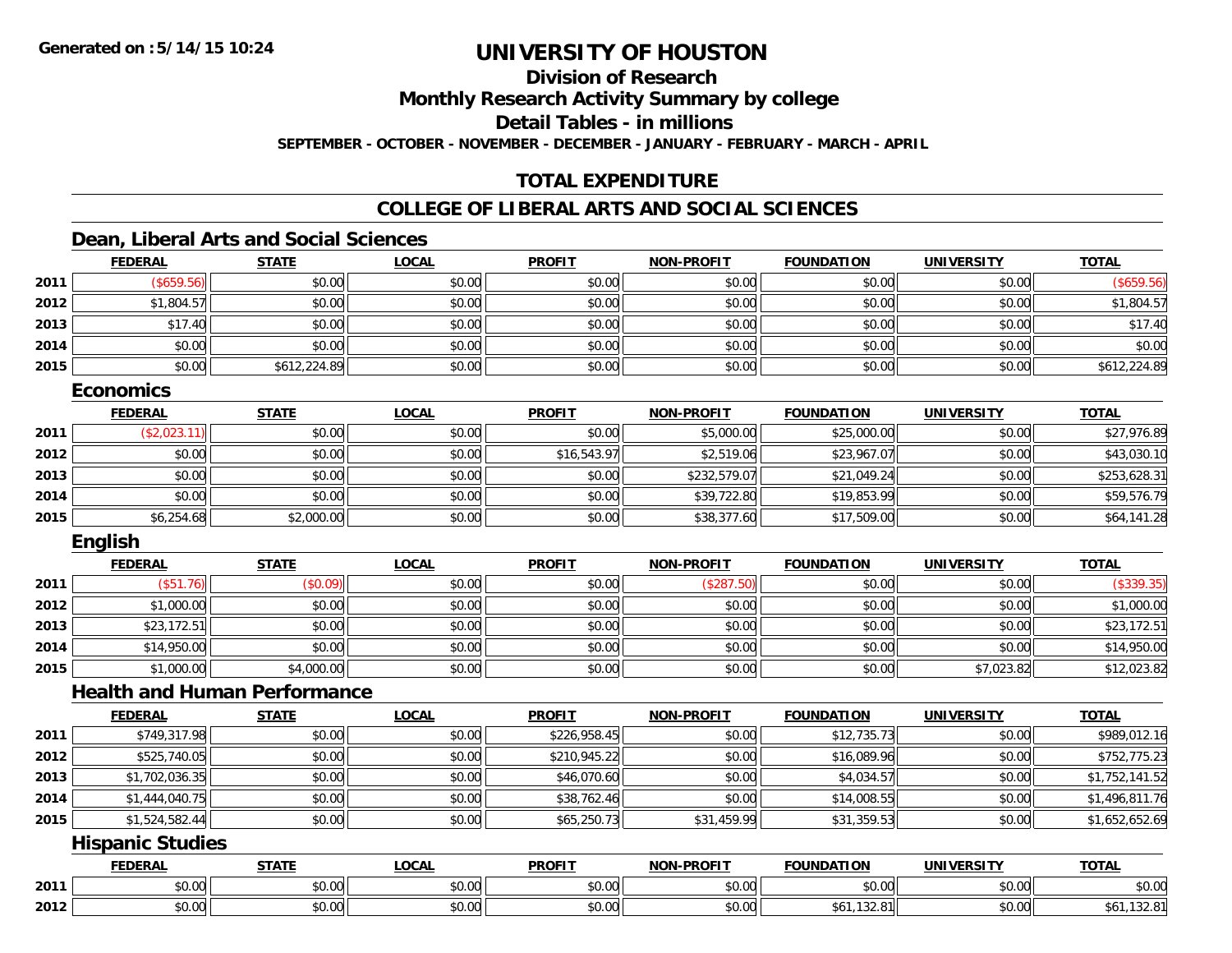**Generated on :5/14/15 10:24**

# UNIVERSITY OF HOUSTON

## Division of Research

## Monthly Research Activity Summary by college

## Detail Tables - in millions

**SEPTEMBER - OCTOBER - NOVEMBER - DECEMBER - JANUARY - FEBRUARY - MARCH - APRIL**

## TOTAL EXPENDITURE

## COLLEGE OF LIBERAL ARTS AND SOCIAL SCIENCES

### Dean, Liberal Arts and Social Sciences

| | FEDERAL | STATE | LOCAL | PROFIT | NON-PROFIT | FOUNDATION | UNIVERSITY | TOTAL |
|---|---|---|---|---|---|---|---|---|
| 2011 | ($659.56) | $0.00 | $0.00 | $0.00 | $0.00 | $0.00 | $0.00 | ($659.56) |
| 2012 | $1,804.57 | $0.00 | $0.00 | $0.00 | $0.00 | $0.00 | $0.00 | $1,804.57 |
| 2013 | $17.40 | $0.00 | $0.00 | $0.00 | $0.00 | $0.00 | $0.00 | $17.40 |
| 2014 | $0.00 | $0.00 | $0.00 | $0.00 | $0.00 | $0.00 | $0.00 | $0.00 |
| 2015 | $0.00 | $612,224.89 | $0.00 | $0.00 | $0.00 | $0.00 | $0.00 | $612,224.89 |

### Economics

| | FEDERAL | STATE | LOCAL | PROFIT | NON-PROFIT | FOUNDATION | UNIVERSITY | TOTAL |
|---|---|---|---|---|---|---|---|---|
| 2011 | ($2,023.11) | $0.00 | $0.00 | $0.00 | $5,000.00 | $25,000.00 | $0.00 | $27,976.89 |
| 2012 | $0.00 | $0.00 | $0.00 | $16,543.97 | $2,519.06 | $23,967.07 | $0.00 | $43,030.10 |
| 2013 | $0.00 | $0.00 | $0.00 | $0.00 | $232,579.07 | $21,049.24 | $0.00 | $253,628.31 |
| 2014 | $0.00 | $0.00 | $0.00 | $0.00 | $39,722.80 | $19,853.99 | $0.00 | $59,576.79 |
| 2015 | $6,254.68 | $2,000.00 | $0.00 | $0.00 | $38,377.60 | $17,509.00 | $0.00 | $64,141.28 |

### English

| | FEDERAL | STATE | LOCAL | PROFIT | NON-PROFIT | FOUNDATION | UNIVERSITY | TOTAL |
|---|---|---|---|---|---|---|---|---|
| 2011 | ($51.76) | ($0.09) | $0.00 | $0.00 | ($287.50) | $0.00 | $0.00 | ($339.35) |
| 2012 | $1,000.00 | $0.00 | $0.00 | $0.00 | $0.00 | $0.00 | $0.00 | $1,000.00 |
| 2013 | $23,172.51 | $0.00 | $0.00 | $0.00 | $0.00 | $0.00 | $0.00 | $23,172.51 |
| 2014 | $14,950.00 | $0.00 | $0.00 | $0.00 | $0.00 | $0.00 | $0.00 | $14,950.00 |
| 2015 | $1,000.00 | $4,000.00 | $0.00 | $0.00 | $0.00 | $0.00 | $7,023.82 | $12,023.82 |

### Health and Human Performance

| | FEDERAL | STATE | LOCAL | PROFIT | NON-PROFIT | FOUNDATION | UNIVERSITY | TOTAL |
|---|---|---|---|---|---|---|---|---|
| 2011 | $749,317.98 | $0.00 | $0.00 | $226,958.45 | $0.00 | $12,735.73 | $0.00 | $989,012.16 |
| 2012 | $525,740.05 | $0.00 | $0.00 | $210,945.22 | $0.00 | $16,089.96 | $0.00 | $752,775.23 |
| 2013 | $1,702,036.35 | $0.00 | $0.00 | $46,070.60 | $0.00 | $4,034.57 | $0.00 | $1,752,141.52 |
| 2014 | $1,444,040.75 | $0.00 | $0.00 | $38,762.46 | $0.00 | $14,008.55 | $0.00 | $1,496,811.76 |
| 2015 | $1,524,582.44 | $0.00 | $0.00 | $65,250.73 | $31,459.99 | $31,359.53 | $0.00 | $1,652,652.69 |

### Hispanic Studies

| | FEDERAL | STATE | LOCAL | PROFIT | NON-PROFIT | FOUNDATION | UNIVERSITY | TOTAL |
|---|---|---|---|---|---|---|---|---|
| 2011 | $0.00 | $0.00 | $0.00 | $0.00 | $0.00 | $0.00 | $0.00 | $0.00 |
| 2012 | $0.00 | $0.00 | $0.00 | $0.00 | $0.00 | $61,132.81 | $0.00 | $61,132.81 |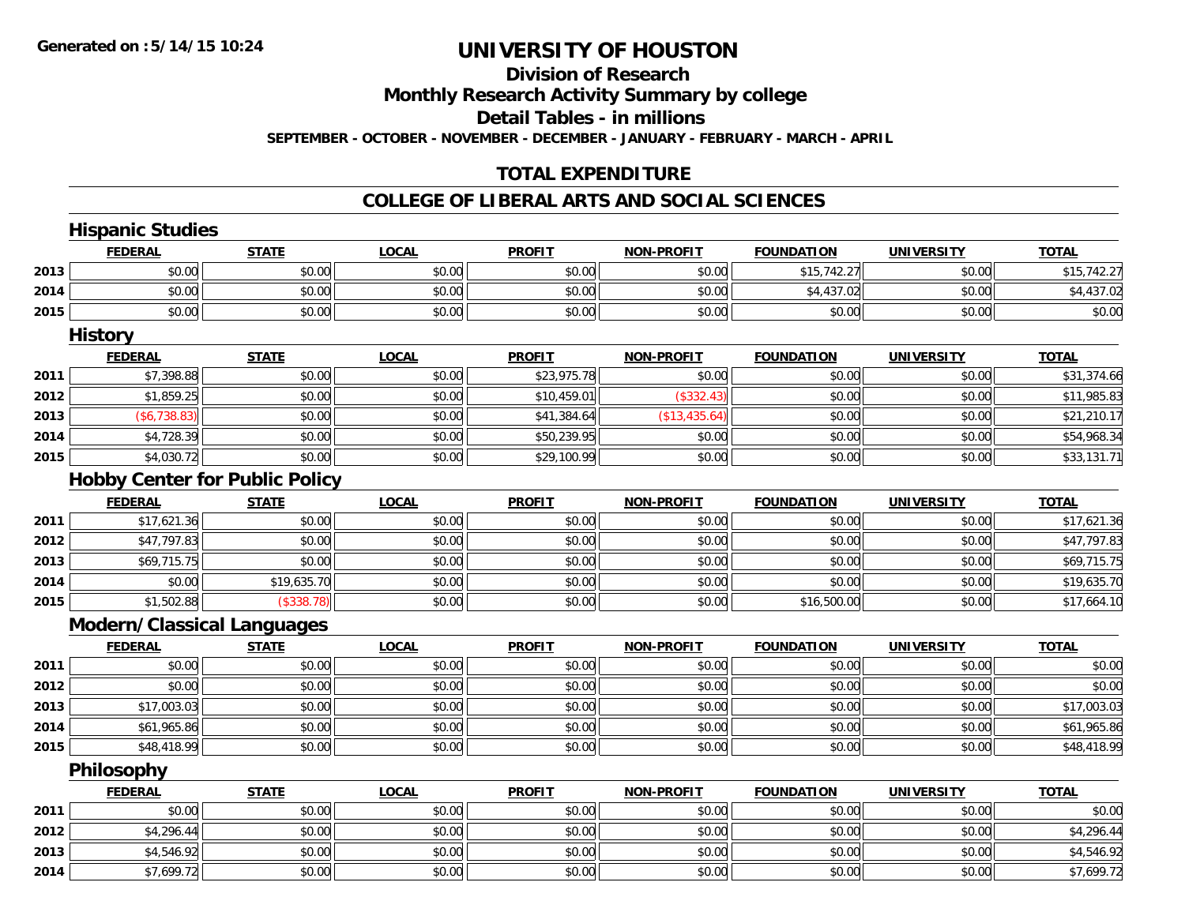# UNIVERSITY OF HOUSTON

## Division of Research

## Monthly Research Activity Summary by college

## Detail Tables - in millions

**SEPTEMBER - OCTOBER - NOVEMBER - DECEMBER - JANUARY - FEBRUARY - MARCH - APRIL**

## TOTAL EXPENDITURE

## COLLEGE OF LIBERAL ARTS AND SOCIAL SCIENCES

### Hispanic Studies

| | FEDERAL | STATE | LOCAL | PROFIT | NON-PROFIT | FOUNDATION | UNIVERSITY | TOTAL |
|---|---|---|---|---|---|---|---|---|
| 2013 | $0.00 | $0.00 | $0.00 | $0.00 | $0.00 | $15,742.27 | $0.00 | $15,742.27 |
| 2014 | $0.00 | $0.00 | $0.00 | $0.00 | $0.00 | $4,437.02 | $0.00 | $4,437.02 |
| 2015 | $0.00 | $0.00 | $0.00 | $0.00 | $0.00 | $0.00 | $0.00 | $0.00 |

### History

| | FEDERAL | STATE | LOCAL | PROFIT | NON-PROFIT | FOUNDATION | UNIVERSITY | TOTAL |
|---|---|---|---|---|---|---|---|---|
| 2011 | $7,398.88 | $0.00 | $0.00 | $23,975.78 | $0.00 | $0.00 | $0.00 | $31,374.66 |
| 2012 | $1,859.25 | $0.00 | $0.00 | $10,459.01 | ($332.43) | $0.00 | $0.00 | $11,985.83 |
| 2013 | ($6,738.83) | $0.00 | $0.00 | $41,384.64 | ($13,435.64) | $0.00 | $0.00 | $21,210.17 |
| 2014 | $4,728.39 | $0.00 | $0.00 | $50,239.95 | $0.00 | $0.00 | $0.00 | $54,968.34 |
| 2015 | $4,030.72 | $0.00 | $0.00 | $29,100.99 | $0.00 | $0.00 | $0.00 | $33,131.71 |

### Hobby Center for Public Policy

| | FEDERAL | STATE | LOCAL | PROFIT | NON-PROFIT | FOUNDATION | UNIVERSITY | TOTAL |
|---|---|---|---|---|---|---|---|---|
| 2011 | $17,621.36 | $0.00 | $0.00 | $0.00 | $0.00 | $0.00 | $0.00 | $17,621.36 |
| 2012 | $47,797.83 | $0.00 | $0.00 | $0.00 | $0.00 | $0.00 | $0.00 | $47,797.83 |
| 2013 | $69,715.75 | $0.00 | $0.00 | $0.00 | $0.00 | $0.00 | $0.00 | $69,715.75 |
| 2014 | $0.00 | $19,635.70 | $0.00 | $0.00 | $0.00 | $0.00 | $0.00 | $19,635.70 |
| 2015 | $1,502.88 | ($338.78) | $0.00 | $0.00 | $0.00 | $16,500.00 | $0.00 | $17,664.10 |

### Modern/Classical Languages

| | FEDERAL | STATE | LOCAL | PROFIT | NON-PROFIT | FOUNDATION | UNIVERSITY | TOTAL |
|---|---|---|---|---|---|---|---|---|
| 2011 | $0.00 | $0.00 | $0.00 | $0.00 | $0.00 | $0.00 | $0.00 | $0.00 |
| 2012 | $0.00 | $0.00 | $0.00 | $0.00 | $0.00 | $0.00 | $0.00 | $0.00 |
| 2013 | $17,003.03 | $0.00 | $0.00 | $0.00 | $0.00 | $0.00 | $0.00 | $17,003.03 |
| 2014 | $61,965.86 | $0.00 | $0.00 | $0.00 | $0.00 | $0.00 | $0.00 | $61,965.86 |
| 2015 | $48,418.99 | $0.00 | $0.00 | $0.00 | $0.00 | $0.00 | $0.00 | $48,418.99 |

### Philosophy

| | FEDERAL | STATE | LOCAL | PROFIT | NON-PROFIT | FOUNDATION | UNIVERSITY | TOTAL |
|---|---|---|---|---|---|---|---|---|
| 2011 | $0.00 | $0.00 | $0.00 | $0.00 | $0.00 | $0.00 | $0.00 | $0.00 |
| 2012 | $4,296.44 | $0.00 | $0.00 | $0.00 | $0.00 | $0.00 | $0.00 | $4,296.44 |
| 2013 | $4,546.92 | $0.00 | $0.00 | $0.00 | $0.00 | $0.00 | $0.00 | $4,546.92 |
| 2014 | $7,699.72 | $0.00 | $0.00 | $0.00 | $0.00 | $0.00 | $0.00 | $7,699.72 |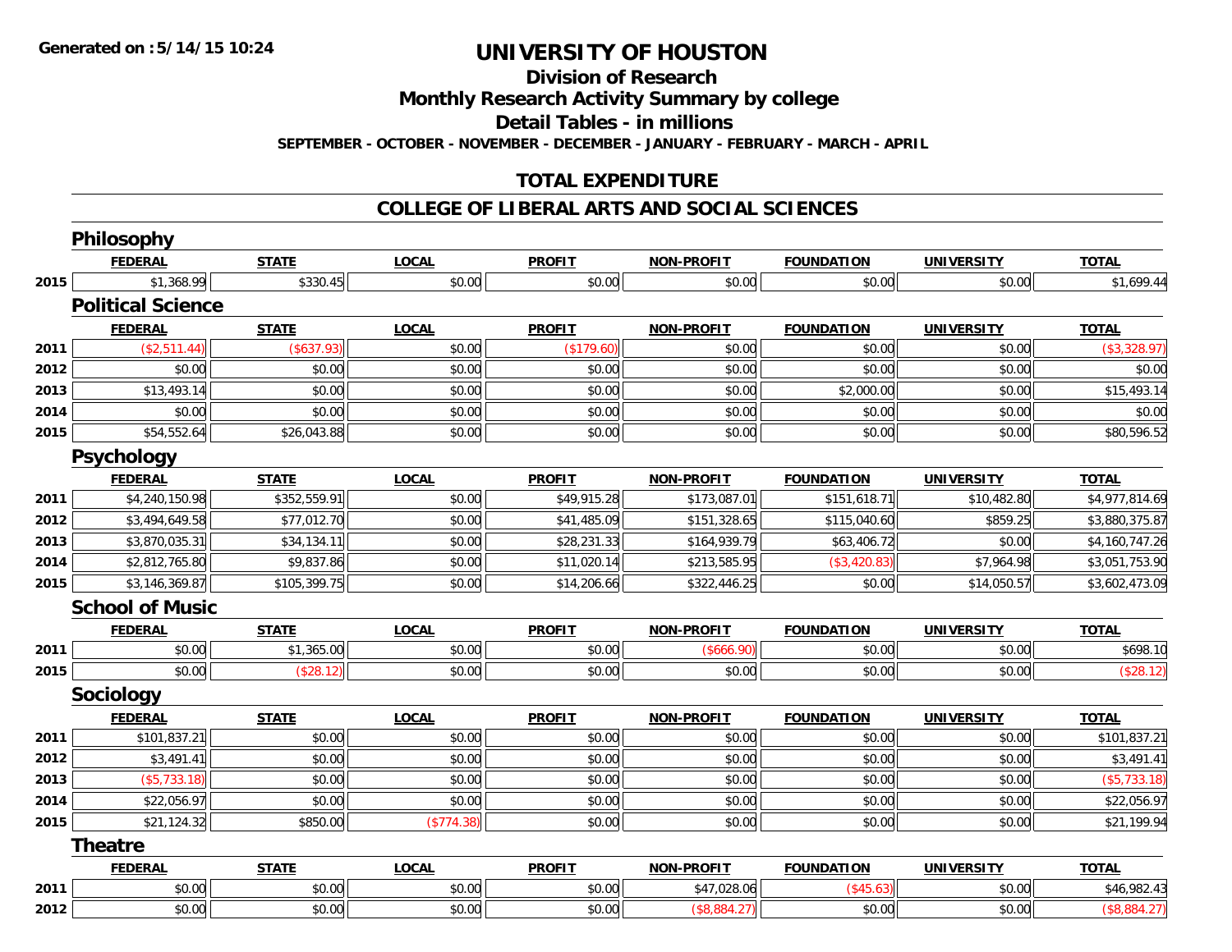# UNIVERSITY OF HOUSTON

## Division of Research

## Monthly Research Activity Summary by college

## Detail Tables - in millions

**SEPTEMBER - OCTOBER - NOVEMBER - DECEMBER - JANUARY - FEBRUARY - MARCH - APRIL**

Generated on :5/14/15 10:24

## TOTAL EXPENDITURE

## COLLEGE OF LIBERAL ARTS AND SOCIAL SCIENCES

### Philosophy

| | FEDERAL | STATE | LOCAL | PROFIT | NON-PROFIT | FOUNDATION | UNIVERSITY | TOTAL |
|---|---|---|---|---|---|---|---|---|
| 2015 | $1,368.99 | $330.45 | $0.00 | $0.00 | $0.00 | $0.00 | $0.00 | $1,699.44 |

### Political Science

| | FEDERAL | STATE | LOCAL | PROFIT | NON-PROFIT | FOUNDATION | UNIVERSITY | TOTAL |
|---|---|---|---|---|---|---|---|---|
| 2011 | ($2,511.44) | ($637.93) | $0.00 | ($179.60) | $0.00 | $0.00 | $0.00 | ($3,328.97) |
| 2012 | $0.00 | $0.00 | $0.00 | $0.00 | $0.00 | $0.00 | $0.00 | $0.00 |
| 2013 | $13,493.14 | $0.00 | $0.00 | $0.00 | $0.00 | $2,000.00 | $0.00 | $15,493.14 |
| 2014 | $0.00 | $0.00 | $0.00 | $0.00 | $0.00 | $0.00 | $0.00 | $0.00 |
| 2015 | $54,552.64 | $26,043.88 | $0.00 | $0.00 | $0.00 | $0.00 | $0.00 | $80,596.52 |

### Psychology

| | FEDERAL | STATE | LOCAL | PROFIT | NON-PROFIT | FOUNDATION | UNIVERSITY | TOTAL |
|---|---|---|---|---|---|---|---|---|
| 2011 | $4,240,150.98 | $352,559.91 | $0.00 | $49,915.28 | $173,087.01 | $151,618.71 | $10,482.80 | $4,977,814.69 |
| 2012 | $3,494,649.58 | $77,012.70 | $0.00 | $41,485.09 | $151,328.65 | $115,040.60 | $859.25 | $3,880,375.87 |
| 2013 | $3,870,035.31 | $34,134.11 | $0.00 | $28,231.33 | $164,939.79 | $63,406.72 | $0.00 | $4,160,747.26 |
| 2014 | $2,812,765.80 | $9,837.86 | $0.00 | $11,020.14 | $213,585.95 | ($3,420.83) | $7,964.98 | $3,051,753.90 |
| 2015 | $3,146,369.87 | $105,399.75 | $0.00 | $14,206.66 | $322,446.25 | $0.00 | $14,050.57 | $3,602,473.09 |

### School of Music

| | FEDERAL | STATE | LOCAL | PROFIT | NON-PROFIT | FOUNDATION | UNIVERSITY | TOTAL |
|---|---|---|---|---|---|---|---|---|
| 2011 | $0.00 | $1,365.00 | $0.00 | $0.00 | ($666.90) | $0.00 | $0.00 | $698.10 |
| 2015 | $0.00 | ($28.12) | $0.00 | $0.00 | $0.00 | $0.00 | $0.00 | ($28.12) |

### Sociology

| | FEDERAL | STATE | LOCAL | PROFIT | NON-PROFIT | FOUNDATION | UNIVERSITY | TOTAL |
|---|---|---|---|---|---|---|---|---|
| 2011 | $101,837.21 | $0.00 | $0.00 | $0.00 | $0.00 | $0.00 | $0.00 | $101,837.21 |
| 2012 | $3,491.41 | $0.00 | $0.00 | $0.00 | $0.00 | $0.00 | $0.00 | $3,491.41 |
| 2013 | ($5,733.18) | $0.00 | $0.00 | $0.00 | $0.00 | $0.00 | $0.00 | ($5,733.18) |
| 2014 | $22,056.97 | $0.00 | $0.00 | $0.00 | $0.00 | $0.00 | $0.00 | $22,056.97 |
| 2015 | $21,124.32 | $850.00 | ($774.38) | $0.00 | $0.00 | $0.00 | $0.00 | $21,199.94 |

### Theatre

| | FEDERAL | STATE | LOCAL | PROFIT | NON-PROFIT | FOUNDATION | UNIVERSITY | TOTAL |
|---|---|---|---|---|---|---|---|---|
| 2011 | $0.00 | $0.00 | $0.00 | $0.00 | $47,028.06 | ($45.63) | $0.00 | $46,982.43 |
| 2012 | $0.00 | $0.00 | $0.00 | $0.00 | ($8,884.27) | $0.00 | $0.00 | ($8,884.27) |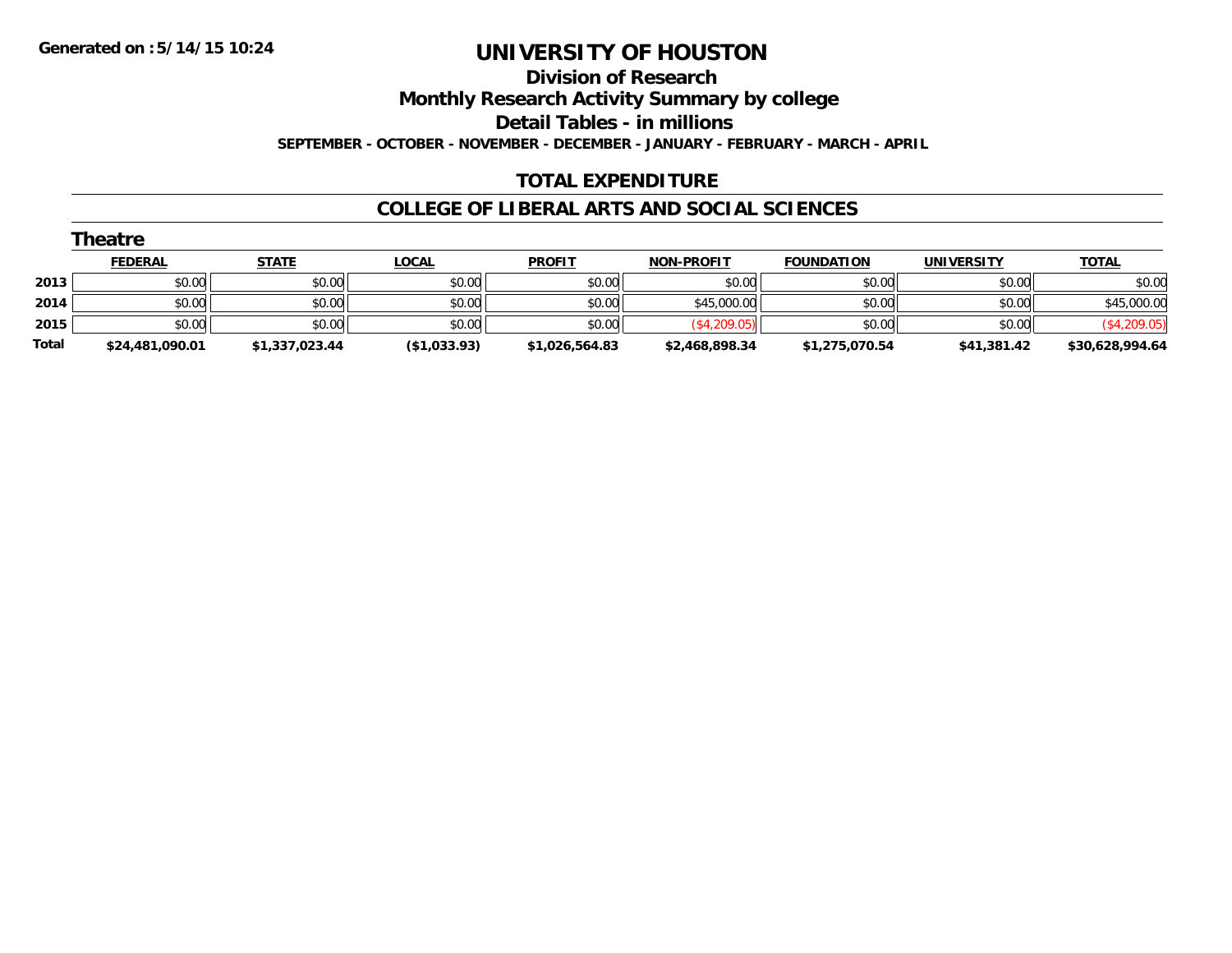**Generated on :5/14/15 10:24**

# UNIVERSITY OF HOUSTON

## Division of Research

## Monthly Research Activity Summary by college

## Detail Tables - in millions

**SEPTEMBER - OCTOBER - NOVEMBER - DECEMBER - JANUARY - FEBRUARY - MARCH - APRIL**

## TOTAL EXPENDITURE

## COLLEGE OF LIBERAL ARTS AND SOCIAL SCIENCES

### Theatre

| | FEDERAL | STATE | LOCAL | PROFIT | NON-PROFIT | FOUNDATION | UNIVERSITY | TOTAL |
|---|---|---|---|---|---|---|---|---|
| 2013 | $0.00 | $0.00 | $0.00 | $0.00 | $0.00 | $0.00 | $0.00 | $0.00 |
| 2014 | $0.00 | $0.00 | $0.00 | $0.00 | $45,000.00 | $0.00 | $0.00 | $45,000.00 |
| 2015 | $0.00 | $0.00 | $0.00 | $0.00 | ($4,209.05) | $0.00 | $0.00 | ($4,209.05) |
| **Total** | **$24,481,090.01** | **$1,337,023.44** | **($1,033.93)** | **$1,026,564.83** | **$2,468,898.34** | **$1,275,070.54** | **$41,381.42** | **$30,628,994.64** |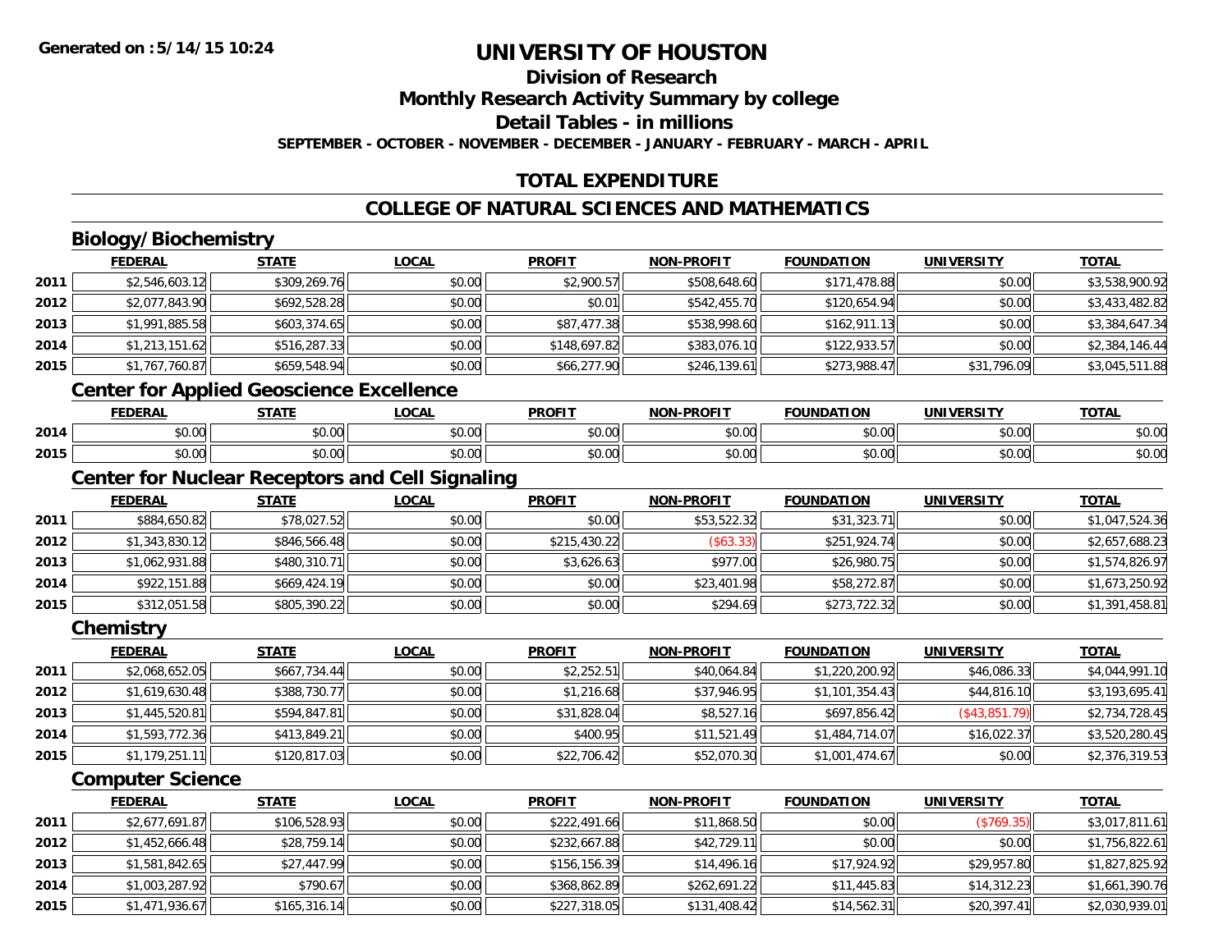**Generated on :5/14/15 10:24**

# UNIVERSITY OF HOUSTON

## Division of Research

## Monthly Research Activity Summary by college

## Detail Tables - in millions

**SEPTEMBER - OCTOBER - NOVEMBER - DECEMBER - JANUARY - FEBRUARY - MARCH - APRIL**

## TOTAL EXPENDITURE

## COLLEGE OF NATURAL SCIENCES AND MATHEMATICS

### Biology/Biochemistry

| | FEDERAL | STATE | LOCAL | PROFIT | NON-PROFIT | FOUNDATION | UNIVERSITY | TOTAL |
|---|---|---|---|---|---|---|---|---|
| 2011 | $2,546,603.12 | $309,269.76 | $0.00 | $2,900.57 | $508,648.60 | $171,478.88 | $0.00 | $3,538,900.92 |
| 2012 | $2,077,843.90 | $692,528.28 | $0.00 | $0.01 | $542,455.70 | $120,654.94 | $0.00 | $3,433,482.82 |
| 2013 | $1,991,885.58 | $603,374.65 | $0.00 | $87,477.38 | $538,998.60 | $162,911.13 | $0.00 | $3,384,647.34 |
| 2014 | $1,213,151.62 | $516,287.33 | $0.00 | $148,697.82 | $383,076.10 | $122,933.57 | $0.00 | $2,384,146.44 |
| 2015 | $1,767,760.87 | $659,548.94 | $0.00 | $66,277.90 | $246,139.61 | $273,988.47 | $31,796.09 | $3,045,511.88 |

### Center for Applied Geoscience Excellence

| | FEDERAL | STATE | LOCAL | PROFIT | NON-PROFIT | FOUNDATION | UNIVERSITY | TOTAL |
|---|---|---|---|---|---|---|---|---|
| 2014 | $0.00 | $0.00 | $0.00 | $0.00 | $0.00 | $0.00 | $0.00 | $0.00 |
| 2015 | $0.00 | $0.00 | $0.00 | $0.00 | $0.00 | $0.00 | $0.00 | $0.00 |

### Center for Nuclear Receptors and Cell Signaling

| | FEDERAL | STATE | LOCAL | PROFIT | NON-PROFIT | FOUNDATION | UNIVERSITY | TOTAL |
|---|---|---|---|---|---|---|---|---|
| 2011 | $884,650.82 | $78,027.52 | $0.00 | $0.00 | $53,522.32 | $31,323.71 | $0.00 | $1,047,524.36 |
| 2012 | $1,343,830.12 | $846,566.48 | $0.00 | $215,430.22 | ($63.33) | $251,924.74 | $0.00 | $2,657,688.23 |
| 2013 | $1,062,931.88 | $480,310.71 | $0.00 | $3,626.63 | $977.00 | $26,980.75 | $0.00 | $1,574,826.97 |
| 2014 | $922,151.88 | $669,424.19 | $0.00 | $0.00 | $23,401.98 | $58,272.87 | $0.00 | $1,673,250.92 |
| 2015 | $312,051.58 | $805,390.22 | $0.00 | $0.00 | $294.69 | $273,722.32 | $0.00 | $1,391,458.81 |

### Chemistry

| | FEDERAL | STATE | LOCAL | PROFIT | NON-PROFIT | FOUNDATION | UNIVERSITY | TOTAL |
|---|---|---|---|---|---|---|---|---|
| 2011 | $2,068,652.05 | $667,734.44 | $0.00 | $2,252.51 | $40,064.84 | $1,220,200.92 | $46,086.33 | $4,044,991.10 |
| 2012 | $1,619,630.48 | $388,730.77 | $0.00 | $1,216.68 | $37,946.95 | $1,101,354.43 | $44,816.10 | $3,193,695.41 |
| 2013 | $1,445,520.81 | $594,847.81 | $0.00 | $31,828.04 | $8,527.16 | $697,856.42 | ($43,851.79) | $2,734,728.45 |
| 2014 | $1,593,772.36 | $413,849.21 | $0.00 | $400.95 | $11,521.49 | $1,484,714.07 | $16,022.37 | $3,520,280.45 |
| 2015 | $1,179,251.11 | $120,817.03 | $0.00 | $22,706.42 | $52,070.30 | $1,001,474.67 | $0.00 | $2,376,319.53 |

### Computer Science

| | FEDERAL | STATE | LOCAL | PROFIT | NON-PROFIT | FOUNDATION | UNIVERSITY | TOTAL |
|---|---|---|---|---|---|---|---|---|
| 2011 | $2,677,691.87 | $106,528.93 | $0.00 | $222,491.66 | $11,868.50 | $0.00 | ($769.35) | $3,017,811.61 |
| 2012 | $1,452,666.48 | $28,759.14 | $0.00 | $232,667.88 | $42,729.11 | $0.00 | $0.00 | $1,756,822.61 |
| 2013 | $1,581,842.65 | $27,447.99 | $0.00 | $156,156.39 | $14,496.16 | $17,924.92 | $29,957.80 | $1,827,825.92 |
| 2014 | $1,003,287.92 | $790.67 | $0.00 | $368,862.89 | $262,691.22 | $11,445.83 | $14,312.23 | $1,661,390.76 |
| 2015 | $1,471,936.67 | $165,316.14 | $0.00 | $227,318.05 | $131,408.42 | $14,562.31 | $20,397.41 | $2,030,939.01 |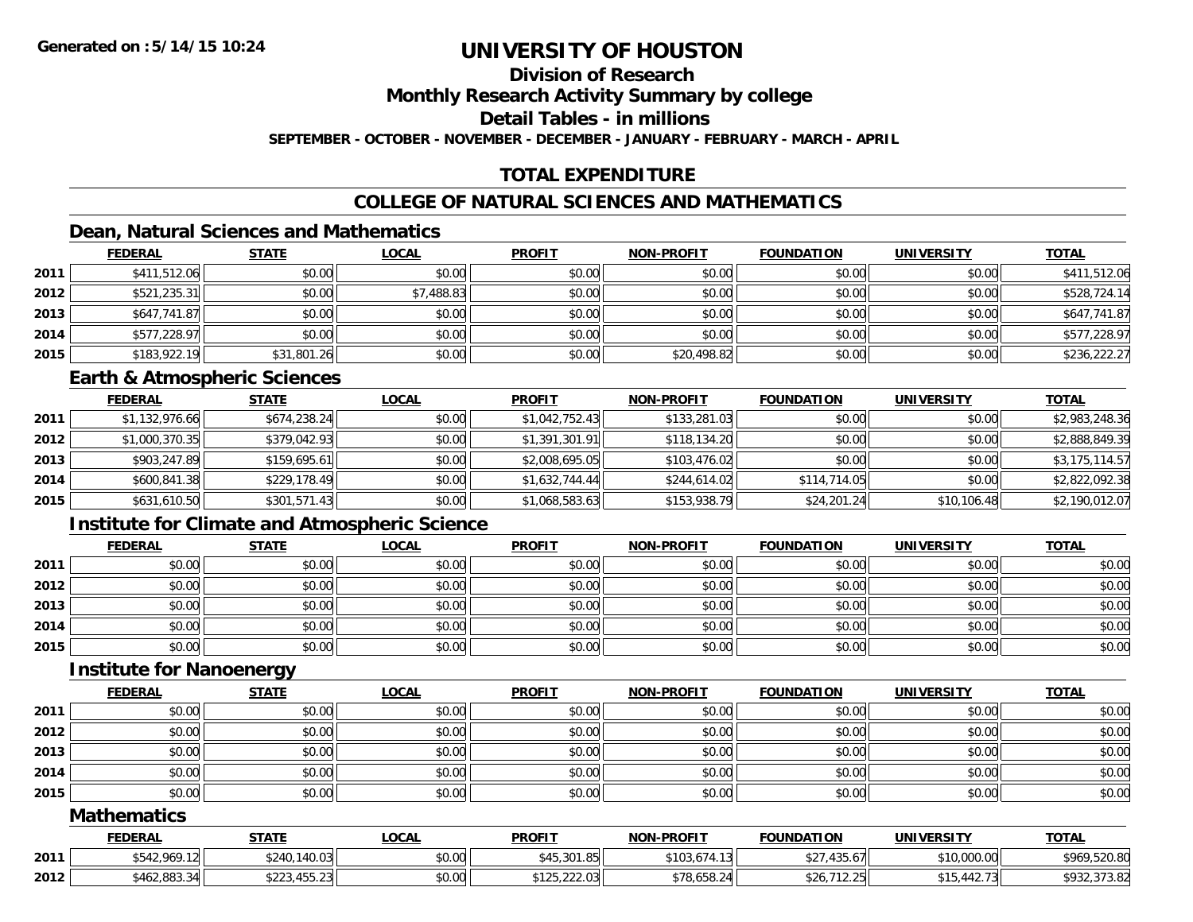# UNIVERSITY OF HOUSTON

## Division of Research

## Monthly Research Activity Summary by college

## Detail Tables - in millions

**SEPTEMBER - OCTOBER - NOVEMBER - DECEMBER - JANUARY - FEBRUARY - MARCH - APRIL**

## TOTAL EXPENDITURE

## COLLEGE OF NATURAL SCIENCES AND MATHEMATICS

### Dean, Natural Sciences and Mathematics

| | FEDERAL | STATE | LOCAL | PROFIT | NON-PROFIT | FOUNDATION | UNIVERSITY | TOTAL |
|---|---|---|---|---|---|---|---|---|
| 2011 | $411,512.06 | $0.00 | $0.00 | $0.00 | $0.00 | $0.00 | $0.00 | $411,512.06 |
| 2012 | $521,235.31 | $0.00 | $7,488.83 | $0.00 | $0.00 | $0.00 | $0.00 | $528,724.14 |
| 2013 | $647,741.87 | $0.00 | $0.00 | $0.00 | $0.00 | $0.00 | $0.00 | $647,741.87 |
| 2014 | $577,228.97 | $0.00 | $0.00 | $0.00 | $0.00 | $0.00 | $0.00 | $577,228.97 |
| 2015 | $183,922.19 | $31,801.26 | $0.00 | $0.00 | $20,498.82 | $0.00 | $0.00 | $236,222.27 |

### Earth & Atmospheric Sciences

| | FEDERAL | STATE | LOCAL | PROFIT | NON-PROFIT | FOUNDATION | UNIVERSITY | TOTAL |
|---|---|---|---|---|---|---|---|---|
| 2011 | $1,132,976.66 | $674,238.24 | $0.00 | $1,042,752.43 | $133,281.03 | $0.00 | $0.00 | $2,983,248.36 |
| 2012 | $1,000,370.35 | $379,042.93 | $0.00 | $1,391,301.91 | $118,134.20 | $0.00 | $0.00 | $2,888,849.39 |
| 2013 | $903,247.89 | $159,695.61 | $0.00 | $2,008,695.05 | $103,476.02 | $0.00 | $0.00 | $3,175,114.57 |
| 2014 | $600,841.38 | $229,178.49 | $0.00 | $1,632,744.44 | $244,614.02 | $114,714.05 | $0.00 | $2,822,092.38 |
| 2015 | $631,610.50 | $301,571.43 | $0.00 | $1,068,583.63 | $153,938.79 | $24,201.24 | $10,106.48 | $2,190,012.07 |

### Institute for Climate and Atmospheric Science

| | FEDERAL | STATE | LOCAL | PROFIT | NON-PROFIT | FOUNDATION | UNIVERSITY | TOTAL |
|---|---|---|---|---|---|---|---|---|
| 2011 | $0.00 | $0.00 | $0.00 | $0.00 | $0.00 | $0.00 | $0.00 | $0.00 |
| 2012 | $0.00 | $0.00 | $0.00 | $0.00 | $0.00 | $0.00 | $0.00 | $0.00 |
| 2013 | $0.00 | $0.00 | $0.00 | $0.00 | $0.00 | $0.00 | $0.00 | $0.00 |
| 2014 | $0.00 | $0.00 | $0.00 | $0.00 | $0.00 | $0.00 | $0.00 | $0.00 |
| 2015 | $0.00 | $0.00 | $0.00 | $0.00 | $0.00 | $0.00 | $0.00 | $0.00 |

### Institute for Nanoenergy

| | FEDERAL | STATE | LOCAL | PROFIT | NON-PROFIT | FOUNDATION | UNIVERSITY | TOTAL |
|---|---|---|---|---|---|---|---|---|
| 2011 | $0.00 | $0.00 | $0.00 | $0.00 | $0.00 | $0.00 | $0.00 | $0.00 |
| 2012 | $0.00 | $0.00 | $0.00 | $0.00 | $0.00 | $0.00 | $0.00 | $0.00 |
| 2013 | $0.00 | $0.00 | $0.00 | $0.00 | $0.00 | $0.00 | $0.00 | $0.00 |
| 2014 | $0.00 | $0.00 | $0.00 | $0.00 | $0.00 | $0.00 | $0.00 | $0.00 |
| 2015 | $0.00 | $0.00 | $0.00 | $0.00 | $0.00 | $0.00 | $0.00 | $0.00 |

### Mathematics

| | FEDERAL | STATE | LOCAL | PROFIT | NON-PROFIT | FOUNDATION | UNIVERSITY | TOTAL |
|---|---|---|---|---|---|---|---|---|
| 2011 | $542,969.12 | $240,140.03 | $0.00 | $45,301.85 | $103,674.13 | $27,435.67 | $10,000.00 | $969,520.80 |
| 2012 | $462,883.34 | $223,455.23 | $0.00 | $125,222.03 | $78,658.24 | $26,712.25 | $15,442.73 | $932,373.82 |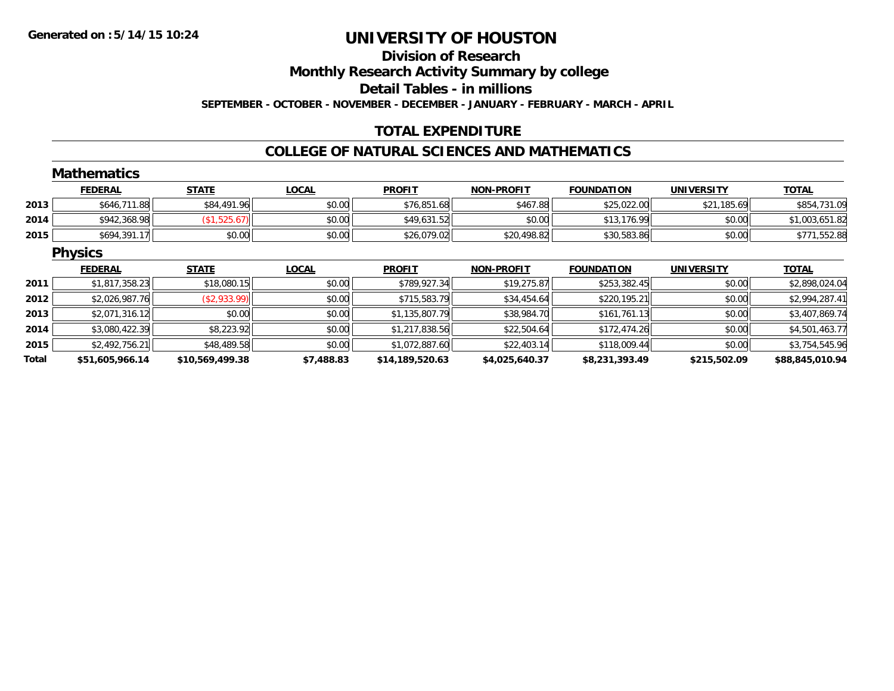Generated on :5/14/15 10:24

# UNIVERSITY OF HOUSTON

## Division of Research

## Monthly Research Activity Summary by college

## Detail Tables - in millions

**SEPTEMBER - OCTOBER - NOVEMBER - DECEMBER - JANUARY - FEBRUARY - MARCH - APRIL**

## TOTAL EXPENDITURE

## COLLEGE OF NATURAL SCIENCES AND MATHEMATICS

### Mathematics

| | FEDERAL | STATE | LOCAL | PROFIT | NON-PROFIT | FOUNDATION | UNIVERSITY | TOTAL |
|---|---|---|---|---|---|---|---|---|
| 2013 | $646,711.88 | $84,491.96 | $0.00 | $76,851.68 | $467.88 | $25,022.00 | $21,185.69 | $854,731.09 |
| 2014 | $942,368.98 | ($1,525.67) | $0.00 | $49,631.52 | $0.00 | $13,176.99 | $0.00 | $1,003,651.82 |
| 2015 | $694,391.17 | $0.00 | $0.00 | $26,079.02 | $20,498.82 | $30,583.86 | $0.00 | $771,552.88 |

### Physics

| | FEDERAL | STATE | LOCAL | PROFIT | NON-PROFIT | FOUNDATION | UNIVERSITY | TOTAL |
|---|---|---|---|---|---|---|---|---|
| 2011 | $1,817,358.23 | $18,080.15 | $0.00 | $789,927.34 | $19,275.87 | $253,382.45 | $0.00 | $2,898,024.04 |
| 2012 | $2,026,987.76 | ($2,933.99) | $0.00 | $715,583.79 | $34,454.64 | $220,195.21 | $0.00 | $2,994,287.41 |
| 2013 | $2,071,316.12 | $0.00 | $0.00 | $1,135,807.79 | $38,984.70 | $161,761.13 | $0.00 | $3,407,869.74 |
| 2014 | $3,080,422.39 | $8,223.92 | $0.00 | $1,217,838.56 | $22,504.64 | $172,474.26 | $0.00 | $4,501,463.77 |
| 2015 | $2,492,756.21 | $48,489.58 | $0.00 | $1,072,887.60 | $22,403.14 | $118,009.44 | $0.00 | $3,754,545.96 |
| **Total** | **$51,605,966.14** | **$10,569,499.38** | **$7,488.83** | **$14,189,520.63** | **$4,025,640.37** | **$8,231,393.49** | **$215,502.09** | **$88,845,010.94** |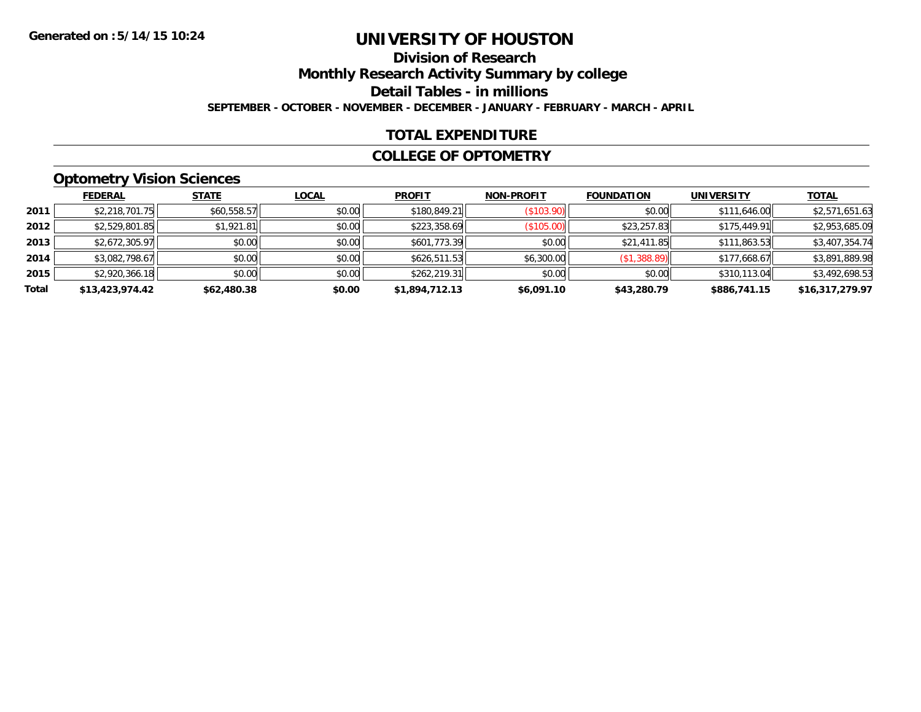Generated on :5/14/15 10:24

# UNIVERSITY OF HOUSTON

## Division of Research

## Monthly Research Activity Summary by college

## Detail Tables - in millions

**SEPTEMBER - OCTOBER - NOVEMBER - DECEMBER - JANUARY - FEBRUARY - MARCH - APRIL**

### TOTAL EXPENDITURE

### COLLEGE OF OPTOMETRY

### Optometry Vision Sciences

| | FEDERAL | STATE | LOCAL | PROFIT | NON-PROFIT | FOUNDATION | UNIVERSITY | TOTAL |
|---|---|---|---|---|---|---|---|---|
| 2011 | $2,218,701.75 | $60,558.57 | $0.00 | $180,849.21 | ($103.90) | $0.00 | $111,646.00 | $2,571,651.63 |
| 2012 | $2,529,801.85 | $1,921.81 | $0.00 | $223,358.69 | ($105.00) | $23,257.83 | $175,449.91 | $2,953,685.09 |
| 2013 | $2,672,305.97 | $0.00 | $0.00 | $601,773.39 | $0.00 | $21,411.85 | $111,863.53 | $3,407,354.74 |
| 2014 | $3,082,798.67 | $0.00 | $0.00 | $626,511.53 | $6,300.00 | ($1,388.89) | $177,668.67 | $3,891,889.98 |
| 2015 | $2,920,366.18 | $0.00 | $0.00 | $262,219.31 | $0.00 | $0.00 | $310,113.04 | $3,492,698.53 |
| **Total** | **$13,423,974.42** | **$62,480.38** | **$0.00** | **$1,894,712.13** | **$6,091.10** | **$43,280.79** | **$886,741.15** | **$16,317,279.97** |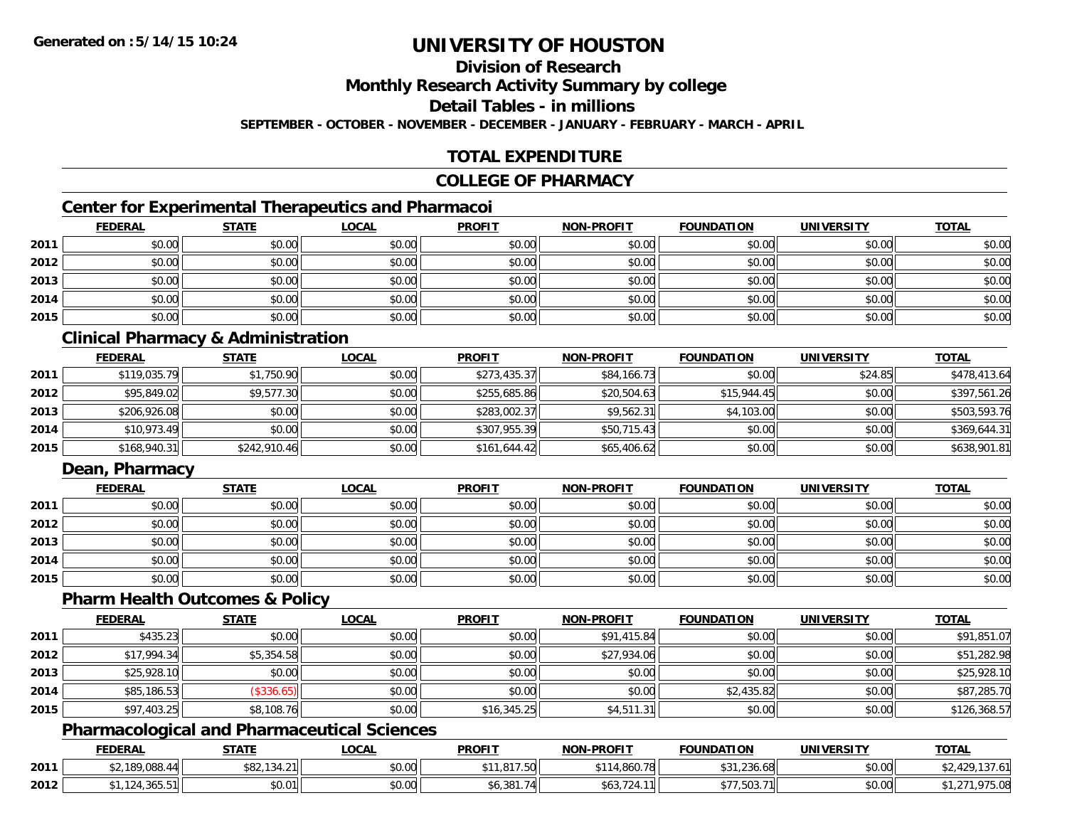**Generated on :5/14/15 10:24**

# UNIVERSITY OF HOUSTON

## Division of Research

## Monthly Research Activity Summary by college

## Detail Tables - in millions

**SEPTEMBER - OCTOBER - NOVEMBER - DECEMBER - JANUARY - FEBRUARY - MARCH - APRIL**

## TOTAL EXPENDITURE

## COLLEGE OF PHARMACY

### Center for Experimental Therapeutics and Pharmacoi

| | FEDERAL | STATE | LOCAL | PROFIT | NON-PROFIT | FOUNDATION | UNIVERSITY | TOTAL |
|---|---|---|---|---|---|---|---|---|
| 2011 | $0.00 | $0.00 | $0.00 | $0.00 | $0.00 | $0.00 | $0.00 | $0.00 |
| 2012 | $0.00 | $0.00 | $0.00 | $0.00 | $0.00 | $0.00 | $0.00 | $0.00 |
| 2013 | $0.00 | $0.00 | $0.00 | $0.00 | $0.00 | $0.00 | $0.00 | $0.00 |
| 2014 | $0.00 | $0.00 | $0.00 | $0.00 | $0.00 | $0.00 | $0.00 | $0.00 |
| 2015 | $0.00 | $0.00 | $0.00 | $0.00 | $0.00 | $0.00 | $0.00 | $0.00 |

### Clinical Pharmacy & Administration

| | FEDERAL | STATE | LOCAL | PROFIT | NON-PROFIT | FOUNDATION | UNIVERSITY | TOTAL |
|---|---|---|---|---|---|---|---|---|
| 2011 | $119,035.79 | $1,750.90 | $0.00 | $273,435.37 | $84,166.73 | $0.00 | $24.85 | $478,413.64 |
| 2012 | $95,849.02 | $9,577.30 | $0.00 | $255,685.86 | $20,504.63 | $15,944.45 | $0.00 | $397,561.26 |
| 2013 | $206,926.08 | $0.00 | $0.00 | $283,002.37 | $9,562.31 | $4,103.00 | $0.00 | $503,593.76 |
| 2014 | $10,973.49 | $0.00 | $0.00 | $307,955.39 | $50,715.43 | $0.00 | $0.00 | $369,644.31 |
| 2015 | $168,940.31 | $242,910.46 | $0.00 | $161,644.42 | $65,406.62 | $0.00 | $0.00 | $638,901.81 |

### Dean, Pharmacy

| | FEDERAL | STATE | LOCAL | PROFIT | NON-PROFIT | FOUNDATION | UNIVERSITY | TOTAL |
|---|---|---|---|---|---|---|---|---|
| 2011 | $0.00 | $0.00 | $0.00 | $0.00 | $0.00 | $0.00 | $0.00 | $0.00 |
| 2012 | $0.00 | $0.00 | $0.00 | $0.00 | $0.00 | $0.00 | $0.00 | $0.00 |
| 2013 | $0.00 | $0.00 | $0.00 | $0.00 | $0.00 | $0.00 | $0.00 | $0.00 |
| 2014 | $0.00 | $0.00 | $0.00 | $0.00 | $0.00 | $0.00 | $0.00 | $0.00 |
| 2015 | $0.00 | $0.00 | $0.00 | $0.00 | $0.00 | $0.00 | $0.00 | $0.00 |

### Pharm Health Outcomes & Policy

| | FEDERAL | STATE | LOCAL | PROFIT | NON-PROFIT | FOUNDATION | UNIVERSITY | TOTAL |
|---|---|---|---|---|---|---|---|---|
| 2011 | $435.23 | $0.00 | $0.00 | $0.00 | $91,415.84 | $0.00 | $0.00 | $91,851.07 |
| 2012 | $17,994.34 | $5,354.58 | $0.00 | $0.00 | $27,934.06 | $0.00 | $0.00 | $51,282.98 |
| 2013 | $25,928.10 | $0.00 | $0.00 | $0.00 | $0.00 | $0.00 | $0.00 | $25,928.10 |
| 2014 | $85,186.53 | ($336.65) | $0.00 | $0.00 | $0.00 | $2,435.82 | $0.00 | $87,285.70 |
| 2015 | $97,403.25 | $8,108.76 | $0.00 | $16,345.25 | $4,511.31 | $0.00 | $0.00 | $126,368.57 |

### Pharmacological and Pharmaceutical Sciences

| | FEDERAL | STATE | LOCAL | PROFIT | NON-PROFIT | FOUNDATION | UNIVERSITY | TOTAL |
|---|---|---|---|---|---|---|---|---|
| 2011 | $2,189,088.44 | $82,134.21 | $0.00 | $11,817.50 | $114,860.78 | $31,236.68 | $0.00 | $2,429,137.61 |
| 2012 | $1,124,365.51 | $0.01 | $0.00 | $6,381.74 | $63,724.11 | $77,503.71 | $0.00 | $1,271,975.08 |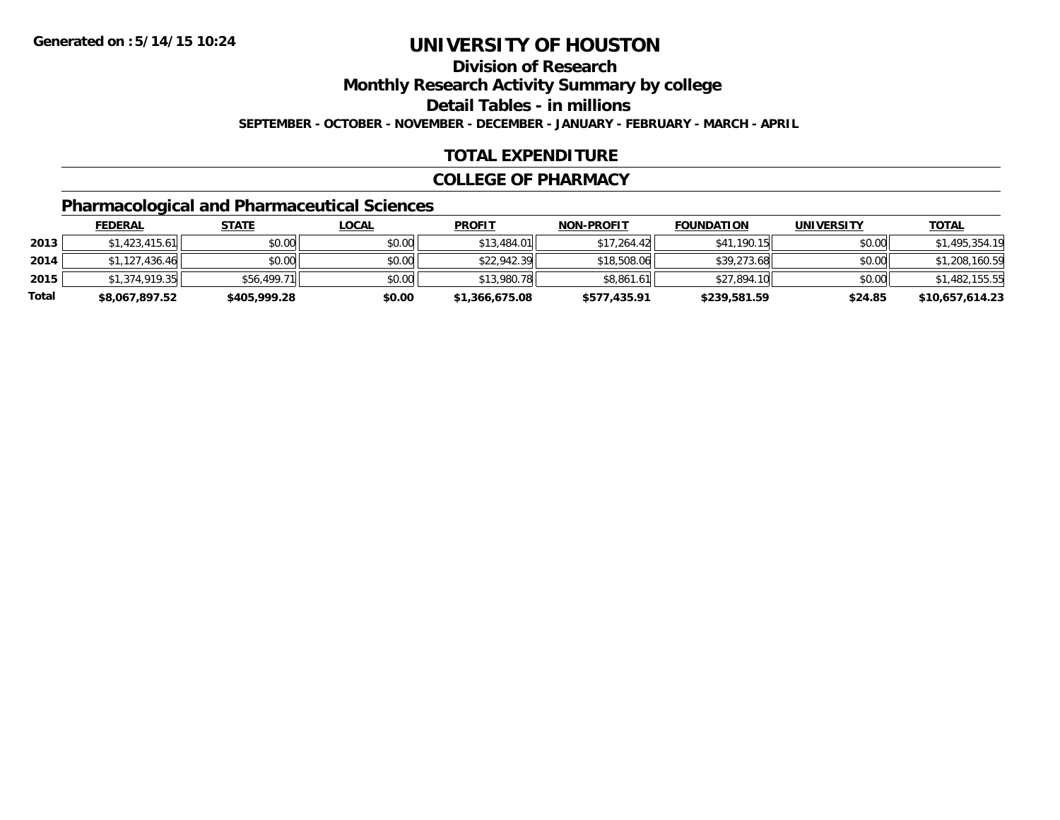**Generated on :5/14/15 10:24**

# UNIVERSITY OF HOUSTON

## Division of Research

## Monthly Research Activity Summary by college

## Detail Tables - in millions

**SEPTEMBER - OCTOBER - NOVEMBER - DECEMBER - JANUARY - FEBRUARY - MARCH - APRIL**

## TOTAL EXPENDITURE

## COLLEGE OF PHARMACY

### Pharmacological and Pharmaceutical Sciences

| | FEDERAL | STATE | LOCAL | PROFIT | NON-PROFIT | FOUNDATION | UNIVERSITY | TOTAL |
|---|---|---|---|---|---|---|---|---|
| 2013 | $1,423,415.61 | $0.00 | $0.00 | $13,484.01 | $17,264.42 | $41,190.15 | $0.00 | $1,495,354.19 |
| 2014 | $1,127,436.46 | $0.00 | $0.00 | $22,942.39 | $18,508.06 | $39,273.68 | $0.00 | $1,208,160.59 |
| 2015 | $1,374,919.35 | $56,499.71 | $0.00 | $13,980.78 | $8,861.61 | $27,894.10 | $0.00 | $1,482,155.55 |
| **Total** | **$8,067,897.52** | **$405,999.28** | **$0.00** | **$1,366,675.08** | **$577,435.91** | **$239,581.59** | **$24.85** | **$10,657,614.23** |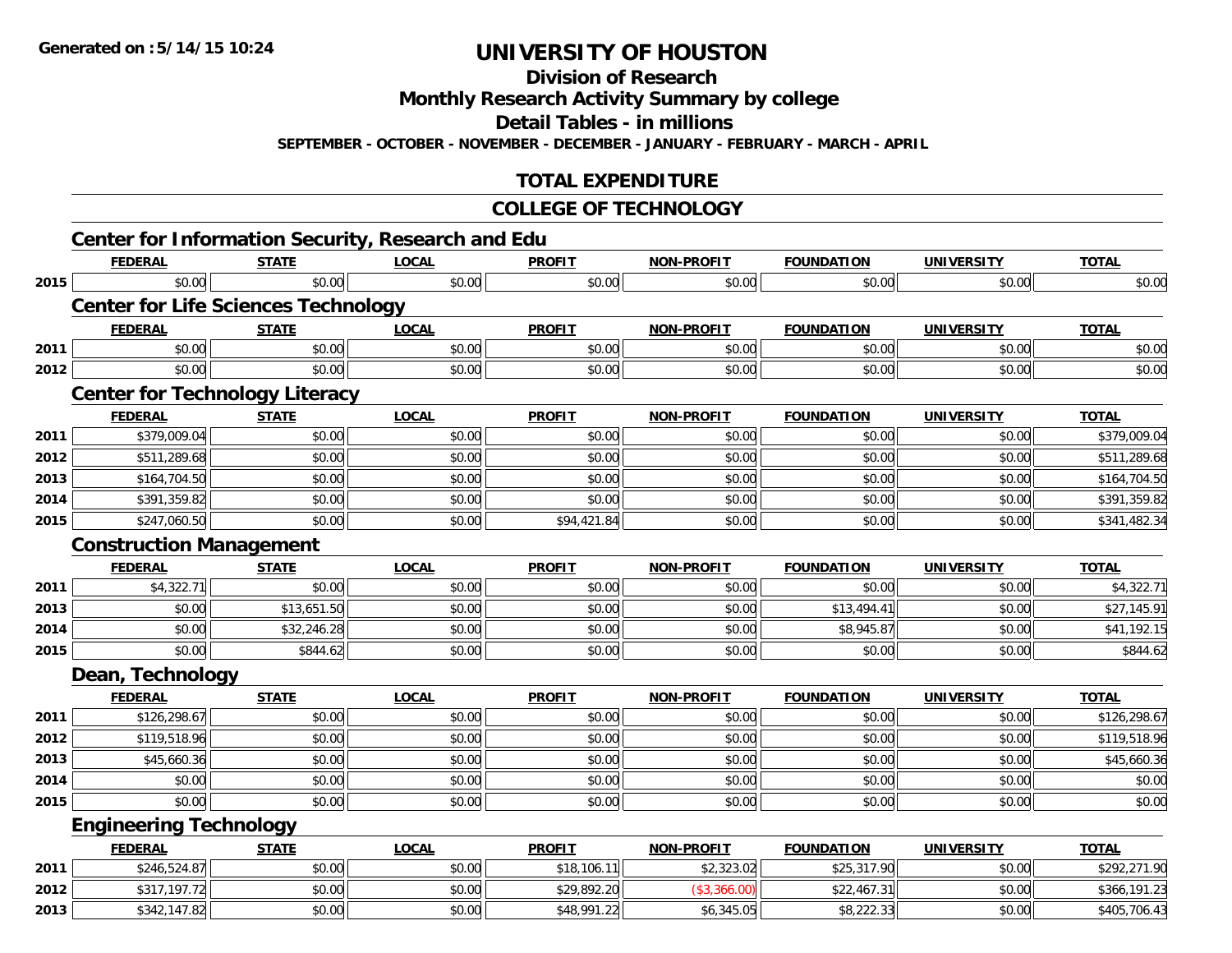# UNIVERSITY OF HOUSTON

## Division of Research

## Monthly Research Activity Summary by college

## Detail Tables - in millions

**SEPTEMBER - OCTOBER - NOVEMBER - DECEMBER - JANUARY - FEBRUARY - MARCH - APRIL**

## TOTAL EXPENDITURE

## COLLEGE OF TECHNOLOGY

### Center for Information Security, Research and Edu

| | FEDERAL | STATE | LOCAL | PROFIT | NON-PROFIT | FOUNDATION | UNIVERSITY | TOTAL |
|---|---|---|---|---|---|---|---|---|
| 2015 | $0.00 | $0.00 | $0.00 | $0.00 | $0.00 | $0.00 | $0.00 | $0.00 |

### Center for Life Sciences Technology

| | FEDERAL | STATE | LOCAL | PROFIT | NON-PROFIT | FOUNDATION | UNIVERSITY | TOTAL |
|---|---|---|---|---|---|---|---|---|
| 2011 | $0.00 | $0.00 | $0.00 | $0.00 | $0.00 | $0.00 | $0.00 | $0.00 |
| 2012 | $0.00 | $0.00 | $0.00 | $0.00 | $0.00 | $0.00 | $0.00 | $0.00 |

### Center for Technology Literacy

| | FEDERAL | STATE | LOCAL | PROFIT | NON-PROFIT | FOUNDATION | UNIVERSITY | TOTAL |
|---|---|---|---|---|---|---|---|---|
| 2011 | $379,009.04 | $0.00 | $0.00 | $0.00 | $0.00 | $0.00 | $0.00 | $379,009.04 |
| 2012 | $511,289.68 | $0.00 | $0.00 | $0.00 | $0.00 | $0.00 | $0.00 | $511,289.68 |
| 2013 | $164,704.50 | $0.00 | $0.00 | $0.00 | $0.00 | $0.00 | $0.00 | $164,704.50 |
| 2014 | $391,359.82 | $0.00 | $0.00 | $0.00 | $0.00 | $0.00 | $0.00 | $391,359.82 |
| 2015 | $247,060.50 | $0.00 | $0.00 | $94,421.84 | $0.00 | $0.00 | $0.00 | $341,482.34 |

### Construction Management

| | FEDERAL | STATE | LOCAL | PROFIT | NON-PROFIT | FOUNDATION | UNIVERSITY | TOTAL |
|---|---|---|---|---|---|---|---|---|
| 2011 | $4,322.71 | $0.00 | $0.00 | $0.00 | $0.00 | $0.00 | $0.00 | $4,322.71 |
| 2013 | $0.00 | $13,651.50 | $0.00 | $0.00 | $0.00 | $13,494.41 | $0.00 | $27,145.91 |
| 2014 | $0.00 | $32,246.28 | $0.00 | $0.00 | $0.00 | $8,945.87 | $0.00 | $41,192.15 |
| 2015 | $0.00 | $844.62 | $0.00 | $0.00 | $0.00 | $0.00 | $0.00 | $844.62 |

### Dean, Technology

| | FEDERAL | STATE | LOCAL | PROFIT | NON-PROFIT | FOUNDATION | UNIVERSITY | TOTAL |
|---|---|---|---|---|---|---|---|---|
| 2011 | $126,298.67 | $0.00 | $0.00 | $0.00 | $0.00 | $0.00 | $0.00 | $126,298.67 |
| 2012 | $119,518.96 | $0.00 | $0.00 | $0.00 | $0.00 | $0.00 | $0.00 | $119,518.96 |
| 2013 | $45,660.36 | $0.00 | $0.00 | $0.00 | $0.00 | $0.00 | $0.00 | $45,660.36 |
| 2014 | $0.00 | $0.00 | $0.00 | $0.00 | $0.00 | $0.00 | $0.00 | $0.00 |
| 2015 | $0.00 | $0.00 | $0.00 | $0.00 | $0.00 | $0.00 | $0.00 | $0.00 |

### Engineering Technology

| | FEDERAL | STATE | LOCAL | PROFIT | NON-PROFIT | FOUNDATION | UNIVERSITY | TOTAL |
|---|---|---|---|---|---|---|---|---|
| 2011 | $246,524.87 | $0.00 | $0.00 | $18,106.11 | $2,323.02 | $25,317.90 | $0.00 | $292,271.90 |
| 2012 | $317,197.72 | $0.00 | $0.00 | $29,892.20 | ($3,366.00) | $22,467.31 | $0.00 | $366,191.23 |
| 2013 | $342,147.82 | $0.00 | $0.00 | $48,991.22 | $6,345.05 | $8,222.33 | $0.00 | $405,706.43 |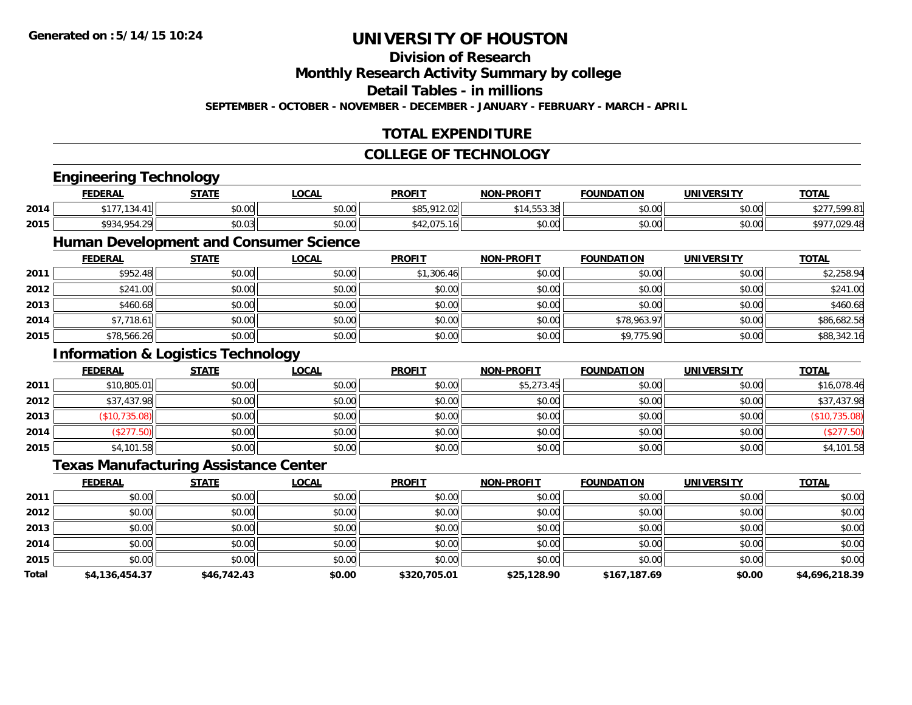**Generated on :5/14/15 10:24**

# UNIVERSITY OF HOUSTON

## Division of Research

## Monthly Research Activity Summary by college

## Detail Tables - in millions

**SEPTEMBER - OCTOBER - NOVEMBER - DECEMBER - JANUARY - FEBRUARY - MARCH - APRIL**

## TOTAL EXPENDITURE

## COLLEGE OF TECHNOLOGY

### Engineering Technology

| | FEDERAL | STATE | LOCAL | PROFIT | NON-PROFIT | FOUNDATION | UNIVERSITY | TOTAL |
|---|---|---|---|---|---|---|---|---|
| 2014 | $177,134.41 | $0.00 | $0.00 | $85,912.02 | $14,553.38 | $0.00 | $0.00 | $277,599.81 |
| 2015 | $934,954.29 | $0.03 | $0.00 | $42,075.16 | $0.00 | $0.00 | $0.00 | $977,029.48 |

### Human Development and Consumer Science

| | FEDERAL | STATE | LOCAL | PROFIT | NON-PROFIT | FOUNDATION | UNIVERSITY | TOTAL |
|---|---|---|---|---|---|---|---|---|
| 2011 | $952.48 | $0.00 | $0.00 | $1,306.46 | $0.00 | $0.00 | $0.00 | $2,258.94 |
| 2012 | $241.00 | $0.00 | $0.00 | $0.00 | $0.00 | $0.00 | $0.00 | $241.00 |
| 2013 | $460.68 | $0.00 | $0.00 | $0.00 | $0.00 | $0.00 | $0.00 | $460.68 |
| 2014 | $7,718.61 | $0.00 | $0.00 | $0.00 | $0.00 | $78,963.97 | $0.00 | $86,682.58 |
| 2015 | $78,566.26 | $0.00 | $0.00 | $0.00 | $0.00 | $9,775.90 | $0.00 | $88,342.16 |

### Information & Logistics Technology

| | FEDERAL | STATE | LOCAL | PROFIT | NON-PROFIT | FOUNDATION | UNIVERSITY | TOTAL |
|---|---|---|---|---|---|---|---|---|
| 2011 | $10,805.01 | $0.00 | $0.00 | $0.00 | $5,273.45 | $0.00 | $0.00 | $16,078.46 |
| 2012 | $37,437.98 | $0.00 | $0.00 | $0.00 | $0.00 | $0.00 | $0.00 | $37,437.98 |
| 2013 | ($10,735.08) | $0.00 | $0.00 | $0.00 | $0.00 | $0.00 | $0.00 | ($10,735.08) |
| 2014 | ($277.50) | $0.00 | $0.00 | $0.00 | $0.00 | $0.00 | $0.00 | ($277.50) |
| 2015 | $4,101.58 | $0.00 | $0.00 | $0.00 | $0.00 | $0.00 | $0.00 | $4,101.58 |

### Texas Manufacturing Assistance Center

| | FEDERAL | STATE | LOCAL | PROFIT | NON-PROFIT | FOUNDATION | UNIVERSITY | TOTAL |
|---|---|---|---|---|---|---|---|---|
| 2011 | $0.00 | $0.00 | $0.00 | $0.00 | $0.00 | $0.00 | $0.00 | $0.00 |
| 2012 | $0.00 | $0.00 | $0.00 | $0.00 | $0.00 | $0.00 | $0.00 | $0.00 |
| 2013 | $0.00 | $0.00 | $0.00 | $0.00 | $0.00 | $0.00 | $0.00 | $0.00 |
| 2014 | $0.00 | $0.00 | $0.00 | $0.00 | $0.00 | $0.00 | $0.00 | $0.00 |
| 2015 | $0.00 | $0.00 | $0.00 | $0.00 | $0.00 | $0.00 | $0.00 | $0.00 |
| **Total** | **$4,136,454.37** | **$46,742.43** | **$0.00** | **$320,705.01** | **$25,128.90** | **$167,187.69** | **$0.00** | **$4,696,218.39** |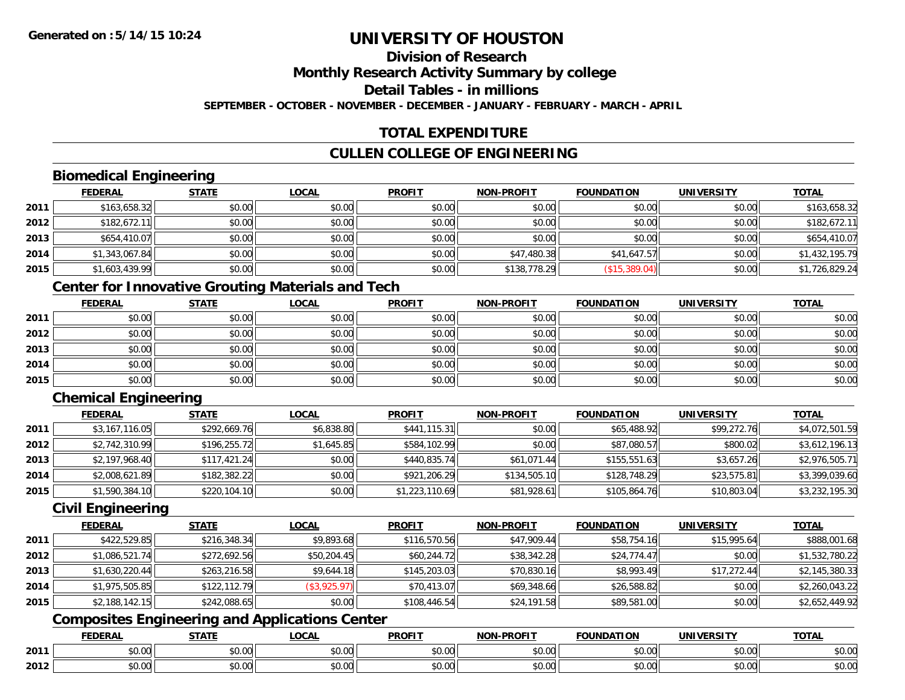# UNIVERSITY OF HOUSTON

## Division of Research

## Monthly Research Activity Summary by college

## Detail Tables - in millions

**SEPTEMBER - OCTOBER - NOVEMBER - DECEMBER - JANUARY - FEBRUARY - MARCH - APRIL**

## TOTAL EXPENDITURE

## CULLEN COLLEGE OF ENGINEERING

### Biomedical Engineering

| | FEDERAL | STATE | LOCAL | PROFIT | NON-PROFIT | FOUNDATION | UNIVERSITY | TOTAL |
|---|---|---|---|---|---|---|---|---|
| 2011 | $163,658.32 | $0.00 | $0.00 | $0.00 | $0.00 | $0.00 | $0.00 | $163,658.32 |
| 2012 | $182,672.11 | $0.00 | $0.00 | $0.00 | $0.00 | $0.00 | $0.00 | $182,672.11 |
| 2013 | $654,410.07 | $0.00 | $0.00 | $0.00 | $0.00 | $0.00 | $0.00 | $654,410.07 |
| 2014 | $1,343,067.84 | $0.00 | $0.00 | $0.00 | $47,480.38 | $41,647.57 | $0.00 | $1,432,195.79 |
| 2015 | $1,603,439.99 | $0.00 | $0.00 | $0.00 | $138,778.29 | ($15,389.04) | $0.00 | $1,726,829.24 |

### Center for Innovative Grouting Materials and Tech

| | FEDERAL | STATE | LOCAL | PROFIT | NON-PROFIT | FOUNDATION | UNIVERSITY | TOTAL |
|---|---|---|---|---|---|---|---|---|
| 2011 | $0.00 | $0.00 | $0.00 | $0.00 | $0.00 | $0.00 | $0.00 | $0.00 |
| 2012 | $0.00 | $0.00 | $0.00 | $0.00 | $0.00 | $0.00 | $0.00 | $0.00 |
| 2013 | $0.00 | $0.00 | $0.00 | $0.00 | $0.00 | $0.00 | $0.00 | $0.00 |
| 2014 | $0.00 | $0.00 | $0.00 | $0.00 | $0.00 | $0.00 | $0.00 | $0.00 |
| 2015 | $0.00 | $0.00 | $0.00 | $0.00 | $0.00 | $0.00 | $0.00 | $0.00 |

### Chemical Engineering

| | FEDERAL | STATE | LOCAL | PROFIT | NON-PROFIT | FOUNDATION | UNIVERSITY | TOTAL |
|---|---|---|---|---|---|---|---|---|
| 2011 | $3,167,116.05 | $292,669.76 | $6,838.80 | $441,115.31 | $0.00 | $65,488.92 | $99,272.76 | $4,072,501.59 |
| 2012 | $2,742,310.99 | $196,255.72 | $1,645.85 | $584,102.99 | $0.00 | $87,080.57 | $800.02 | $3,612,196.13 |
| 2013 | $2,197,968.40 | $117,421.24 | $0.00 | $440,835.74 | $61,071.44 | $155,551.63 | $3,657.26 | $2,976,505.71 |
| 2014 | $2,008,621.89 | $182,382.22 | $0.00 | $921,206.29 | $134,505.10 | $128,748.29 | $23,575.81 | $3,399,039.60 |
| 2015 | $1,590,384.10 | $220,104.10 | $0.00 | $1,223,110.69 | $81,928.61 | $105,864.76 | $10,803.04 | $3,232,195.30 |

### Civil Engineering

| | FEDERAL | STATE | LOCAL | PROFIT | NON-PROFIT | FOUNDATION | UNIVERSITY | TOTAL |
|---|---|---|---|---|---|---|---|---|
| 2011 | $422,529.85 | $216,348.34 | $9,893.68 | $116,570.56 | $47,909.44 | $58,754.16 | $15,995.64 | $888,001.68 |
| 2012 | $1,086,521.74 | $272,692.56 | $50,204.45 | $60,244.72 | $38,342.28 | $24,774.47 | $0.00 | $1,532,780.22 |
| 2013 | $1,630,220.44 | $263,216.58 | $9,644.18 | $145,203.03 | $70,830.16 | $8,993.49 | $17,272.44 | $2,145,380.33 |
| 2014 | $1,975,505.85 | $122,112.79 | ($3,925.97) | $70,413.07 | $69,348.66 | $26,588.82 | $0.00 | $2,260,043.22 |
| 2015 | $2,188,142.15 | $242,088.65 | $0.00 | $108,446.54 | $24,191.58 | $89,581.00 | $0.00 | $2,652,449.92 |

### Composites Engineering and Applications Center

| | FEDERAL | STATE | LOCAL | PROFIT | NON-PROFIT | FOUNDATION | UNIVERSITY | TOTAL |
|---|---|---|---|---|---|---|---|---|
| 2011 | $0.00 | $0.00 | $0.00 | $0.00 | $0.00 | $0.00 | $0.00 | $0.00 |
| 2012 | $0.00 | $0.00 | $0.00 | $0.00 | $0.00 | $0.00 | $0.00 | $0.00 |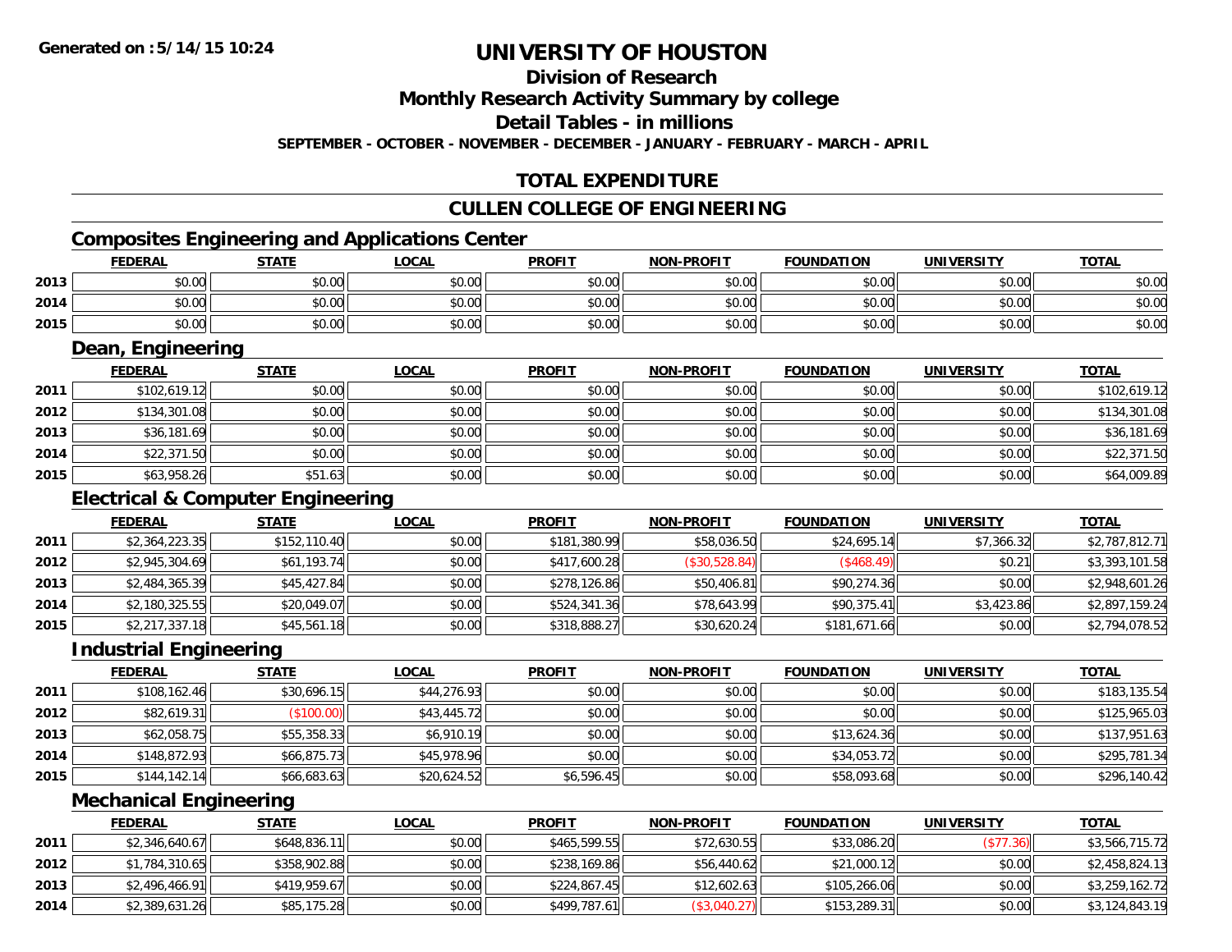Generated on :5/14/15 10:24

# UNIVERSITY OF HOUSTON

## Division of Research

## Monthly Research Activity Summary by college

## Detail Tables - in millions

SEPTEMBER - OCTOBER - NOVEMBER - DECEMBER - JANUARY - FEBRUARY - MARCH - APRIL

## TOTAL EXPENDITURE

## CULLEN COLLEGE OF ENGINEERING

### Composites Engineering and Applications Center

| | FEDERAL | STATE | LOCAL | PROFIT | NON-PROFIT | FOUNDATION | UNIVERSITY | TOTAL |
|---|---|---|---|---|---|---|---|---|
| 2013 | $0.00 | $0.00 | $0.00 | $0.00 | $0.00 | $0.00 | $0.00 | $0.00 |
| 2014 | $0.00 | $0.00 | $0.00 | $0.00 | $0.00 | $0.00 | $0.00 | $0.00 |
| 2015 | $0.00 | $0.00 | $0.00 | $0.00 | $0.00 | $0.00 | $0.00 | $0.00 |

### Dean, Engineering

| | FEDERAL | STATE | LOCAL | PROFIT | NON-PROFIT | FOUNDATION | UNIVERSITY | TOTAL |
|---|---|---|---|---|---|---|---|---|
| 2011 | $102,619.12 | $0.00 | $0.00 | $0.00 | $0.00 | $0.00 | $0.00 | $102,619.12 |
| 2012 | $134,301.08 | $0.00 | $0.00 | $0.00 | $0.00 | $0.00 | $0.00 | $134,301.08 |
| 2013 | $36,181.69 | $0.00 | $0.00 | $0.00 | $0.00 | $0.00 | $0.00 | $36,181.69 |
| 2014 | $22,371.50 | $0.00 | $0.00 | $0.00 | $0.00 | $0.00 | $0.00 | $22,371.50 |
| 2015 | $63,958.26 | $51.63 | $0.00 | $0.00 | $0.00 | $0.00 | $0.00 | $64,009.89 |

### Electrical & Computer Engineering

| | FEDERAL | STATE | LOCAL | PROFIT | NON-PROFIT | FOUNDATION | UNIVERSITY | TOTAL |
|---|---|---|---|---|---|---|---|---|
| 2011 | $2,364,223.35 | $152,110.40 | $0.00 | $181,380.99 | $58,036.50 | $24,695.14 | $7,366.32 | $2,787,812.71 |
| 2012 | $2,945,304.69 | $61,193.74 | $0.00 | $417,600.28 | ($30,528.84) | ($468.49) | $0.21 | $3,393,101.58 |
| 2013 | $2,484,365.39 | $45,427.84 | $0.00 | $278,126.86 | $50,406.81 | $90,274.36 | $0.00 | $2,948,601.26 |
| 2014 | $2,180,325.55 | $20,049.07 | $0.00 | $524,341.36 | $78,643.99 | $90,375.41 | $3,423.86 | $2,897,159.24 |
| 2015 | $2,217,337.18 | $45,561.18 | $0.00 | $318,888.27 | $30,620.24 | $181,671.66 | $0.00 | $2,794,078.52 |

### Industrial Engineering

| | FEDERAL | STATE | LOCAL | PROFIT | NON-PROFIT | FOUNDATION | UNIVERSITY | TOTAL |
|---|---|---|---|---|---|---|---|---|
| 2011 | $108,162.46 | $30,696.15 | $44,276.93 | $0.00 | $0.00 | $0.00 | $0.00 | $183,135.54 |
| 2012 | $82,619.31 | ($100.00) | $43,445.72 | $0.00 | $0.00 | $0.00 | $0.00 | $125,965.03 |
| 2013 | $62,058.75 | $55,358.33 | $6,910.19 | $0.00 | $0.00 | $13,624.36 | $0.00 | $137,951.63 |
| 2014 | $148,872.93 | $66,875.73 | $45,978.96 | $0.00 | $0.00 | $34,053.72 | $0.00 | $295,781.34 |
| 2015 | $144,142.14 | $66,683.63 | $20,624.52 | $6,596.45 | $0.00 | $58,093.68 | $0.00 | $296,140.42 |

### Mechanical Engineering

| | FEDERAL | STATE | LOCAL | PROFIT | NON-PROFIT | FOUNDATION | UNIVERSITY | TOTAL |
|---|---|---|---|---|---|---|---|---|
| 2011 | $2,346,640.67 | $648,836.11 | $0.00 | $465,599.55 | $72,630.55 | $33,086.20 | ($77.36) | $3,566,715.72 |
| 2012 | $1,784,310.65 | $358,902.88 | $0.00 | $238,169.86 | $56,440.62 | $21,000.12 | $0.00 | $2,458,824.13 |
| 2013 | $2,496,466.91 | $419,959.67 | $0.00 | $224,867.45 | $12,602.63 | $105,266.06 | $0.00 | $3,259,162.72 |
| 2014 | $2,389,631.26 | $85,175.28 | $0.00 | $499,787.61 | ($3,040.27) | $153,289.31 | $0.00 | $3,124,843.19 |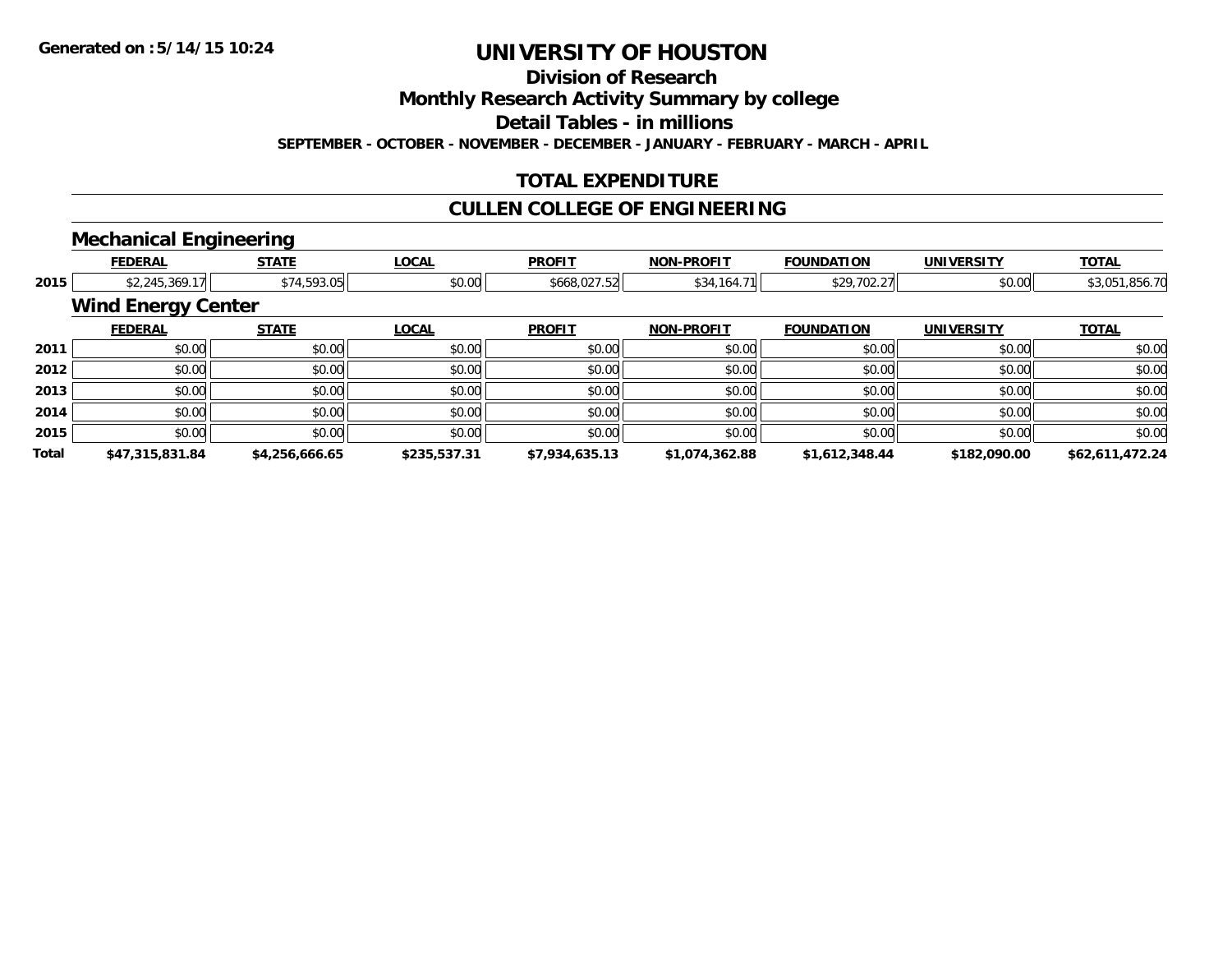# UNIVERSITY OF HOUSTON

## Division of Research

## Monthly Research Activity Summary by college

## Detail Tables - in millions

**SEPTEMBER - OCTOBER - NOVEMBER - DECEMBER - JANUARY - FEBRUARY - MARCH - APRIL**

## TOTAL EXPENDITURE

## CULLEN COLLEGE OF ENGINEERING

### Mechanical Engineering

| | FEDERAL | STATE | LOCAL | PROFIT | NON-PROFIT | FOUNDATION | UNIVERSITY | TOTAL |
|---|---|---|---|---|---|---|---|---|
| 2015 | $2,245,369.17 | $74,593.05 | $0.00 | $668,027.52 | $34,164.71 | $29,702.27 | $0.00 | $3,051,856.70 |

### Wind Energy Center

| | FEDERAL | STATE | LOCAL | PROFIT | NON-PROFIT | FOUNDATION | UNIVERSITY | TOTAL |
|---|---|---|---|---|---|---|---|---|
| 2011 | $0.00 | $0.00 | $0.00 | $0.00 | $0.00 | $0.00 | $0.00 | $0.00 |
| 2012 | $0.00 | $0.00 | $0.00 | $0.00 | $0.00 | $0.00 | $0.00 | $0.00 |
| 2013 | $0.00 | $0.00 | $0.00 | $0.00 | $0.00 | $0.00 | $0.00 | $0.00 |
| 2014 | $0.00 | $0.00 | $0.00 | $0.00 | $0.00 | $0.00 | $0.00 | $0.00 |
| 2015 | $0.00 | $0.00 | $0.00 | $0.00 | $0.00 | $0.00 | $0.00 | $0.00 |
| **Total** | **$47,315,831.84** | **$4,256,666.65** | **$235,537.31** | **$7,934,635.13** | **$1,074,362.88** | **$1,612,348.44** | **$182,090.00** | **$62,611,472.24** |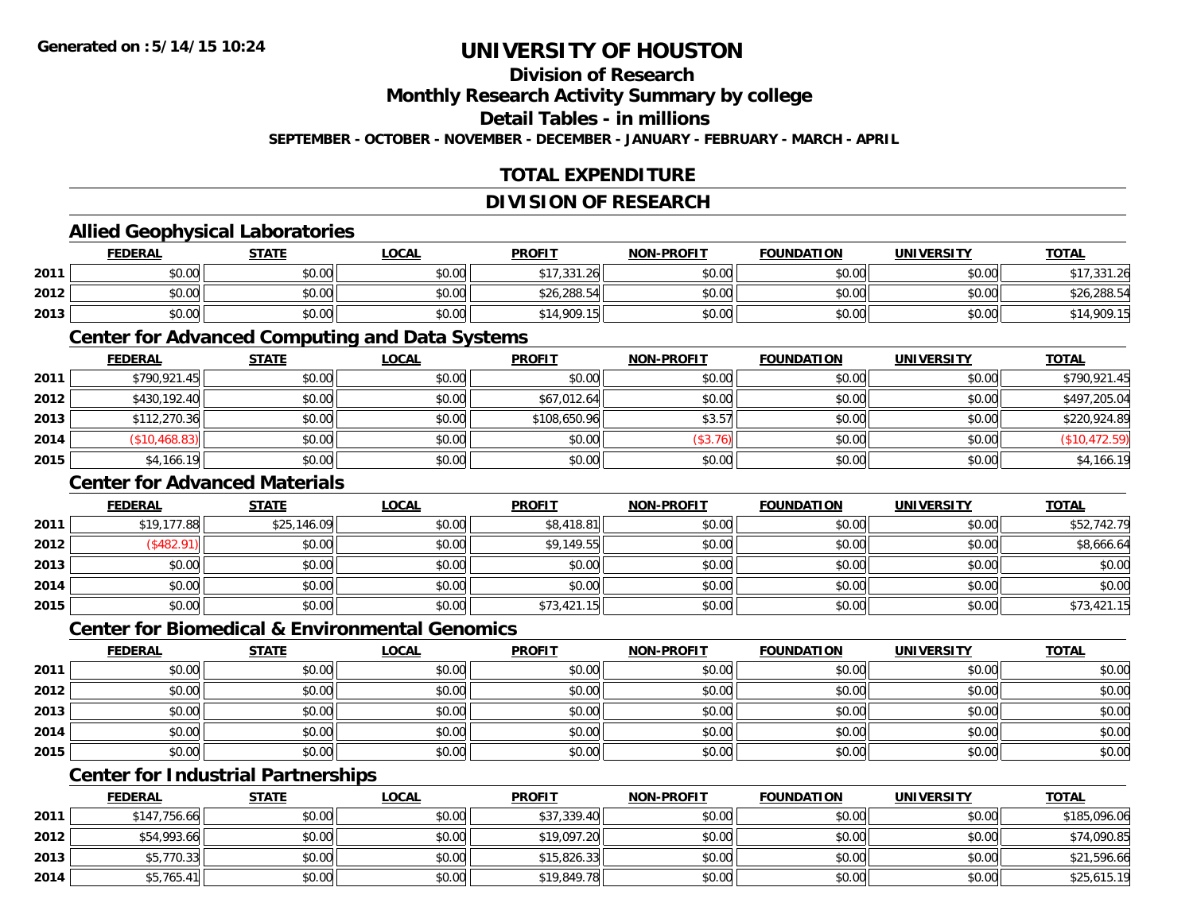Generated on :5/14/15 10:24

# UNIVERSITY OF HOUSTON

## Division of Research

## Monthly Research Activity Summary by college

## Detail Tables - in millions

**SEPTEMBER - OCTOBER - NOVEMBER - DECEMBER - JANUARY - FEBRUARY - MARCH - APRIL**

## TOTAL EXPENDITURE

## DIVISION OF RESEARCH

### Allied Geophysical Laboratories

| | FEDERAL | STATE | LOCAL | PROFIT | NON-PROFIT | FOUNDATION | UNIVERSITY | TOTAL |
|---|---|---|---|---|---|---|---|---|
| 2011 | $0.00 | $0.00 | $0.00 | $17,331.26 | $0.00 | $0.00 | $0.00 | $17,331.26 |
| 2012 | $0.00 | $0.00 | $0.00 | $26,288.54 | $0.00 | $0.00 | $0.00 | $26,288.54 |
| 2013 | $0.00 | $0.00 | $0.00 | $14,909.15 | $0.00 | $0.00 | $0.00 | $14,909.15 |

### Center for Advanced Computing and Data Systems

| | FEDERAL | STATE | LOCAL | PROFIT | NON-PROFIT | FOUNDATION | UNIVERSITY | TOTAL |
|---|---|---|---|---|---|---|---|---|
| 2011 | $790,921.45 | $0.00 | $0.00 | $0.00 | $0.00 | $0.00 | $0.00 | $790,921.45 |
| 2012 | $430,192.40 | $0.00 | $0.00 | $67,012.64 | $0.00 | $0.00 | $0.00 | $497,205.04 |
| 2013 | $112,270.36 | $0.00 | $0.00 | $108,650.96 | $3.57 | $0.00 | $0.00 | $220,924.89 |
| 2014 | ($10,468.83) | $0.00 | $0.00 | $0.00 | ($3.76) | $0.00 | $0.00 | ($10,472.59) |
| 2015 | $4,166.19 | $0.00 | $0.00 | $0.00 | $0.00 | $0.00 | $0.00 | $4,166.19 |

### Center for Advanced Materials

| | FEDERAL | STATE | LOCAL | PROFIT | NON-PROFIT | FOUNDATION | UNIVERSITY | TOTAL |
|---|---|---|---|---|---|---|---|---|
| 2011 | $19,177.88 | $25,146.09 | $0.00 | $8,418.81 | $0.00 | $0.00 | $0.00 | $52,742.79 |
| 2012 | ($482.91) | $0.00 | $0.00 | $9,149.55 | $0.00 | $0.00 | $0.00 | $8,666.64 |
| 2013 | $0.00 | $0.00 | $0.00 | $0.00 | $0.00 | $0.00 | $0.00 | $0.00 |
| 2014 | $0.00 | $0.00 | $0.00 | $0.00 | $0.00 | $0.00 | $0.00 | $0.00 |
| 2015 | $0.00 | $0.00 | $0.00 | $73,421.15 | $0.00 | $0.00 | $0.00 | $73,421.15 |

### Center for Biomedical & Environmental Genomics

| | FEDERAL | STATE | LOCAL | PROFIT | NON-PROFIT | FOUNDATION | UNIVERSITY | TOTAL |
|---|---|---|---|---|---|---|---|---|
| 2011 | $0.00 | $0.00 | $0.00 | $0.00 | $0.00 | $0.00 | $0.00 | $0.00 |
| 2012 | $0.00 | $0.00 | $0.00 | $0.00 | $0.00 | $0.00 | $0.00 | $0.00 |
| 2013 | $0.00 | $0.00 | $0.00 | $0.00 | $0.00 | $0.00 | $0.00 | $0.00 |
| 2014 | $0.00 | $0.00 | $0.00 | $0.00 | $0.00 | $0.00 | $0.00 | $0.00 |
| 2015 | $0.00 | $0.00 | $0.00 | $0.00 | $0.00 | $0.00 | $0.00 | $0.00 |

### Center for Industrial Partnerships

| | FEDERAL | STATE | LOCAL | PROFIT | NON-PROFIT | FOUNDATION | UNIVERSITY | TOTAL |
|---|---|---|---|---|---|---|---|---|
| 2011 | $147,756.66 | $0.00 | $0.00 | $37,339.40 | $0.00 | $0.00 | $0.00 | $185,096.06 |
| 2012 | $54,993.66 | $0.00 | $0.00 | $19,097.20 | $0.00 | $0.00 | $0.00 | $74,090.85 |
| 2013 | $5,770.33 | $0.00 | $0.00 | $15,826.33 | $0.00 | $0.00 | $0.00 | $21,596.66 |
| 2014 | $5,765.41 | $0.00 | $0.00 | $19,849.78 | $0.00 | $0.00 | $0.00 | $25,615.19 |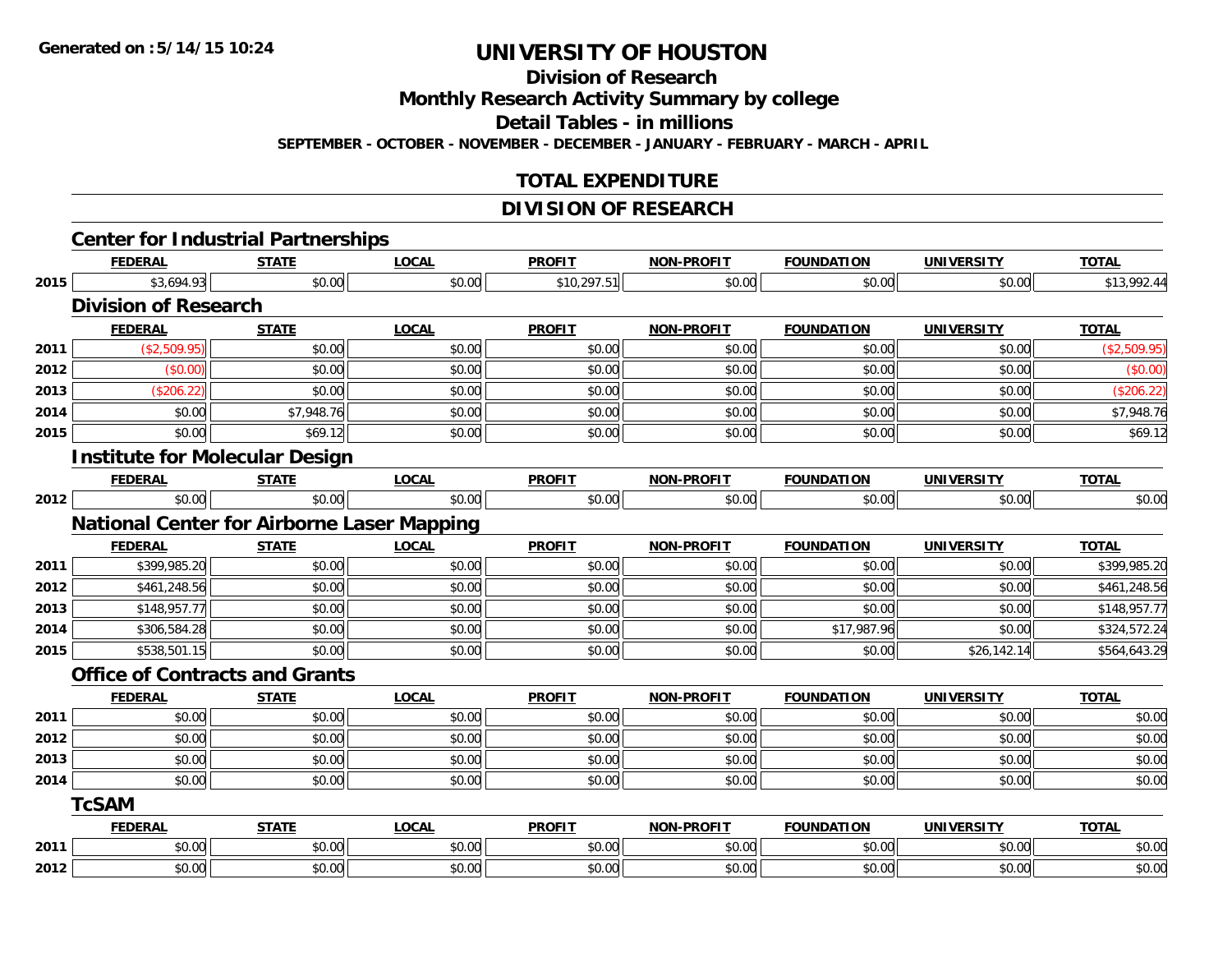**Generated on :5/14/15 10:24**

# UNIVERSITY OF HOUSTON

## Division of Research

## Monthly Research Activity Summary by college

## Detail Tables - in millions

**SEPTEMBER - OCTOBER - NOVEMBER - DECEMBER - JANUARY - FEBRUARY - MARCH - APRIL**

## TOTAL EXPENDITURE

## DIVISION OF RESEARCH

### Center for Industrial Partnerships

| | FEDERAL | STATE | LOCAL | PROFIT | NON-PROFIT | FOUNDATION | UNIVERSITY | TOTAL |
|---|---|---|---|---|---|---|---|---|
| 2015 | $3,694.93 | $0.00 | $0.00 | $10,297.51 | $0.00 | $0.00 | $0.00 | $13,992.44 |

### Division of Research

| | FEDERAL | STATE | LOCAL | PROFIT | NON-PROFIT | FOUNDATION | UNIVERSITY | TOTAL |
|---|---|---|---|---|---|---|---|---|
| 2011 | ($2,509.95) | $0.00 | $0.00 | $0.00 | $0.00 | $0.00 | $0.00 | ($2,509.95) |
| 2012 | ($0.00) | $0.00 | $0.00 | $0.00 | $0.00 | $0.00 | $0.00 | ($0.00) |
| 2013 | ($206.22) | $0.00 | $0.00 | $0.00 | $0.00 | $0.00 | $0.00 | ($206.22) |
| 2014 | $0.00 | $7,948.76 | $0.00 | $0.00 | $0.00 | $0.00 | $0.00 | $7,948.76 |
| 2015 | $0.00 | $69.12 | $0.00 | $0.00 | $0.00 | $0.00 | $0.00 | $69.12 |

### Institute for Molecular Design

| | FEDERAL | STATE | LOCAL | PROFIT | NON-PROFIT | FOUNDATION | UNIVERSITY | TOTAL |
|---|---|---|---|---|---|---|---|---|
| 2012 | $0.00 | $0.00 | $0.00 | $0.00 | $0.00 | $0.00 | $0.00 | $0.00 |

### National Center for Airborne Laser Mapping

| | FEDERAL | STATE | LOCAL | PROFIT | NON-PROFIT | FOUNDATION | UNIVERSITY | TOTAL |
|---|---|---|---|---|---|---|---|---|
| 2011 | $399,985.20 | $0.00 | $0.00 | $0.00 | $0.00 | $0.00 | $0.00 | $399,985.20 |
| 2012 | $461,248.56 | $0.00 | $0.00 | $0.00 | $0.00 | $0.00 | $0.00 | $461,248.56 |
| 2013 | $148,957.77 | $0.00 | $0.00 | $0.00 | $0.00 | $0.00 | $0.00 | $148,957.77 |
| 2014 | $306,584.28 | $0.00 | $0.00 | $0.00 | $0.00 | $17,987.96 | $0.00 | $324,572.24 |
| 2015 | $538,501.15 | $0.00 | $0.00 | $0.00 | $0.00 | $0.00 | $26,142.14 | $564,643.29 |

### Office of Contracts and Grants

| | FEDERAL | STATE | LOCAL | PROFIT | NON-PROFIT | FOUNDATION | UNIVERSITY | TOTAL |
|---|---|---|---|---|---|---|---|---|
| 2011 | $0.00 | $0.00 | $0.00 | $0.00 | $0.00 | $0.00 | $0.00 | $0.00 |
| 2012 | $0.00 | $0.00 | $0.00 | $0.00 | $0.00 | $0.00 | $0.00 | $0.00 |
| 2013 | $0.00 | $0.00 | $0.00 | $0.00 | $0.00 | $0.00 | $0.00 | $0.00 |
| 2014 | $0.00 | $0.00 | $0.00 | $0.00 | $0.00 | $0.00 | $0.00 | $0.00 |

### TcSAM

| | FEDERAL | STATE | LOCAL | PROFIT | NON-PROFIT | FOUNDATION | UNIVERSITY | TOTAL |
|---|---|---|---|---|---|---|---|---|
| 2011 | $0.00 | $0.00 | $0.00 | $0.00 | $0.00 | $0.00 | $0.00 | $0.00 |
| 2012 | $0.00 | $0.00 | $0.00 | $0.00 | $0.00 | $0.00 | $0.00 | $0.00 |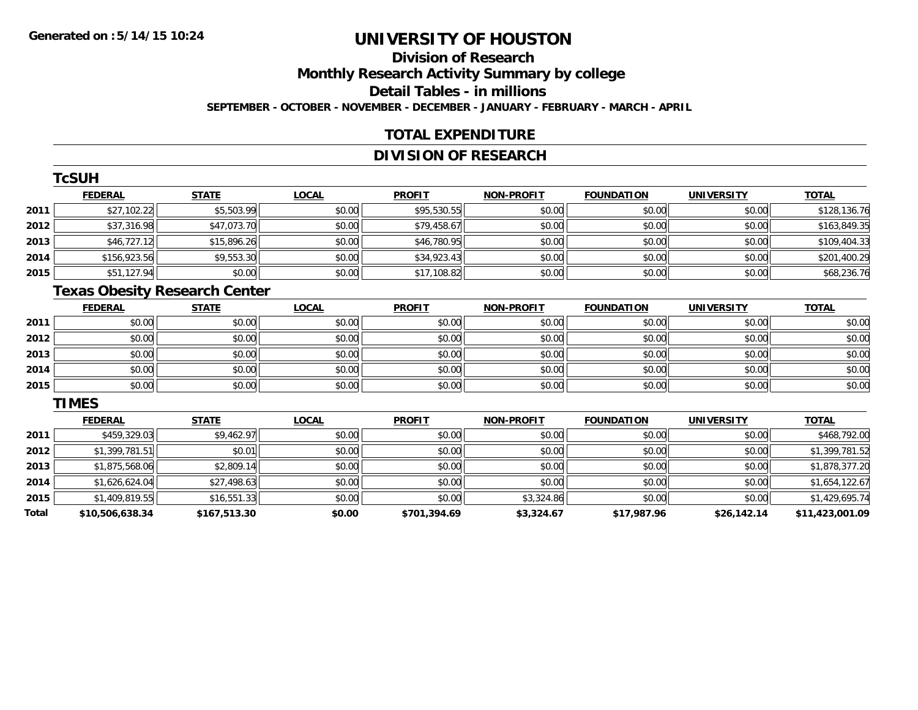**Generated on :5/14/15 10:24**

# UNIVERSITY OF HOUSTON

## Division of Research

## Monthly Research Activity Summary by college

## Detail Tables - in millions

**SEPTEMBER - OCTOBER - NOVEMBER - DECEMBER - JANUARY - FEBRUARY - MARCH - APRIL**

## TOTAL EXPENDITURE

## DIVISION OF RESEARCH

### TcSUH

| | FEDERAL | STATE | LOCAL | PROFIT | NON-PROFIT | FOUNDATION | UNIVERSITY | TOTAL |
|---|---|---|---|---|---|---|---|---|
| 2011 | $27,102.22 | $5,503.99 | $0.00 | $95,530.55 | $0.00 | $0.00 | $0.00 | $128,136.76 |
| 2012 | $37,316.98 | $47,073.70 | $0.00 | $79,458.67 | $0.00 | $0.00 | $0.00 | $163,849.35 |
| 2013 | $46,727.12 | $15,896.26 | $0.00 | $46,780.95 | $0.00 | $0.00 | $0.00 | $109,404.33 |
| 2014 | $156,923.56 | $9,553.30 | $0.00 | $34,923.43 | $0.00 | $0.00 | $0.00 | $201,400.29 |
| 2015 | $51,127.94 | $0.00 | $0.00 | $17,108.82 | $0.00 | $0.00 | $0.00 | $68,236.76 |

### Texas Obesity Research Center

| | FEDERAL | STATE | LOCAL | PROFIT | NON-PROFIT | FOUNDATION | UNIVERSITY | TOTAL |
|---|---|---|---|---|---|---|---|---|
| 2011 | $0.00 | $0.00 | $0.00 | $0.00 | $0.00 | $0.00 | $0.00 | $0.00 |
| 2012 | $0.00 | $0.00 | $0.00 | $0.00 | $0.00 | $0.00 | $0.00 | $0.00 |
| 2013 | $0.00 | $0.00 | $0.00 | $0.00 | $0.00 | $0.00 | $0.00 | $0.00 |
| 2014 | $0.00 | $0.00 | $0.00 | $0.00 | $0.00 | $0.00 | $0.00 | $0.00 |
| 2015 | $0.00 | $0.00 | $0.00 | $0.00 | $0.00 | $0.00 | $0.00 | $0.00 |

### TIMES

| | FEDERAL | STATE | LOCAL | PROFIT | NON-PROFIT | FOUNDATION | UNIVERSITY | TOTAL |
|---|---|---|---|---|---|---|---|---|
| 2011 | $459,329.03 | $9,462.97 | $0.00 | $0.00 | $0.00 | $0.00 | $0.00 | $468,792.00 |
| 2012 | $1,399,781.51 | $0.01 | $0.00 | $0.00 | $0.00 | $0.00 | $0.00 | $1,399,781.52 |
| 2013 | $1,875,568.06 | $2,809.14 | $0.00 | $0.00 | $0.00 | $0.00 | $0.00 | $1,878,377.20 |
| 2014 | $1,626,624.04 | $27,498.63 | $0.00 | $0.00 | $0.00 | $0.00 | $0.00 | $1,654,122.67 |
| 2015 | $1,409,819.55 | $16,551.33 | $0.00 | $0.00 | $3,324.86 | $0.00 | $0.00 | $1,429,695.74 |
| **Total** | **$10,506,638.34** | **$167,513.30** | **$0.00** | **$701,394.69** | **$3,324.67** | **$17,987.96** | **$26,142.14** | **$11,423,001.09** |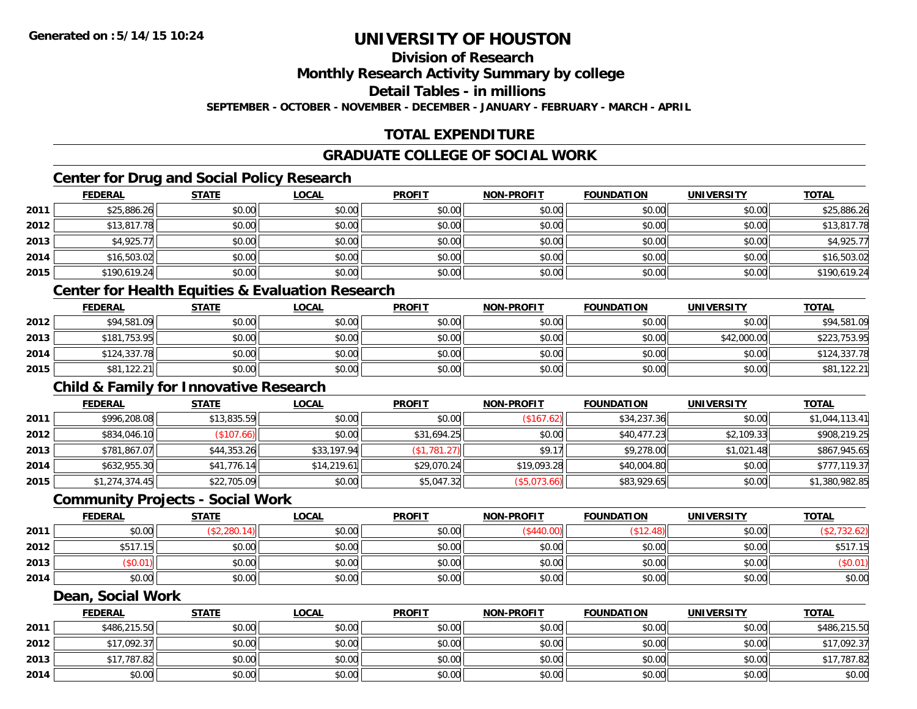# UNIVERSITY OF HOUSTON

## Division of Research

## Monthly Research Activity Summary by college

## Detail Tables - in millions

**SEPTEMBER - OCTOBER - NOVEMBER - DECEMBER - JANUARY - FEBRUARY - MARCH - APRIL**

## TOTAL EXPENDITURE

## GRADUATE COLLEGE OF SOCIAL WORK

### Center for Drug and Social Policy Research

| | FEDERAL | STATE | LOCAL | PROFIT | NON-PROFIT | FOUNDATION | UNIVERSITY | TOTAL |
|---|---|---|---|---|---|---|---|---|
| 2011 | $25,886.26 | $0.00 | $0.00 | $0.00 | $0.00 | $0.00 | $0.00 | $25,886.26 |
| 2012 | $13,817.78 | $0.00 | $0.00 | $0.00 | $0.00 | $0.00 | $0.00 | $13,817.78 |
| 2013 | $4,925.77 | $0.00 | $0.00 | $0.00 | $0.00 | $0.00 | $0.00 | $4,925.77 |
| 2014 | $16,503.02 | $0.00 | $0.00 | $0.00 | $0.00 | $0.00 | $0.00 | $16,503.02 |
| 2015 | $190,619.24 | $0.00 | $0.00 | $0.00 | $0.00 | $0.00 | $0.00 | $190,619.24 |

### Center for Health Equities & Evaluation Research

| | FEDERAL | STATE | LOCAL | PROFIT | NON-PROFIT | FOUNDATION | UNIVERSITY | TOTAL |
|---|---|---|---|---|---|---|---|---|
| 2012 | $94,581.09 | $0.00 | $0.00 | $0.00 | $0.00 | $0.00 | $0.00 | $94,581.09 |
| 2013 | $181,753.95 | $0.00 | $0.00 | $0.00 | $0.00 | $0.00 | $42,000.00 | $223,753.95 |
| 2014 | $124,337.78 | $0.00 | $0.00 | $0.00 | $0.00 | $0.00 | $0.00 | $124,337.78 |
| 2015 | $81,122.21 | $0.00 | $0.00 | $0.00 | $0.00 | $0.00 | $0.00 | $81,122.21 |

### Child & Family for Innovative Research

| | FEDERAL | STATE | LOCAL | PROFIT | NON-PROFIT | FOUNDATION | UNIVERSITY | TOTAL |
|---|---|---|---|---|---|---|---|---|
| 2011 | $996,208.08 | $13,835.59 | $0.00 | $0.00 | ($167.62) | $34,237.36 | $0.00 | $1,044,113.41 |
| 2012 | $834,046.10 | ($107.66) | $0.00 | $31,694.25 | $0.00 | $40,477.23 | $2,109.33 | $908,219.25 |
| 2013 | $781,867.07 | $44,353.26 | $33,197.94 | ($1,781.27) | $9.17 | $9,278.00 | $1,021.48 | $867,945.65 |
| 2014 | $632,955.30 | $41,776.14 | $14,219.61 | $29,070.24 | $19,093.28 | $40,004.80 | $0.00 | $777,119.37 |
| 2015 | $1,274,374.45 | $22,705.09 | $0.00 | $5,047.32 | ($5,073.66) | $83,929.65 | $0.00 | $1,380,982.85 |

### Community Projects - Social Work

| | FEDERAL | STATE | LOCAL | PROFIT | NON-PROFIT | FOUNDATION | UNIVERSITY | TOTAL |
|---|---|---|---|---|---|---|---|---|
| 2011 | $0.00 | ($2,280.14) | $0.00 | $0.00 | ($440.00) | ($12.48) | $0.00 | ($2,732.62) |
| 2012 | $517.15 | $0.00 | $0.00 | $0.00 | $0.00 | $0.00 | $0.00 | $517.15 |
| 2013 | ($0.01) | $0.00 | $0.00 | $0.00 | $0.00 | $0.00 | $0.00 | ($0.01) |
| 2014 | $0.00 | $0.00 | $0.00 | $0.00 | $0.00 | $0.00 | $0.00 | $0.00 |

### Dean, Social Work

| | FEDERAL | STATE | LOCAL | PROFIT | NON-PROFIT | FOUNDATION | UNIVERSITY | TOTAL |
|---|---|---|---|---|---|---|---|---|
| 2011 | $486,215.50 | $0.00 | $0.00 | $0.00 | $0.00 | $0.00 | $0.00 | $486,215.50 |
| 2012 | $17,092.37 | $0.00 | $0.00 | $0.00 | $0.00 | $0.00 | $0.00 | $17,092.37 |
| 2013 | $17,787.82 | $0.00 | $0.00 | $0.00 | $0.00 | $0.00 | $0.00 | $17,787.82 |
| 2014 | $0.00 | $0.00 | $0.00 | $0.00 | $0.00 | $0.00 | $0.00 | $0.00 |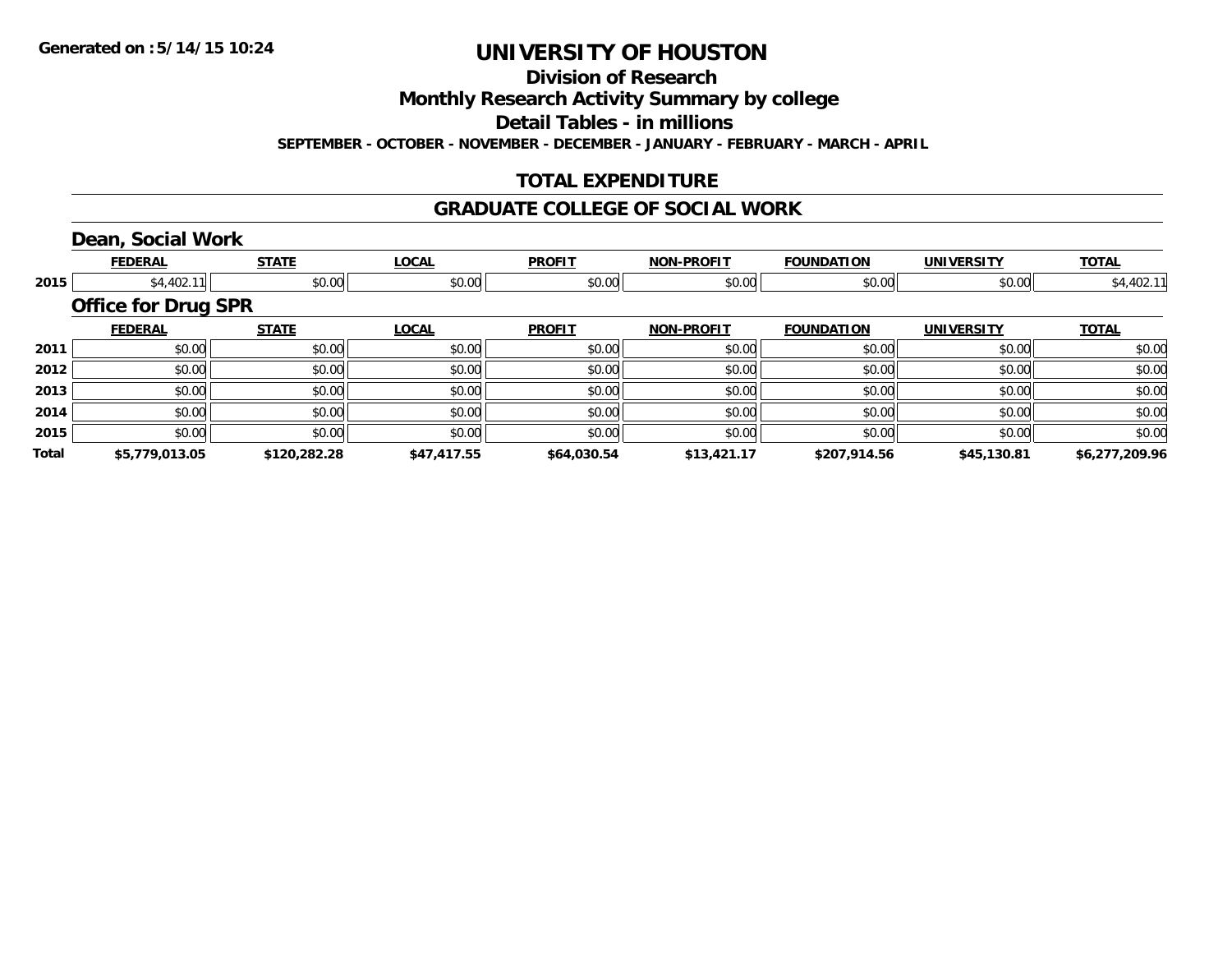# UNIVERSITY OF HOUSTON

## Division of Research

## Monthly Research Activity Summary by college

## Detail Tables - in millions

**SEPTEMBER - OCTOBER - NOVEMBER - DECEMBER - JANUARY - FEBRUARY - MARCH - APRIL**

## TOTAL EXPENDITURE

## GRADUATE COLLEGE OF SOCIAL WORK

### Dean, Social Work

| | FEDERAL | STATE | LOCAL | PROFIT | NON-PROFIT | FOUNDATION | UNIVERSITY | TOTAL |
|---|---|---|---|---|---|---|---|---|
| 2015 | $4,402.11 | $0.00 | $0.00 | $0.00 | $0.00 | $0.00 | $0.00 | $4,402.11 |

### Office for Drug SPR

| | FEDERAL | STATE | LOCAL | PROFIT | NON-PROFIT | FOUNDATION | UNIVERSITY | TOTAL |
|---|---|---|---|---|---|---|---|---|
| 2011 | $0.00 | $0.00 | $0.00 | $0.00 | $0.00 | $0.00 | $0.00 | $0.00 |
| 2012 | $0.00 | $0.00 | $0.00 | $0.00 | $0.00 | $0.00 | $0.00 | $0.00 |
| 2013 | $0.00 | $0.00 | $0.00 | $0.00 | $0.00 | $0.00 | $0.00 | $0.00 |
| 2014 | $0.00 | $0.00 | $0.00 | $0.00 | $0.00 | $0.00 | $0.00 | $0.00 |
| 2015 | $0.00 | $0.00 | $0.00 | $0.00 | $0.00 | $0.00 | $0.00 | $0.00 |
| **Total** | **$5,779,013.05** | **$120,282.28** | **$47,417.55** | **$64,030.54** | **$13,421.17** | **$207,914.56** | **$45,130.81** | **$6,277,209.96** |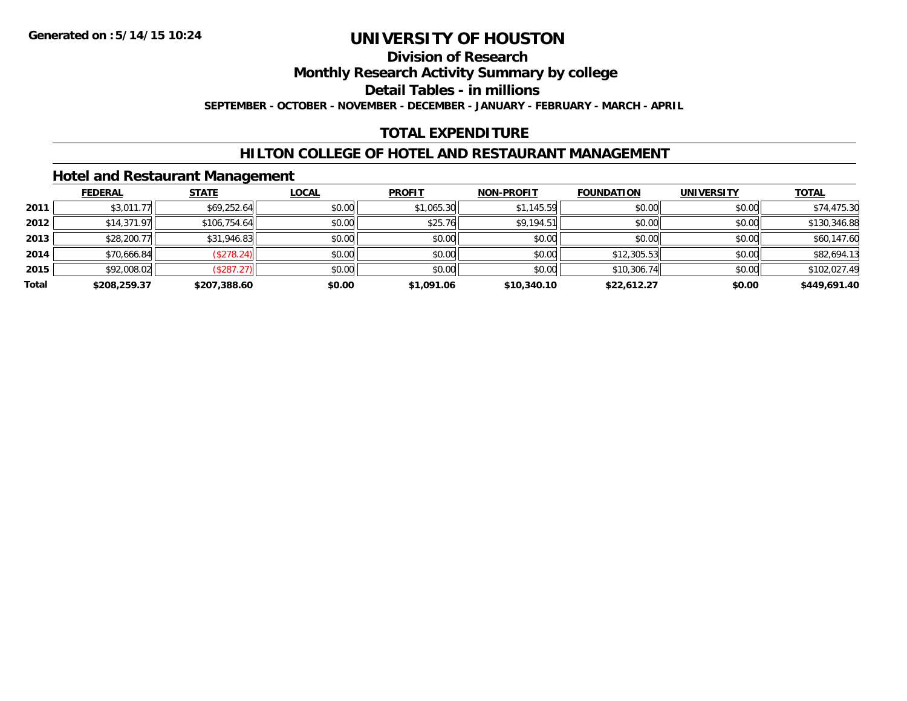Generated on :5/14/15 10:24

# UNIVERSITY OF HOUSTON

## Division of Research

## Monthly Research Activity Summary by college

## Detail Tables - in millions

SEPTEMBER - OCTOBER - NOVEMBER - DECEMBER - JANUARY - FEBRUARY - MARCH - APRIL

## TOTAL EXPENDITURE

## HILTON COLLEGE OF HOTEL AND RESTAURANT MANAGEMENT

### Hotel and Restaurant Management

| | FEDERAL | STATE | LOCAL | PROFIT | NON-PROFIT | FOUNDATION | UNIVERSITY | TOTAL |
|---|---|---|---|---|---|---|---|---|
| 2011 | $3,011.77 | $69,252.64 | $0.00 | $1,065.30 | $1,145.59 | $0.00 | $0.00 | $74,475.30 |
| 2012 | $14,371.97 | $106,754.64 | $0.00 | $25.76 | $9,194.51 | $0.00 | $0.00 | $130,346.88 |
| 2013 | $28,200.77 | $31,946.83 | $0.00 | $0.00 | $0.00 | $0.00 | $0.00 | $60,147.60 |
| 2014 | $70,666.84 | ($278.24) | $0.00 | $0.00 | $0.00 | $12,305.53 | $0.00 | $82,694.13 |
| 2015 | $92,008.02 | ($287.27) | $0.00 | $0.00 | $0.00 | $10,306.74 | $0.00 | $102,027.49 |
| **Total** | **$208,259.37** | **$207,388.60** | **$0.00** | **$1,091.06** | **$10,340.10** | **$22,612.27** | **$0.00** | **$449,691.40** |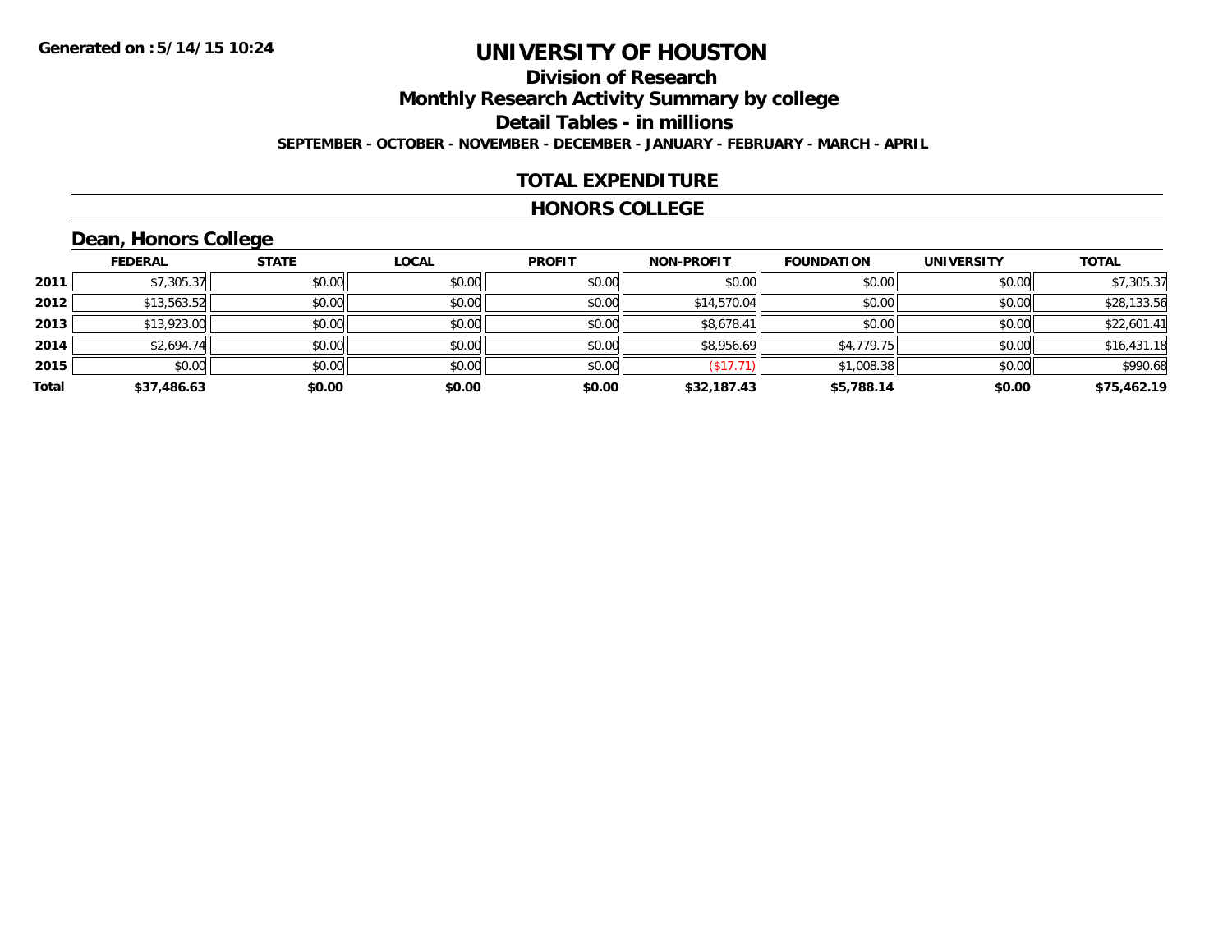# UNIVERSITY OF HOUSTON

## Division of Research

## Monthly Research Activity Summary by college

## Detail Tables - in millions

**SEPTEMBER - OCTOBER - NOVEMBER - DECEMBER - JANUARY - FEBRUARY - MARCH - APRIL**

## TOTAL EXPENDITURE

## HONORS COLLEGE

### Dean, Honors College

| | FEDERAL | STATE | LOCAL | PROFIT | NON-PROFIT | FOUNDATION | UNIVERSITY | TOTAL |
|---|---|---|---|---|---|---|---|---|
| **2011** | $7,305.37 | $0.00 | $0.00 | $0.00 | $0.00 | $0.00 | $0.00 | $7,305.37 |
| **2012** | $13,563.52 | $0.00 | $0.00 | $0.00 | $14,570.04 | $0.00 | $0.00 | $28,133.56 |
| **2013** | $13,923.00 | $0.00 | $0.00 | $0.00 | $8,678.41 | $0.00 | $0.00 | $22,601.41 |
| **2014** | $2,694.74 | $0.00 | $0.00 | $0.00 | $8,956.69 | $4,779.75 | $0.00 | $16,431.18 |
| **2015** | $0.00 | $0.00 | $0.00 | $0.00 | ($17.71) | $1,008.38 | $0.00 | $990.68 |
| **Total** | **$37,486.63** | **$0.00** | **$0.00** | **$0.00** | **$32,187.43** | **$5,788.14** | **$0.00** | **$75,462.19** |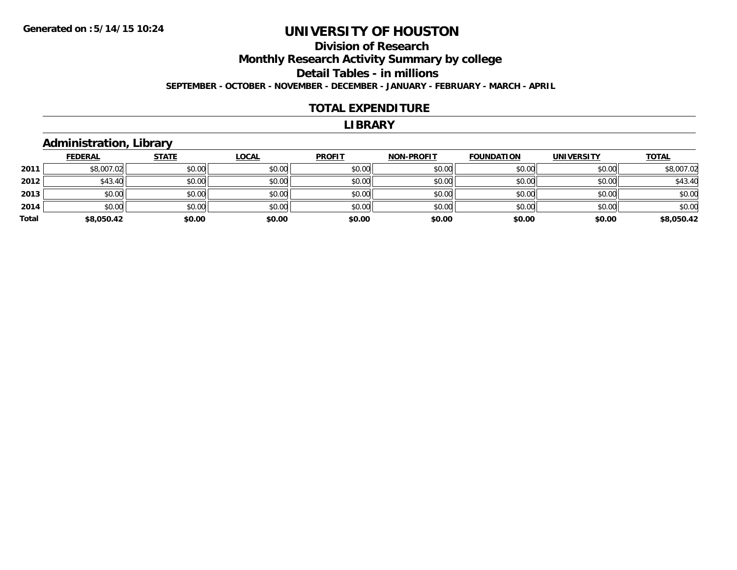# UNIVERSITY OF HOUSTON

## Division of Research

## Monthly Research Activity Summary by college

## Detail Tables - in millions

**SEPTEMBER - OCTOBER - NOVEMBER - DECEMBER - JANUARY - FEBRUARY - MARCH - APRIL**

## TOTAL EXPENDITURE

## LIBRARY

### Administration, Library

| | FEDERAL | STATE | LOCAL | PROFIT | NON-PROFIT | FOUNDATION | UNIVERSITY | TOTAL |
|---|---|---|---|---|---|---|---|---|
| **2011** | $8,007.02 | $0.00 | $0.00 | $0.00 | $0.00 | $0.00 | $0.00 | $8,007.02 |
| **2012** | $43.40 | $0.00 | $0.00 | $0.00 | $0.00 | $0.00 | $0.00 | $43.40 |
| **2013** | $0.00 | $0.00 | $0.00 | $0.00 | $0.00 | $0.00 | $0.00 | $0.00 |
| **2014** | $0.00 | $0.00 | $0.00 | $0.00 | $0.00 | $0.00 | $0.00 | $0.00 |
| **Total** | **$8,050.42** | **$0.00** | **$0.00** | **$0.00** | **$0.00** | **$0.00** | **$0.00** | **$8,050.42** |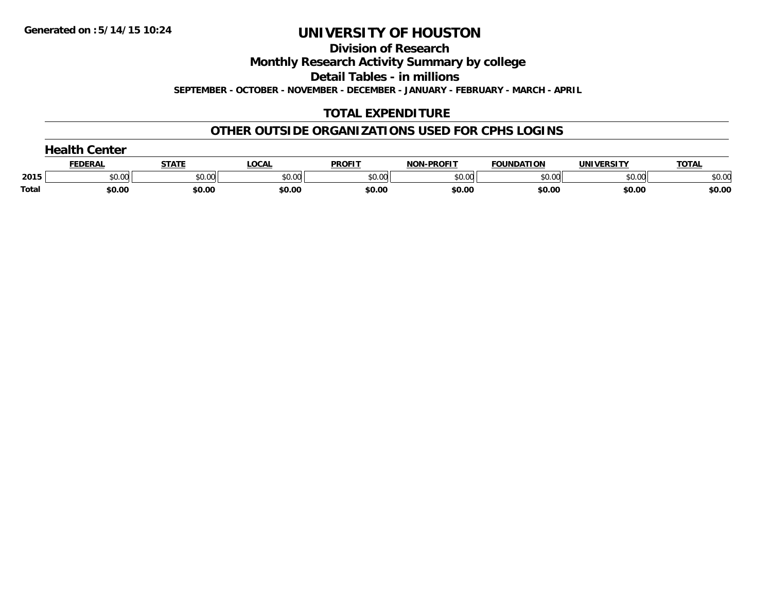**Generated on :5/14/15 10:24**

# UNIVERSITY OF HOUSTON

## Division of Research

## Monthly Research Activity Summary by college

## Detail Tables - in millions

**SEPTEMBER - OCTOBER - NOVEMBER - DECEMBER - JANUARY - FEBRUARY - MARCH - APRIL**

## TOTAL EXPENDITURE

## OTHER OUTSIDE ORGANIZATIONS USED FOR CPHS LOGINS

### Health Center

| | FEDERAL | STATE | LOCAL | PROFIT | NON-PROFIT | FOUNDATION | UNIVERSITY | TOTAL |
|---|---|---|---|---|---|---|---|---|
| 2015 | $0.00 | $0.00 | $0.00 | $0.00 | $0.00 | $0.00 | $0.00 | $0.00 |
| **Total** | **$0.00** | **$0.00** | **$0.00** | **$0.00** | **$0.00** | **$0.00** | **$0.00** | **$0.00** |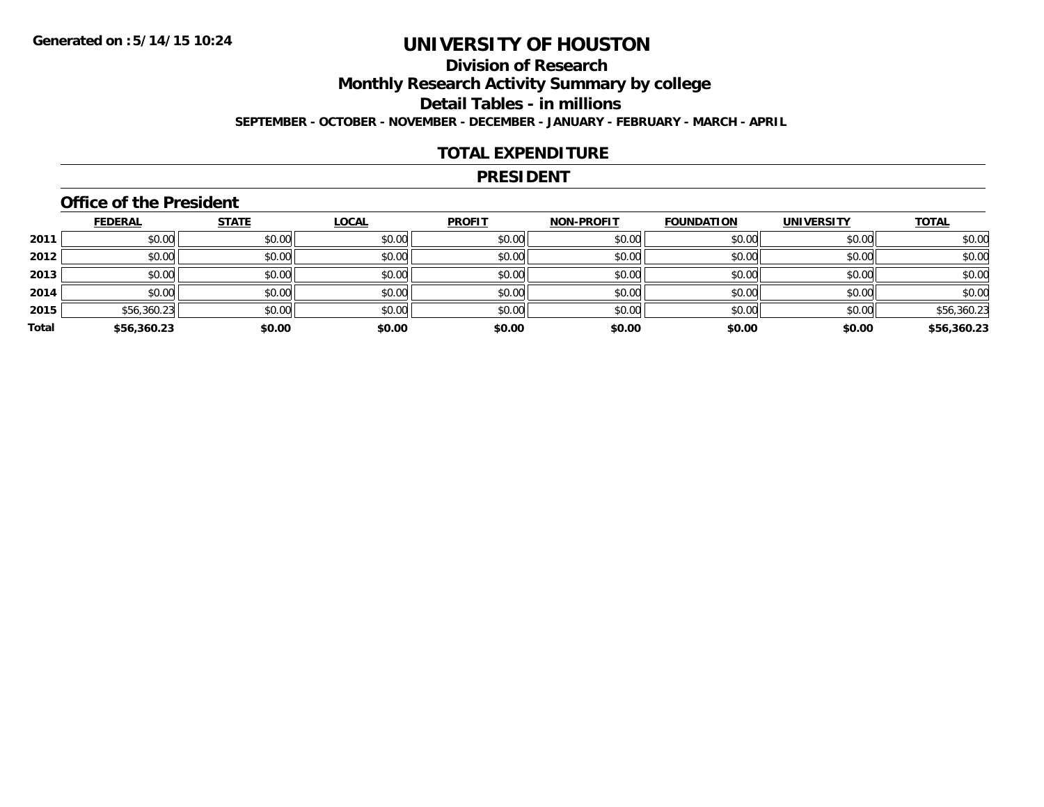Generated on :5/14/15 10:24

# UNIVERSITY OF HOUSTON

## Division of Research

## Monthly Research Activity Summary by college

## Detail Tables - in millions

**SEPTEMBER - OCTOBER - NOVEMBER - DECEMBER - JANUARY - FEBRUARY - MARCH - APRIL**

## TOTAL EXPENDITURE

## PRESIDENT

### Office of the President

| | FEDERAL | STATE | LOCAL | PROFIT | NON-PROFIT | FOUNDATION | UNIVERSITY | TOTAL |
|---|---|---|---|---|---|---|---|---|
| 2011 | $0.00 | $0.00 | $0.00 | $0.00 | $0.00 | $0.00 | $0.00 | $0.00 |
| 2012 | $0.00 | $0.00 | $0.00 | $0.00 | $0.00 | $0.00 | $0.00 | $0.00 |
| 2013 | $0.00 | $0.00 | $0.00 | $0.00 | $0.00 | $0.00 | $0.00 | $0.00 |
| 2014 | $0.00 | $0.00 | $0.00 | $0.00 | $0.00 | $0.00 | $0.00 | $0.00 |
| 2015 | $56,360.23 | $0.00 | $0.00 | $0.00 | $0.00 | $0.00 | $0.00 | $56,360.23 |
| **Total** | **$56,360.23** | **$0.00** | **$0.00** | **$0.00** | **$0.00** | **$0.00** | **$0.00** | **$56,360.23** |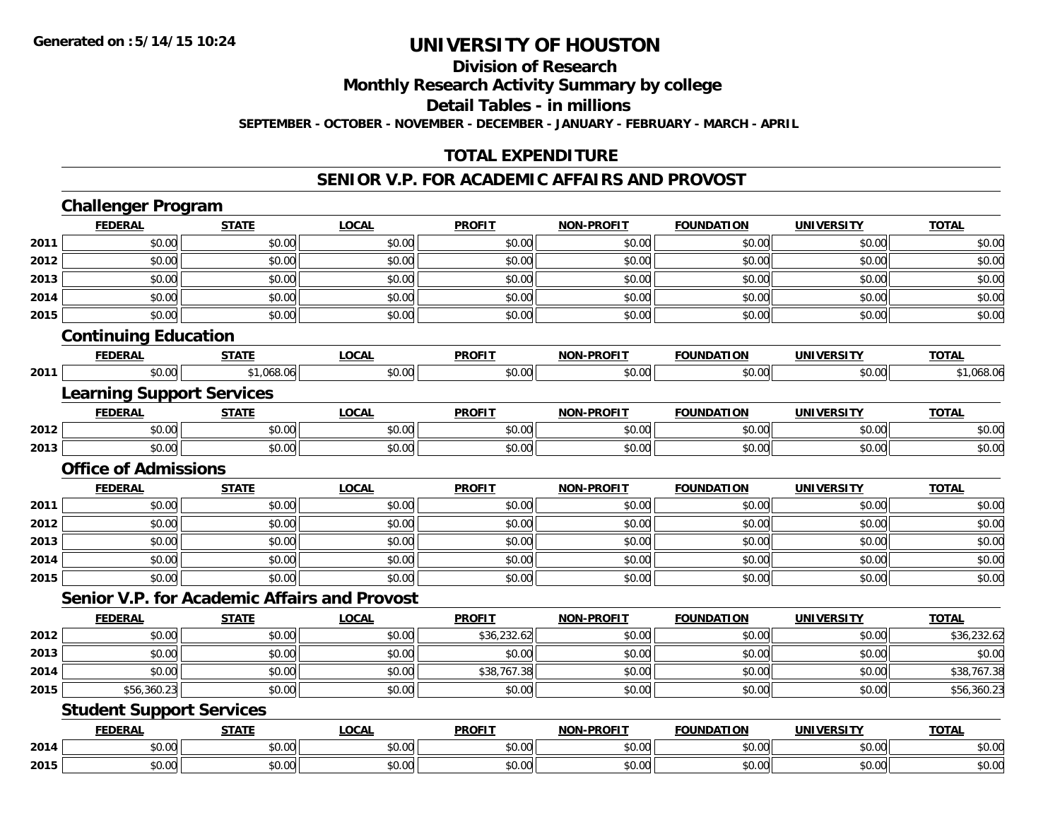# UNIVERSITY OF HOUSTON

## Division of Research

## Monthly Research Activity Summary by college

## Detail Tables - in millions

**SEPTEMBER - OCTOBER - NOVEMBER - DECEMBER - JANUARY - FEBRUARY - MARCH - APRIL**

## TOTAL EXPENDITURE

## SENIOR V.P. FOR ACADEMIC AFFAIRS AND PROVOST

### Challenger Program

| | FEDERAL | STATE | LOCAL | PROFIT | NON-PROFIT | FOUNDATION | UNIVERSITY | TOTAL |
|---|---|---|---|---|---|---|---|---|
| 2011 | $0.00 | $0.00 | $0.00 | $0.00 | $0.00 | $0.00 | $0.00 | $0.00 |
| 2012 | $0.00 | $0.00 | $0.00 | $0.00 | $0.00 | $0.00 | $0.00 | $0.00 |
| 2013 | $0.00 | $0.00 | $0.00 | $0.00 | $0.00 | $0.00 | $0.00 | $0.00 |
| 2014 | $0.00 | $0.00 | $0.00 | $0.00 | $0.00 | $0.00 | $0.00 | $0.00 |
| 2015 | $0.00 | $0.00 | $0.00 | $0.00 | $0.00 | $0.00 | $0.00 | $0.00 |

### Continuing Education

| | FEDERAL | STATE | LOCAL | PROFIT | NON-PROFIT | FOUNDATION | UNIVERSITY | TOTAL |
|---|---|---|---|---|---|---|---|---|
| 2011 | $0.00 | $1,068.06 | $0.00 | $0.00 | $0.00 | $0.00 | $0.00 | $1,068.06 |

### Learning Support Services

| | FEDERAL | STATE | LOCAL | PROFIT | NON-PROFIT | FOUNDATION | UNIVERSITY | TOTAL |
|---|---|---|---|---|---|---|---|---|
| 2012 | $0.00 | $0.00 | $0.00 | $0.00 | $0.00 | $0.00 | $0.00 | $0.00 |
| 2013 | $0.00 | $0.00 | $0.00 | $0.00 | $0.00 | $0.00 | $0.00 | $0.00 |

### Office of Admissions

| | FEDERAL | STATE | LOCAL | PROFIT | NON-PROFIT | FOUNDATION | UNIVERSITY | TOTAL |
|---|---|---|---|---|---|---|---|---|
| 2011 | $0.00 | $0.00 | $0.00 | $0.00 | $0.00 | $0.00 | $0.00 | $0.00 |
| 2012 | $0.00 | $0.00 | $0.00 | $0.00 | $0.00 | $0.00 | $0.00 | $0.00 |
| 2013 | $0.00 | $0.00 | $0.00 | $0.00 | $0.00 | $0.00 | $0.00 | $0.00 |
| 2014 | $0.00 | $0.00 | $0.00 | $0.00 | $0.00 | $0.00 | $0.00 | $0.00 |
| 2015 | $0.00 | $0.00 | $0.00 | $0.00 | $0.00 | $0.00 | $0.00 | $0.00 |

### Senior V.P. for Academic Affairs and Provost

| | FEDERAL | STATE | LOCAL | PROFIT | NON-PROFIT | FOUNDATION | UNIVERSITY | TOTAL |
|---|---|---|---|---|---|---|---|---|
| 2012 | $0.00 | $0.00 | $0.00 | $36,232.62 | $0.00 | $0.00 | $0.00 | $36,232.62 |
| 2013 | $0.00 | $0.00 | $0.00 | $0.00 | $0.00 | $0.00 | $0.00 | $0.00 |
| 2014 | $0.00 | $0.00 | $0.00 | $38,767.38 | $0.00 | $0.00 | $0.00 | $38,767.38 |
| 2015 | $56,360.23 | $0.00 | $0.00 | $0.00 | $0.00 | $0.00 | $0.00 | $56,360.23 |

### Student Support Services

| | FEDERAL | STATE | LOCAL | PROFIT | NON-PROFIT | FOUNDATION | UNIVERSITY | TOTAL |
|---|---|---|---|---|---|---|---|---|
| 2014 | $0.00 | $0.00 | $0.00 | $0.00 | $0.00 | $0.00 | $0.00 | $0.00 |
| 2015 | $0.00 | $0.00 | $0.00 | $0.00 | $0.00 | $0.00 | $0.00 | $0.00 |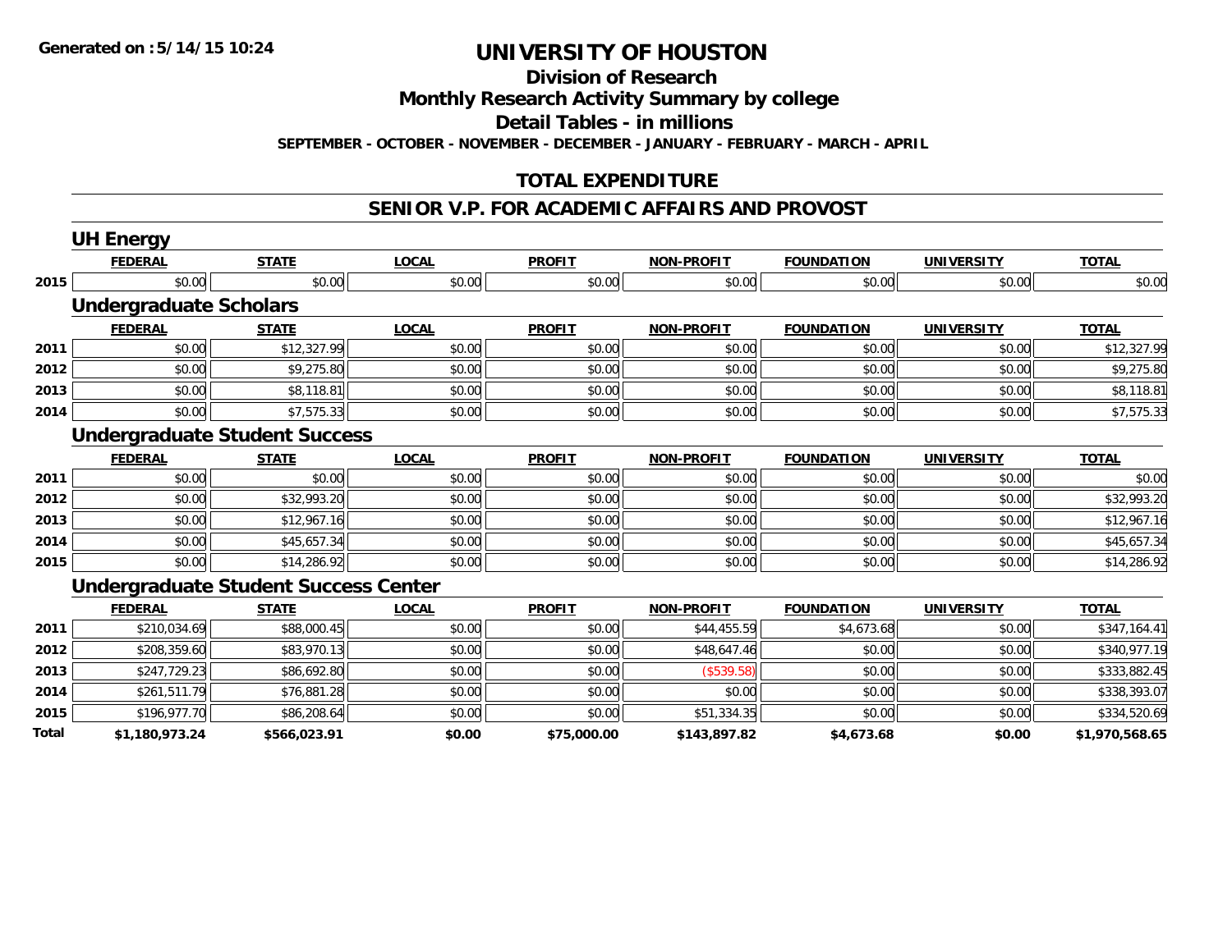Generated on :5/14/15 10:24

# UNIVERSITY OF HOUSTON

## Division of Research

## Monthly Research Activity Summary by college

## Detail Tables - in millions

**SEPTEMBER - OCTOBER - NOVEMBER - DECEMBER - JANUARY - FEBRUARY - MARCH - APRIL**

## TOTAL EXPENDITURE

## SENIOR V.P. FOR ACADEMIC AFFAIRS AND PROVOST

### UH Energy

| | FEDERAL | STATE | LOCAL | PROFIT | NON-PROFIT | FOUNDATION | UNIVERSITY | TOTAL |
|---|---|---|---|---|---|---|---|---|
| 2015 | $0.00 | $0.00 | $0.00 | $0.00 | $0.00 | $0.00 | $0.00 | $0.00 |

### Undergraduate Scholars

| | FEDERAL | STATE | LOCAL | PROFIT | NON-PROFIT | FOUNDATION | UNIVERSITY | TOTAL |
|---|---|---|---|---|---|---|---|---|
| 2011 | $0.00 | $12,327.99 | $0.00 | $0.00 | $0.00 | $0.00 | $0.00 | $12,327.99 |
| 2012 | $0.00 | $9,275.80 | $0.00 | $0.00 | $0.00 | $0.00 | $0.00 | $9,275.80 |
| 2013 | $0.00 | $8,118.81 | $0.00 | $0.00 | $0.00 | $0.00 | $0.00 | $8,118.81 |
| 2014 | $0.00 | $7,575.33 | $0.00 | $0.00 | $0.00 | $0.00 | $0.00 | $7,575.33 |

### Undergraduate Student Success

| | FEDERAL | STATE | LOCAL | PROFIT | NON-PROFIT | FOUNDATION | UNIVERSITY | TOTAL |
|---|---|---|---|---|---|---|---|---|
| 2011 | $0.00 | $0.00 | $0.00 | $0.00 | $0.00 | $0.00 | $0.00 | $0.00 |
| 2012 | $0.00 | $32,993.20 | $0.00 | $0.00 | $0.00 | $0.00 | $0.00 | $32,993.20 |
| 2013 | $0.00 | $12,967.16 | $0.00 | $0.00 | $0.00 | $0.00 | $0.00 | $12,967.16 |
| 2014 | $0.00 | $45,657.34 | $0.00 | $0.00 | $0.00 | $0.00 | $0.00 | $45,657.34 |
| 2015 | $0.00 | $14,286.92 | $0.00 | $0.00 | $0.00 | $0.00 | $0.00 | $14,286.92 |

### Undergraduate Student Success Center

| | FEDERAL | STATE | LOCAL | PROFIT | NON-PROFIT | FOUNDATION | UNIVERSITY | TOTAL |
|---|---|---|---|---|---|---|---|---|
| 2011 | $210,034.69 | $88,000.45 | $0.00 | $0.00 | $44,455.59 | $4,673.68 | $0.00 | $347,164.41 |
| 2012 | $208,359.60 | $83,970.13 | $0.00 | $0.00 | $48,647.46 | $0.00 | $0.00 | $340,977.19 |
| 2013 | $247,729.23 | $86,692.80 | $0.00 | $0.00 | ($539.58) | $0.00 | $0.00 | $333,882.45 |
| 2014 | $261,511.79 | $76,881.28 | $0.00 | $0.00 | $0.00 | $0.00 | $0.00 | $338,393.07 |
| 2015 | $196,977.70 | $86,208.64 | $0.00 | $0.00 | $51,334.35 | $0.00 | $0.00 | $334,520.69 |
| **Total** | **$1,180,973.24** | **$566,023.91** | **$0.00** | **$75,000.00** | **$143,897.82** | **$4,673.68** | **$0.00** | **$1,970,568.65** |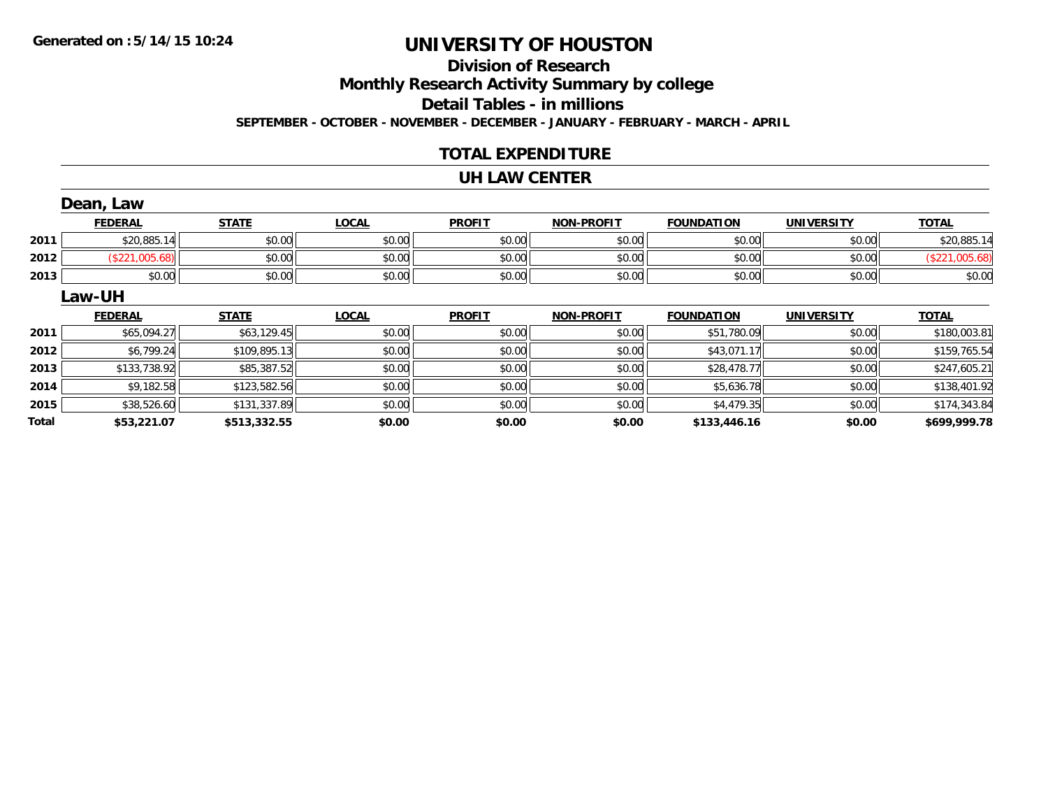Generated on :5/14/15 10:24

# UNIVERSITY OF HOUSTON

## Division of Research

## Monthly Research Activity Summary by college

## Detail Tables - in millions

SEPTEMBER - OCTOBER - NOVEMBER - DECEMBER - JANUARY - FEBRUARY - MARCH - APRIL

### TOTAL EXPENDITURE

### UH LAW CENTER

#### Dean, Law

| | FEDERAL | STATE | LOCAL | PROFIT | NON-PROFIT | FOUNDATION | UNIVERSITY | TOTAL |
|---|---|---|---|---|---|---|---|---|
| 2011 | $20,885.14 | $0.00 | $0.00 | $0.00 | $0.00 | $0.00 | $0.00 | $20,885.14 |
| 2012 | ($221,005.68) | $0.00 | $0.00 | $0.00 | $0.00 | $0.00 | $0.00 | ($221,005.68) |
| 2013 | $0.00 | $0.00 | $0.00 | $0.00 | $0.00 | $0.00 | $0.00 | $0.00 |

#### Law-UH

| | FEDERAL | STATE | LOCAL | PROFIT | NON-PROFIT | FOUNDATION | UNIVERSITY | TOTAL |
|---|---|---|---|---|---|---|---|---|
| 2011 | $65,094.27 | $63,129.45 | $0.00 | $0.00 | $0.00 | $51,780.09 | $0.00 | $180,003.81 |
| 2012 | $6,799.24 | $109,895.13 | $0.00 | $0.00 | $0.00 | $43,071.17 | $0.00 | $159,765.54 |
| 2013 | $133,738.92 | $85,387.52 | $0.00 | $0.00 | $0.00 | $28,478.77 | $0.00 | $247,605.21 |
| 2014 | $9,182.58 | $123,582.56 | $0.00 | $0.00 | $0.00 | $5,636.78 | $0.00 | $138,401.92 |
| 2015 | $38,526.60 | $131,337.89 | $0.00 | $0.00 | $0.00 | $4,479.35 | $0.00 | $174,343.84 |
| **Total** | **$53,221.07** | **$513,332.55** | **$0.00** | **$0.00** | **$0.00** | **$133,446.16** | **$0.00** | **$699,999.78** |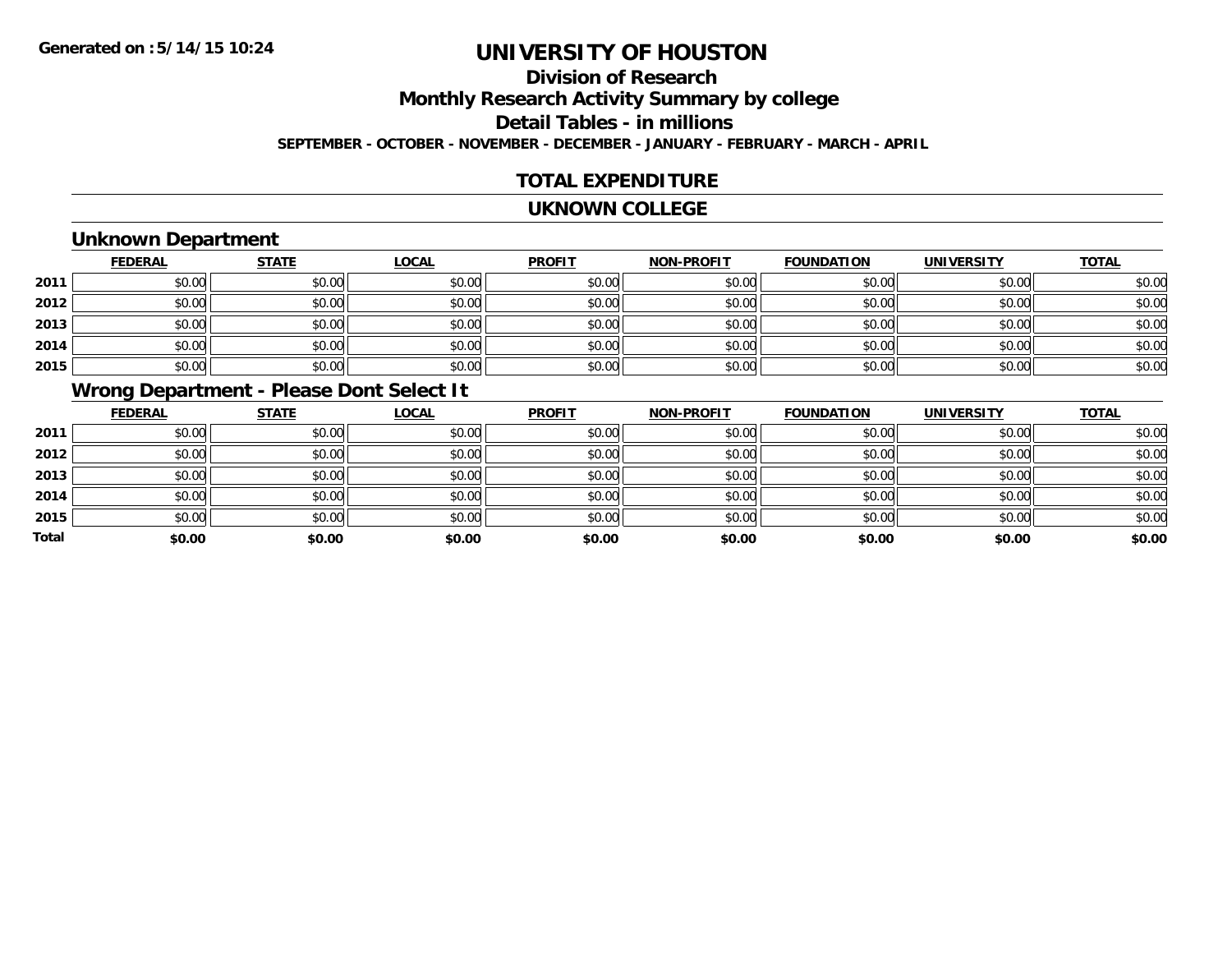**Generated on :5/14/15 10:24**

# UNIVERSITY OF HOUSTON

## Division of Research

## Monthly Research Activity Summary by college

## Detail Tables - in millions

**SEPTEMBER - OCTOBER - NOVEMBER - DECEMBER - JANUARY - FEBRUARY - MARCH - APRIL**

## TOTAL EXPENDITURE

## UKNOWN COLLEGE

### Unknown Department

| | FEDERAL | STATE | LOCAL | PROFIT | NON-PROFIT | FOUNDATION | UNIVERSITY | TOTAL |
|---|---|---|---|---|---|---|---|---|
| 2011 | $0.00 | $0.00 | $0.00 | $0.00 | $0.00 | $0.00 | $0.00 | $0.00 |
| 2012 | $0.00 | $0.00 | $0.00 | $0.00 | $0.00 | $0.00 | $0.00 | $0.00 |
| 2013 | $0.00 | $0.00 | $0.00 | $0.00 | $0.00 | $0.00 | $0.00 | $0.00 |
| 2014 | $0.00 | $0.00 | $0.00 | $0.00 | $0.00 | $0.00 | $0.00 | $0.00 |
| 2015 | $0.00 | $0.00 | $0.00 | $0.00 | $0.00 | $0.00 | $0.00 | $0.00 |

### Wrong Department - Please Dont Select It

| | FEDERAL | STATE | LOCAL | PROFIT | NON-PROFIT | FOUNDATION | UNIVERSITY | TOTAL |
|---|---|---|---|---|---|---|---|---|
| 2011 | $0.00 | $0.00 | $0.00 | $0.00 | $0.00 | $0.00 | $0.00 | $0.00 |
| 2012 | $0.00 | $0.00 | $0.00 | $0.00 | $0.00 | $0.00 | $0.00 | $0.00 |
| 2013 | $0.00 | $0.00 | $0.00 | $0.00 | $0.00 | $0.00 | $0.00 | $0.00 |
| 2014 | $0.00 | $0.00 | $0.00 | $0.00 | $0.00 | $0.00 | $0.00 | $0.00 |
| 2015 | $0.00 | $0.00 | $0.00 | $0.00 | $0.00 | $0.00 | $0.00 | $0.00 |
| **Total** | **$0.00** | **$0.00** | **$0.00** | **$0.00** | **$0.00** | **$0.00** | **$0.00** | **$0.00** |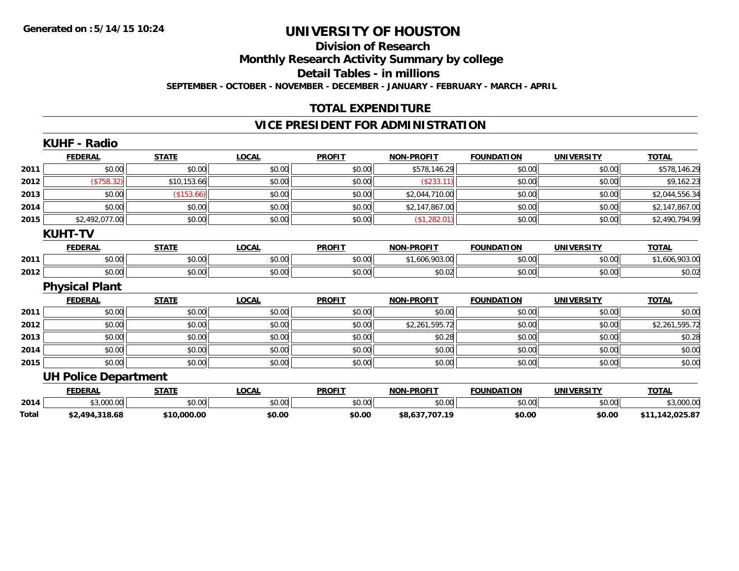Generated on :5/14/15 10:24

# UNIVERSITY OF HOUSTON

## Division of Research

## Monthly Research Activity Summary by college

## Detail Tables - in millions

SEPTEMBER - OCTOBER - NOVEMBER - DECEMBER - JANUARY - FEBRUARY - MARCH - APRIL

## TOTAL EXPENDITURE

## VICE PRESIDENT FOR ADMINISTRATION

### KUHF - Radio

| | FEDERAL | STATE | LOCAL | PROFIT | NON-PROFIT | FOUNDATION | UNIVERSITY | TOTAL |
|---|---|---|---|---|---|---|---|---|
| 2011 | $0.00 | $0.00 | $0.00 | $0.00 | $578,146.29 | $0.00 | $0.00 | $578,146.29 |
| 2012 | ($758.32) | $10,153.66 | $0.00 | $0.00 | ($233.11) | $0.00 | $0.00 | $9,162.23 |
| 2013 | $0.00 | ($153.66) | $0.00 | $0.00 | $2,044,710.00 | $0.00 | $0.00 | $2,044,556.34 |
| 2014 | $0.00 | $0.00 | $0.00 | $0.00 | $2,147,867.00 | $0.00 | $0.00 | $2,147,867.00 |
| 2015 | $2,492,077.00 | $0.00 | $0.00 | $0.00 | ($1,282.01) | $0.00 | $0.00 | $2,490,794.99 |

### KUHT-TV

| | FEDERAL | STATE | LOCAL | PROFIT | NON-PROFIT | FOUNDATION | UNIVERSITY | TOTAL |
|---|---|---|---|---|---|---|---|---|
| 2011 | $0.00 | $0.00 | $0.00 | $0.00 | $1,606,903.00 | $0.00 | $0.00 | $1,606,903.00 |
| 2012 | $0.00 | $0.00 | $0.00 | $0.00 | $0.02 | $0.00 | $0.00 | $0.02 |

### Physical Plant

| | FEDERAL | STATE | LOCAL | PROFIT | NON-PROFIT | FOUNDATION | UNIVERSITY | TOTAL |
|---|---|---|---|---|---|---|---|---|
| 2011 | $0.00 | $0.00 | $0.00 | $0.00 | $0.00 | $0.00 | $0.00 | $0.00 |
| 2012 | $0.00 | $0.00 | $0.00 | $0.00 | $2,261,595.72 | $0.00 | $0.00 | $2,261,595.72 |
| 2013 | $0.00 | $0.00 | $0.00 | $0.00 | $0.28 | $0.00 | $0.00 | $0.28 |
| 2014 | $0.00 | $0.00 | $0.00 | $0.00 | $0.00 | $0.00 | $0.00 | $0.00 |
| 2015 | $0.00 | $0.00 | $0.00 | $0.00 | $0.00 | $0.00 | $0.00 | $0.00 |

### UH Police Department

| | FEDERAL | STATE | LOCAL | PROFIT | NON-PROFIT | FOUNDATION | UNIVERSITY | TOTAL |
|---|---|---|---|---|---|---|---|---|
| 2014 | $3,000.00 | $0.00 | $0.00 | $0.00 | $0.00 | $0.00 | $0.00 | $3,000.00 |
| **Total** | **$2,494,318.68** | **$10,000.00** | **$0.00** | **$0.00** | **$8,637,707.19** | **$0.00** | **$0.00** | **$11,142,025.87** |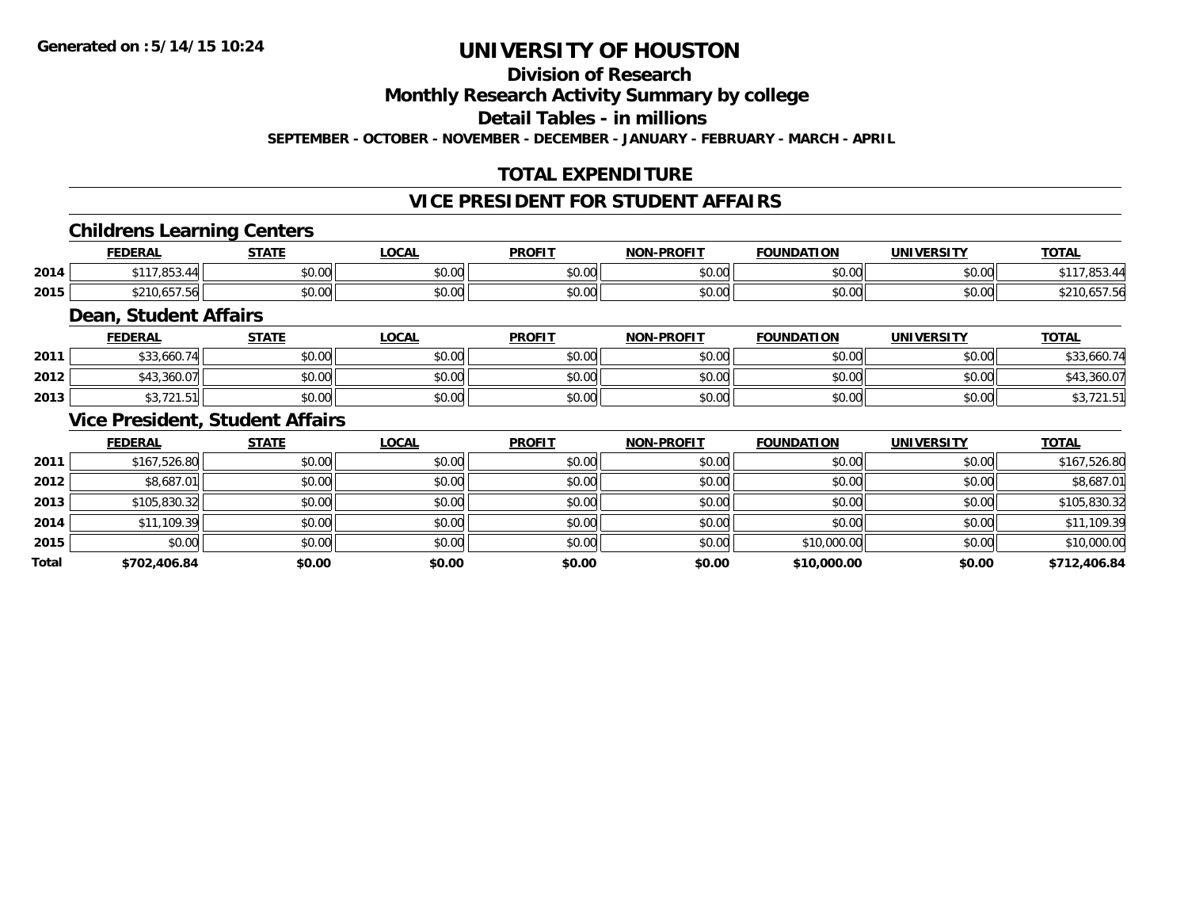**Generated on :5/14/15 10:24**

# UNIVERSITY OF HOUSTON

## Division of Research

## Monthly Research Activity Summary by college

## Detail Tables - in millions

**SEPTEMBER - OCTOBER - NOVEMBER - DECEMBER - JANUARY - FEBRUARY - MARCH - APRIL**

## TOTAL EXPENDITURE

## VICE PRESIDENT FOR STUDENT AFFAIRS

### Childrens Learning Centers

| | FEDERAL | STATE | LOCAL | PROFIT | NON-PROFIT | FOUNDATION | UNIVERSITY | TOTAL |
|---|---|---|---|---|---|---|---|---|
| 2014 | $117,853.44 | $0.00 | $0.00 | $0.00 | $0.00 | $0.00 | $0.00 | $117,853.44 |
| 2015 | $210,657.56 | $0.00 | $0.00 | $0.00 | $0.00 | $0.00 | $0.00 | $210,657.56 |

### Dean, Student Affairs

| | FEDERAL | STATE | LOCAL | PROFIT | NON-PROFIT | FOUNDATION | UNIVERSITY | TOTAL |
|---|---|---|---|---|---|---|---|---|
| 2011 | $33,660.74 | $0.00 | $0.00 | $0.00 | $0.00 | $0.00 | $0.00 | $33,660.74 |
| 2012 | $43,360.07 | $0.00 | $0.00 | $0.00 | $0.00 | $0.00 | $0.00 | $43,360.07 |
| 2013 | $3,721.51 | $0.00 | $0.00 | $0.00 | $0.00 | $0.00 | $0.00 | $3,721.51 |

### Vice President, Student Affairs

| | FEDERAL | STATE | LOCAL | PROFIT | NON-PROFIT | FOUNDATION | UNIVERSITY | TOTAL |
|---|---|---|---|---|---|---|---|---|
| 2011 | $167,526.80 | $0.00 | $0.00 | $0.00 | $0.00 | $0.00 | $0.00 | $167,526.80 |
| 2012 | $8,687.01 | $0.00 | $0.00 | $0.00 | $0.00 | $0.00 | $0.00 | $8,687.01 |
| 2013 | $105,830.32 | $0.00 | $0.00 | $0.00 | $0.00 | $0.00 | $0.00 | $105,830.32 |
| 2014 | $11,109.39 | $0.00 | $0.00 | $0.00 | $0.00 | $0.00 | $0.00 | $11,109.39 |
| 2015 | $0.00 | $0.00 | $0.00 | $0.00 | $0.00 | $10,000.00 | $0.00 | $10,000.00 |
| **Total** | **$702,406.84** | **$0.00** | **$0.00** | **$0.00** | **$0.00** | **$10,000.00** | **$0.00** | **$712,406.84** |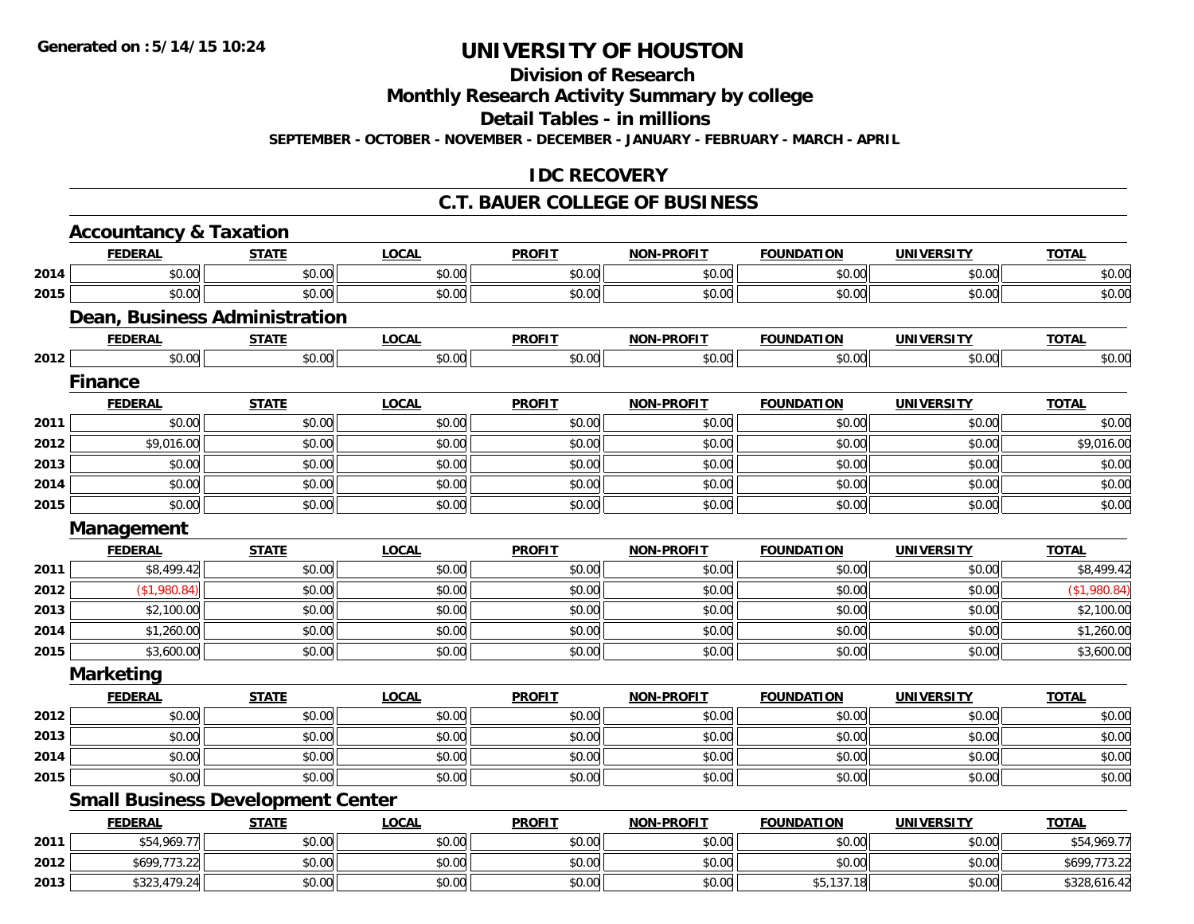Generated on :5/14/15 10:24

# UNIVERSITY OF HOUSTON

## Division of Research

## Monthly Research Activity Summary by college

## Detail Tables - in millions

SEPTEMBER - OCTOBER - NOVEMBER - DECEMBER - JANUARY - FEBRUARY - MARCH - APRIL

## IDC RECOVERY

## C.T. BAUER COLLEGE OF BUSINESS

### Accountancy & Taxation

| | FEDERAL | STATE | LOCAL | PROFIT | NON-PROFIT | FOUNDATION | UNIVERSITY | TOTAL |
|---|---|---|---|---|---|---|---|---|
| 2014 | $0.00 | $0.00 | $0.00 | $0.00 | $0.00 | $0.00 | $0.00 | $0.00 |
| 2015 | $0.00 | $0.00 | $0.00 | $0.00 | $0.00 | $0.00 | $0.00 | $0.00 |

### Dean, Business Administration

| | FEDERAL | STATE | LOCAL | PROFIT | NON-PROFIT | FOUNDATION | UNIVERSITY | TOTAL |
|---|---|---|---|---|---|---|---|---|
| 2012 | $0.00 | $0.00 | $0.00 | $0.00 | $0.00 | $0.00 | $0.00 | $0.00 |

### Finance

| | FEDERAL | STATE | LOCAL | PROFIT | NON-PROFIT | FOUNDATION | UNIVERSITY | TOTAL |
|---|---|---|---|---|---|---|---|---|
| 2011 | $0.00 | $0.00 | $0.00 | $0.00 | $0.00 | $0.00 | $0.00 | $0.00 |
| 2012 | $9,016.00 | $0.00 | $0.00 | $0.00 | $0.00 | $0.00 | $0.00 | $9,016.00 |
| 2013 | $0.00 | $0.00 | $0.00 | $0.00 | $0.00 | $0.00 | $0.00 | $0.00 |
| 2014 | $0.00 | $0.00 | $0.00 | $0.00 | $0.00 | $0.00 | $0.00 | $0.00 |
| 2015 | $0.00 | $0.00 | $0.00 | $0.00 | $0.00 | $0.00 | $0.00 | $0.00 |

### Management

| | FEDERAL | STATE | LOCAL | PROFIT | NON-PROFIT | FOUNDATION | UNIVERSITY | TOTAL |
|---|---|---|---|---|---|---|---|---|
| 2011 | $8,499.42 | $0.00 | $0.00 | $0.00 | $0.00 | $0.00 | $0.00 | $8,499.42 |
| 2012 | ($1,980.84) | $0.00 | $0.00 | $0.00 | $0.00 | $0.00 | $0.00 | ($1,980.84) |
| 2013 | $2,100.00 | $0.00 | $0.00 | $0.00 | $0.00 | $0.00 | $0.00 | $2,100.00 |
| 2014 | $1,260.00 | $0.00 | $0.00 | $0.00 | $0.00 | $0.00 | $0.00 | $1,260.00 |
| 2015 | $3,600.00 | $0.00 | $0.00 | $0.00 | $0.00 | $0.00 | $0.00 | $3,600.00 |

### Marketing

| | FEDERAL | STATE | LOCAL | PROFIT | NON-PROFIT | FOUNDATION | UNIVERSITY | TOTAL |
|---|---|---|---|---|---|---|---|---|
| 2012 | $0.00 | $0.00 | $0.00 | $0.00 | $0.00 | $0.00 | $0.00 | $0.00 |
| 2013 | $0.00 | $0.00 | $0.00 | $0.00 | $0.00 | $0.00 | $0.00 | $0.00 |
| 2014 | $0.00 | $0.00 | $0.00 | $0.00 | $0.00 | $0.00 | $0.00 | $0.00 |
| 2015 | $0.00 | $0.00 | $0.00 | $0.00 | $0.00 | $0.00 | $0.00 | $0.00 |

### Small Business Development Center

| | FEDERAL | STATE | LOCAL | PROFIT | NON-PROFIT | FOUNDATION | UNIVERSITY | TOTAL |
|---|---|---|---|---|---|---|---|---|
| 2011 | $54,969.77 | $0.00 | $0.00 | $0.00 | $0.00 | $0.00 | $0.00 | $54,969.77 |
| 2012 | $699,773.22 | $0.00 | $0.00 | $0.00 | $0.00 | $0.00 | $0.00 | $699,773.22 |
| 2013 | $323,479.24 | $0.00 | $0.00 | $0.00 | $0.00 | $5,137.18 | $0.00 | $328,616.42 |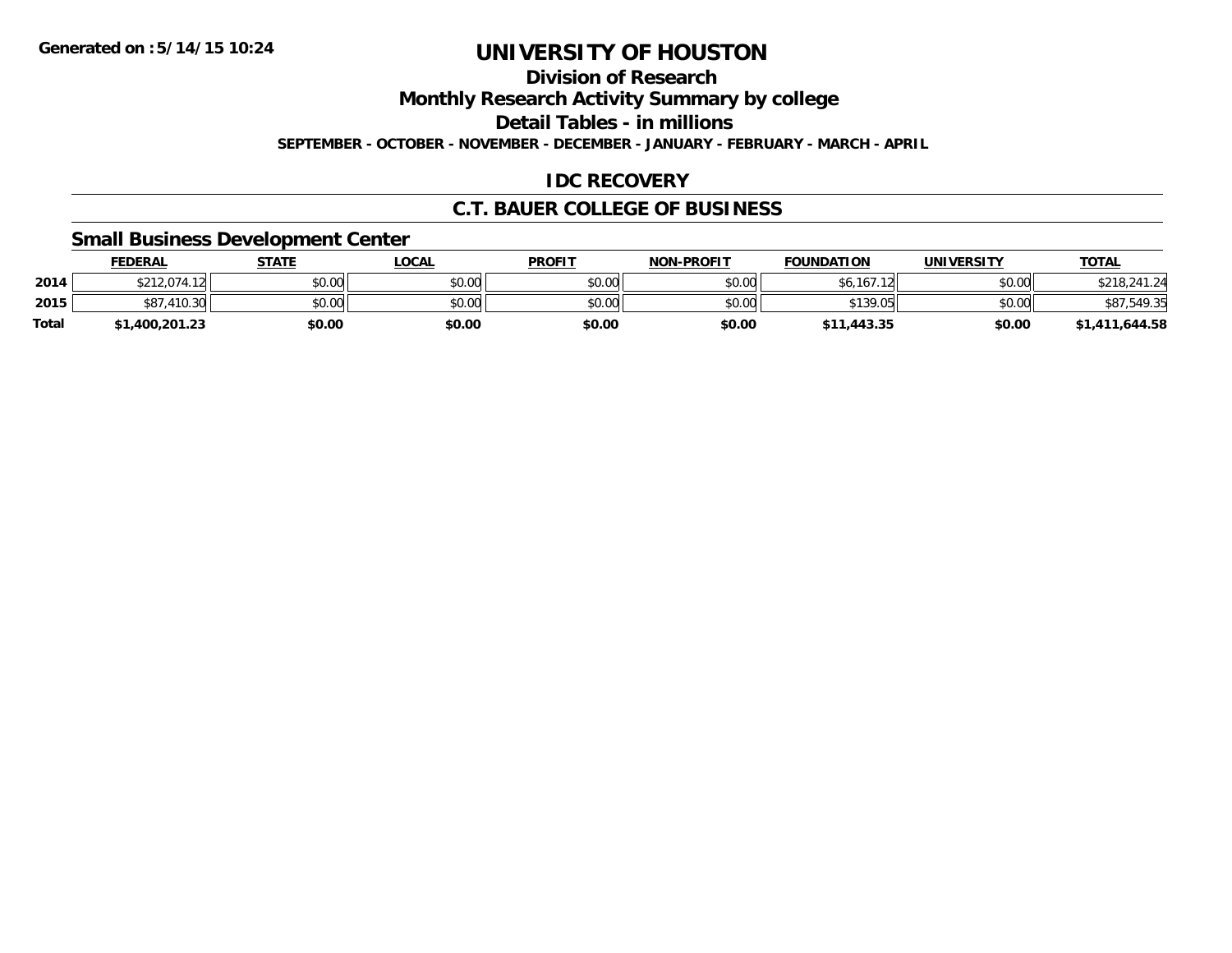**Generated on :5/14/15 10:24**

# UNIVERSITY OF HOUSTON

## Division of Research

## Monthly Research Activity Summary by college

## Detail Tables - in millions

**SEPTEMBER - OCTOBER - NOVEMBER - DECEMBER - JANUARY - FEBRUARY - MARCH - APRIL**

## IDC RECOVERY

## C.T. BAUER COLLEGE OF BUSINESS

### Small Business Development Center

| | FEDERAL | STATE | LOCAL | PROFIT | NON-PROFIT | FOUNDATION | UNIVERSITY | TOTAL |
|---|---|---|---|---|---|---|---|---|
| 2014 | $212,074.12 | $0.00 | $0.00 | $0.00 | $0.00 | $6,167.12 | $0.00 | $218,241.24 |
| 2015 | $87,410.30 | $0.00 | $0.00 | $0.00 | $0.00 | $139.05 | $0.00 | $87,549.35 |
| **Total** | **$1,400,201.23** | **$0.00** | **$0.00** | **$0.00** | **$0.00** | **$11,443.35** | **$0.00** | **$1,411,644.58** |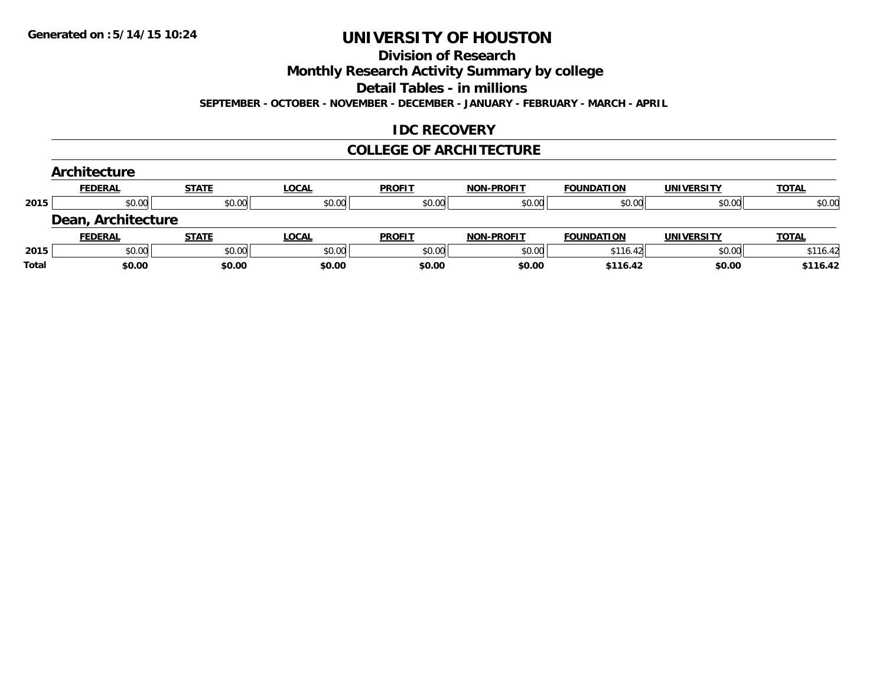# UNIVERSITY OF HOUSTON

## Division of Research

## Monthly Research Activity Summary by college

## Detail Tables - in millions

**SEPTEMBER - OCTOBER - NOVEMBER - DECEMBER - JANUARY - FEBRUARY - MARCH - APRIL**

## IDC RECOVERY

## COLLEGE OF ARCHITECTURE

### Architecture

| | FEDERAL | STATE | LOCAL | PROFIT | NON-PROFIT | FOUNDATION | UNIVERSITY | TOTAL |
|---|---|---|---|---|---|---|---|---|
| 2015 | $0.00 | $0.00 | $0.00 | $0.00 | $0.00 | $0.00 | $0.00 | $0.00 |

### Dean, Architecture

| | FEDERAL | STATE | LOCAL | PROFIT | NON-PROFIT | FOUNDATION | UNIVERSITY | TOTAL |
|---|---|---|---|---|---|---|---|---|
| 2015 | $0.00 | $0.00 | $0.00 | $0.00 | $0.00 | $116.42 | $0.00 | $116.42 |
| **Total** | **$0.00** | **$0.00** | **$0.00** | **$0.00** | **$0.00** | **$116.42** | **$0.00** | **$116.42** |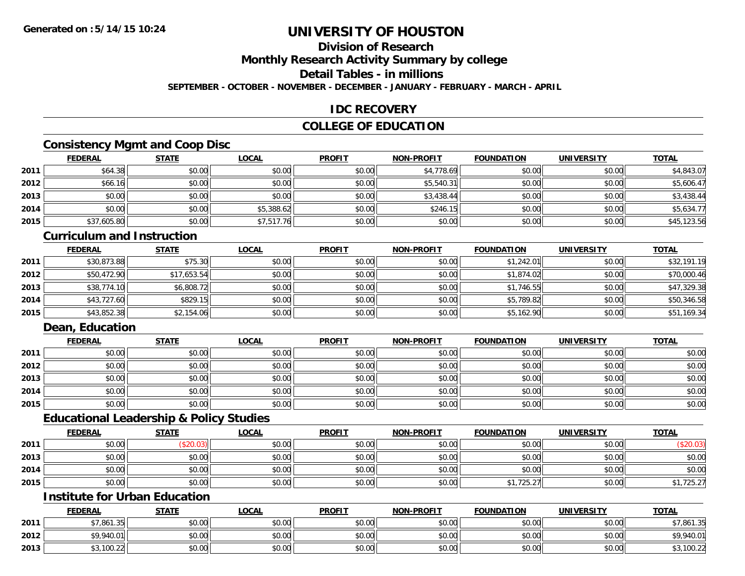# UNIVERSITY OF HOUSTON

**Generated on :5/14/15 10:24**

## Division of Research

## Monthly Research Activity Summary by college

## Detail Tables - in millions

**SEPTEMBER - OCTOBER - NOVEMBER - DECEMBER - JANUARY - FEBRUARY - MARCH - APRIL**

## IDC RECOVERY

## COLLEGE OF EDUCATION

### Consistency Mgmt and Coop Disc

| | FEDERAL | STATE | LOCAL | PROFIT | NON-PROFIT | FOUNDATION | UNIVERSITY | TOTAL |
|---|---|---|---|---|---|---|---|---|
| 2011 | $64.38 | $0.00 | $0.00 | $0.00 | $4,778.69 | $0.00 | $0.00 | $4,843.07 |
| 2012 | $66.16 | $0.00 | $0.00 | $0.00 | $5,540.31 | $0.00 | $0.00 | $5,606.47 |
| 2013 | $0.00 | $0.00 | $0.00 | $0.00 | $3,438.44 | $0.00 | $0.00 | $3,438.44 |
| 2014 | $0.00 | $0.00 | $5,388.62 | $0.00 | $246.15 | $0.00 | $0.00 | $5,634.77 |
| 2015 | $37,605.80 | $0.00 | $7,517.76 | $0.00 | $0.00 | $0.00 | $0.00 | $45,123.56 |

### Curriculum and Instruction

| | FEDERAL | STATE | LOCAL | PROFIT | NON-PROFIT | FOUNDATION | UNIVERSITY | TOTAL |
|---|---|---|---|---|---|---|---|---|
| 2011 | $30,873.88 | $75.30 | $0.00 | $0.00 | $0.00 | $1,242.01 | $0.00 | $32,191.19 |
| 2012 | $50,472.90 | $17,653.54 | $0.00 | $0.00 | $0.00 | $1,874.02 | $0.00 | $70,000.46 |
| 2013 | $38,774.10 | $6,808.72 | $0.00 | $0.00 | $0.00 | $1,746.55 | $0.00 | $47,329.38 |
| 2014 | $43,727.60 | $829.15 | $0.00 | $0.00 | $0.00 | $5,789.82 | $0.00 | $50,346.58 |
| 2015 | $43,852.38 | $2,154.06 | $0.00 | $0.00 | $0.00 | $5,162.90 | $0.00 | $51,169.34 |

### Dean, Education

| | FEDERAL | STATE | LOCAL | PROFIT | NON-PROFIT | FOUNDATION | UNIVERSITY | TOTAL |
|---|---|---|---|---|---|---|---|---|
| 2011 | $0.00 | $0.00 | $0.00 | $0.00 | $0.00 | $0.00 | $0.00 | $0.00 |
| 2012 | $0.00 | $0.00 | $0.00 | $0.00 | $0.00 | $0.00 | $0.00 | $0.00 |
| 2013 | $0.00 | $0.00 | $0.00 | $0.00 | $0.00 | $0.00 | $0.00 | $0.00 |
| 2014 | $0.00 | $0.00 | $0.00 | $0.00 | $0.00 | $0.00 | $0.00 | $0.00 |
| 2015 | $0.00 | $0.00 | $0.00 | $0.00 | $0.00 | $0.00 | $0.00 | $0.00 |

### Educational Leadership & Policy Studies

| | FEDERAL | STATE | LOCAL | PROFIT | NON-PROFIT | FOUNDATION | UNIVERSITY | TOTAL |
|---|---|---|---|---|---|---|---|---|
| 2011 | $0.00 | ($20.03) | $0.00 | $0.00 | $0.00 | $0.00 | $0.00 | ($20.03) |
| 2013 | $0.00 | $0.00 | $0.00 | $0.00 | $0.00 | $0.00 | $0.00 | $0.00 |
| 2014 | $0.00 | $0.00 | $0.00 | $0.00 | $0.00 | $0.00 | $0.00 | $0.00 |
| 2015 | $0.00 | $0.00 | $0.00 | $0.00 | $0.00 | $1,725.27 | $0.00 | $1,725.27 |

### Institute for Urban Education

| | FEDERAL | STATE | LOCAL | PROFIT | NON-PROFIT | FOUNDATION | UNIVERSITY | TOTAL |
|---|---|---|---|---|---|---|---|---|
| 2011 | $7,861.35 | $0.00 | $0.00 | $0.00 | $0.00 | $0.00 | $0.00 | $7,861.35 |
| 2012 | $9,940.01 | $0.00 | $0.00 | $0.00 | $0.00 | $0.00 | $0.00 | $9,940.01 |
| 2013 | $3,100.22 | $0.00 | $0.00 | $0.00 | $0.00 | $0.00 | $0.00 | $3,100.22 |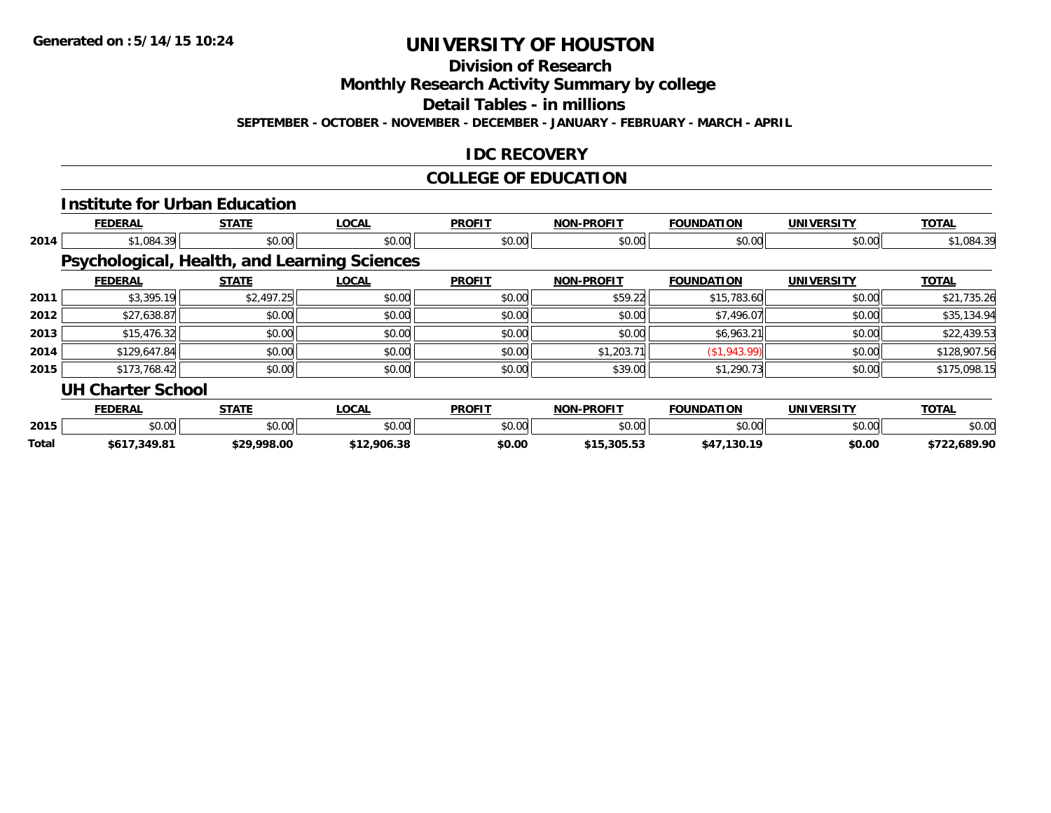Generated on :5/14/15 10:24

# UNIVERSITY OF HOUSTON

## Division of Research

## Monthly Research Activity Summary by college

## Detail Tables - in millions

**SEPTEMBER - OCTOBER - NOVEMBER - DECEMBER - JANUARY - FEBRUARY - MARCH - APRIL**

## IDC RECOVERY

## COLLEGE OF EDUCATION

### Institute for Urban Education

| | FEDERAL | STATE | LOCAL | PROFIT | NON-PROFIT | FOUNDATION | UNIVERSITY | TOTAL |
|---|---|---|---|---|---|---|---|---|
| 2014 | $1,084.39 | $0.00 | $0.00 | $0.00 | $0.00 | $0.00 | $0.00 | $1,084.39 |

### Psychological, Health, and Learning Sciences

| | FEDERAL | STATE | LOCAL | PROFIT | NON-PROFIT | FOUNDATION | UNIVERSITY | TOTAL |
|---|---|---|---|---|---|---|---|---|
| 2011 | $3,395.19 | $2,497.25 | $0.00 | $0.00 | $59.22 | $15,783.60 | $0.00 | $21,735.26 |
| 2012 | $27,638.87 | $0.00 | $0.00 | $0.00 | $0.00 | $7,496.07 | $0.00 | $35,134.94 |
| 2013 | $15,476.32 | $0.00 | $0.00 | $0.00 | $0.00 | $6,963.21 | $0.00 | $22,439.53 |
| 2014 | $129,647.84 | $0.00 | $0.00 | $0.00 | $1,203.71 | ($1,943.99) | $0.00 | $128,907.56 |
| 2015 | $173,768.42 | $0.00 | $0.00 | $0.00 | $39.00 | $1,290.73 | $0.00 | $175,098.15 |

### UH Charter School

| | FEDERAL | STATE | LOCAL | PROFIT | NON-PROFIT | FOUNDATION | UNIVERSITY | TOTAL |
|---|---|---|---|---|---|---|---|---|
| 2015 | $0.00 | $0.00 | $0.00 | $0.00 | $0.00 | $0.00 | $0.00 | $0.00 |
| **Total** | **$617,349.81** | **$29,998.00** | **$12,906.38** | **$0.00** | **$15,305.53** | **$47,130.19** | **$0.00** | **$722,689.90** |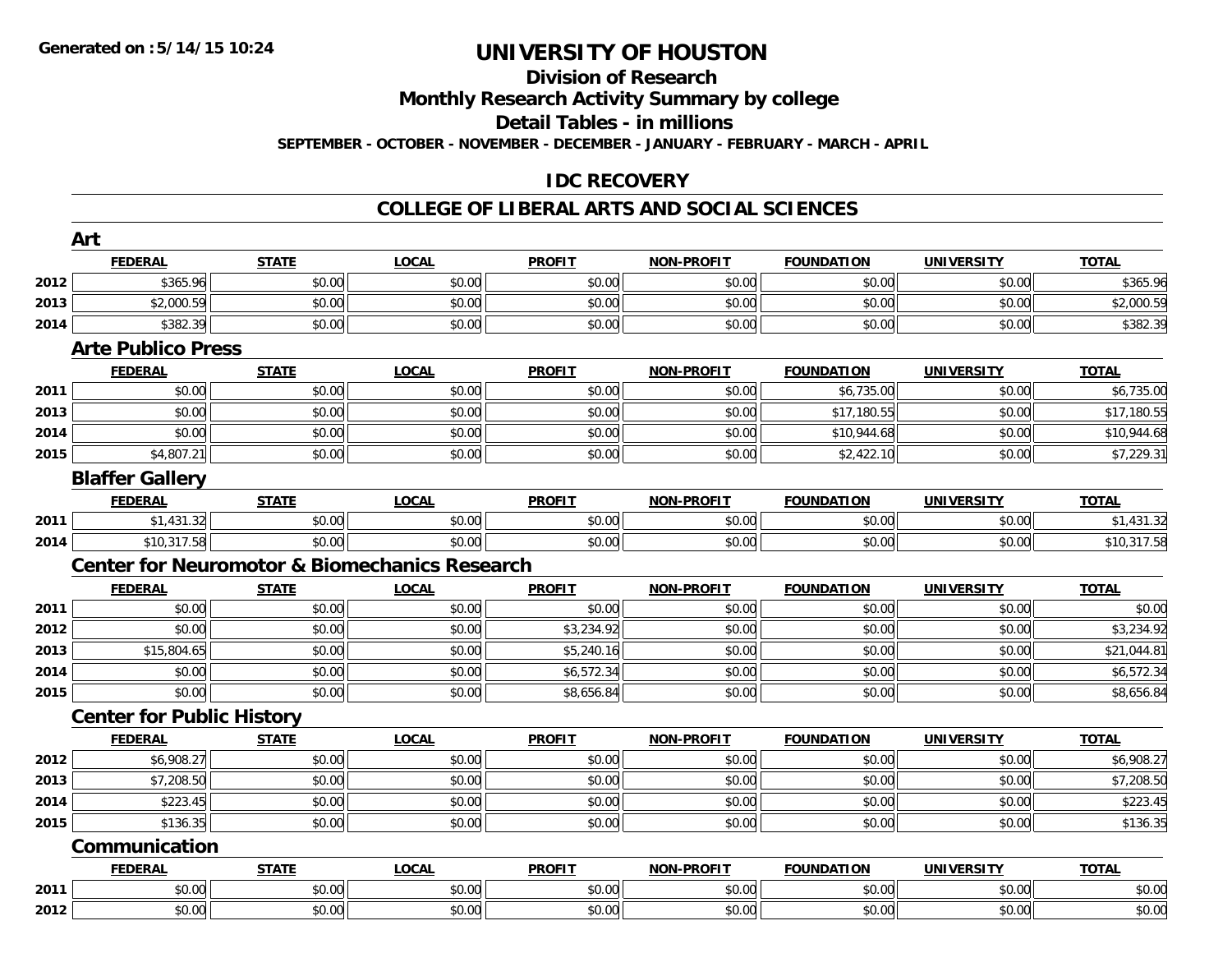# UNIVERSITY OF HOUSTON

## Division of Research

## Monthly Research Activity Summary by college

## Detail Tables - in millions

**SEPTEMBER - OCTOBER - NOVEMBER - DECEMBER - JANUARY - FEBRUARY - MARCH - APRIL**

## IDC RECOVERY

## COLLEGE OF LIBERAL ARTS AND SOCIAL SCIENCES

### Art

| | FEDERAL | STATE | LOCAL | PROFIT | NON-PROFIT | FOUNDATION | UNIVERSITY | TOTAL |
|---|---|---|---|---|---|---|---|---|
| 2012 | $365.96 | $0.00 | $0.00 | $0.00 | $0.00 | $0.00 | $0.00 | $365.96 |
| 2013 | $2,000.59 | $0.00 | $0.00 | $0.00 | $0.00 | $0.00 | $0.00 | $2,000.59 |
| 2014 | $382.39 | $0.00 | $0.00 | $0.00 | $0.00 | $0.00 | $0.00 | $382.39 |

### Arte Publico Press

| | FEDERAL | STATE | LOCAL | PROFIT | NON-PROFIT | FOUNDATION | UNIVERSITY | TOTAL |
|---|---|---|---|---|---|---|---|---|
| 2011 | $0.00 | $0.00 | $0.00 | $0.00 | $0.00 | $6,735.00 | $0.00 | $6,735.00 |
| 2013 | $0.00 | $0.00 | $0.00 | $0.00 | $0.00 | $17,180.55 | $0.00 | $17,180.55 |
| 2014 | $0.00 | $0.00 | $0.00 | $0.00 | $0.00 | $10,944.68 | $0.00 | $10,944.68 |
| 2015 | $4,807.21 | $0.00 | $0.00 | $0.00 | $0.00 | $2,422.10 | $0.00 | $7,229.31 |

### Blaffer Gallery

| | FEDERAL | STATE | LOCAL | PROFIT | NON-PROFIT | FOUNDATION | UNIVERSITY | TOTAL |
|---|---|---|---|---|---|---|---|---|
| 2011 | $1,431.32 | $0.00 | $0.00 | $0.00 | $0.00 | $0.00 | $0.00 | $1,431.32 |
| 2014 | $10,317.58 | $0.00 | $0.00 | $0.00 | $0.00 | $0.00 | $0.00 | $10,317.58 |

### Center for Neuromotor & Biomechanics Research

| | FEDERAL | STATE | LOCAL | PROFIT | NON-PROFIT | FOUNDATION | UNIVERSITY | TOTAL |
|---|---|---|---|---|---|---|---|---|
| 2011 | $0.00 | $0.00 | $0.00 | $0.00 | $0.00 | $0.00 | $0.00 | $0.00 |
| 2012 | $0.00 | $0.00 | $0.00 | $3,234.92 | $0.00 | $0.00 | $0.00 | $3,234.92 |
| 2013 | $15,804.65 | $0.00 | $0.00 | $5,240.16 | $0.00 | $0.00 | $0.00 | $21,044.81 |
| 2014 | $0.00 | $0.00 | $0.00 | $6,572.34 | $0.00 | $0.00 | $0.00 | $6,572.34 |
| 2015 | $0.00 | $0.00 | $0.00 | $8,656.84 | $0.00 | $0.00 | $0.00 | $8,656.84 |

### Center for Public History

| | FEDERAL | STATE | LOCAL | PROFIT | NON-PROFIT | FOUNDATION | UNIVERSITY | TOTAL |
|---|---|---|---|---|---|---|---|---|
| 2012 | $6,908.27 | $0.00 | $0.00 | $0.00 | $0.00 | $0.00 | $0.00 | $6,908.27 |
| 2013 | $7,208.50 | $0.00 | $0.00 | $0.00 | $0.00 | $0.00 | $0.00 | $7,208.50 |
| 2014 | $223.45 | $0.00 | $0.00 | $0.00 | $0.00 | $0.00 | $0.00 | $223.45 |
| 2015 | $136.35 | $0.00 | $0.00 | $0.00 | $0.00 | $0.00 | $0.00 | $136.35 |

### Communication

| | FEDERAL | STATE | LOCAL | PROFIT | NON-PROFIT | FOUNDATION | UNIVERSITY | TOTAL |
|---|---|---|---|---|---|---|---|---|
| 2011 | $0.00 | $0.00 | $0.00 | $0.00 | $0.00 | $0.00 | $0.00 | $0.00 |
| 2012 | $0.00 | $0.00 | $0.00 | $0.00 | $0.00 | $0.00 | $0.00 | $0.00 |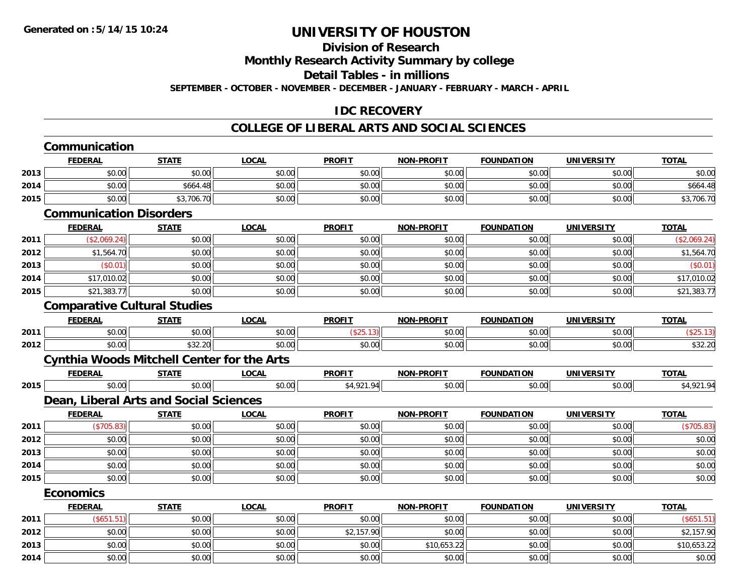Generated on :5/14/15 10:24

# UNIVERSITY OF HOUSTON

## Division of Research

## Monthly Research Activity Summary by college

## Detail Tables - in millions

SEPTEMBER - OCTOBER - NOVEMBER - DECEMBER - JANUARY - FEBRUARY - MARCH - APRIL

## IDC RECOVERY

## COLLEGE OF LIBERAL ARTS AND SOCIAL SCIENCES

### Communication

| | FEDERAL | STATE | LOCAL | PROFIT | NON-PROFIT | FOUNDATION | UNIVERSITY | TOTAL |
|---|---|---|---|---|---|---|---|---|
| 2013 | $0.00 | $0.00 | $0.00 | $0.00 | $0.00 | $0.00 | $0.00 | $0.00 |
| 2014 | $0.00 | $664.48 | $0.00 | $0.00 | $0.00 | $0.00 | $0.00 | $664.48 |
| 2015 | $0.00 | $3,706.70 | $0.00 | $0.00 | $0.00 | $0.00 | $0.00 | $3,706.70 |

### Communication Disorders

| | FEDERAL | STATE | LOCAL | PROFIT | NON-PROFIT | FOUNDATION | UNIVERSITY | TOTAL |
|---|---|---|---|---|---|---|---|---|
| 2011 | ($2,069.24) | $0.00 | $0.00 | $0.00 | $0.00 | $0.00 | $0.00 | ($2,069.24) |
| 2012 | $1,564.70 | $0.00 | $0.00 | $0.00 | $0.00 | $0.00 | $0.00 | $1,564.70 |
| 2013 | ($0.01) | $0.00 | $0.00 | $0.00 | $0.00 | $0.00 | $0.00 | ($0.01) |
| 2014 | $17,010.02 | $0.00 | $0.00 | $0.00 | $0.00 | $0.00 | $0.00 | $17,010.02 |
| 2015 | $21,383.77 | $0.00 | $0.00 | $0.00 | $0.00 | $0.00 | $0.00 | $21,383.77 |

### Comparative Cultural Studies

| | FEDERAL | STATE | LOCAL | PROFIT | NON-PROFIT | FOUNDATION | UNIVERSITY | TOTAL |
|---|---|---|---|---|---|---|---|---|
| 2011 | $0.00 | $0.00 | $0.00 | ($25.13) | $0.00 | $0.00 | $0.00 | ($25.13) |
| 2012 | $0.00 | $32.20 | $0.00 | $0.00 | $0.00 | $0.00 | $0.00 | $32.20 |

### Cynthia Woods Mitchell Center for the Arts

| | FEDERAL | STATE | LOCAL | PROFIT | NON-PROFIT | FOUNDATION | UNIVERSITY | TOTAL |
|---|---|---|---|---|---|---|---|---|
| 2015 | $0.00 | $0.00 | $0.00 | $4,921.94 | $0.00 | $0.00 | $0.00 | $4,921.94 |

### Dean, Liberal Arts and Social Sciences

| | FEDERAL | STATE | LOCAL | PROFIT | NON-PROFIT | FOUNDATION | UNIVERSITY | TOTAL |
|---|---|---|---|---|---|---|---|---|
| 2011 | ($705.83) | $0.00 | $0.00 | $0.00 | $0.00 | $0.00 | $0.00 | ($705.83) |
| 2012 | $0.00 | $0.00 | $0.00 | $0.00 | $0.00 | $0.00 | $0.00 | $0.00 |
| 2013 | $0.00 | $0.00 | $0.00 | $0.00 | $0.00 | $0.00 | $0.00 | $0.00 |
| 2014 | $0.00 | $0.00 | $0.00 | $0.00 | $0.00 | $0.00 | $0.00 | $0.00 |
| 2015 | $0.00 | $0.00 | $0.00 | $0.00 | $0.00 | $0.00 | $0.00 | $0.00 |

### Economics

| | FEDERAL | STATE | LOCAL | PROFIT | NON-PROFIT | FOUNDATION | UNIVERSITY | TOTAL |
|---|---|---|---|---|---|---|---|---|
| 2011 | ($651.51) | $0.00 | $0.00 | $0.00 | $0.00 | $0.00 | $0.00 | ($651.51) |
| 2012 | $0.00 | $0.00 | $0.00 | $2,157.90 | $0.00 | $0.00 | $0.00 | $2,157.90 |
| 2013 | $0.00 | $0.00 | $0.00 | $0.00 | $10,653.22 | $0.00 | $0.00 | $10,653.22 |
| 2014 | $0.00 | $0.00 | $0.00 | $0.00 | $0.00 | $0.00 | $0.00 | $0.00 |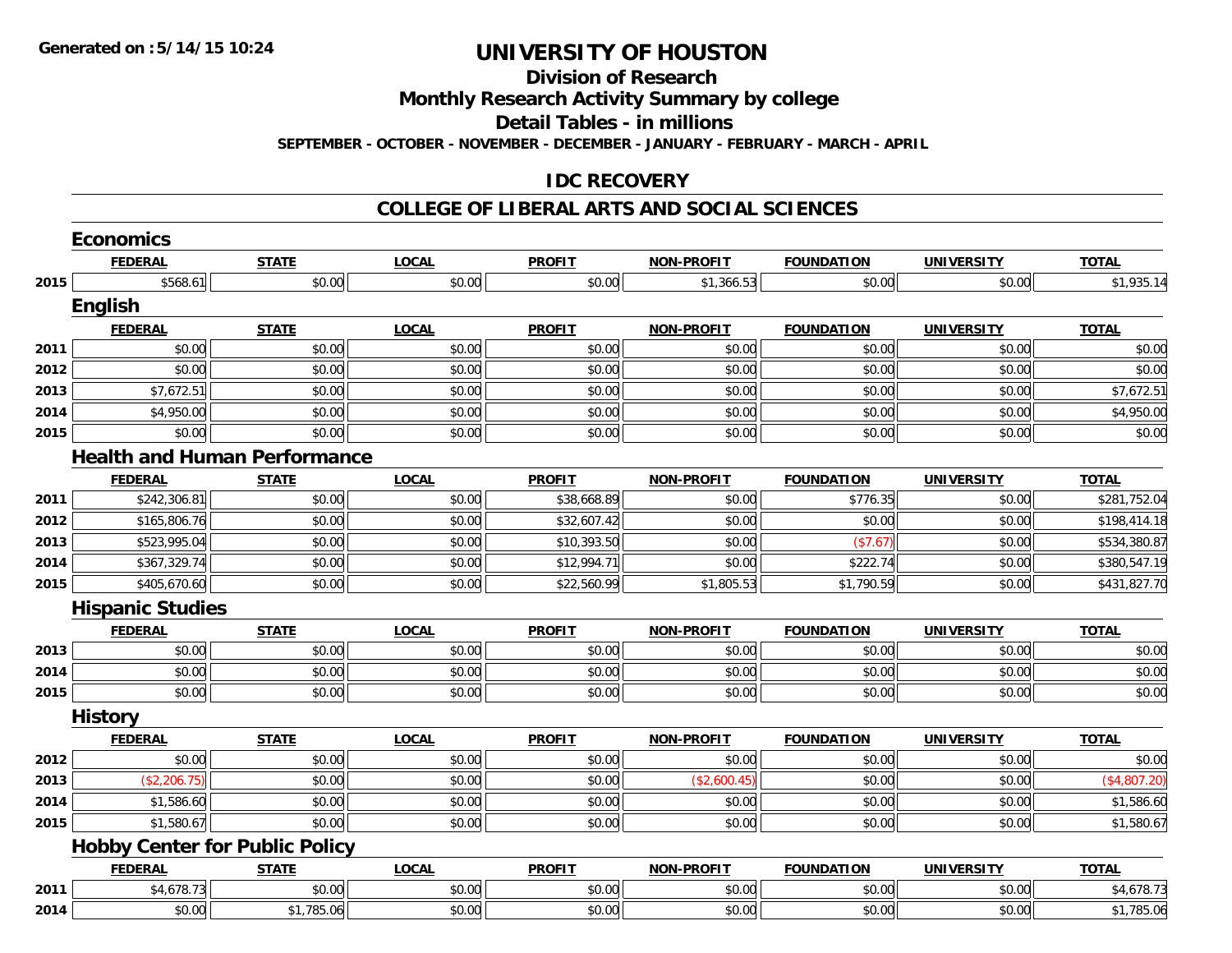**Generated on :5/14/15 10:24**

# UNIVERSITY OF HOUSTON

## Division of Research

## Monthly Research Activity Summary by college

## Detail Tables - in millions

**SEPTEMBER - OCTOBER - NOVEMBER - DECEMBER - JANUARY - FEBRUARY - MARCH - APRIL**

## IDC RECOVERY

## COLLEGE OF LIBERAL ARTS AND SOCIAL SCIENCES

### Economics

| | FEDERAL | STATE | LOCAL | PROFIT | NON-PROFIT | FOUNDATION | UNIVERSITY | TOTAL |
|---|---|---|---|---|---|---|---|---|
| 2015 | $568.61 | $0.00 | $0.00 | $0.00 | $1,366.53 | $0.00 | $0.00 | $1,935.14 |

### English

| | FEDERAL | STATE | LOCAL | PROFIT | NON-PROFIT | FOUNDATION | UNIVERSITY | TOTAL |
|---|---|---|---|---|---|---|---|---|
| 2011 | $0.00 | $0.00 | $0.00 | $0.00 | $0.00 | $0.00 | $0.00 | $0.00 |
| 2012 | $0.00 | $0.00 | $0.00 | $0.00 | $0.00 | $0.00 | $0.00 | $0.00 |
| 2013 | $7,672.51 | $0.00 | $0.00 | $0.00 | $0.00 | $0.00 | $0.00 | $7,672.51 |
| 2014 | $4,950.00 | $0.00 | $0.00 | $0.00 | $0.00 | $0.00 | $0.00 | $4,950.00 |
| 2015 | $0.00 | $0.00 | $0.00 | $0.00 | $0.00 | $0.00 | $0.00 | $0.00 |

### Health and Human Performance

| | FEDERAL | STATE | LOCAL | PROFIT | NON-PROFIT | FOUNDATION | UNIVERSITY | TOTAL |
|---|---|---|---|---|---|---|---|---|
| 2011 | $242,306.81 | $0.00 | $0.00 | $38,668.89 | $0.00 | $776.35 | $0.00 | $281,752.04 |
| 2012 | $165,806.76 | $0.00 | $0.00 | $32,607.42 | $0.00 | $0.00 | $0.00 | $198,414.18 |
| 2013 | $523,995.04 | $0.00 | $0.00 | $10,393.50 | $0.00 | ($7.67) | $0.00 | $534,380.87 |
| 2014 | $367,329.74 | $0.00 | $0.00 | $12,994.71 | $0.00 | $222.74 | $0.00 | $380,547.19 |
| 2015 | $405,670.60 | $0.00 | $0.00 | $22,560.99 | $1,805.53 | $1,790.59 | $0.00 | $431,827.70 |

### Hispanic Studies

| | FEDERAL | STATE | LOCAL | PROFIT | NON-PROFIT | FOUNDATION | UNIVERSITY | TOTAL |
|---|---|---|---|---|---|---|---|---|
| 2013 | $0.00 | $0.00 | $0.00 | $0.00 | $0.00 | $0.00 | $0.00 | $0.00 |
| 2014 | $0.00 | $0.00 | $0.00 | $0.00 | $0.00 | $0.00 | $0.00 | $0.00 |
| 2015 | $0.00 | $0.00 | $0.00 | $0.00 | $0.00 | $0.00 | $0.00 | $0.00 |

### History

| | FEDERAL | STATE | LOCAL | PROFIT | NON-PROFIT | FOUNDATION | UNIVERSITY | TOTAL |
|---|---|---|---|---|---|---|---|---|
| 2012 | $0.00 | $0.00 | $0.00 | $0.00 | $0.00 | $0.00 | $0.00 | $0.00 |
| 2013 | ($2,206.75) | $0.00 | $0.00 | $0.00 | ($2,600.45) | $0.00 | $0.00 | ($4,807.20) |
| 2014 | $1,586.60 | $0.00 | $0.00 | $0.00 | $0.00 | $0.00 | $0.00 | $1,586.60 |
| 2015 | $1,580.67 | $0.00 | $0.00 | $0.00 | $0.00 | $0.00 | $0.00 | $1,580.67 |

### Hobby Center for Public Policy

| | FEDERAL | STATE | LOCAL | PROFIT | NON-PROFIT | FOUNDATION | UNIVERSITY | TOTAL |
|---|---|---|---|---|---|---|---|---|
| 2011 | $4,678.73 | $0.00 | $0.00 | $0.00 | $0.00 | $0.00 | $0.00 | $4,678.73 |
| 2014 | $0.00 | $1,785.06 | $0.00 | $0.00 | $0.00 | $0.00 | $0.00 | $1,785.06 |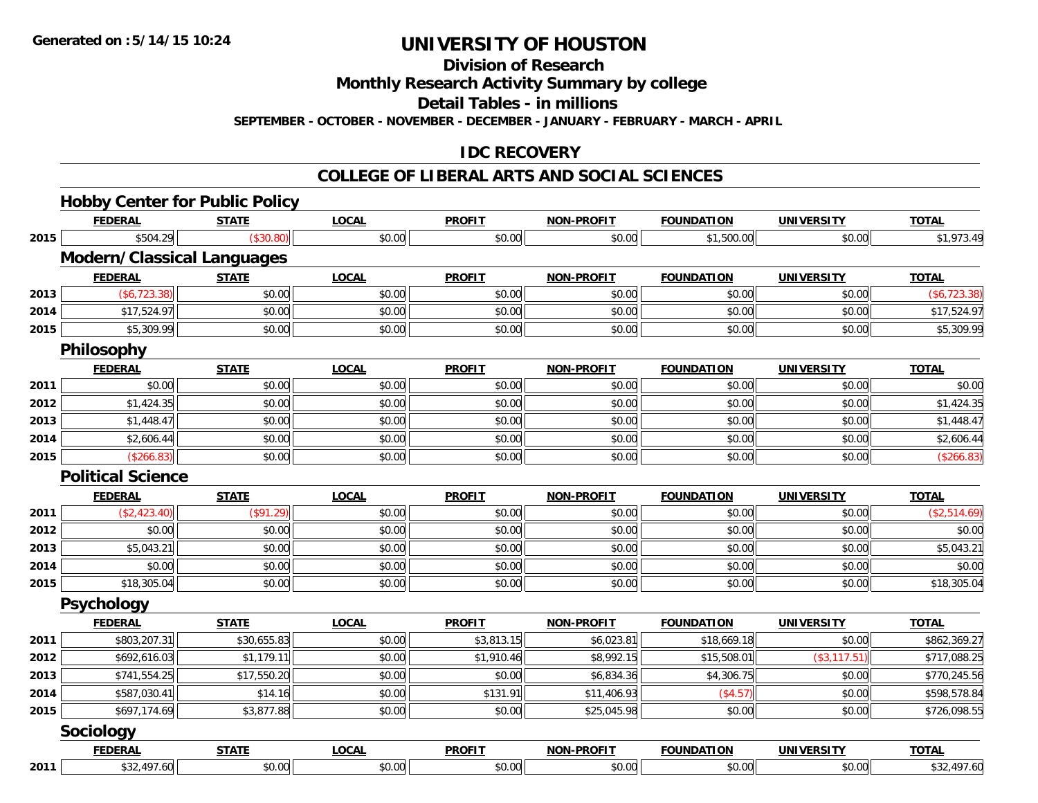# UNIVERSITY OF HOUSTON

## Division of Research

## Monthly Research Activity Summary by college

## Detail Tables - in millions

**SEPTEMBER - OCTOBER - NOVEMBER - DECEMBER - JANUARY - FEBRUARY - MARCH - APRIL**

## IDC RECOVERY

## COLLEGE OF LIBERAL ARTS AND SOCIAL SCIENCES

### Hobby Center for Public Policy

| | FEDERAL | STATE | LOCAL | PROFIT | NON-PROFIT | FOUNDATION | UNIVERSITY | TOTAL |
|---|---|---|---|---|---|---|---|---|
| 2015 | $504.29 | ($30.80) | $0.00 | $0.00 | $0.00 | $1,500.00 | $0.00 | $1,973.49 |

### Modern/Classical Languages

| | FEDERAL | STATE | LOCAL | PROFIT | NON-PROFIT | FOUNDATION | UNIVERSITY | TOTAL |
|---|---|---|---|---|---|---|---|---|
| 2013 | ($6,723.38) | $0.00 | $0.00 | $0.00 | $0.00 | $0.00 | $0.00 | ($6,723.38) |
| 2014 | $17,524.97 | $0.00 | $0.00 | $0.00 | $0.00 | $0.00 | $0.00 | $17,524.97 |
| 2015 | $5,309.99 | $0.00 | $0.00 | $0.00 | $0.00 | $0.00 | $0.00 | $5,309.99 |

### Philosophy

| | FEDERAL | STATE | LOCAL | PROFIT | NON-PROFIT | FOUNDATION | UNIVERSITY | TOTAL |
|---|---|---|---|---|---|---|---|---|
| 2011 | $0.00 | $0.00 | $0.00 | $0.00 | $0.00 | $0.00 | $0.00 | $0.00 |
| 2012 | $1,424.35 | $0.00 | $0.00 | $0.00 | $0.00 | $0.00 | $0.00 | $1,424.35 |
| 2013 | $1,448.47 | $0.00 | $0.00 | $0.00 | $0.00 | $0.00 | $0.00 | $1,448.47 |
| 2014 | $2,606.44 | $0.00 | $0.00 | $0.00 | $0.00 | $0.00 | $0.00 | $2,606.44 |
| 2015 | ($266.83) | $0.00 | $0.00 | $0.00 | $0.00 | $0.00 | $0.00 | ($266.83) |

### Political Science

| | FEDERAL | STATE | LOCAL | PROFIT | NON-PROFIT | FOUNDATION | UNIVERSITY | TOTAL |
|---|---|---|---|---|---|---|---|---|
| 2011 | ($2,423.40) | ($91.29) | $0.00 | $0.00 | $0.00 | $0.00 | $0.00 | ($2,514.69) |
| 2012 | $0.00 | $0.00 | $0.00 | $0.00 | $0.00 | $0.00 | $0.00 | $0.00 |
| 2013 | $5,043.21 | $0.00 | $0.00 | $0.00 | $0.00 | $0.00 | $0.00 | $5,043.21 |
| 2014 | $0.00 | $0.00 | $0.00 | $0.00 | $0.00 | $0.00 | $0.00 | $0.00 |
| 2015 | $18,305.04 | $0.00 | $0.00 | $0.00 | $0.00 | $0.00 | $0.00 | $18,305.04 |

### Psychology

| | FEDERAL | STATE | LOCAL | PROFIT | NON-PROFIT | FOUNDATION | UNIVERSITY | TOTAL |
|---|---|---|---|---|---|---|---|---|
| 2011 | $803,207.31 | $30,655.83 | $0.00 | $3,813.15 | $6,023.81 | $18,669.18 | $0.00 | $862,369.27 |
| 2012 | $692,616.03 | $1,179.11 | $0.00 | $1,910.46 | $8,992.15 | $15,508.01 | ($3,117.51) | $717,088.25 |
| 2013 | $741,554.25 | $17,550.20 | $0.00 | $0.00 | $6,834.36 | $4,306.75 | $0.00 | $770,245.56 |
| 2014 | $587,030.41 | $14.16 | $0.00 | $131.91 | $11,406.93 | ($4.57) | $0.00 | $598,578.84 |
| 2015 | $697,174.69 | $3,877.88 | $0.00 | $0.00 | $25,045.98 | $0.00 | $0.00 | $726,098.55 |

### Sociology

| | FEDERAL | STATE | LOCAL | PROFIT | NON-PROFIT | FOUNDATION | UNIVERSITY | TOTAL |
|---|---|---|---|---|---|---|---|---|
| 2011 | $32,497.60 | $0.00 | $0.00 | $0.00 | $0.00 | $0.00 | $0.00 | $32,497.60 |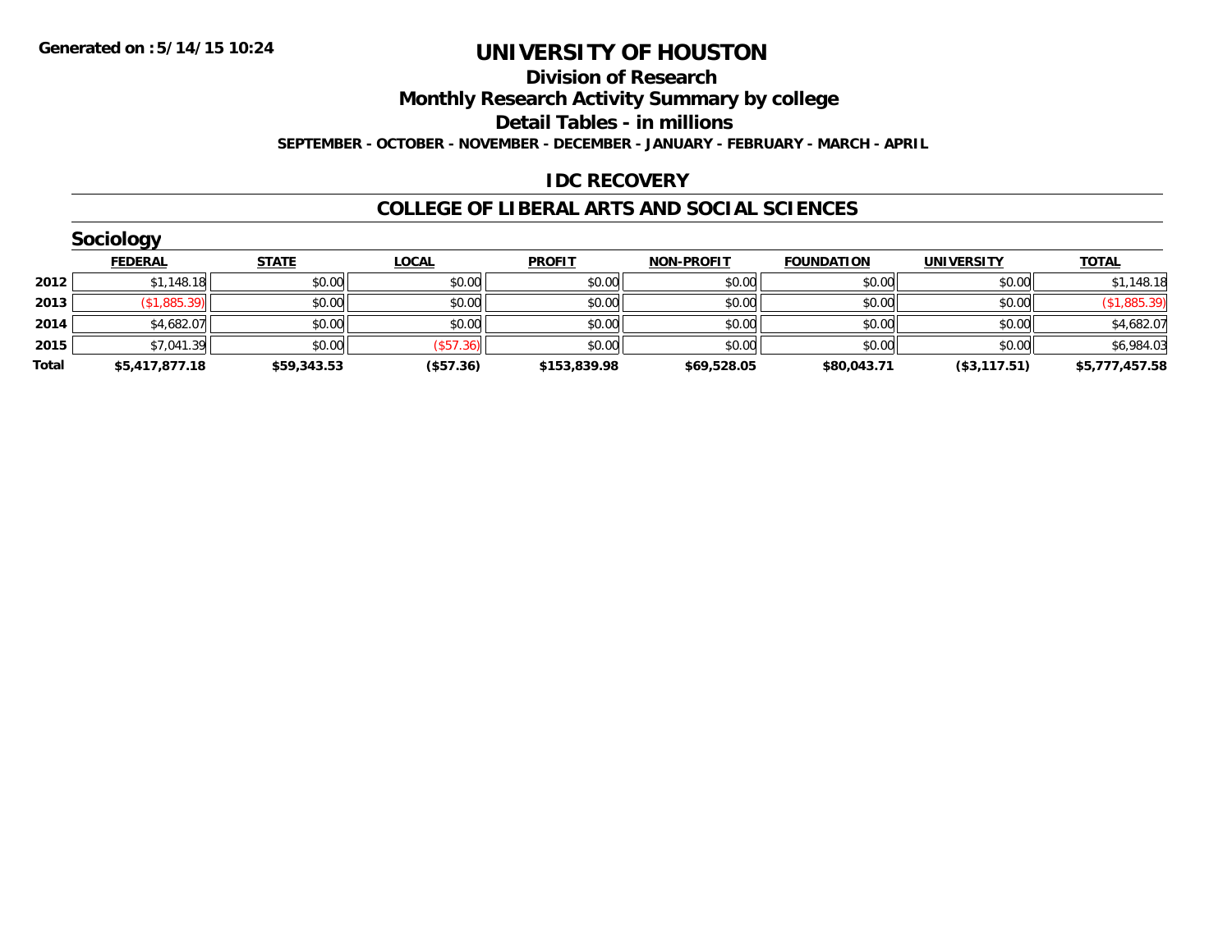**Generated on :5/14/15 10:24**

# UNIVERSITY OF HOUSTON

## Division of Research

## Monthly Research Activity Summary by college

## Detail Tables - in millions

**SEPTEMBER - OCTOBER - NOVEMBER - DECEMBER - JANUARY - FEBRUARY - MARCH - APRIL**

## IDC RECOVERY

## COLLEGE OF LIBERAL ARTS AND SOCIAL SCIENCES

### Sociology

| | FEDERAL | STATE | LOCAL | PROFIT | NON-PROFIT | FOUNDATION | UNIVERSITY | TOTAL |
|---|---|---|---|---|---|---|---|---|
| **2012** | $1,148.18 | $0.00 | $0.00 | $0.00 | $0.00 | $0.00 | $0.00 | $1,148.18 |
| **2013** | ($1,885.39) | $0.00 | $0.00 | $0.00 | $0.00 | $0.00 | $0.00 | ($1,885.39) |
| **2014** | $4,682.07 | $0.00 | $0.00 | $0.00 | $0.00 | $0.00 | $0.00 | $4,682.07 |
| **2015** | $7,041.39 | $0.00 | ($57.36) | $0.00 | $0.00 | $0.00 | $0.00 | $6,984.03 |
| **Total** | **$5,417,877.18** | **$59,343.53** | **($57.36)** | **$153,839.98** | **$69,528.05** | **$80,043.71** | **($3,117.51)** | **$5,777,457.58** |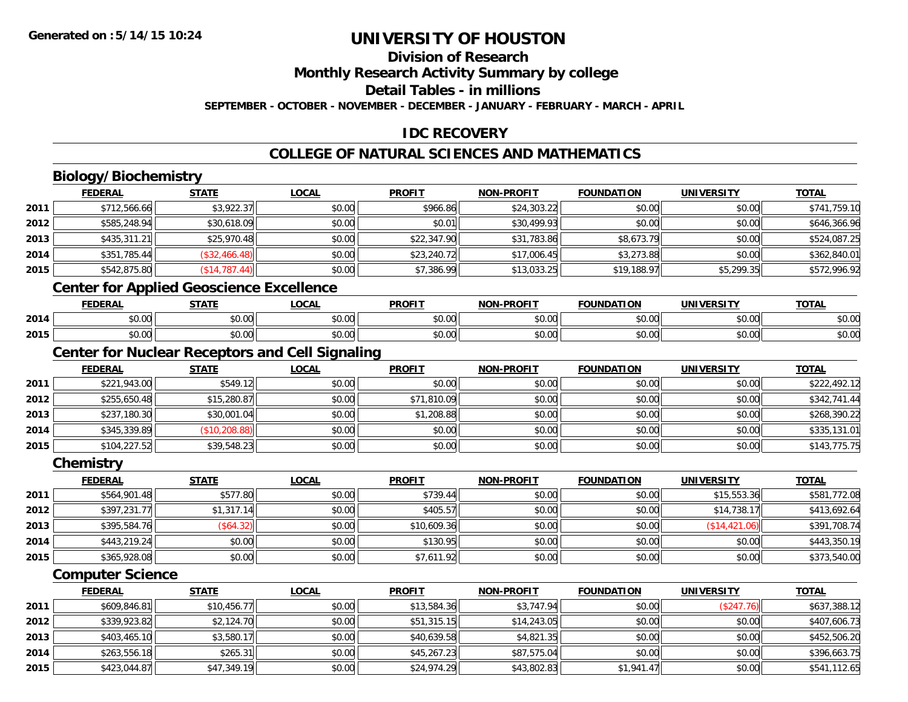**Generated on :5/14/15 10:24**

# UNIVERSITY OF HOUSTON

## Division of Research

## Monthly Research Activity Summary by college

## Detail Tables - in millions

**SEPTEMBER - OCTOBER - NOVEMBER - DECEMBER - JANUARY - FEBRUARY - MARCH - APRIL**

## IDC RECOVERY

## COLLEGE OF NATURAL SCIENCES AND MATHEMATICS

### Biology/Biochemistry

| | FEDERAL | STATE | LOCAL | PROFIT | NON-PROFIT | FOUNDATION | UNIVERSITY | TOTAL |
|---|---|---|---|---|---|---|---|---|
| 2011 | $712,566.66 | $3,922.37 | $0.00 | $966.86 | $24,303.22 | $0.00 | $0.00 | $741,759.10 |
| 2012 | $585,248.94 | $30,618.09 | $0.00 | $0.01 | $30,499.93 | $0.00 | $0.00 | $646,366.96 |
| 2013 | $435,311.21 | $25,970.48 | $0.00 | $22,347.90 | $31,783.86 | $8,673.79 | $0.00 | $524,087.25 |
| 2014 | $351,785.44 | ($32,466.48) | $0.00 | $23,240.72 | $17,006.45 | $3,273.88 | $0.00 | $362,840.01 |
| 2015 | $542,875.80 | ($14,787.44) | $0.00 | $7,386.99 | $13,033.25 | $19,188.97 | $5,299.35 | $572,996.92 |

### Center for Applied Geoscience Excellence

| | FEDERAL | STATE | LOCAL | PROFIT | NON-PROFIT | FOUNDATION | UNIVERSITY | TOTAL |
|---|---|---|---|---|---|---|---|---|
| 2014 | $0.00 | $0.00 | $0.00 | $0.00 | $0.00 | $0.00 | $0.00 | $0.00 |
| 2015 | $0.00 | $0.00 | $0.00 | $0.00 | $0.00 | $0.00 | $0.00 | $0.00 |

### Center for Nuclear Receptors and Cell Signaling

| | FEDERAL | STATE | LOCAL | PROFIT | NON-PROFIT | FOUNDATION | UNIVERSITY | TOTAL |
|---|---|---|---|---|---|---|---|---|
| 2011 | $221,943.00 | $549.12 | $0.00 | $0.00 | $0.00 | $0.00 | $0.00 | $222,492.12 |
| 2012 | $255,650.48 | $15,280.87 | $0.00 | $71,810.09 | $0.00 | $0.00 | $0.00 | $342,741.44 |
| 2013 | $237,180.30 | $30,001.04 | $0.00 | $1,208.88 | $0.00 | $0.00 | $0.00 | $268,390.22 |
| 2014 | $345,339.89 | ($10,208.88) | $0.00 | $0.00 | $0.00 | $0.00 | $0.00 | $335,131.01 |
| 2015 | $104,227.52 | $39,548.23 | $0.00 | $0.00 | $0.00 | $0.00 | $0.00 | $143,775.75 |

### Chemistry

| | FEDERAL | STATE | LOCAL | PROFIT | NON-PROFIT | FOUNDATION | UNIVERSITY | TOTAL |
|---|---|---|---|---|---|---|---|---|
| 2011 | $564,901.48 | $577.80 | $0.00 | $739.44 | $0.00 | $0.00 | $15,553.36 | $581,772.08 |
| 2012 | $397,231.77 | $1,317.14 | $0.00 | $405.57 | $0.00 | $0.00 | $14,738.17 | $413,692.64 |
| 2013 | $395,584.76 | ($64.32) | $0.00 | $10,609.36 | $0.00 | $0.00 | ($14,421.06) | $391,708.74 |
| 2014 | $443,219.24 | $0.00 | $0.00 | $130.95 | $0.00 | $0.00 | $0.00 | $443,350.19 |
| 2015 | $365,928.08 | $0.00 | $0.00 | $7,611.92 | $0.00 | $0.00 | $0.00 | $373,540.00 |

### Computer Science

| | FEDERAL | STATE | LOCAL | PROFIT | NON-PROFIT | FOUNDATION | UNIVERSITY | TOTAL |
|---|---|---|---|---|---|---|---|---|
| 2011 | $609,846.81 | $10,456.77 | $0.00 | $13,584.36 | $3,747.94 | $0.00 | ($247.76) | $637,388.12 |
| 2012 | $339,923.82 | $2,124.70 | $0.00 | $51,315.15 | $14,243.05 | $0.00 | $0.00 | $407,606.73 |
| 2013 | $403,465.10 | $3,580.17 | $0.00 | $40,639.58 | $4,821.35 | $0.00 | $0.00 | $452,506.20 |
| 2014 | $263,556.18 | $265.31 | $0.00 | $45,267.23 | $87,575.04 | $0.00 | $0.00 | $396,663.75 |
| 2015 | $423,044.87 | $47,349.19 | $0.00 | $24,974.29 | $43,802.83 | $1,941.47 | $0.00 | $541,112.65 |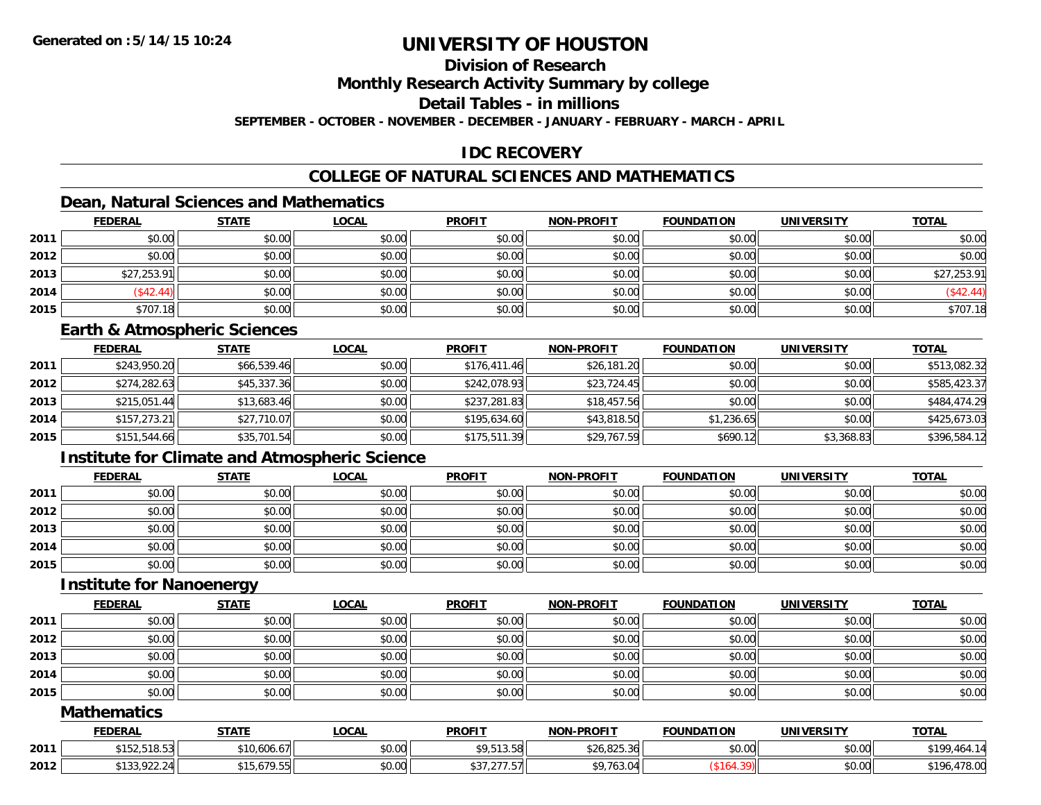# UNIVERSITY OF HOUSTON

## Division of Research

## Monthly Research Activity Summary by college

## Detail Tables - in millions

**SEPTEMBER - OCTOBER - NOVEMBER - DECEMBER - JANUARY - FEBRUARY - MARCH - APRIL**

## IDC RECOVERY

## COLLEGE OF NATURAL SCIENCES AND MATHEMATICS

### Dean, Natural Sciences and Mathematics

| | FEDERAL | STATE | LOCAL | PROFIT | NON-PROFIT | FOUNDATION | UNIVERSITY | TOTAL |
|---|---|---|---|---|---|---|---|---|
| 2011 | $0.00 | $0.00 | $0.00 | $0.00 | $0.00 | $0.00 | $0.00 | $0.00 |
| 2012 | $0.00 | $0.00 | $0.00 | $0.00 | $0.00 | $0.00 | $0.00 | $0.00 |
| 2013 | $27,253.91 | $0.00 | $0.00 | $0.00 | $0.00 | $0.00 | $0.00 | $27,253.91 |
| 2014 | ($42.44) | $0.00 | $0.00 | $0.00 | $0.00 | $0.00 | $0.00 | ($42.44) |
| 2015 | $707.18 | $0.00 | $0.00 | $0.00 | $0.00 | $0.00 | $0.00 | $707.18 |

### Earth & Atmospheric Sciences

| | FEDERAL | STATE | LOCAL | PROFIT | NON-PROFIT | FOUNDATION | UNIVERSITY | TOTAL |
|---|---|---|---|---|---|---|---|---|
| 2011 | $243,950.20 | $66,539.46 | $0.00 | $176,411.46 | $26,181.20 | $0.00 | $0.00 | $513,082.32 |
| 2012 | $274,282.63 | $45,337.36 | $0.00 | $242,078.93 | $23,724.45 | $0.00 | $0.00 | $585,423.37 |
| 2013 | $215,051.44 | $13,683.46 | $0.00 | $237,281.83 | $18,457.56 | $0.00 | $0.00 | $484,474.29 |
| 2014 | $157,273.21 | $27,710.07 | $0.00 | $195,634.60 | $43,818.50 | $1,236.65 | $0.00 | $425,673.03 |
| 2015 | $151,544.66 | $35,701.54 | $0.00 | $175,511.39 | $29,767.59 | $690.12 | $3,368.83 | $396,584.12 |

### Institute for Climate and Atmospheric Science

| | FEDERAL | STATE | LOCAL | PROFIT | NON-PROFIT | FOUNDATION | UNIVERSITY | TOTAL |
|---|---|---|---|---|---|---|---|---|
| 2011 | $0.00 | $0.00 | $0.00 | $0.00 | $0.00 | $0.00 | $0.00 | $0.00 |
| 2012 | $0.00 | $0.00 | $0.00 | $0.00 | $0.00 | $0.00 | $0.00 | $0.00 |
| 2013 | $0.00 | $0.00 | $0.00 | $0.00 | $0.00 | $0.00 | $0.00 | $0.00 |
| 2014 | $0.00 | $0.00 | $0.00 | $0.00 | $0.00 | $0.00 | $0.00 | $0.00 |
| 2015 | $0.00 | $0.00 | $0.00 | $0.00 | $0.00 | $0.00 | $0.00 | $0.00 |

### Institute for Nanoenergy

| | FEDERAL | STATE | LOCAL | PROFIT | NON-PROFIT | FOUNDATION | UNIVERSITY | TOTAL |
|---|---|---|---|---|---|---|---|---|
| 2011 | $0.00 | $0.00 | $0.00 | $0.00 | $0.00 | $0.00 | $0.00 | $0.00 |
| 2012 | $0.00 | $0.00 | $0.00 | $0.00 | $0.00 | $0.00 | $0.00 | $0.00 |
| 2013 | $0.00 | $0.00 | $0.00 | $0.00 | $0.00 | $0.00 | $0.00 | $0.00 |
| 2014 | $0.00 | $0.00 | $0.00 | $0.00 | $0.00 | $0.00 | $0.00 | $0.00 |
| 2015 | $0.00 | $0.00 | $0.00 | $0.00 | $0.00 | $0.00 | $0.00 | $0.00 |

### Mathematics

| | FEDERAL | STATE | LOCAL | PROFIT | NON-PROFIT | FOUNDATION | UNIVERSITY | TOTAL |
|---|---|---|---|---|---|---|---|---|
| 2011 | $152,518.53 | $10,606.67 | $0.00 | $9,513.58 | $26,825.36 | $0.00 | $0.00 | $199,464.14 |
| 2012 | $133,922.24 | $15,679.55 | $0.00 | $37,277.57 | $9,763.04 | ($164.39) | $0.00 | $196,478.00 |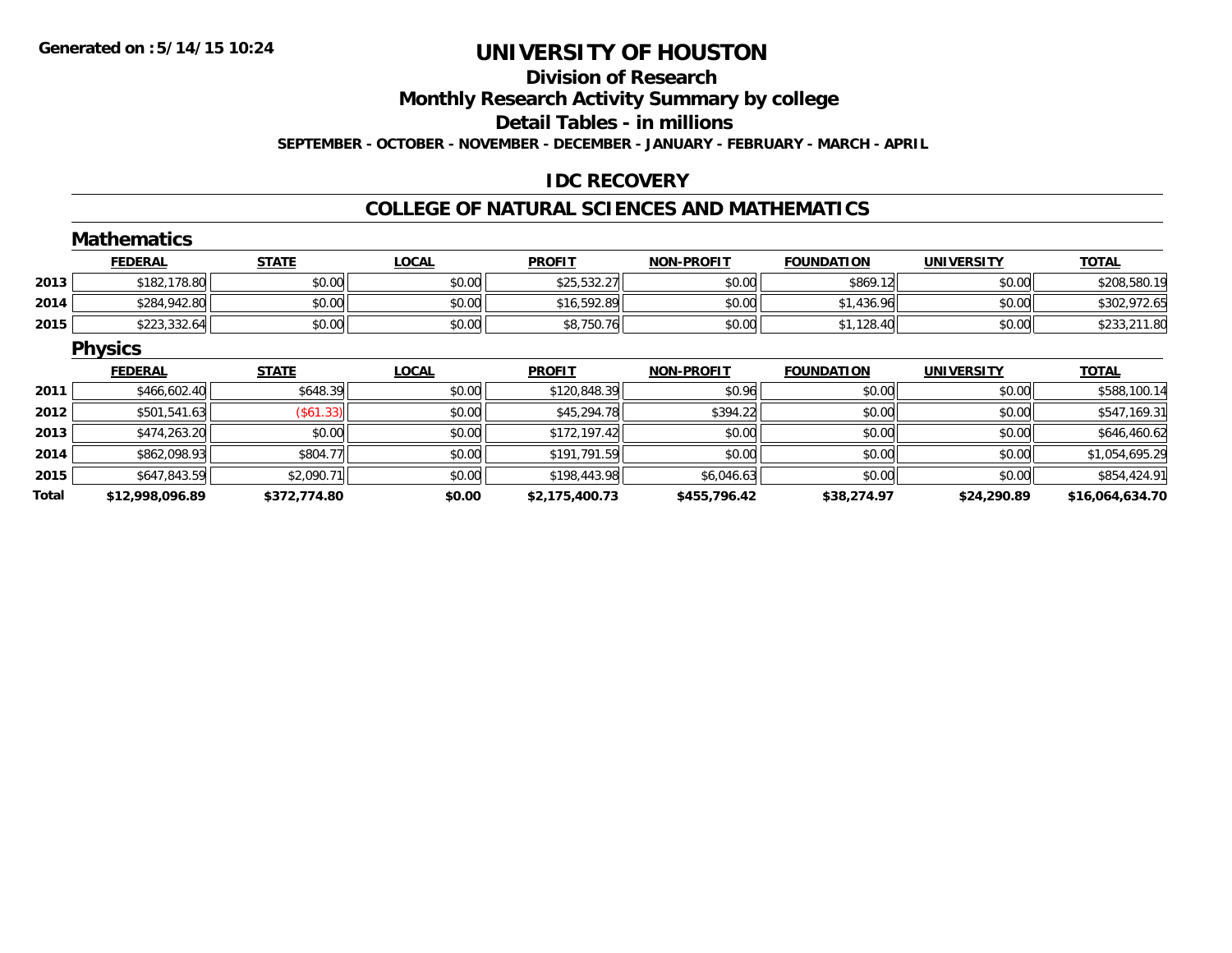**Generated on :5/14/15 10:24**

# UNIVERSITY OF HOUSTON

## Division of Research

## Monthly Research Activity Summary by college

## Detail Tables - in millions

**SEPTEMBER - OCTOBER - NOVEMBER - DECEMBER - JANUARY - FEBRUARY - MARCH - APRIL**

## IDC RECOVERY

## COLLEGE OF NATURAL SCIENCES AND MATHEMATICS

### Mathematics

| | FEDERAL | STATE | LOCAL | PROFIT | NON-PROFIT | FOUNDATION | UNIVERSITY | TOTAL |
|---|---|---|---|---|---|---|---|---|
| 2013 | $182,178.80 | $0.00 | $0.00 | $25,532.27 | $0.00 | $869.12 | $0.00 | $208,580.19 |
| 2014 | $284,942.80 | $0.00 | $0.00 | $16,592.89 | $0.00 | $1,436.96 | $0.00 | $302,972.65 |
| 2015 | $223,332.64 | $0.00 | $0.00 | $8,750.76 | $0.00 | $1,128.40 | $0.00 | $233,211.80 |

### Physics

| | FEDERAL | STATE | LOCAL | PROFIT | NON-PROFIT | FOUNDATION | UNIVERSITY | TOTAL |
|---|---|---|---|---|---|---|---|---|
| 2011 | $466,602.40 | $648.39 | $0.00 | $120,848.39 | $0.96 | $0.00 | $0.00 | $588,100.14 |
| 2012 | $501,541.63 | ($61.33) | $0.00 | $45,294.78 | $394.22 | $0.00 | $0.00 | $547,169.31 |
| 2013 | $474,263.20 | $0.00 | $0.00 | $172,197.42 | $0.00 | $0.00 | $0.00 | $646,460.62 |
| 2014 | $862,098.93 | $804.77 | $0.00 | $191,791.59 | $0.00 | $0.00 | $0.00 | $1,054,695.29 |
| 2015 | $647,843.59 | $2,090.71 | $0.00 | $198,443.98 | $6,046.63 | $0.00 | $0.00 | $854,424.91 |
| **Total** | **$12,998,096.89** | **$372,774.80** | **$0.00** | **$2,175,400.73** | **$455,796.42** | **$38,274.97** | **$24,290.89** | **$16,064,634.70** |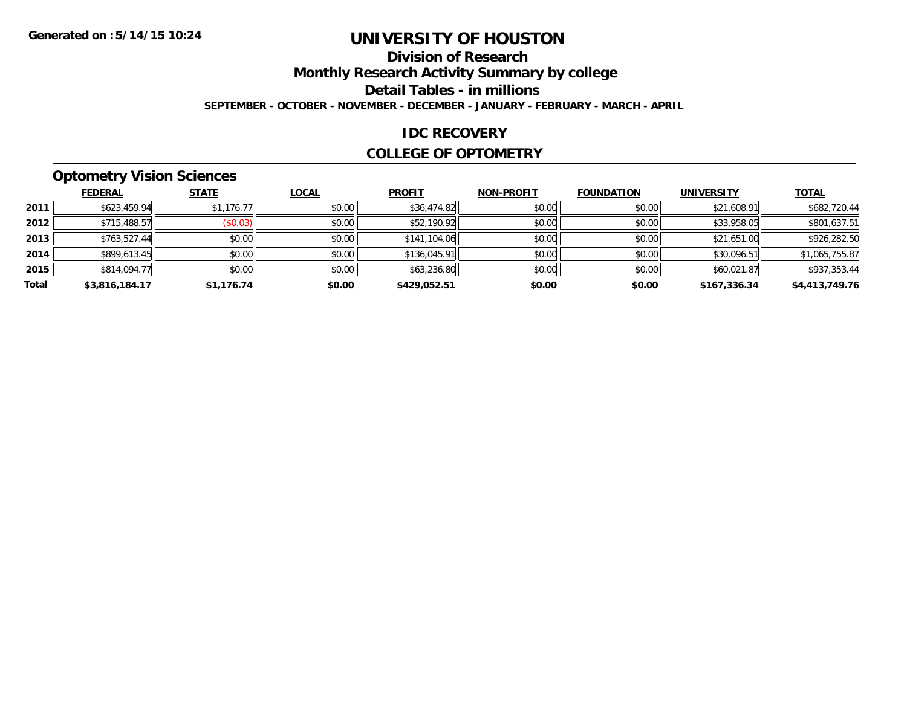Generated on :5/14/15 10:24

# UNIVERSITY OF HOUSTON

## Division of Research

## Monthly Research Activity Summary by college

## Detail Tables - in millions

**SEPTEMBER - OCTOBER - NOVEMBER - DECEMBER - JANUARY - FEBRUARY - MARCH - APRIL**

## IDC RECOVERY

## COLLEGE OF OPTOMETRY

### Optometry Vision Sciences

| | FEDERAL | STATE | LOCAL | PROFIT | NON-PROFIT | FOUNDATION | UNIVERSITY | TOTAL |
|---|---|---|---|---|---|---|---|---|
| 2011 | $623,459.94 | $1,176.77 | $0.00 | $36,474.82 | $0.00 | $0.00 | $21,608.91 | $682,720.44 |
| 2012 | $715,488.57 | ($0.03) | $0.00 | $52,190.92 | $0.00 | $0.00 | $33,958.05 | $801,637.51 |
| 2013 | $763,527.44 | $0.00 | $0.00 | $141,104.06 | $0.00 | $0.00 | $21,651.00 | $926,282.50 |
| 2014 | $899,613.45 | $0.00 | $0.00 | $136,045.91 | $0.00 | $0.00 | $30,096.51 | $1,065,755.87 |
| 2015 | $814,094.77 | $0.00 | $0.00 | $63,236.80 | $0.00 | $0.00 | $60,021.87 | $937,353.44 |
| **Total** | **$3,816,184.17** | **$1,176.74** | **$0.00** | **$429,052.51** | **$0.00** | **$0.00** | **$167,336.34** | **$4,413,749.76** |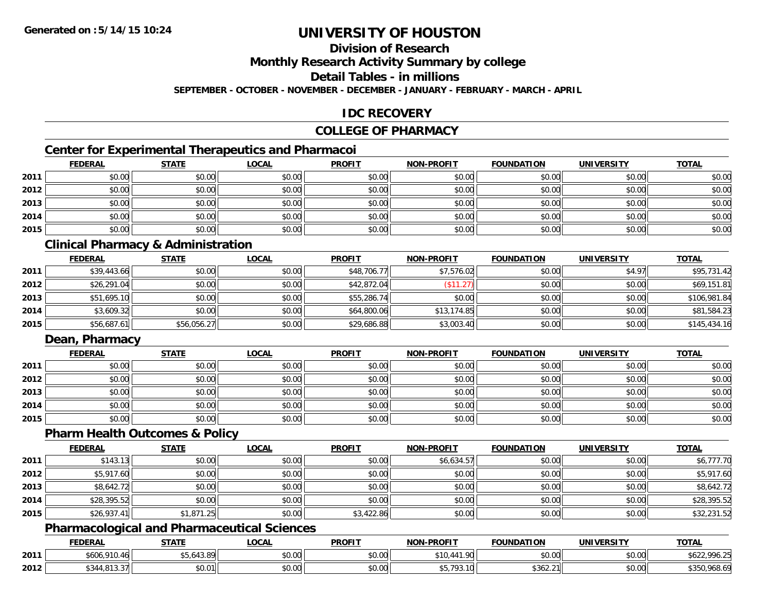Generated on :5/14/15 10:24

# UNIVERSITY OF HOUSTON

## Division of Research

## Monthly Research Activity Summary by college

## Detail Tables - in millions

**SEPTEMBER - OCTOBER - NOVEMBER - DECEMBER - JANUARY - FEBRUARY - MARCH - APRIL**

## IDC RECOVERY

## COLLEGE OF PHARMACY

### Center for Experimental Therapeutics and Pharmacoi

| | FEDERAL | STATE | LOCAL | PROFIT | NON-PROFIT | FOUNDATION | UNIVERSITY | TOTAL |
|---|---|---|---|---|---|---|---|---|
| 2011 | $0.00 | $0.00 | $0.00 | $0.00 | $0.00 | $0.00 | $0.00 | $0.00 |
| 2012 | $0.00 | $0.00 | $0.00 | $0.00 | $0.00 | $0.00 | $0.00 | $0.00 |
| 2013 | $0.00 | $0.00 | $0.00 | $0.00 | $0.00 | $0.00 | $0.00 | $0.00 |
| 2014 | $0.00 | $0.00 | $0.00 | $0.00 | $0.00 | $0.00 | $0.00 | $0.00 |
| 2015 | $0.00 | $0.00 | $0.00 | $0.00 | $0.00 | $0.00 | $0.00 | $0.00 |

### Clinical Pharmacy & Administration

| | FEDERAL | STATE | LOCAL | PROFIT | NON-PROFIT | FOUNDATION | UNIVERSITY | TOTAL |
|---|---|---|---|---|---|---|---|---|
| 2011 | $39,443.66 | $0.00 | $0.00 | $48,706.77 | $7,576.02 | $0.00 | $4.97 | $95,731.42 |
| 2012 | $26,291.04 | $0.00 | $0.00 | $42,872.04 | ($11.27) | $0.00 | $0.00 | $69,151.81 |
| 2013 | $51,695.10 | $0.00 | $0.00 | $55,286.74 | $0.00 | $0.00 | $0.00 | $106,981.84 |
| 2014 | $3,609.32 | $0.00 | $0.00 | $64,800.06 | $13,174.85 | $0.00 | $0.00 | $81,584.23 |
| 2015 | $56,687.61 | $56,056.27 | $0.00 | $29,686.88 | $3,003.40 | $0.00 | $0.00 | $145,434.16 |

### Dean, Pharmacy

| | FEDERAL | STATE | LOCAL | PROFIT | NON-PROFIT | FOUNDATION | UNIVERSITY | TOTAL |
|---|---|---|---|---|---|---|---|---|
| 2011 | $0.00 | $0.00 | $0.00 | $0.00 | $0.00 | $0.00 | $0.00 | $0.00 |
| 2012 | $0.00 | $0.00 | $0.00 | $0.00 | $0.00 | $0.00 | $0.00 | $0.00 |
| 2013 | $0.00 | $0.00 | $0.00 | $0.00 | $0.00 | $0.00 | $0.00 | $0.00 |
| 2014 | $0.00 | $0.00 | $0.00 | $0.00 | $0.00 | $0.00 | $0.00 | $0.00 |
| 2015 | $0.00 | $0.00 | $0.00 | $0.00 | $0.00 | $0.00 | $0.00 | $0.00 |

### Pharm Health Outcomes & Policy

| | FEDERAL | STATE | LOCAL | PROFIT | NON-PROFIT | FOUNDATION | UNIVERSITY | TOTAL |
|---|---|---|---|---|---|---|---|---|
| 2011 | $143.13 | $0.00 | $0.00 | $0.00 | $6,634.57 | $0.00 | $0.00 | $6,777.70 |
| 2012 | $5,917.60 | $0.00 | $0.00 | $0.00 | $0.00 | $0.00 | $0.00 | $5,917.60 |
| 2013 | $8,642.72 | $0.00 | $0.00 | $0.00 | $0.00 | $0.00 | $0.00 | $8,642.72 |
| 2014 | $28,395.52 | $0.00 | $0.00 | $0.00 | $0.00 | $0.00 | $0.00 | $28,395.52 |
| 2015 | $26,937.41 | $1,871.25 | $0.00 | $3,422.86 | $0.00 | $0.00 | $0.00 | $32,231.52 |

### Pharmacological and Pharmaceutical Sciences

| | FEDERAL | STATE | LOCAL | PROFIT | NON-PROFIT | FOUNDATION | UNIVERSITY | TOTAL |
|---|---|---|---|---|---|---|---|---|
| 2011 | $606,910.46 | $5,643.89 | $0.00 | $0.00 | $10,441.90 | $0.00 | $0.00 | $622,996.25 |
| 2012 | $344,813.37 | $0.01 | $0.00 | $0.00 | $5,793.10 | $362.21 | $0.00 | $350,968.69 |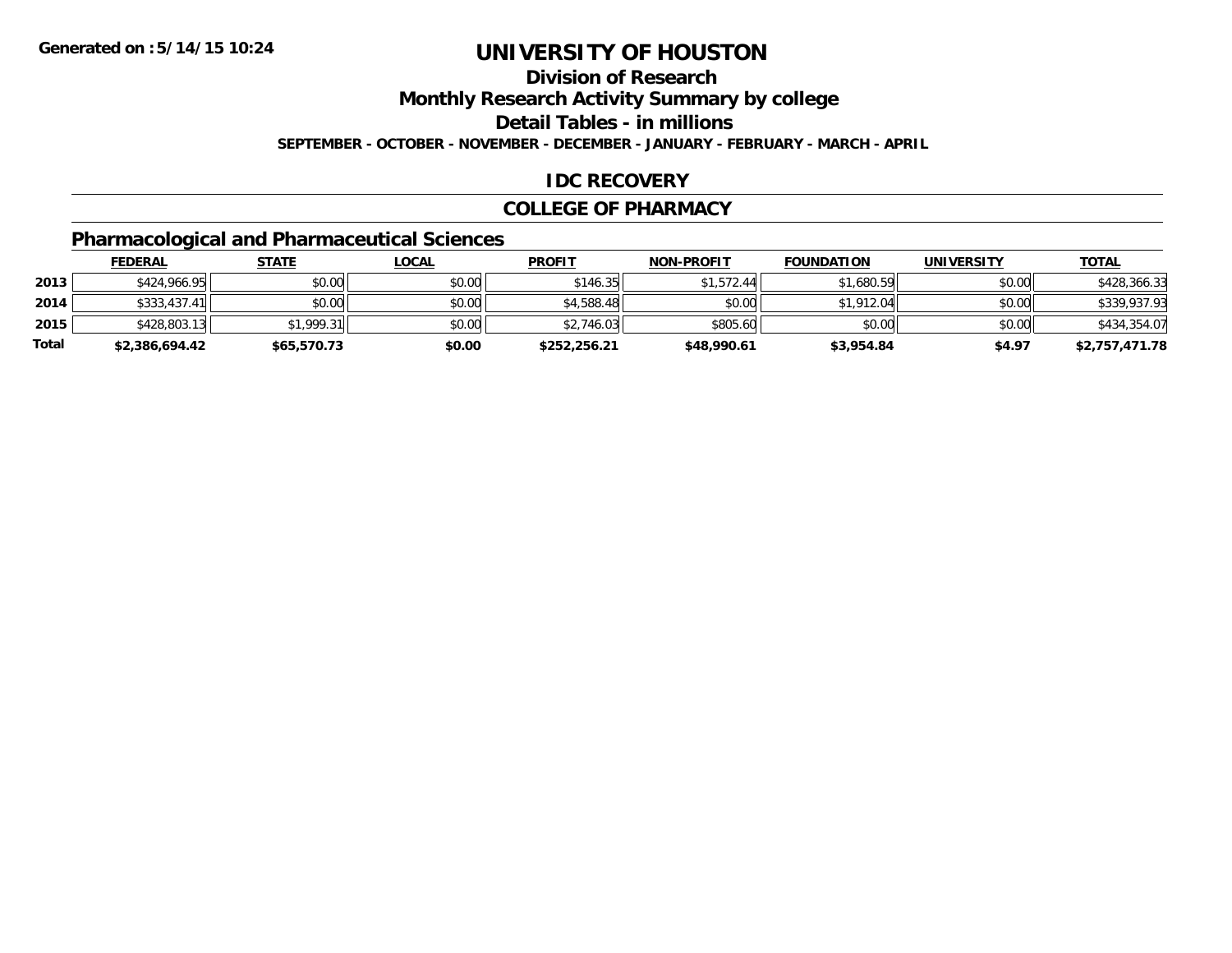# UNIVERSITY OF HOUSTON

## Division of Research

## Monthly Research Activity Summary by college

## Detail Tables - in millions

**SEPTEMBER - OCTOBER - NOVEMBER - DECEMBER - JANUARY - FEBRUARY - MARCH - APRIL**

## IDC RECOVERY

## COLLEGE OF PHARMACY

### Pharmacological and Pharmaceutical Sciences

| | FEDERAL | STATE | LOCAL | PROFIT | NON-PROFIT | FOUNDATION | UNIVERSITY | TOTAL |
|---|---|---|---|---|---|---|---|---|
| 2013 | $424,966.95 | $0.00 | $0.00 | $146.35 | $1,572.44 | $1,680.59 | $0.00 | $428,366.33 |
| 2014 | $333,437.41 | $0.00 | $0.00 | $4,588.48 | $0.00 | $1,912.04 | $0.00 | $339,937.93 |
| 2015 | $428,803.13 | $1,999.31 | $0.00 | $2,746.03 | $805.60 | $0.00 | $0.00 | $434,354.07 |
| **Total** | **$2,386,694.42** | **$65,570.73** | **$0.00** | **$252,256.21** | **$48,990.61** | **$3,954.84** | **$4.97** | **$2,757,471.78** |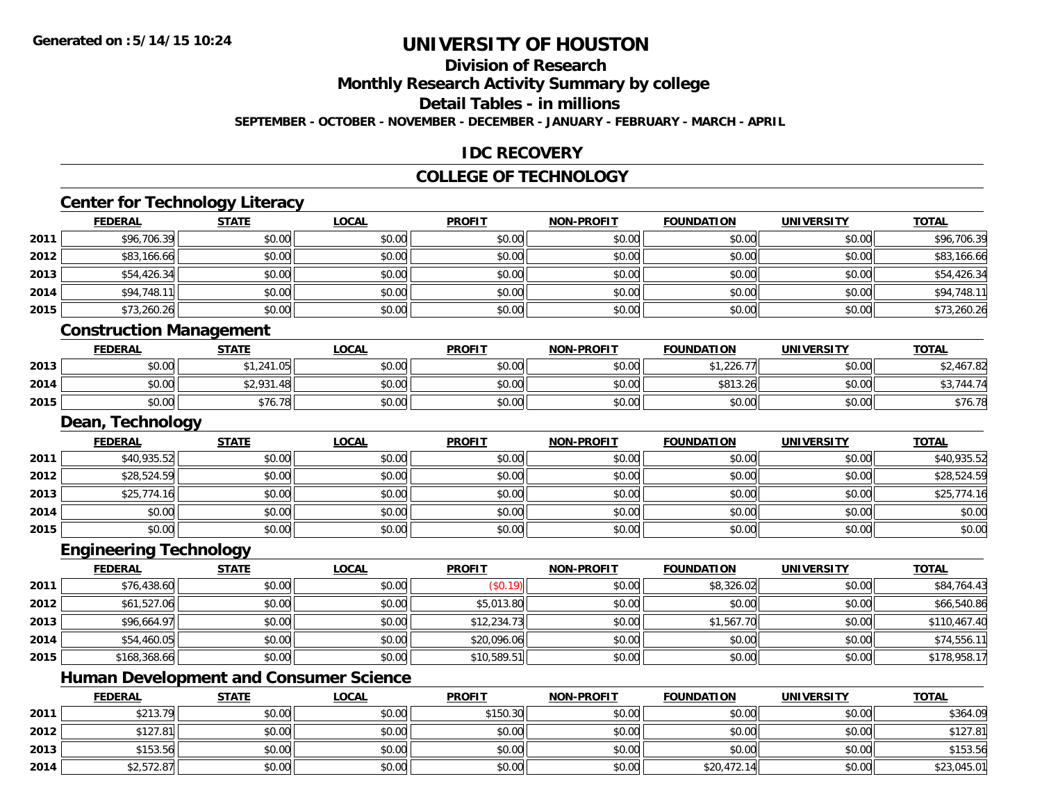# UNIVERSITY OF HOUSTON

## Division of Research

## Monthly Research Activity Summary by college

## Detail Tables - in millions

**SEPTEMBER - OCTOBER - NOVEMBER - DECEMBER - JANUARY - FEBRUARY - MARCH - APRIL**

## IDC RECOVERY

## COLLEGE OF TECHNOLOGY

### Center for Technology Literacy

| | FEDERAL | STATE | LOCAL | PROFIT | NON-PROFIT | FOUNDATION | UNIVERSITY | TOTAL |
|---|---|---|---|---|---|---|---|---|
| 2011 | $96,706.39 | $0.00 | $0.00 | $0.00 | $0.00 | $0.00 | $0.00 | $96,706.39 |
| 2012 | $83,166.66 | $0.00 | $0.00 | $0.00 | $0.00 | $0.00 | $0.00 | $83,166.66 |
| 2013 | $54,426.34 | $0.00 | $0.00 | $0.00 | $0.00 | $0.00 | $0.00 | $54,426.34 |
| 2014 | $94,748.11 | $0.00 | $0.00 | $0.00 | $0.00 | $0.00 | $0.00 | $94,748.11 |
| 2015 | $73,260.26 | $0.00 | $0.00 | $0.00 | $0.00 | $0.00 | $0.00 | $73,260.26 |

### Construction Management

| | FEDERAL | STATE | LOCAL | PROFIT | NON-PROFIT | FOUNDATION | UNIVERSITY | TOTAL |
|---|---|---|---|---|---|---|---|---|
| 2013 | $0.00 | $1,241.05 | $0.00 | $0.00 | $0.00 | $1,226.77 | $0.00 | $2,467.82 |
| 2014 | $0.00 | $2,931.48 | $0.00 | $0.00 | $0.00 | $813.26 | $0.00 | $3,744.74 |
| 2015 | $0.00 | $76.78 | $0.00 | $0.00 | $0.00 | $0.00 | $0.00 | $76.78 |

### Dean, Technology

| | FEDERAL | STATE | LOCAL | PROFIT | NON-PROFIT | FOUNDATION | UNIVERSITY | TOTAL |
|---|---|---|---|---|---|---|---|---|
| 2011 | $40,935.52 | $0.00 | $0.00 | $0.00 | $0.00 | $0.00 | $0.00 | $40,935.52 |
| 2012 | $28,524.59 | $0.00 | $0.00 | $0.00 | $0.00 | $0.00 | $0.00 | $28,524.59 |
| 2013 | $25,774.16 | $0.00 | $0.00 | $0.00 | $0.00 | $0.00 | $0.00 | $25,774.16 |
| 2014 | $0.00 | $0.00 | $0.00 | $0.00 | $0.00 | $0.00 | $0.00 | $0.00 |
| 2015 | $0.00 | $0.00 | $0.00 | $0.00 | $0.00 | $0.00 | $0.00 | $0.00 |

### Engineering Technology

| | FEDERAL | STATE | LOCAL | PROFIT | NON-PROFIT | FOUNDATION | UNIVERSITY | TOTAL |
|---|---|---|---|---|---|---|---|---|
| 2011 | $76,438.60 | $0.00 | $0.00 | ($0.19) | $0.00 | $8,326.02 | $0.00 | $84,764.43 |
| 2012 | $61,527.06 | $0.00 | $0.00 | $5,013.80 | $0.00 | $0.00 | $0.00 | $66,540.86 |
| 2013 | $96,664.97 | $0.00 | $0.00 | $12,234.73 | $0.00 | $1,567.70 | $0.00 | $110,467.40 |
| 2014 | $54,460.05 | $0.00 | $0.00 | $20,096.06 | $0.00 | $0.00 | $0.00 | $74,556.11 |
| 2015 | $168,368.66 | $0.00 | $0.00 | $10,589.51 | $0.00 | $0.00 | $0.00 | $178,958.17 |

### Human Development and Consumer Science

| | FEDERAL | STATE | LOCAL | PROFIT | NON-PROFIT | FOUNDATION | UNIVERSITY | TOTAL |
|---|---|---|---|---|---|---|---|---|
| 2011 | $213.79 | $0.00 | $0.00 | $150.30 | $0.00 | $0.00 | $0.00 | $364.09 |
| 2012 | $127.81 | $0.00 | $0.00 | $0.00 | $0.00 | $0.00 | $0.00 | $127.81 |
| 2013 | $153.56 | $0.00 | $0.00 | $0.00 | $0.00 | $0.00 | $0.00 | $153.56 |
| 2014 | $2,572.87 | $0.00 | $0.00 | $0.00 | $0.00 | $20,472.14 | $0.00 | $23,045.01 |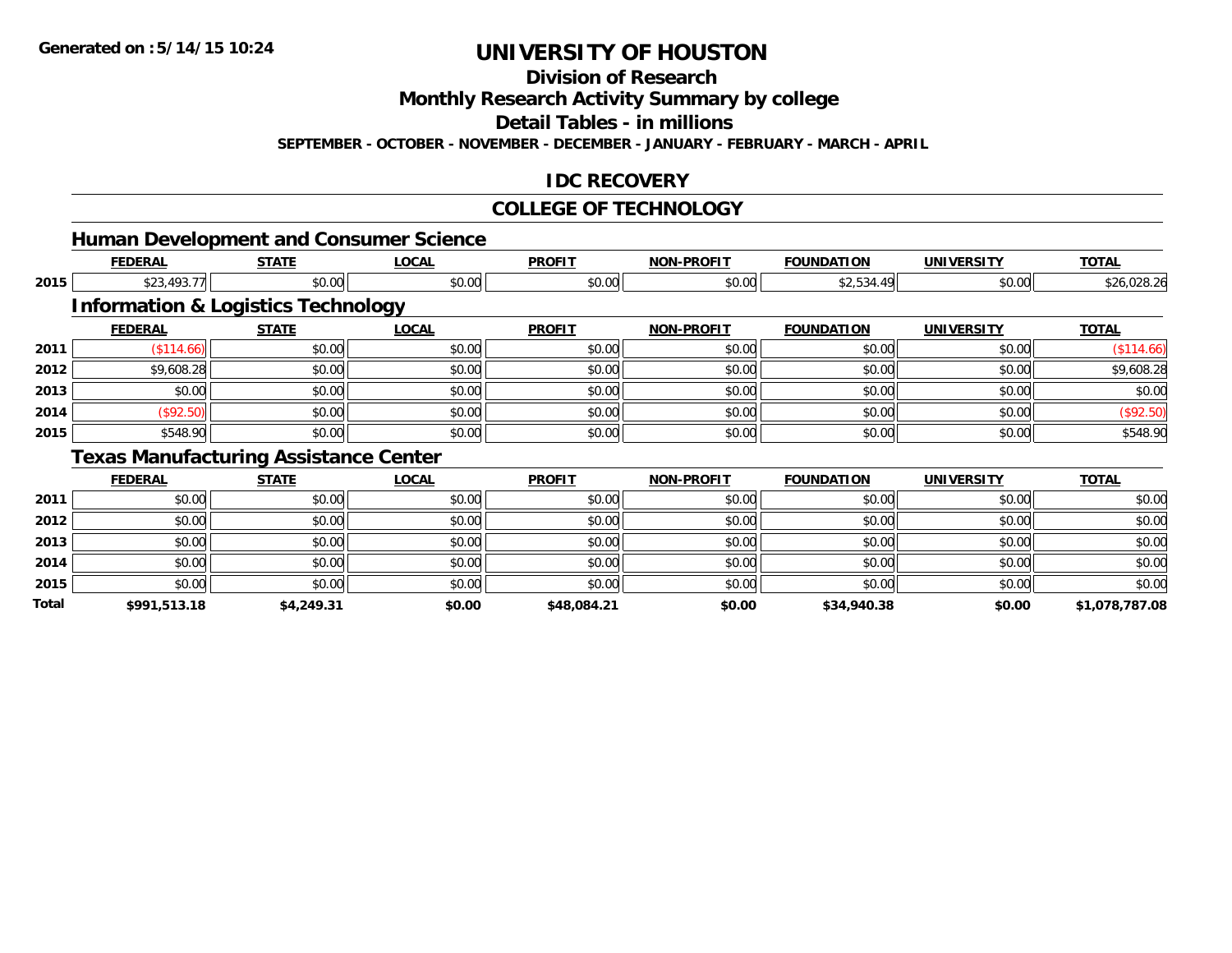Generated on :5/14/15 10:24

# UNIVERSITY OF HOUSTON

## Division of Research

## Monthly Research Activity Summary by college

## Detail Tables - in millions

**SEPTEMBER - OCTOBER - NOVEMBER - DECEMBER - JANUARY - FEBRUARY - MARCH - APRIL**

## IDC RECOVERY

## COLLEGE OF TECHNOLOGY

### Human Development and Consumer Science

| | FEDERAL | STATE | LOCAL | PROFIT | NON-PROFIT | FOUNDATION | UNIVERSITY | TOTAL |
|---|---|---|---|---|---|---|---|---|
| 2015 | $23,493.77 | $0.00 | $0.00 | $0.00 | $0.00 | $2,534.49 | $0.00 | $26,028.26 |

### Information & Logistics Technology

| | FEDERAL | STATE | LOCAL | PROFIT | NON-PROFIT | FOUNDATION | UNIVERSITY | TOTAL |
|---|---|---|---|---|---|---|---|---|
| 2011 | ($114.66) | $0.00 | $0.00 | $0.00 | $0.00 | $0.00 | $0.00 | ($114.66) |
| 2012 | $9,608.28 | $0.00 | $0.00 | $0.00 | $0.00 | $0.00 | $0.00 | $9,608.28 |
| 2013 | $0.00 | $0.00 | $0.00 | $0.00 | $0.00 | $0.00 | $0.00 | $0.00 |
| 2014 | ($92.50) | $0.00 | $0.00 | $0.00 | $0.00 | $0.00 | $0.00 | ($92.50) |
| 2015 | $548.90 | $0.00 | $0.00 | $0.00 | $0.00 | $0.00 | $0.00 | $548.90 |

### Texas Manufacturing Assistance Center

| | FEDERAL | STATE | LOCAL | PROFIT | NON-PROFIT | FOUNDATION | UNIVERSITY | TOTAL |
|---|---|---|---|---|---|---|---|---|
| 2011 | $0.00 | $0.00 | $0.00 | $0.00 | $0.00 | $0.00 | $0.00 | $0.00 |
| 2012 | $0.00 | $0.00 | $0.00 | $0.00 | $0.00 | $0.00 | $0.00 | $0.00 |
| 2013 | $0.00 | $0.00 | $0.00 | $0.00 | $0.00 | $0.00 | $0.00 | $0.00 |
| 2014 | $0.00 | $0.00 | $0.00 | $0.00 | $0.00 | $0.00 | $0.00 | $0.00 |
| 2015 | $0.00 | $0.00 | $0.00 | $0.00 | $0.00 | $0.00 | $0.00 | $0.00 |
| **Total** | **$991,513.18** | **$4,249.31** | **$0.00** | **$48,084.21** | **$0.00** | **$34,940.38** | **$0.00** | **$1,078,787.08** |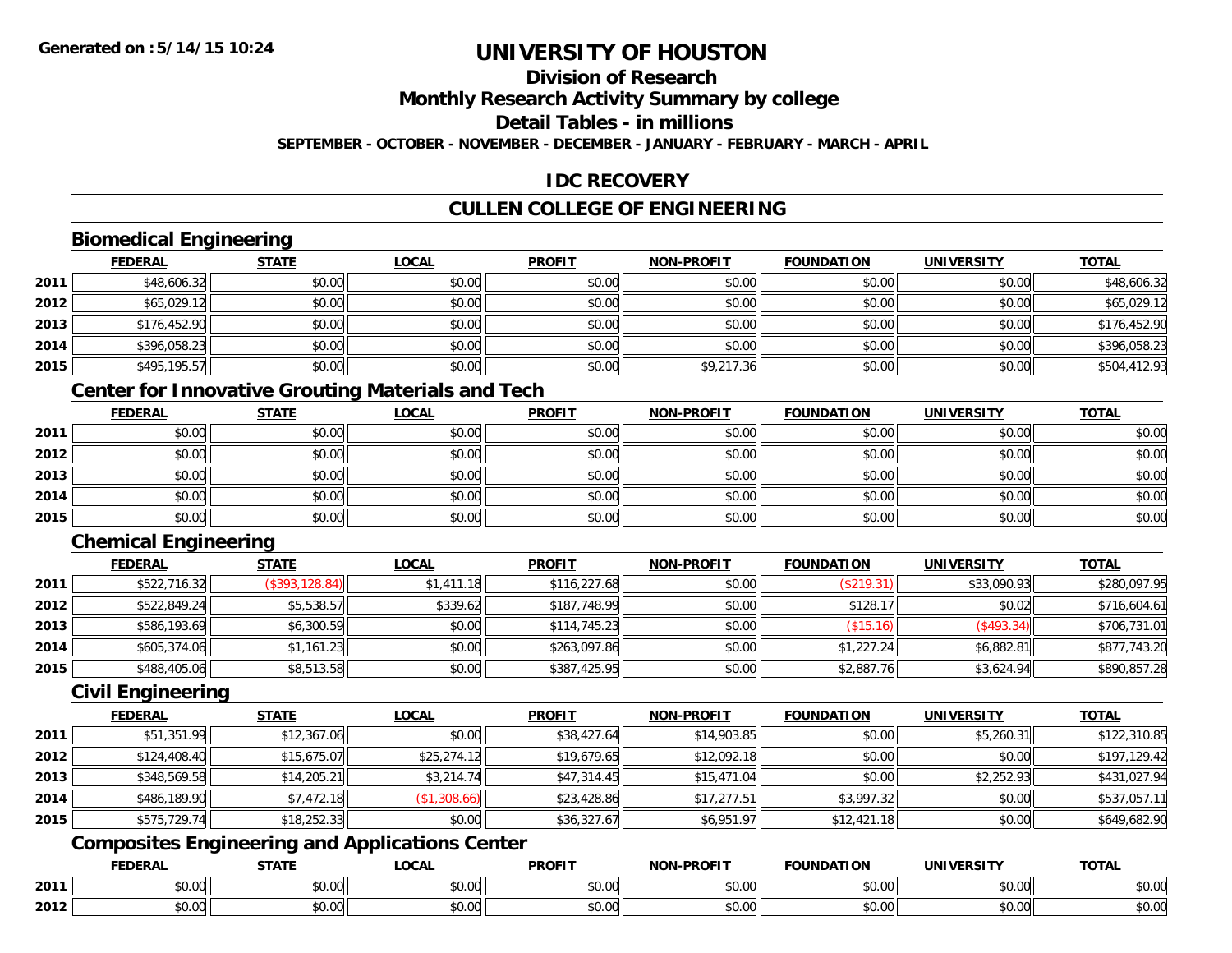**Generated on :5/14/15 10:24**

# UNIVERSITY OF HOUSTON

## Division of Research

## Monthly Research Activity Summary by college

## Detail Tables - in millions

**SEPTEMBER - OCTOBER - NOVEMBER - DECEMBER - JANUARY - FEBRUARY - MARCH - APRIL**

## IDC RECOVERY

## CULLEN COLLEGE OF ENGINEERING

### Biomedical Engineering

| | FEDERAL | STATE | LOCAL | PROFIT | NON-PROFIT | FOUNDATION | UNIVERSITY | TOTAL |
|---|---|---|---|---|---|---|---|---|
| 2011 | $48,606.32 | $0.00 | $0.00 | $0.00 | $0.00 | $0.00 | $0.00 | $48,606.32 |
| 2012 | $65,029.12 | $0.00 | $0.00 | $0.00 | $0.00 | $0.00 | $0.00 | $65,029.12 |
| 2013 | $176,452.90 | $0.00 | $0.00 | $0.00 | $0.00 | $0.00 | $0.00 | $176,452.90 |
| 2014 | $396,058.23 | $0.00 | $0.00 | $0.00 | $0.00 | $0.00 | $0.00 | $396,058.23 |
| 2015 | $495,195.57 | $0.00 | $0.00 | $0.00 | $9,217.36 | $0.00 | $0.00 | $504,412.93 |

### Center for Innovative Grouting Materials and Tech

| | FEDERAL | STATE | LOCAL | PROFIT | NON-PROFIT | FOUNDATION | UNIVERSITY | TOTAL |
|---|---|---|---|---|---|---|---|---|
| 2011 | $0.00 | $0.00 | $0.00 | $0.00 | $0.00 | $0.00 | $0.00 | $0.00 |
| 2012 | $0.00 | $0.00 | $0.00 | $0.00 | $0.00 | $0.00 | $0.00 | $0.00 |
| 2013 | $0.00 | $0.00 | $0.00 | $0.00 | $0.00 | $0.00 | $0.00 | $0.00 |
| 2014 | $0.00 | $0.00 | $0.00 | $0.00 | $0.00 | $0.00 | $0.00 | $0.00 |
| 2015 | $0.00 | $0.00 | $0.00 | $0.00 | $0.00 | $0.00 | $0.00 | $0.00 |

### Chemical Engineering

| | FEDERAL | STATE | LOCAL | PROFIT | NON-PROFIT | FOUNDATION | UNIVERSITY | TOTAL |
|---|---|---|---|---|---|---|---|---|
| 2011 | $522,716.32 | ($393,128.84) | $1,411.18 | $116,227.68 | $0.00 | ($219.31) | $33,090.93 | $280,097.95 |
| 2012 | $522,849.24 | $5,538.57 | $339.62 | $187,748.99 | $0.00 | $128.17 | $0.02 | $716,604.61 |
| 2013 | $586,193.69 | $6,300.59 | $0.00 | $114,745.23 | $0.00 | ($15.16) | ($493.34) | $706,731.01 |
| 2014 | $605,374.06 | $1,161.23 | $0.00 | $263,097.86 | $0.00 | $1,227.24 | $6,882.81 | $877,743.20 |
| 2015 | $488,405.06 | $8,513.58 | $0.00 | $387,425.95 | $0.00 | $2,887.76 | $3,624.94 | $890,857.28 |

### Civil Engineering

| | FEDERAL | STATE | LOCAL | PROFIT | NON-PROFIT | FOUNDATION | UNIVERSITY | TOTAL |
|---|---|---|---|---|---|---|---|---|
| 2011 | $51,351.99 | $12,367.06 | $0.00 | $38,427.64 | $14,903.85 | $0.00 | $5,260.31 | $122,310.85 |
| 2012 | $124,408.40 | $15,675.07 | $25,274.12 | $19,679.65 | $12,092.18 | $0.00 | $0.00 | $197,129.42 |
| 2013 | $348,569.58 | $14,205.21 | $3,214.74 | $47,314.45 | $15,471.04 | $0.00 | $2,252.93 | $431,027.94 |
| 2014 | $486,189.90 | $7,472.18 | ($1,308.66) | $23,428.86 | $17,277.51 | $3,997.32 | $0.00 | $537,057.11 |
| 2015 | $575,729.74 | $18,252.33 | $0.00 | $36,327.67 | $6,951.97 | $12,421.18 | $0.00 | $649,682.90 |

### Composites Engineering and Applications Center

| | FEDERAL | STATE | LOCAL | PROFIT | NON-PROFIT | FOUNDATION | UNIVERSITY | TOTAL |
|---|---|---|---|---|---|---|---|---|
| 2011 | $0.00 | $0.00 | $0.00 | $0.00 | $0.00 | $0.00 | $0.00 | $0.00 |
| 2012 | $0.00 | $0.00 | $0.00 | $0.00 | $0.00 | $0.00 | $0.00 | $0.00 |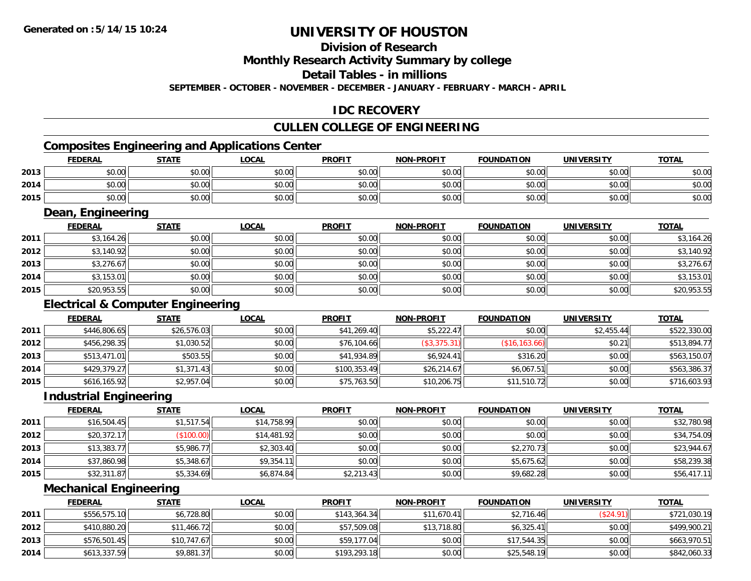# UNIVERSITY OF HOUSTON

## Division of Research

## Monthly Research Activity Summary by college

## Detail Tables - in millions

**SEPTEMBER - OCTOBER - NOVEMBER - DECEMBER - JANUARY - FEBRUARY - MARCH - APRIL**

## IDC RECOVERY

## CULLEN COLLEGE OF ENGINEERING

### Composites Engineering and Applications Center

| | FEDERAL | STATE | LOCAL | PROFIT | NON-PROFIT | FOUNDATION | UNIVERSITY | TOTAL |
|---|---|---|---|---|---|---|---|---|
| 2013 | $0.00 | $0.00 | $0.00 | $0.00 | $0.00 | $0.00 | $0.00 | $0.00 |
| 2014 | $0.00 | $0.00 | $0.00 | $0.00 | $0.00 | $0.00 | $0.00 | $0.00 |
| 2015 | $0.00 | $0.00 | $0.00 | $0.00 | $0.00 | $0.00 | $0.00 | $0.00 |

### Dean, Engineering

| | FEDERAL | STATE | LOCAL | PROFIT | NON-PROFIT | FOUNDATION | UNIVERSITY | TOTAL |
|---|---|---|---|---|---|---|---|---|
| 2011 | $3,164.26 | $0.00 | $0.00 | $0.00 | $0.00 | $0.00 | $0.00 | $3,164.26 |
| 2012 | $3,140.92 | $0.00 | $0.00 | $0.00 | $0.00 | $0.00 | $0.00 | $3,140.92 |
| 2013 | $3,276.67 | $0.00 | $0.00 | $0.00 | $0.00 | $0.00 | $0.00 | $3,276.67 |
| 2014 | $3,153.01 | $0.00 | $0.00 | $0.00 | $0.00 | $0.00 | $0.00 | $3,153.01 |
| 2015 | $20,953.55 | $0.00 | $0.00 | $0.00 | $0.00 | $0.00 | $0.00 | $20,953.55 |

### Electrical & Computer Engineering

| | FEDERAL | STATE | LOCAL | PROFIT | NON-PROFIT | FOUNDATION | UNIVERSITY | TOTAL |
|---|---|---|---|---|---|---|---|---|
| 2011 | $446,806.65 | $26,576.03 | $0.00 | $41,269.40 | $5,222.47 | $0.00 | $2,455.44 | $522,330.00 |
| 2012 | $456,298.35 | $1,030.52 | $0.00 | $76,104.66 | ($3,375.31) | ($16,163.66) | $0.21 | $513,894.77 |
| 2013 | $513,471.01 | $503.55 | $0.00 | $41,934.89 | $6,924.41 | $316.20 | $0.00 | $563,150.07 |
| 2014 | $429,379.27 | $1,371.43 | $0.00 | $100,353.49 | $26,214.67 | $6,067.51 | $0.00 | $563,386.37 |
| 2015 | $616,165.92 | $2,957.04 | $0.00 | $75,763.50 | $10,206.75 | $11,510.72 | $0.00 | $716,603.93 |

### Industrial Engineering

| | FEDERAL | STATE | LOCAL | PROFIT | NON-PROFIT | FOUNDATION | UNIVERSITY | TOTAL |
|---|---|---|---|---|---|---|---|---|
| 2011 | $16,504.45 | $1,517.54 | $14,758.99 | $0.00 | $0.00 | $0.00 | $0.00 | $32,780.98 |
| 2012 | $20,372.17 | ($100.00) | $14,481.92 | $0.00 | $0.00 | $0.00 | $0.00 | $34,754.09 |
| 2013 | $13,383.77 | $5,986.77 | $2,303.40 | $0.00 | $0.00 | $2,270.73 | $0.00 | $23,944.67 |
| 2014 | $37,860.98 | $5,348.67 | $9,354.11 | $0.00 | $0.00 | $5,675.62 | $0.00 | $58,239.38 |
| 2015 | $32,311.87 | $5,334.69 | $6,874.84 | $2,213.43 | $0.00 | $9,682.28 | $0.00 | $56,417.11 |

### Mechanical Engineering

| | FEDERAL | STATE | LOCAL | PROFIT | NON-PROFIT | FOUNDATION | UNIVERSITY | TOTAL |
|---|---|---|---|---|---|---|---|---|
| 2011 | $556,575.10 | $6,728.80 | $0.00 | $143,364.34 | $11,670.41 | $2,716.46 | ($24.91) | $721,030.19 |
| 2012 | $410,880.20 | $11,466.72 | $0.00 | $57,509.08 | $13,718.80 | $6,325.41 | $0.00 | $499,900.21 |
| 2013 | $576,501.45 | $10,747.67 | $0.00 | $59,177.04 | $0.00 | $17,544.35 | $0.00 | $663,970.51 |
| 2014 | $613,337.59 | $9,881.37 | $0.00 | $193,293.18 | $0.00 | $25,548.19 | $0.00 | $842,060.33 |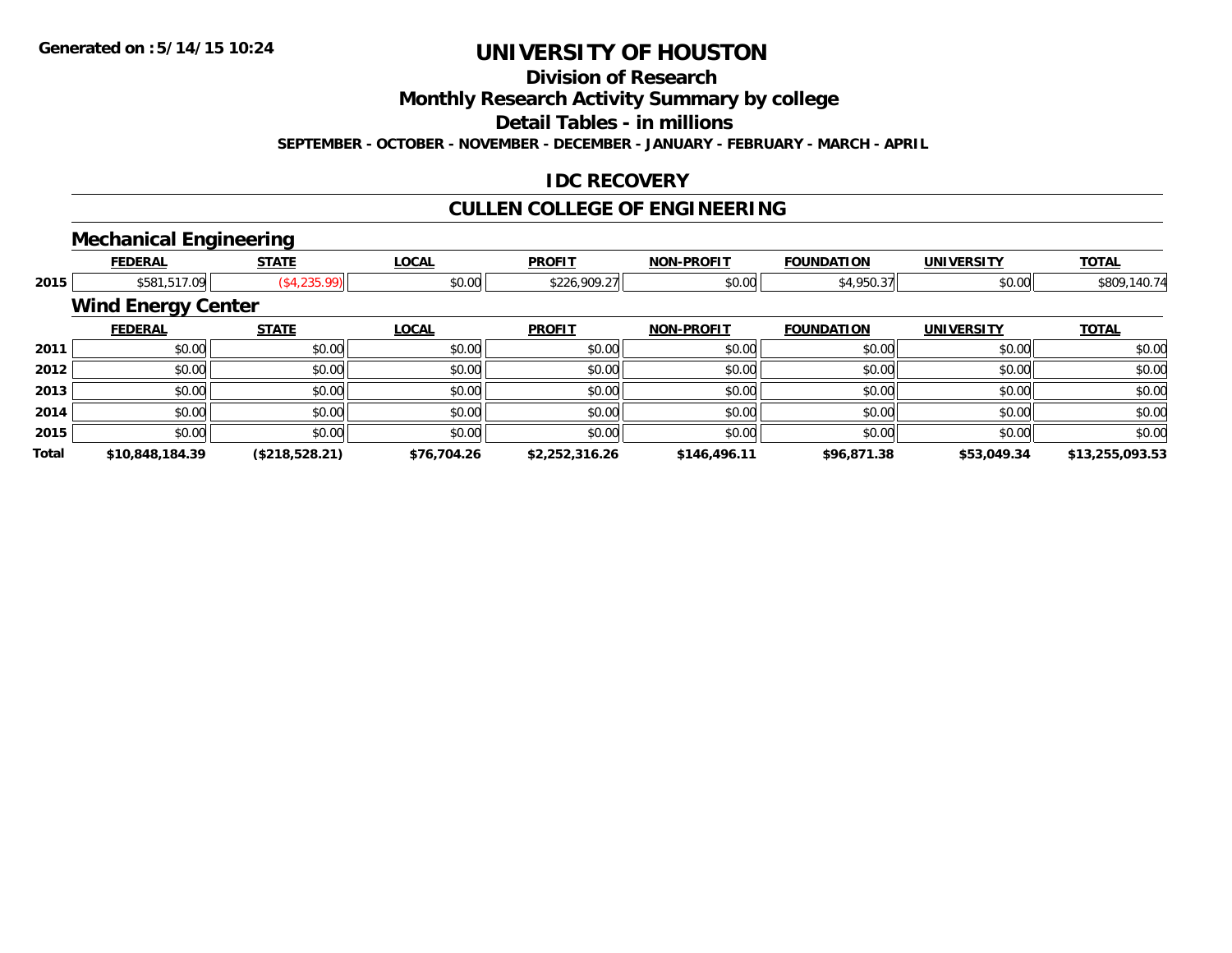# UNIVERSITY OF HOUSTON

## Division of Research

## Monthly Research Activity Summary by college

## Detail Tables - in millions

**SEPTEMBER - OCTOBER - NOVEMBER - DECEMBER - JANUARY - FEBRUARY - MARCH - APRIL**

Generated on :5/14/15 10:24

## IDC RECOVERY

## CULLEN COLLEGE OF ENGINEERING

### Mechanical Engineering

| | FEDERAL | STATE | LOCAL | PROFIT | NON-PROFIT | FOUNDATION | UNIVERSITY | TOTAL |
|---|---|---|---|---|---|---|---|---|
| 2015 | $581,517.09 | ($4,235.99) | $0.00 | $226,909.27 | $0.00 | $4,950.37 | $0.00 | $809,140.74 |

### Wind Energy Center

| | FEDERAL | STATE | LOCAL | PROFIT | NON-PROFIT | FOUNDATION | UNIVERSITY | TOTAL |
|---|---|---|---|---|---|---|---|---|
| 2011 | $0.00 | $0.00 | $0.00 | $0.00 | $0.00 | $0.00 | $0.00 | $0.00 |
| 2012 | $0.00 | $0.00 | $0.00 | $0.00 | $0.00 | $0.00 | $0.00 | $0.00 |
| 2013 | $0.00 | $0.00 | $0.00 | $0.00 | $0.00 | $0.00 | $0.00 | $0.00 |
| 2014 | $0.00 | $0.00 | $0.00 | $0.00 | $0.00 | $0.00 | $0.00 | $0.00 |
| 2015 | $0.00 | $0.00 | $0.00 | $0.00 | $0.00 | $0.00 | $0.00 | $0.00 |
| **Total** | **$10,848,184.39** | **($218,528.21)** | **$76,704.26** | **$2,252,316.26** | **$146,496.11** | **$96,871.38** | **$53,049.34** | **$13,255,093.53** |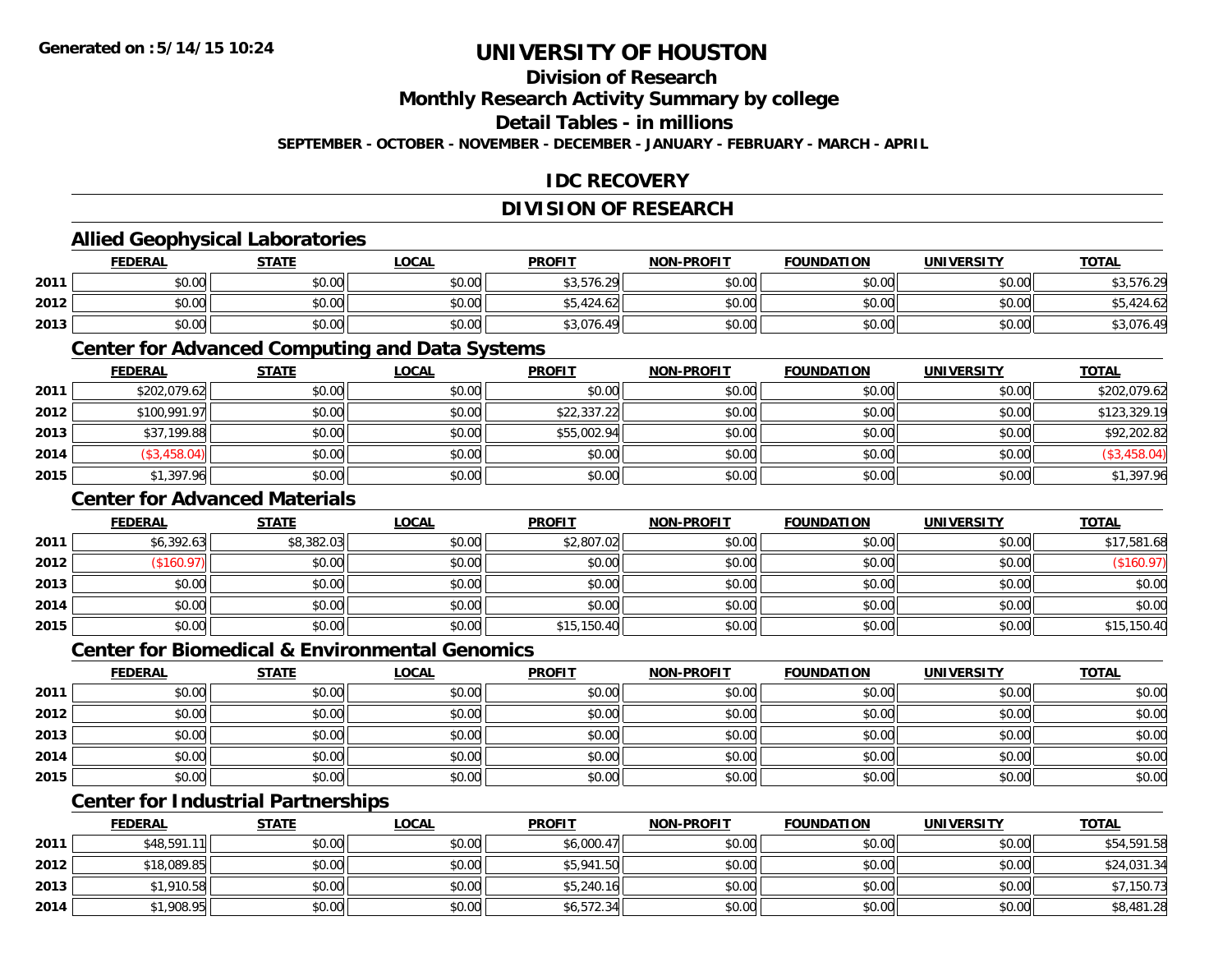# UNIVERSITY OF HOUSTON

## Division of Research

## Monthly Research Activity Summary by college

## Detail Tables - in millions

**SEPTEMBER - OCTOBER - NOVEMBER - DECEMBER - JANUARY - FEBRUARY - MARCH - APRIL**

## IDC RECOVERY

## DIVISION OF RESEARCH

### Allied Geophysical Laboratories

| | FEDERAL | STATE | LOCAL | PROFIT | NON-PROFIT | FOUNDATION | UNIVERSITY | TOTAL |
|---|---|---|---|---|---|---|---|---|
| 2011 | $0.00 | $0.00 | $0.00 | $3,576.29 | $0.00 | $0.00 | $0.00 | $3,576.29 |
| 2012 | $0.00 | $0.00 | $0.00 | $5,424.62 | $0.00 | $0.00 | $0.00 | $5,424.62 |
| 2013 | $0.00 | $0.00 | $0.00 | $3,076.49 | $0.00 | $0.00 | $0.00 | $3,076.49 |

### Center for Advanced Computing and Data Systems

| | FEDERAL | STATE | LOCAL | PROFIT | NON-PROFIT | FOUNDATION | UNIVERSITY | TOTAL |
|---|---|---|---|---|---|---|---|---|
| 2011 | $202,079.62 | $0.00 | $0.00 | $0.00 | $0.00 | $0.00 | $0.00 | $202,079.62 |
| 2012 | $100,991.97 | $0.00 | $0.00 | $22,337.22 | $0.00 | $0.00 | $0.00 | $123,329.19 |
| 2013 | $37,199.88 | $0.00 | $0.00 | $55,002.94 | $0.00 | $0.00 | $0.00 | $92,202.82 |
| 2014 | ($3,458.04) | $0.00 | $0.00 | $0.00 | $0.00 | $0.00 | $0.00 | ($3,458.04) |
| 2015 | $1,397.96 | $0.00 | $0.00 | $0.00 | $0.00 | $0.00 | $0.00 | $1,397.96 |

### Center for Advanced Materials

| | FEDERAL | STATE | LOCAL | PROFIT | NON-PROFIT | FOUNDATION | UNIVERSITY | TOTAL |
|---|---|---|---|---|---|---|---|---|
| 2011 | $6,392.63 | $8,382.03 | $0.00 | $2,807.02 | $0.00 | $0.00 | $0.00 | $17,581.68 |
| 2012 | ($160.97) | $0.00 | $0.00 | $0.00 | $0.00 | $0.00 | $0.00 | ($160.97) |
| 2013 | $0.00 | $0.00 | $0.00 | $0.00 | $0.00 | $0.00 | $0.00 | $0.00 |
| 2014 | $0.00 | $0.00 | $0.00 | $0.00 | $0.00 | $0.00 | $0.00 | $0.00 |
| 2015 | $0.00 | $0.00 | $0.00 | $15,150.40 | $0.00 | $0.00 | $0.00 | $15,150.40 |

### Center for Biomedical & Environmental Genomics

| | FEDERAL | STATE | LOCAL | PROFIT | NON-PROFIT | FOUNDATION | UNIVERSITY | TOTAL |
|---|---|---|---|---|---|---|---|---|
| 2011 | $0.00 | $0.00 | $0.00 | $0.00 | $0.00 | $0.00 | $0.00 | $0.00 |
| 2012 | $0.00 | $0.00 | $0.00 | $0.00 | $0.00 | $0.00 | $0.00 | $0.00 |
| 2013 | $0.00 | $0.00 | $0.00 | $0.00 | $0.00 | $0.00 | $0.00 | $0.00 |
| 2014 | $0.00 | $0.00 | $0.00 | $0.00 | $0.00 | $0.00 | $0.00 | $0.00 |
| 2015 | $0.00 | $0.00 | $0.00 | $0.00 | $0.00 | $0.00 | $0.00 | $0.00 |

### Center for Industrial Partnerships

| | FEDERAL | STATE | LOCAL | PROFIT | NON-PROFIT | FOUNDATION | UNIVERSITY | TOTAL |
|---|---|---|---|---|---|---|---|---|
| 2011 | $48,591.11 | $0.00 | $0.00 | $6,000.47 | $0.00 | $0.00 | $0.00 | $54,591.58 |
| 2012 | $18,089.85 | $0.00 | $0.00 | $5,941.50 | $0.00 | $0.00 | $0.00 | $24,031.34 |
| 2013 | $1,910.58 | $0.00 | $0.00 | $5,240.16 | $0.00 | $0.00 | $0.00 | $7,150.73 |
| 2014 | $1,908.95 | $0.00 | $0.00 | $6,572.34 | $0.00 | $0.00 | $0.00 | $8,481.28 |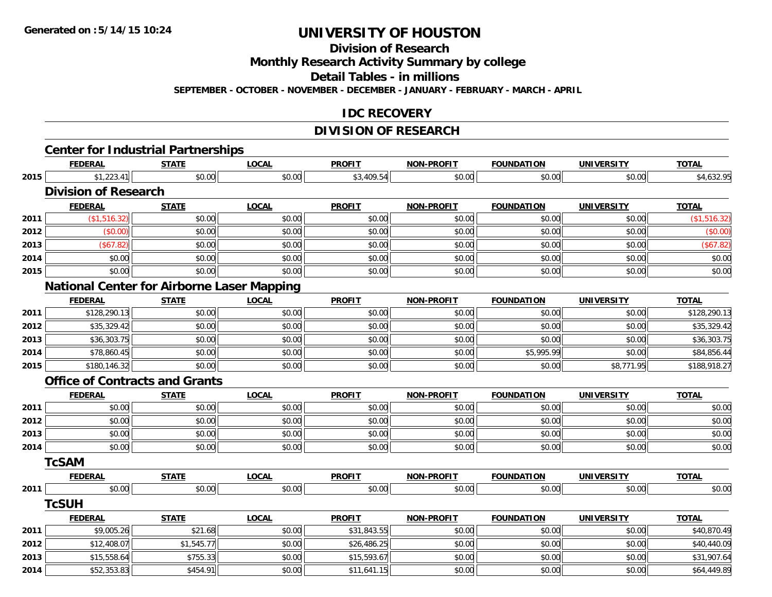Generated on :5/14/15 10:24

# UNIVERSITY OF HOUSTON

## Division of Research

## Monthly Research Activity Summary by college

## Detail Tables - in millions

**SEPTEMBER - OCTOBER - NOVEMBER - DECEMBER - JANUARY - FEBRUARY - MARCH - APRIL**

## IDC RECOVERY

## DIVISION OF RESEARCH

### Center for Industrial Partnerships

| | FEDERAL | STATE | LOCAL | PROFIT | NON-PROFIT | FOUNDATION | UNIVERSITY | TOTAL |
|---|---|---|---|---|---|---|---|---|
| 2015 | $1,223.41 | $0.00 | $0.00 | $3,409.54 | $0.00 | $0.00 | $0.00 | $4,632.95 |

### Division of Research

| | FEDERAL | STATE | LOCAL | PROFIT | NON-PROFIT | FOUNDATION | UNIVERSITY | TOTAL |
|---|---|---|---|---|---|---|---|---|
| 2011 | ($1,516.32) | $0.00 | $0.00 | $0.00 | $0.00 | $0.00 | $0.00 | ($1,516.32) |
| 2012 | ($0.00) | $0.00 | $0.00 | $0.00 | $0.00 | $0.00 | $0.00 | ($0.00) |
| 2013 | ($67.82) | $0.00 | $0.00 | $0.00 | $0.00 | $0.00 | $0.00 | ($67.82) |
| 2014 | $0.00 | $0.00 | $0.00 | $0.00 | $0.00 | $0.00 | $0.00 | $0.00 |
| 2015 | $0.00 | $0.00 | $0.00 | $0.00 | $0.00 | $0.00 | $0.00 | $0.00 |

### National Center for Airborne Laser Mapping

| | FEDERAL | STATE | LOCAL | PROFIT | NON-PROFIT | FOUNDATION | UNIVERSITY | TOTAL |
|---|---|---|---|---|---|---|---|---|
| 2011 | $128,290.13 | $0.00 | $0.00 | $0.00 | $0.00 | $0.00 | $0.00 | $128,290.13 |
| 2012 | $35,329.42 | $0.00 | $0.00 | $0.00 | $0.00 | $0.00 | $0.00 | $35,329.42 |
| 2013 | $36,303.75 | $0.00 | $0.00 | $0.00 | $0.00 | $0.00 | $0.00 | $36,303.75 |
| 2014 | $78,860.45 | $0.00 | $0.00 | $0.00 | $0.00 | $5,995.99 | $0.00 | $84,856.44 |
| 2015 | $180,146.32 | $0.00 | $0.00 | $0.00 | $0.00 | $0.00 | $8,771.95 | $188,918.27 |

### Office of Contracts and Grants

| | FEDERAL | STATE | LOCAL | PROFIT | NON-PROFIT | FOUNDATION | UNIVERSITY | TOTAL |
|---|---|---|---|---|---|---|---|---|
| 2011 | $0.00 | $0.00 | $0.00 | $0.00 | $0.00 | $0.00 | $0.00 | $0.00 |
| 2012 | $0.00 | $0.00 | $0.00 | $0.00 | $0.00 | $0.00 | $0.00 | $0.00 |
| 2013 | $0.00 | $0.00 | $0.00 | $0.00 | $0.00 | $0.00 | $0.00 | $0.00 |
| 2014 | $0.00 | $0.00 | $0.00 | $0.00 | $0.00 | $0.00 | $0.00 | $0.00 |

### TcSAM

| | FEDERAL | STATE | LOCAL | PROFIT | NON-PROFIT | FOUNDATION | UNIVERSITY | TOTAL |
|---|---|---|---|---|---|---|---|---|
| 2011 | $0.00 | $0.00 | $0.00 | $0.00 | $0.00 | $0.00 | $0.00 | $0.00 |

### TcSUH

| | FEDERAL | STATE | LOCAL | PROFIT | NON-PROFIT | FOUNDATION | UNIVERSITY | TOTAL |
|---|---|---|---|---|---|---|---|---|
| 2011 | $9,005.26 | $21.68 | $0.00 | $31,843.55 | $0.00 | $0.00 | $0.00 | $40,870.49 |
| 2012 | $12,408.07 | $1,545.77 | $0.00 | $26,486.25 | $0.00 | $0.00 | $0.00 | $40,440.09 |
| 2013 | $15,558.64 | $755.33 | $0.00 | $15,593.67 | $0.00 | $0.00 | $0.00 | $31,907.64 |
| 2014 | $52,353.83 | $454.91 | $0.00 | $11,641.15 | $0.00 | $0.00 | $0.00 | $64,449.89 |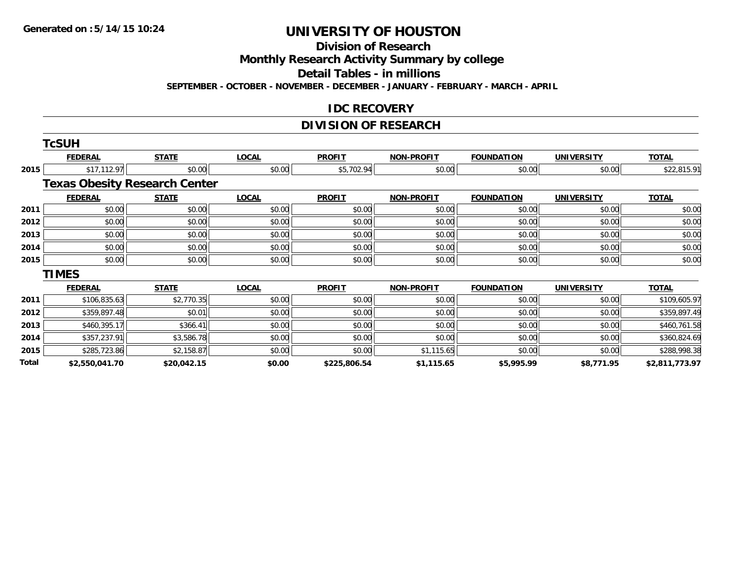Generated on :5/14/15 10:24

# UNIVERSITY OF HOUSTON

## Division of Research

## Monthly Research Activity Summary by college

## Detail Tables - in millions

**SEPTEMBER - OCTOBER - NOVEMBER - DECEMBER - JANUARY - FEBRUARY - MARCH - APRIL**

## IDC RECOVERY

## DIVISION OF RESEARCH

### TcSUH

| | FEDERAL | STATE | LOCAL | PROFIT | NON-PROFIT | FOUNDATION | UNIVERSITY | TOTAL |
|---|---|---|---|---|---|---|---|---|
| 2015 | $17,112.97 | $0.00 | $0.00 | $5,702.94 | $0.00 | $0.00 | $0.00 | $22,815.91 |

### Texas Obesity Research Center

| | FEDERAL | STATE | LOCAL | PROFIT | NON-PROFIT | FOUNDATION | UNIVERSITY | TOTAL |
|---|---|---|---|---|---|---|---|---|
| 2011 | $0.00 | $0.00 | $0.00 | $0.00 | $0.00 | $0.00 | $0.00 | $0.00 |
| 2012 | $0.00 | $0.00 | $0.00 | $0.00 | $0.00 | $0.00 | $0.00 | $0.00 |
| 2013 | $0.00 | $0.00 | $0.00 | $0.00 | $0.00 | $0.00 | $0.00 | $0.00 |
| 2014 | $0.00 | $0.00 | $0.00 | $0.00 | $0.00 | $0.00 | $0.00 | $0.00 |
| 2015 | $0.00 | $0.00 | $0.00 | $0.00 | $0.00 | $0.00 | $0.00 | $0.00 |

### TIMES

| | FEDERAL | STATE | LOCAL | PROFIT | NON-PROFIT | FOUNDATION | UNIVERSITY | TOTAL |
|---|---|---|---|---|---|---|---|---|
| 2011 | $106,835.63 | $2,770.35 | $0.00 | $0.00 | $0.00 | $0.00 | $0.00 | $109,605.97 |
| 2012 | $359,897.48 | $0.01 | $0.00 | $0.00 | $0.00 | $0.00 | $0.00 | $359,897.49 |
| 2013 | $460,395.17 | $366.41 | $0.00 | $0.00 | $0.00 | $0.00 | $0.00 | $460,761.58 |
| 2014 | $357,237.91 | $3,586.78 | $0.00 | $0.00 | $0.00 | $0.00 | $0.00 | $360,824.69 |
| 2015 | $285,723.86 | $2,158.87 | $0.00 | $0.00 | $1,115.65 | $0.00 | $0.00 | $288,998.38 |
| **Total** | **$2,550,041.70** | **$20,042.15** | **$0.00** | **$225,806.54** | **$1,115.65** | **$5,995.99** | **$8,771.95** | **$2,811,773.97** |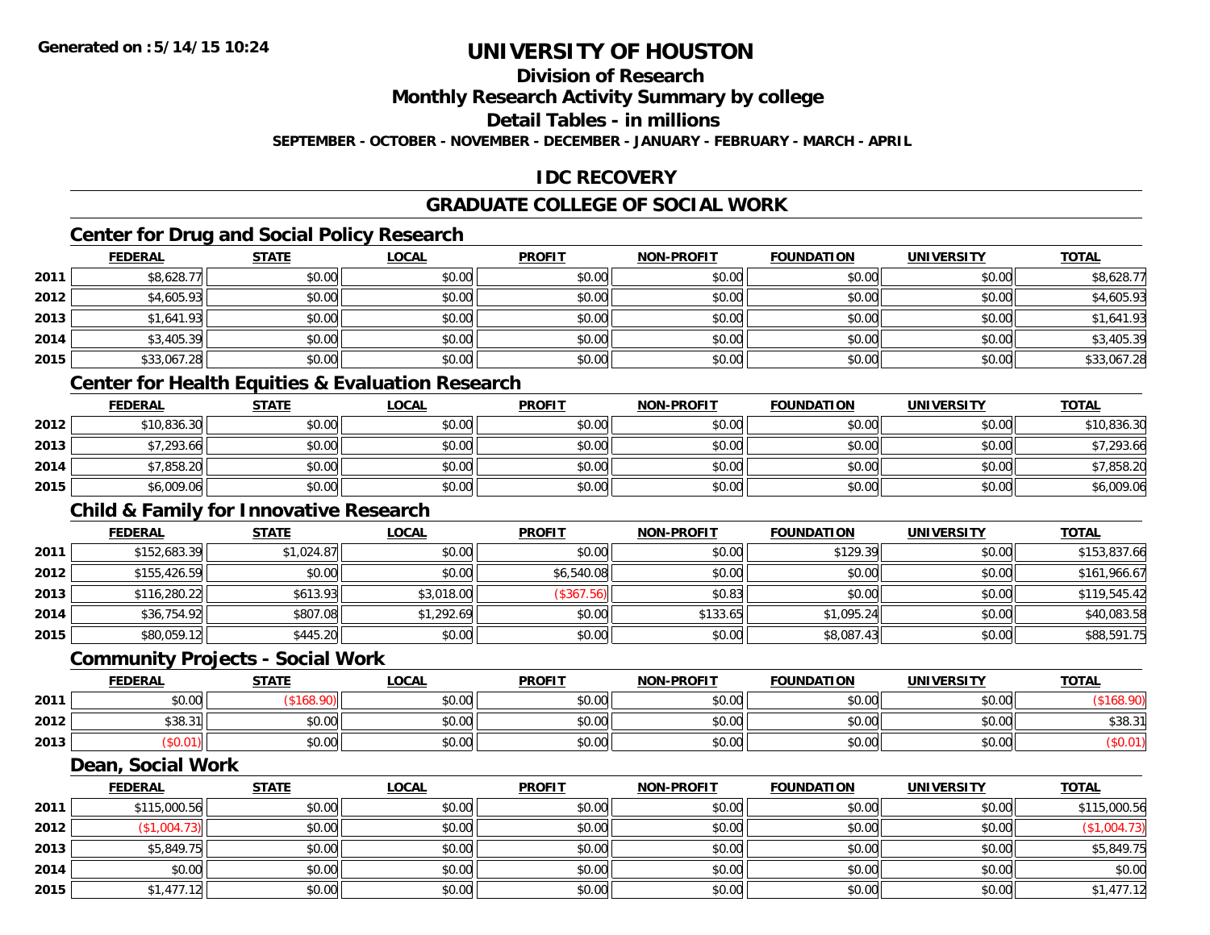Generated on :5/14/15 10:24

# UNIVERSITY OF HOUSTON

## Division of Research

## Monthly Research Activity Summary by college

## Detail Tables - in millions

SEPTEMBER - OCTOBER - NOVEMBER - DECEMBER - JANUARY - FEBRUARY - MARCH - APRIL

## IDC RECOVERY

## GRADUATE COLLEGE OF SOCIAL WORK

### Center for Drug and Social Policy Research

| | FEDERAL | STATE | LOCAL | PROFIT | NON-PROFIT | FOUNDATION | UNIVERSITY | TOTAL |
|---|---|---|---|---|---|---|---|---|
| 2011 | $8,628.77 | $0.00 | $0.00 | $0.00 | $0.00 | $0.00 | $0.00 | $8,628.77 |
| 2012 | $4,605.93 | $0.00 | $0.00 | $0.00 | $0.00 | $0.00 | $0.00 | $4,605.93 |
| 2013 | $1,641.93 | $0.00 | $0.00 | $0.00 | $0.00 | $0.00 | $0.00 | $1,641.93 |
| 2014 | $3,405.39 | $0.00 | $0.00 | $0.00 | $0.00 | $0.00 | $0.00 | $3,405.39 |
| 2015 | $33,067.28 | $0.00 | $0.00 | $0.00 | $0.00 | $0.00 | $0.00 | $33,067.28 |

### Center for Health Equities & Evaluation Research

| | FEDERAL | STATE | LOCAL | PROFIT | NON-PROFIT | FOUNDATION | UNIVERSITY | TOTAL |
|---|---|---|---|---|---|---|---|---|
| 2012 | $10,836.30 | $0.00 | $0.00 | $0.00 | $0.00 | $0.00 | $0.00 | $10,836.30 |
| 2013 | $7,293.66 | $0.00 | $0.00 | $0.00 | $0.00 | $0.00 | $0.00 | $7,293.66 |
| 2014 | $7,858.20 | $0.00 | $0.00 | $0.00 | $0.00 | $0.00 | $0.00 | $7,858.20 |
| 2015 | $6,009.06 | $0.00 | $0.00 | $0.00 | $0.00 | $0.00 | $0.00 | $6,009.06 |

### Child & Family for Innovative Research

| | FEDERAL | STATE | LOCAL | PROFIT | NON-PROFIT | FOUNDATION | UNIVERSITY | TOTAL |
|---|---|---|---|---|---|---|---|---|
| 2011 | $152,683.39 | $1,024.87 | $0.00 | $0.00 | $0.00 | $129.39 | $0.00 | $153,837.66 |
| 2012 | $155,426.59 | $0.00 | $0.00 | $6,540.08 | $0.00 | $0.00 | $0.00 | $161,966.67 |
| 2013 | $116,280.22 | $613.93 | $3,018.00 | ($367.56) | $0.83 | $0.00 | $0.00 | $119,545.42 |
| 2014 | $36,754.92 | $807.08 | $1,292.69 | $0.00 | $133.65 | $1,095.24 | $0.00 | $40,083.58 |
| 2015 | $80,059.12 | $445.20 | $0.00 | $0.00 | $0.00 | $8,087.43 | $0.00 | $88,591.75 |

### Community Projects - Social Work

| | FEDERAL | STATE | LOCAL | PROFIT | NON-PROFIT | FOUNDATION | UNIVERSITY | TOTAL |
|---|---|---|---|---|---|---|---|---|
| 2011 | $0.00 | ($168.90) | $0.00 | $0.00 | $0.00 | $0.00 | $0.00 | ($168.90) |
| 2012 | $38.31 | $0.00 | $0.00 | $0.00 | $0.00 | $0.00 | $0.00 | $38.31 |
| 2013 | ($0.01) | $0.00 | $0.00 | $0.00 | $0.00 | $0.00 | $0.00 | ($0.01) |

### Dean, Social Work

| | FEDERAL | STATE | LOCAL | PROFIT | NON-PROFIT | FOUNDATION | UNIVERSITY | TOTAL |
|---|---|---|---|---|---|---|---|---|
| 2011 | $115,000.56 | $0.00 | $0.00 | $0.00 | $0.00 | $0.00 | $0.00 | $115,000.56 |
| 2012 | ($1,004.73) | $0.00 | $0.00 | $0.00 | $0.00 | $0.00 | $0.00 | ($1,004.73) |
| 2013 | $5,849.75 | $0.00 | $0.00 | $0.00 | $0.00 | $0.00 | $0.00 | $5,849.75 |
| 2014 | $0.00 | $0.00 | $0.00 | $0.00 | $0.00 | $0.00 | $0.00 | $0.00 |
| 2015 | $1,477.12 | $0.00 | $0.00 | $0.00 | $0.00 | $0.00 | $0.00 | $1,477.12 |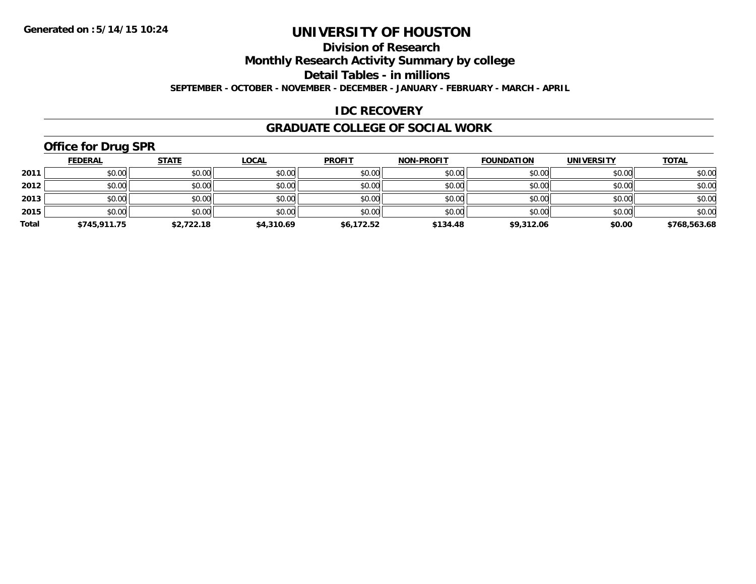# UNIVERSITY OF HOUSTON

## Division of Research

## Monthly Research Activity Summary by college

## Detail Tables - in millions

**SEPTEMBER - OCTOBER - NOVEMBER - DECEMBER - JANUARY - FEBRUARY - MARCH - APRIL**

## IDC RECOVERY

## GRADUATE COLLEGE OF SOCIAL WORK

### Office for Drug SPR

| | FEDERAL | STATE | LOCAL | PROFIT | NON-PROFIT | FOUNDATION | UNIVERSITY | TOTAL |
|---|---|---|---|---|---|---|---|---|
| 2011 | $0.00 | $0.00 | $0.00 | $0.00 | $0.00 | $0.00 | $0.00 | $0.00 |
| 2012 | $0.00 | $0.00 | $0.00 | $0.00 | $0.00 | $0.00 | $0.00 | $0.00 |
| 2013 | $0.00 | $0.00 | $0.00 | $0.00 | $0.00 | $0.00 | $0.00 | $0.00 |
| 2015 | $0.00 | $0.00 | $0.00 | $0.00 | $0.00 | $0.00 | $0.00 | $0.00 |
| **Total** | **$745,911.75** | **$2,722.18** | **$4,310.69** | **$6,172.52** | **$134.48** | **$9,312.06** | **$0.00** | **$768,563.68** |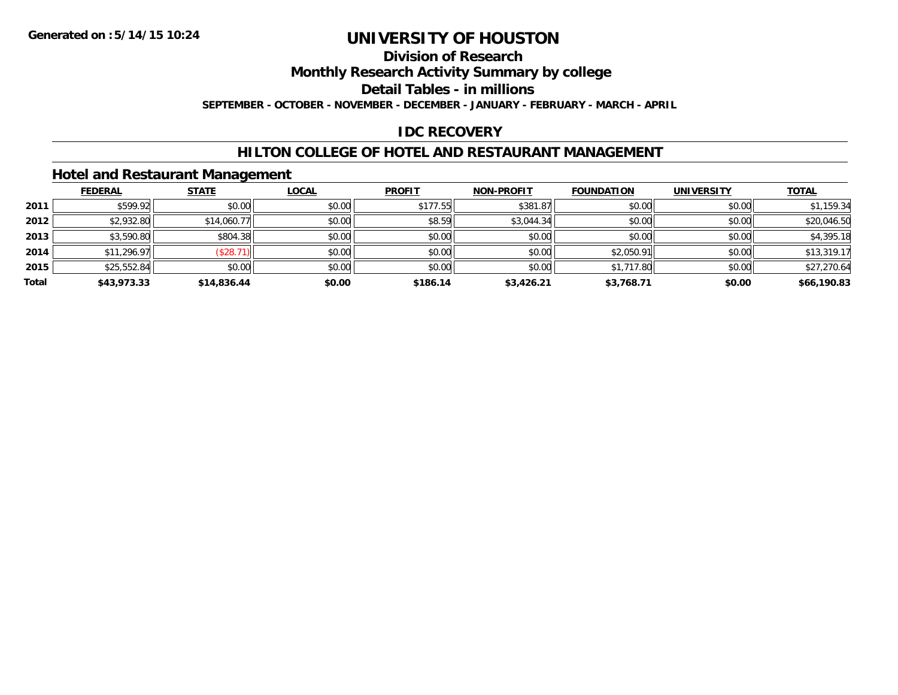# UNIVERSITY OF HOUSTON

## Division of Research

## Monthly Research Activity Summary by college

## Detail Tables - in millions

**SEPTEMBER - OCTOBER - NOVEMBER - DECEMBER - JANUARY - FEBRUARY - MARCH - APRIL**

## IDC RECOVERY

## HILTON COLLEGE OF HOTEL AND RESTAURANT MANAGEMENT

### Hotel and Restaurant Management

| | FEDERAL | STATE | LOCAL | PROFIT | NON-PROFIT | FOUNDATION | UNIVERSITY | TOTAL |
|---|---|---|---|---|---|---|---|---|
| 2011 | $599.92 | $0.00 | $0.00 | $177.55 | $381.87 | $0.00 | $0.00 | $1,159.34 |
| 2012 | $2,932.80 | $14,060.77 | $0.00 | $8.59 | $3,044.34 | $0.00 | $0.00 | $20,046.50 |
| 2013 | $3,590.80 | $804.38 | $0.00 | $0.00 | $0.00 | $0.00 | $0.00 | $4,395.18 |
| 2014 | $11,296.97 | ($28.71) | $0.00 | $0.00 | $0.00 | $2,050.91 | $0.00 | $13,319.17 |
| 2015 | $25,552.84 | $0.00 | $0.00 | $0.00 | $0.00 | $1,717.80 | $0.00 | $27,270.64 |
| **Total** | **$43,973.33** | **$14,836.44** | **$0.00** | **$186.14** | **$3,426.21** | **$3,768.71** | **$0.00** | **$66,190.83** |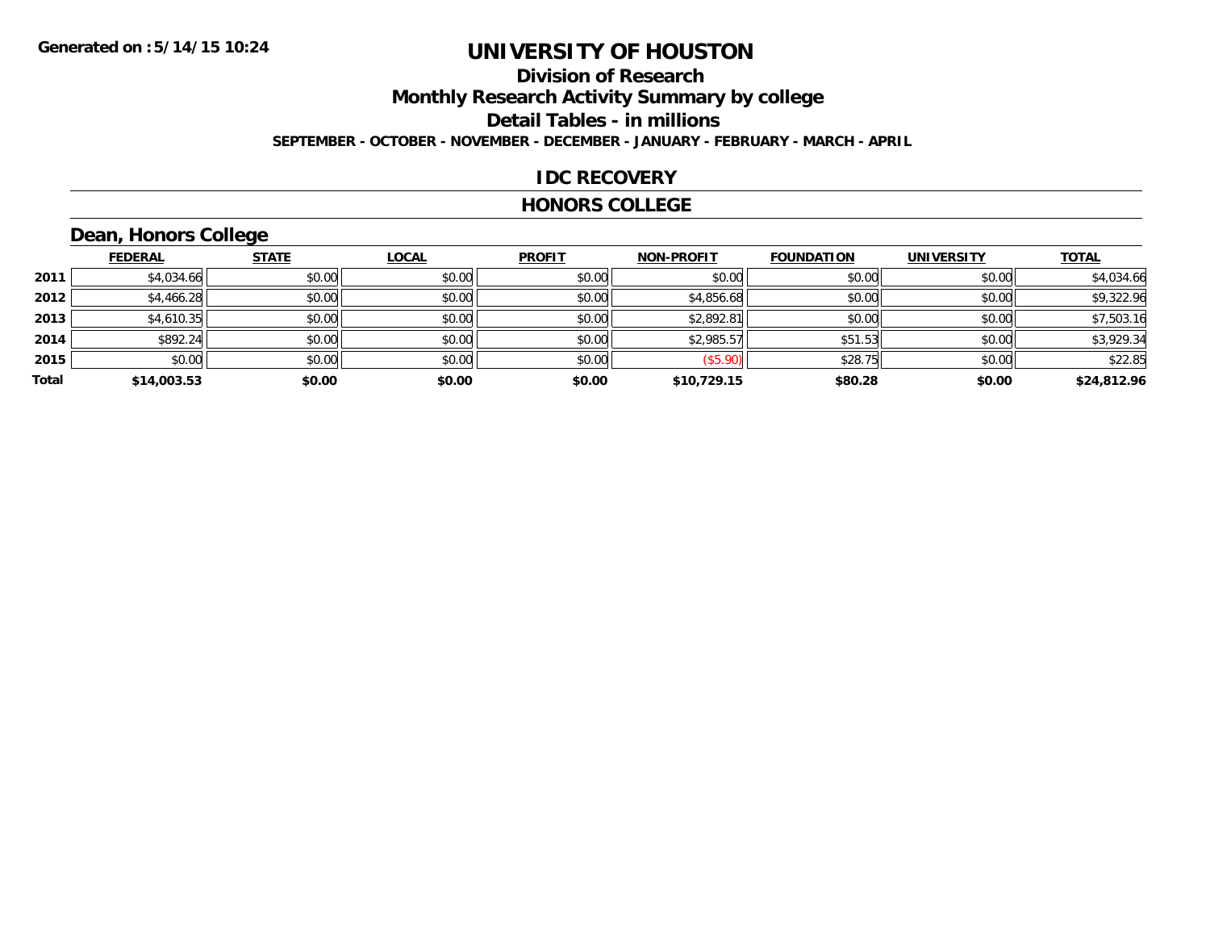Generated on :5/14/15 10:24

# UNIVERSITY OF HOUSTON

## Division of Research

## Monthly Research Activity Summary by college

## Detail Tables - in millions

**SEPTEMBER - OCTOBER - NOVEMBER - DECEMBER - JANUARY - FEBRUARY - MARCH - APRIL**

## IDC RECOVERY

## HONORS COLLEGE

### Dean, Honors College

| | FEDERAL | STATE | LOCAL | PROFIT | NON-PROFIT | FOUNDATION | UNIVERSITY | TOTAL |
|---|---|---|---|---|---|---|---|---|
| 2011 | $4,034.66 | $0.00 | $0.00 | $0.00 | $0.00 | $0.00 | $0.00 | $4,034.66 |
| 2012 | $4,466.28 | $0.00 | $0.00 | $0.00 | $4,856.68 | $0.00 | $0.00 | $9,322.96 |
| 2013 | $4,610.35 | $0.00 | $0.00 | $0.00 | $2,892.81 | $0.00 | $0.00 | $7,503.16 |
| 2014 | $892.24 | $0.00 | $0.00 | $0.00 | $2,985.57 | $51.53 | $0.00 | $3,929.34 |
| 2015 | $0.00 | $0.00 | $0.00 | $0.00 | ($5.90) | $28.75 | $0.00 | $22.85 |
| **Total** | **$14,003.53** | **$0.00** | **$0.00** | **$0.00** | **$10,729.15** | **$80.28** | **$0.00** | **$24,812.96** |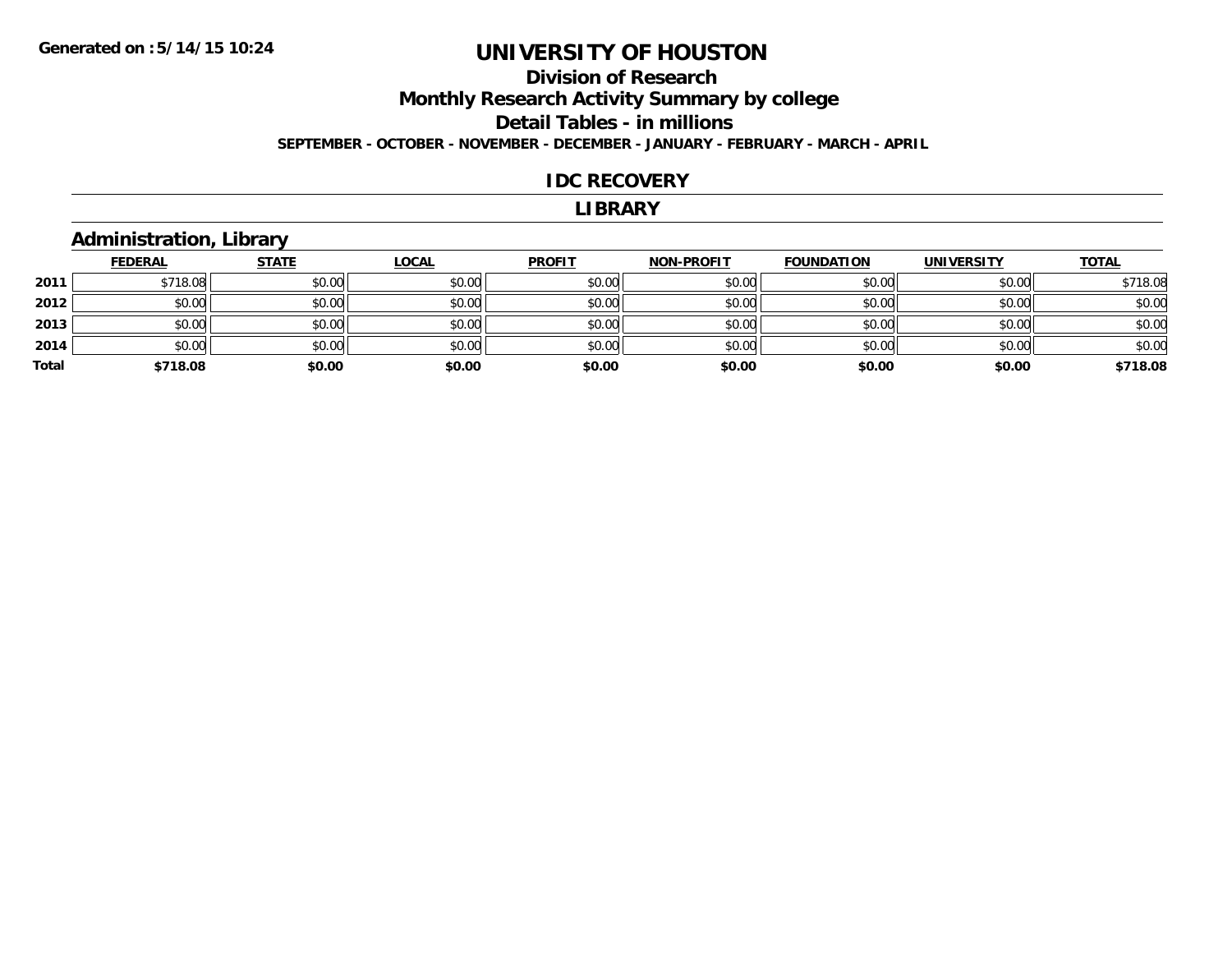Generated on :5/14/15 10:24

# UNIVERSITY OF HOUSTON

## Division of Research

## Monthly Research Activity Summary by college

## Detail Tables - in millions

**SEPTEMBER - OCTOBER - NOVEMBER - DECEMBER - JANUARY - FEBRUARY - MARCH - APRIL**

## IDC RECOVERY

## LIBRARY

### Administration, Library

| | FEDERAL | STATE | LOCAL | PROFIT | NON-PROFIT | FOUNDATION | UNIVERSITY | TOTAL |
|---|---|---|---|---|---|---|---|---|
| **2011** | $718.08 | $0.00 | $0.00 | $0.00 | $0.00 | $0.00 | $0.00 | $718.08 |
| **2012** | $0.00 | $0.00 | $0.00 | $0.00 | $0.00 | $0.00 | $0.00 | $0.00 |
| **2013** | $0.00 | $0.00 | $0.00 | $0.00 | $0.00 | $0.00 | $0.00 | $0.00 |
| **2014** | $0.00 | $0.00 | $0.00 | $0.00 | $0.00 | $0.00 | $0.00 | $0.00 |
| **Total** | **$718.08** | **$0.00** | **$0.00** | **$0.00** | **$0.00** | **$0.00** | **$0.00** | **$718.08** |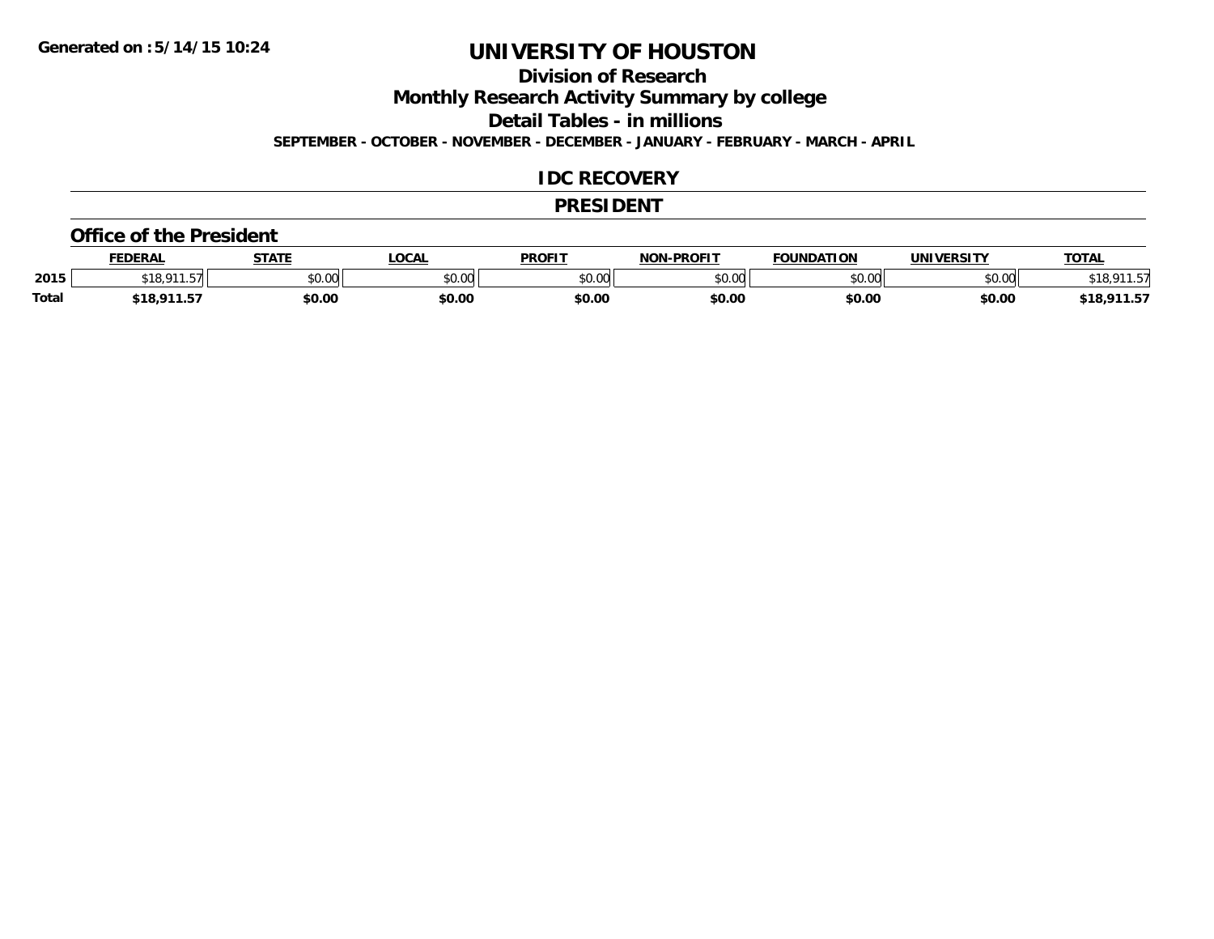Generated on :5/14/15 10:24

# UNIVERSITY OF HOUSTON

## Division of Research

## Monthly Research Activity Summary by college

## Detail Tables - in millions

**SEPTEMBER - OCTOBER - NOVEMBER - DECEMBER - JANUARY - FEBRUARY - MARCH - APRIL**

## IDC RECOVERY

## PRESIDENT

### Office of the President

| | FEDERAL | STATE | LOCAL | PROFIT | NON-PROFIT | FOUNDATION | UNIVERSITY | TOTAL |
|---|---|---|---|---|---|---|---|---|
| 2015 | $18,911.57 | $0.00 | $0.00 | $0.00 | $0.00 | $0.00 | $0.00 | $18,911.57 |
| **Total** | **$18,911.57** | **$0.00** | **$0.00** | **$0.00** | **$0.00** | **$0.00** | **$0.00** | **$18,911.57** |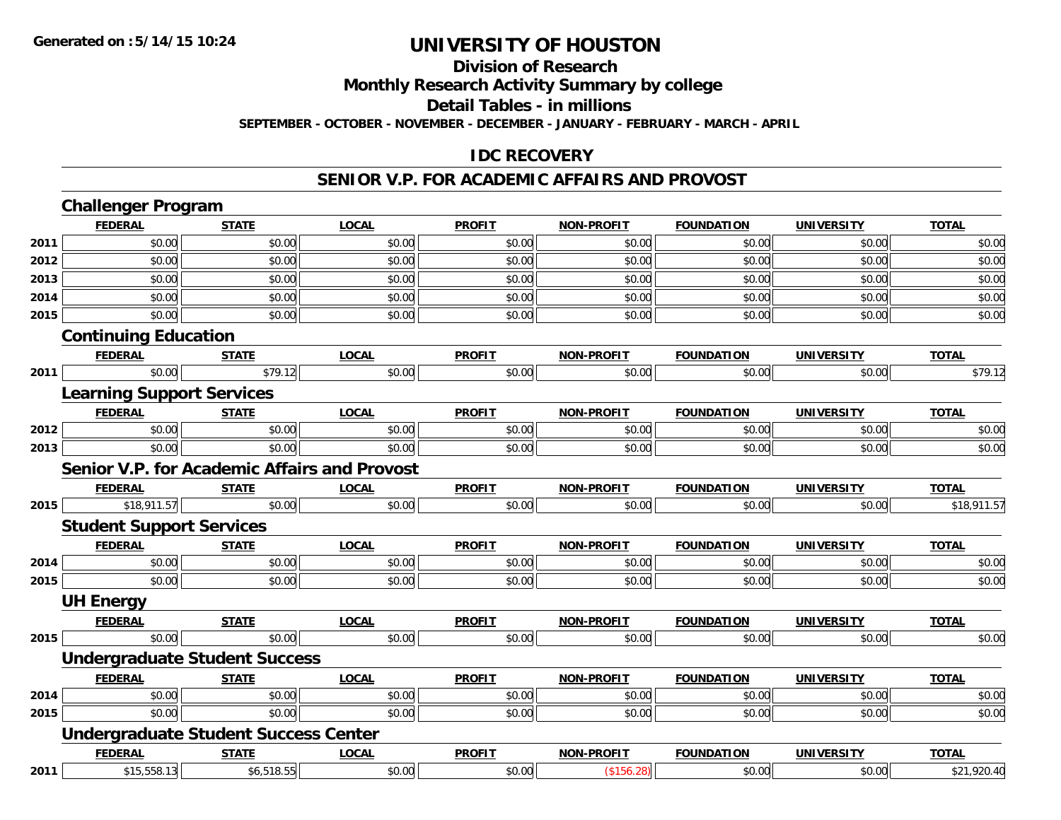Generated on :5/14/15 10:24

# UNIVERSITY OF HOUSTON

## Division of Research

## Monthly Research Activity Summary by college

## Detail Tables - in millions

**SEPTEMBER - OCTOBER - NOVEMBER - DECEMBER - JANUARY - FEBRUARY - MARCH - APRIL**

## IDC RECOVERY

## SENIOR V.P. FOR ACADEMIC AFFAIRS AND PROVOST

### Challenger Program

| | FEDERAL | STATE | LOCAL | PROFIT | NON-PROFIT | FOUNDATION | UNIVERSITY | TOTAL |
|---|---|---|---|---|---|---|---|---|
| 2011 | $0.00 | $0.00 | $0.00 | $0.00 | $0.00 | $0.00 | $0.00 | $0.00 |
| 2012 | $0.00 | $0.00 | $0.00 | $0.00 | $0.00 | $0.00 | $0.00 | $0.00 |
| 2013 | $0.00 | $0.00 | $0.00 | $0.00 | $0.00 | $0.00 | $0.00 | $0.00 |
| 2014 | $0.00 | $0.00 | $0.00 | $0.00 | $0.00 | $0.00 | $0.00 | $0.00 |
| 2015 | $0.00 | $0.00 | $0.00 | $0.00 | $0.00 | $0.00 | $0.00 | $0.00 |

### Continuing Education

| | FEDERAL | STATE | LOCAL | PROFIT | NON-PROFIT | FOUNDATION | UNIVERSITY | TOTAL |
|---|---|---|---|---|---|---|---|---|
| 2011 | $0.00 | $79.12 | $0.00 | $0.00 | $0.00 | $0.00 | $0.00 | $79.12 |

### Learning Support Services

| | FEDERAL | STATE | LOCAL | PROFIT | NON-PROFIT | FOUNDATION | UNIVERSITY | TOTAL |
|---|---|---|---|---|---|---|---|---|
| 2012 | $0.00 | $0.00 | $0.00 | $0.00 | $0.00 | $0.00 | $0.00 | $0.00 |
| 2013 | $0.00 | $0.00 | $0.00 | $0.00 | $0.00 | $0.00 | $0.00 | $0.00 |

### Senior V.P. for Academic Affairs and Provost

| | FEDERAL | STATE | LOCAL | PROFIT | NON-PROFIT | FOUNDATION | UNIVERSITY | TOTAL |
|---|---|---|---|---|---|---|---|---|
| 2015 | $18,911.57 | $0.00 | $0.00 | $0.00 | $0.00 | $0.00 | $0.00 | $18,911.57 |

### Student Support Services

| | FEDERAL | STATE | LOCAL | PROFIT | NON-PROFIT | FOUNDATION | UNIVERSITY | TOTAL |
|---|---|---|---|---|---|---|---|---|
| 2014 | $0.00 | $0.00 | $0.00 | $0.00 | $0.00 | $0.00 | $0.00 | $0.00 |
| 2015 | $0.00 | $0.00 | $0.00 | $0.00 | $0.00 | $0.00 | $0.00 | $0.00 |

### UH Energy

| | FEDERAL | STATE | LOCAL | PROFIT | NON-PROFIT | FOUNDATION | UNIVERSITY | TOTAL |
|---|---|---|---|---|---|---|---|---|
| 2015 | $0.00 | $0.00 | $0.00 | $0.00 | $0.00 | $0.00 | $0.00 | $0.00 |

### Undergraduate Student Success

| | FEDERAL | STATE | LOCAL | PROFIT | NON-PROFIT | FOUNDATION | UNIVERSITY | TOTAL |
|---|---|---|---|---|---|---|---|---|
| 2014 | $0.00 | $0.00 | $0.00 | $0.00 | $0.00 | $0.00 | $0.00 | $0.00 |
| 2015 | $0.00 | $0.00 | $0.00 | $0.00 | $0.00 | $0.00 | $0.00 | $0.00 |

### Undergraduate Student Success Center

| | FEDERAL | STATE | LOCAL | PROFIT | NON-PROFIT | FOUNDATION | UNIVERSITY | TOTAL |
|---|---|---|---|---|---|---|---|---|
| 2011 | $15,558.13 | $6,518.55 | $0.00 | $0.00 | ($156.28) | $0.00 | $0.00 | $21,920.40 |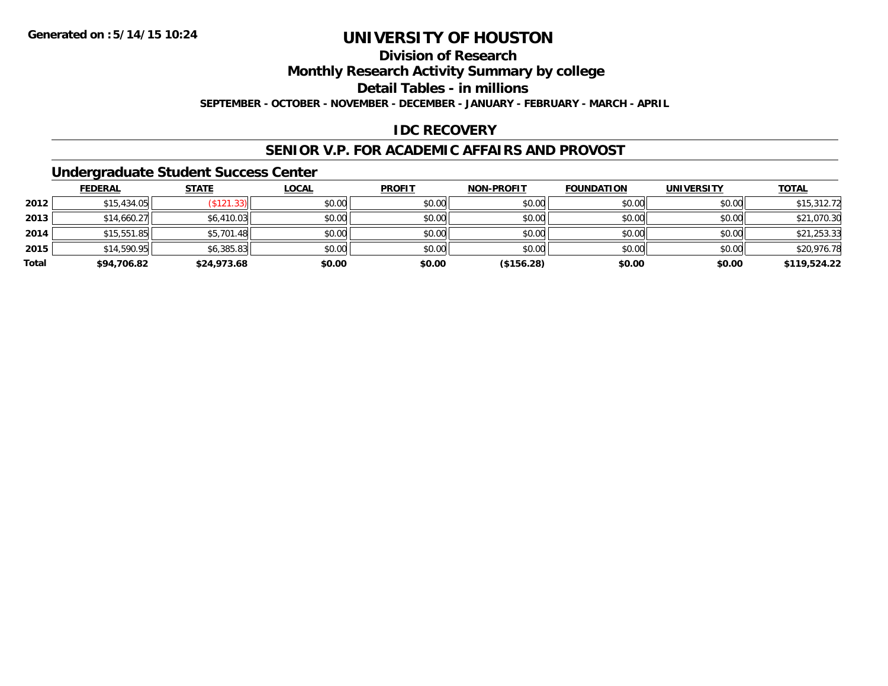**Generated on :5/14/15 10:24**

# UNIVERSITY OF HOUSTON

## Division of Research

## Monthly Research Activity Summary by college

## Detail Tables - in millions

**SEPTEMBER - OCTOBER - NOVEMBER - DECEMBER - JANUARY - FEBRUARY - MARCH - APRIL**

### IDC RECOVERY

### SENIOR V.P. FOR ACADEMIC AFFAIRS AND PROVOST

### Undergraduate Student Success Center

| | FEDERAL | STATE | LOCAL | PROFIT | NON-PROFIT | FOUNDATION | UNIVERSITY | TOTAL |
|---|---|---|---|---|---|---|---|---|
| 2012 | $15,434.05 | ($121.33) | $0.00 | $0.00 | $0.00 | $0.00 | $0.00 | $15,312.72 |
| 2013 | $14,660.27 | $6,410.03 | $0.00 | $0.00 | $0.00 | $0.00 | $0.00 | $21,070.30 |
| 2014 | $15,551.85 | $5,701.48 | $0.00 | $0.00 | $0.00 | $0.00 | $0.00 | $21,253.33 |
| 2015 | $14,590.95 | $6,385.83 | $0.00 | $0.00 | $0.00 | $0.00 | $0.00 | $20,976.78 |
| **Total** | **$94,706.82** | **$24,973.68** | **$0.00** | **$0.00** | **($156.28)** | **$0.00** | **$0.00** | **$119,524.22** |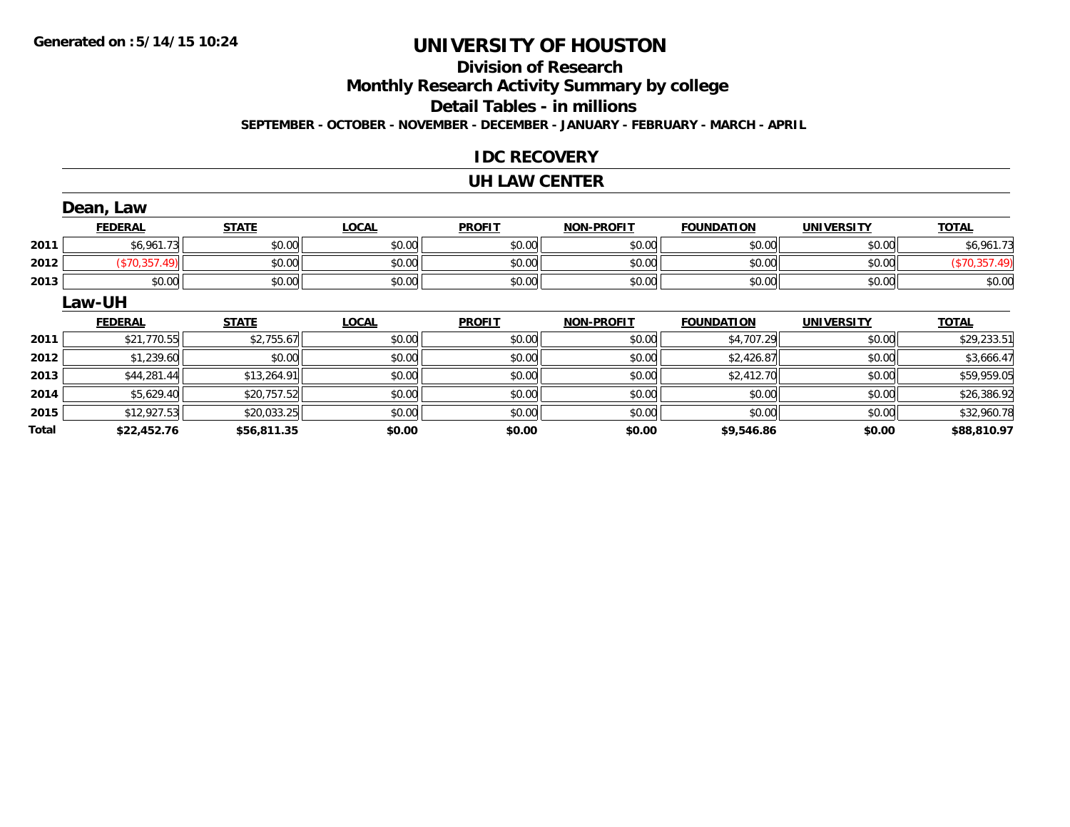**Generated on :5/14/15 10:24**

# UNIVERSITY OF HOUSTON

## Division of Research

## Monthly Research Activity Summary by college

## Detail Tables - in millions

**SEPTEMBER - OCTOBER - NOVEMBER - DECEMBER - JANUARY - FEBRUARY - MARCH - APRIL**

### IDC RECOVERY

### UH LAW CENTER

#### Dean, Law

| | FEDERAL | STATE | LOCAL | PROFIT | NON-PROFIT | FOUNDATION | UNIVERSITY | TOTAL |
|---|---|---|---|---|---|---|---|---|
| 2011 | $6,961.73 | $0.00 | $0.00 | $0.00 | $0.00 | $0.00 | $0.00 | $6,961.73 |
| 2012 | ($70,357.49) | $0.00 | $0.00 | $0.00 | $0.00 | $0.00 | $0.00 | ($70,357.49) |
| 2013 | $0.00 | $0.00 | $0.00 | $0.00 | $0.00 | $0.00 | $0.00 | $0.00 |

#### Law-UH

| | FEDERAL | STATE | LOCAL | PROFIT | NON-PROFIT | FOUNDATION | UNIVERSITY | TOTAL |
|---|---|---|---|---|---|---|---|---|
| 2011 | $21,770.55 | $2,755.67 | $0.00 | $0.00 | $0.00 | $4,707.29 | $0.00 | $29,233.51 |
| 2012 | $1,239.60 | $0.00 | $0.00 | $0.00 | $0.00 | $2,426.87 | $0.00 | $3,666.47 |
| 2013 | $44,281.44 | $13,264.91 | $0.00 | $0.00 | $0.00 | $2,412.70 | $0.00 | $59,959.05 |
| 2014 | $5,629.40 | $20,757.52 | $0.00 | $0.00 | $0.00 | $0.00 | $0.00 | $26,386.92 |
| 2015 | $12,927.53 | $20,033.25 | $0.00 | $0.00 | $0.00 | $0.00 | $0.00 | $32,960.78 |
| **Total** | **$22,452.76** | **$56,811.35** | **$0.00** | **$0.00** | **$0.00** | **$9,546.86** | **$0.00** | **$88,810.97** |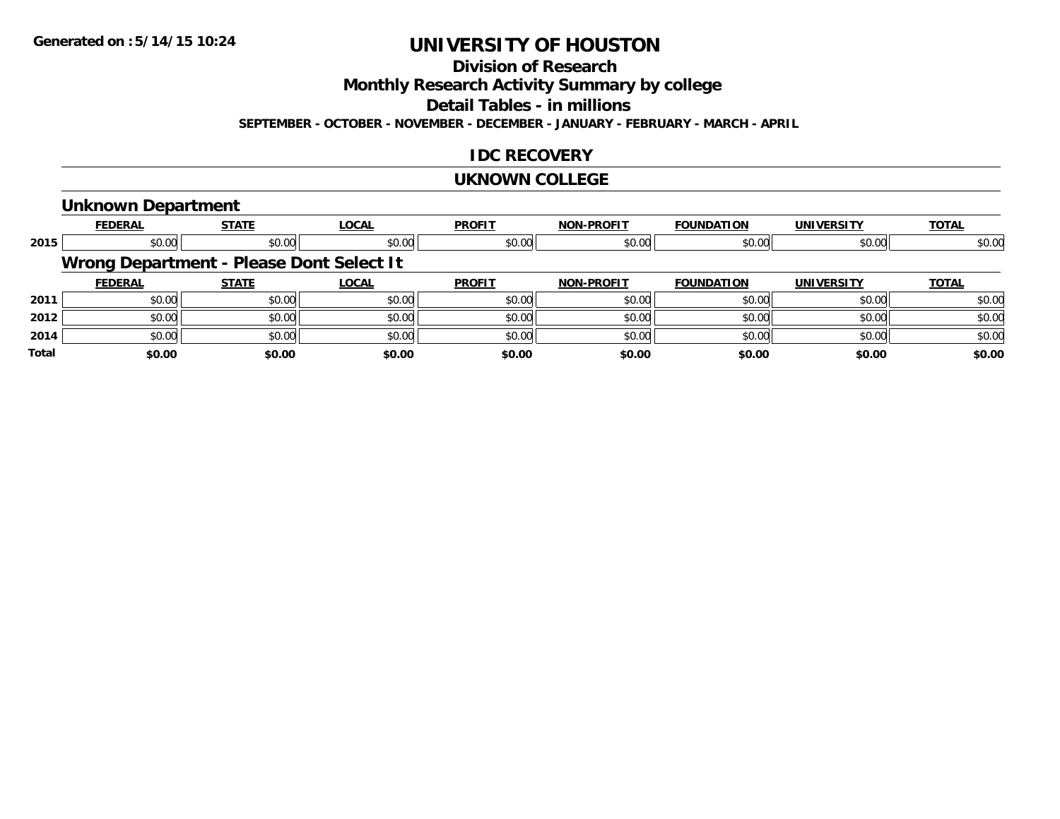Generated on :5/14/15 10:24

# UNIVERSITY OF HOUSTON

## Division of Research

## Monthly Research Activity Summary by college

## Detail Tables - in millions

**SEPTEMBER - OCTOBER - NOVEMBER - DECEMBER - JANUARY - FEBRUARY - MARCH - APRIL**

## IDC RECOVERY

## UKNOWN COLLEGE

### Unknown Department

| | FEDERAL | STATE | LOCAL | PROFIT | NON-PROFIT | FOUNDATION | UNIVERSITY | TOTAL |
|---|---|---|---|---|---|---|---|---|
| 2015 | \$0.00 | \$0.00 | \$0.00 | \$0.00 | \$0.00 | \$0.00 | \$0.00 | \$0.00 |

### Wrong Department - Please Dont Select It

| | FEDERAL | STATE | LOCAL | PROFIT | NON-PROFIT | FOUNDATION | UNIVERSITY | TOTAL |
|---|---|---|---|---|---|---|---|---|
| 2011 | \$0.00 | \$0.00 | \$0.00 | \$0.00 | \$0.00 | \$0.00 | \$0.00 | \$0.00 |
| 2012 | \$0.00 | \$0.00 | \$0.00 | \$0.00 | \$0.00 | \$0.00 | \$0.00 | \$0.00 |
| 2014 | \$0.00 | \$0.00 | \$0.00 | \$0.00 | \$0.00 | \$0.00 | \$0.00 | \$0.00 |
| **Total** | **\$0.00** | **\$0.00** | **\$0.00** | **\$0.00** | **\$0.00** | **\$0.00** | **\$0.00** | **\$0.00** |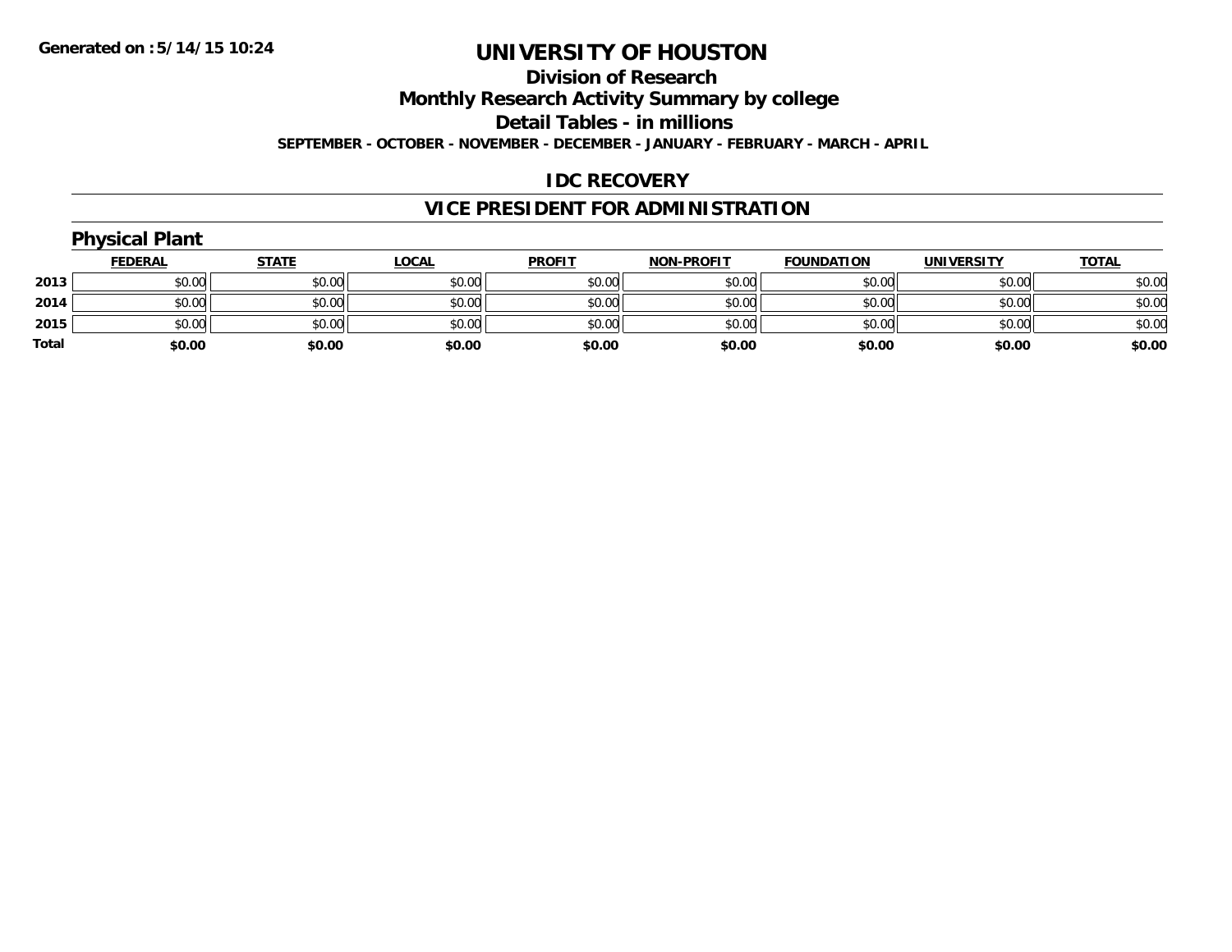Generated on :5/14/15 10:24

# UNIVERSITY OF HOUSTON

## Division of Research

## Monthly Research Activity Summary by college

## Detail Tables - in millions

**SEPTEMBER - OCTOBER - NOVEMBER - DECEMBER - JANUARY - FEBRUARY - MARCH - APRIL**

## IDC RECOVERY

## VICE PRESIDENT FOR ADMINISTRATION

### Physical Plant

| | FEDERAL | STATE | LOCAL | PROFIT | NON-PROFIT | FOUNDATION | UNIVERSITY | TOTAL |
|---|---|---|---|---|---|---|---|---|
| **2013** | $0.00 | $0.00 | $0.00 | $0.00 | $0.00 | $0.00 | $0.00 | $0.00 |
| **2014** | $0.00 | $0.00 | $0.00 | $0.00 | $0.00 | $0.00 | $0.00 | $0.00 |
| **2015** | $0.00 | $0.00 | $0.00 | $0.00 | $0.00 | $0.00 | $0.00 | $0.00 |
| **Total** | **$0.00** | **$0.00** | **$0.00** | **$0.00** | **$0.00** | **$0.00** | **$0.00** | **$0.00** |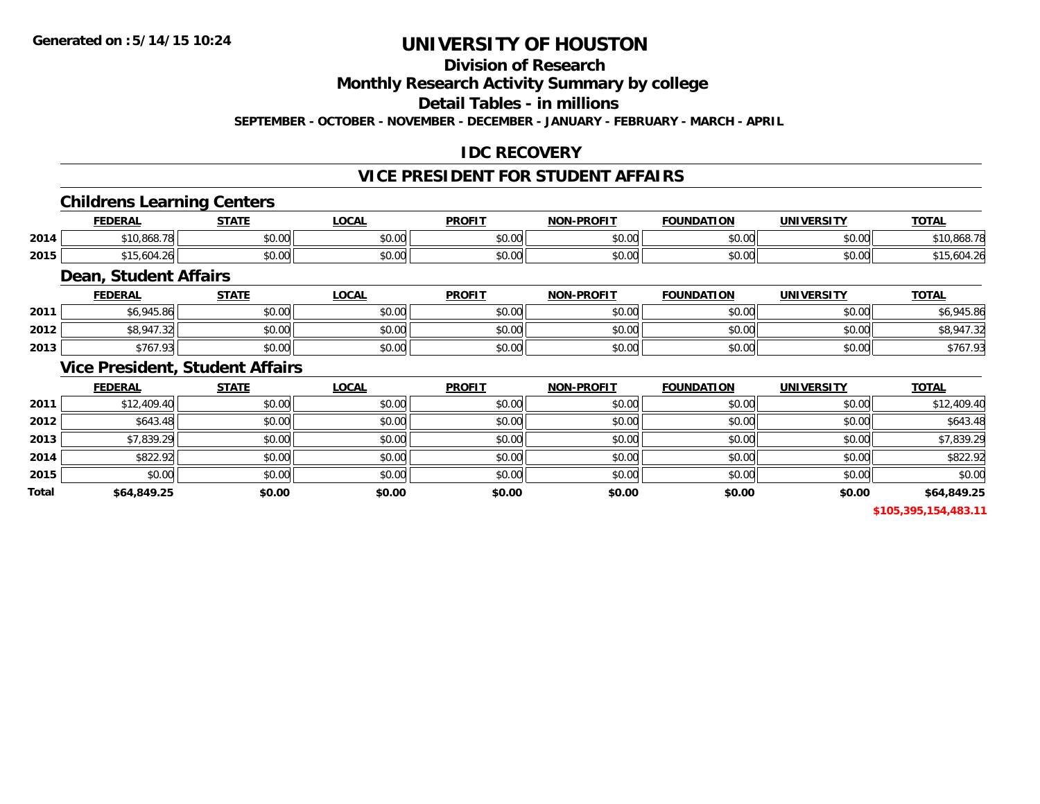**Generated on :5/14/15 10:24**

# UNIVERSITY OF HOUSTON

## Division of Research

## Monthly Research Activity Summary by college

## Detail Tables - in millions

**SEPTEMBER - OCTOBER - NOVEMBER - DECEMBER - JANUARY - FEBRUARY - MARCH - APRIL**

## IDC RECOVERY

## VICE PRESIDENT FOR STUDENT AFFAIRS

### Childrens Learning Centers

| | FEDERAL | STATE | LOCAL | PROFIT | NON-PROFIT | FOUNDATION | UNIVERSITY | TOTAL |
|---|---|---|---|---|---|---|---|---|
| 2014 | $10,868.78 | $0.00 | $0.00 | $0.00 | $0.00 | $0.00 | $0.00 | $10,868.78 |
| 2015 | $15,604.26 | $0.00 | $0.00 | $0.00 | $0.00 | $0.00 | $0.00 | $15,604.26 |

### Dean, Student Affairs

| | FEDERAL | STATE | LOCAL | PROFIT | NON-PROFIT | FOUNDATION | UNIVERSITY | TOTAL |
|---|---|---|---|---|---|---|---|---|
| 2011 | $6,945.86 | $0.00 | $0.00 | $0.00 | $0.00 | $0.00 | $0.00 | $6,945.86 |
| 2012 | $8,947.32 | $0.00 | $0.00 | $0.00 | $0.00 | $0.00 | $0.00 | $8,947.32 |
| 2013 | $767.93 | $0.00 | $0.00 | $0.00 | $0.00 | $0.00 | $0.00 | $767.93 |

### Vice President, Student Affairs

| | FEDERAL | STATE | LOCAL | PROFIT | NON-PROFIT | FOUNDATION | UNIVERSITY | TOTAL |
|---|---|---|---|---|---|---|---|---|
| 2011 | $12,409.40 | $0.00 | $0.00 | $0.00 | $0.00 | $0.00 | $0.00 | $12,409.40 |
| 2012 | $643.48 | $0.00 | $0.00 | $0.00 | $0.00 | $0.00 | $0.00 | $643.48 |
| 2013 | $7,839.29 | $0.00 | $0.00 | $0.00 | $0.00 | $0.00 | $0.00 | $7,839.29 |
| 2014 | $822.92 | $0.00 | $0.00 | $0.00 | $0.00 | $0.00 | $0.00 | $822.92 |
| 2015 | $0.00 | $0.00 | $0.00 | $0.00 | $0.00 | $0.00 | $0.00 | $0.00 |
| **Total** | **$64,849.25** | **$0.00** | **$0.00** | **$0.00** | **$0.00** | **$0.00** | **$0.00** | **$64,849.25** |

**$105,395,154,483.11**